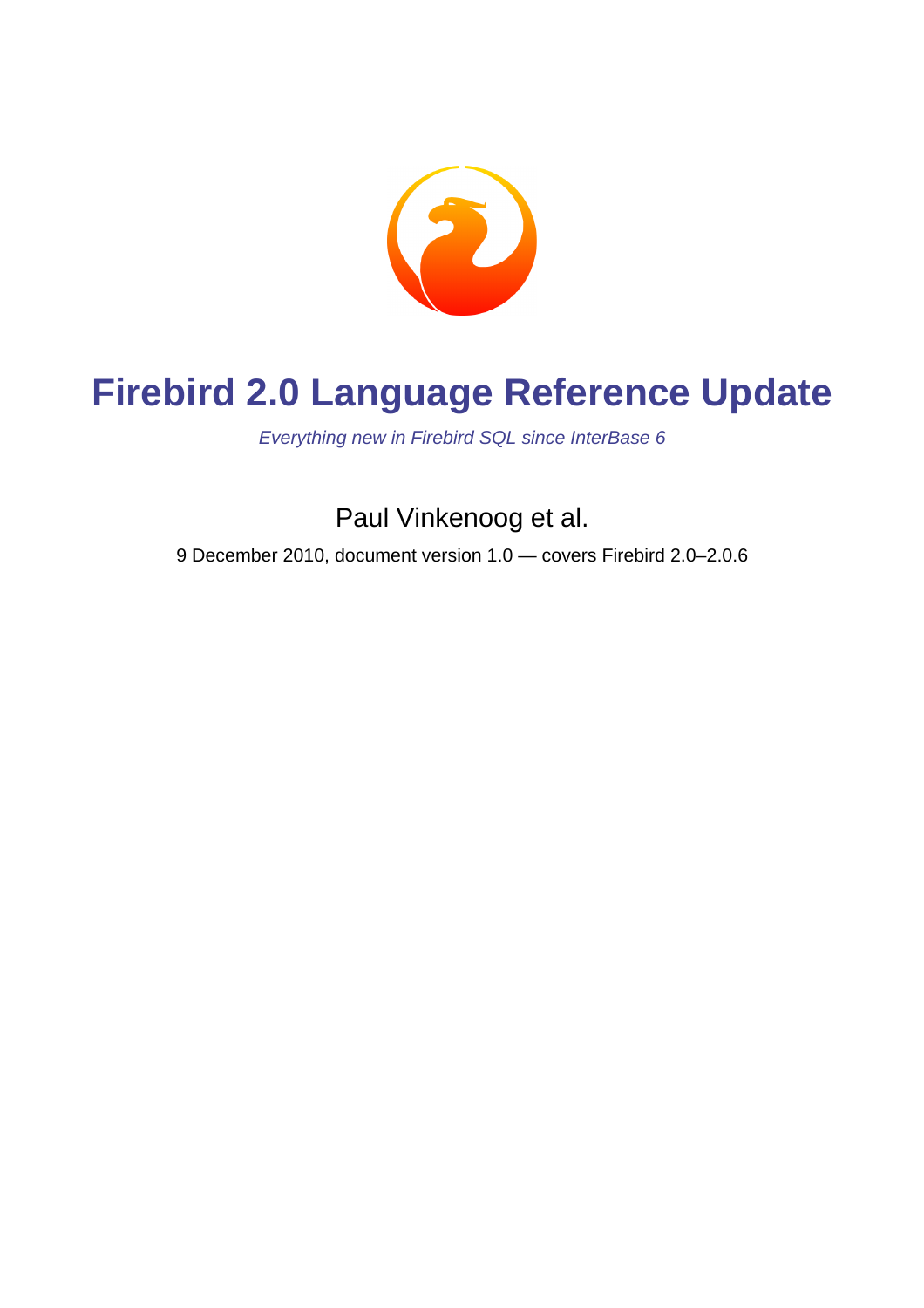# Firebird 2.0 Language Reference Update

*Everything new in Firebird SQL since InterBase 6*

Paul Vinkenoog et al.

9 December 2010, document version 1.0 — covers Firebird 2.0–2.0.6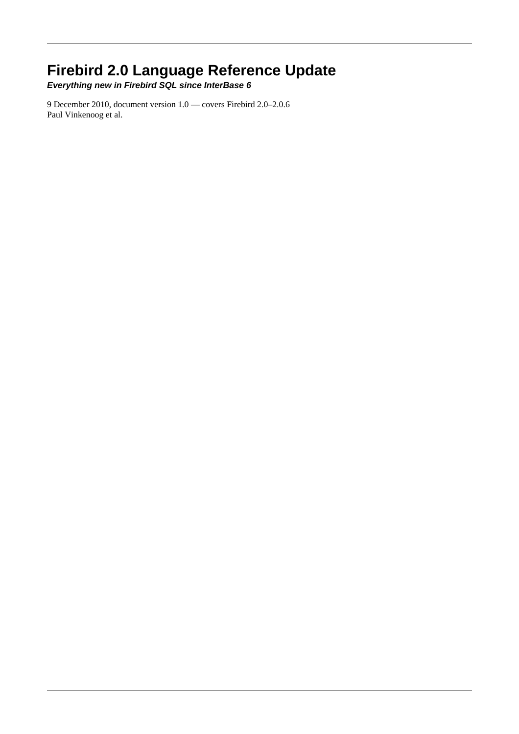# Firebird 2.0 Language Reference Update

***Everything new in Firebird SQL since InterBase 6***

9 December 2010, document version 1.0 — covers Firebird 2.0–2.0.6
Paul Vinkenoog et al.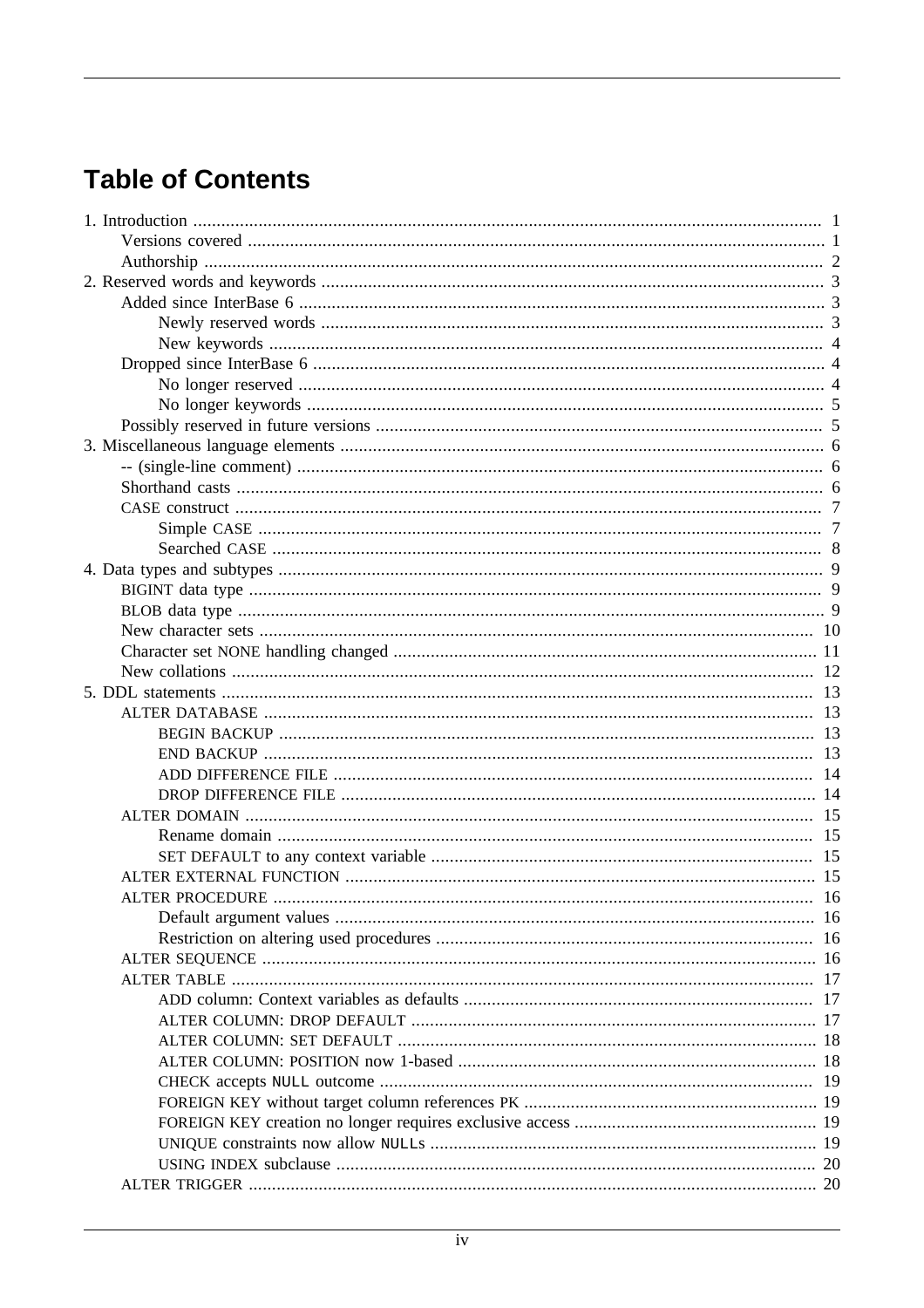# Table of Contents

1. Introduction ..... 1
    - Versions covered ..... 1
    - Authorship ..... 2
2. Reserved words and keywords ..... 3
    - Added since InterBase 6 ..... 3
        - Newly reserved words ..... 3
        - New keywords ..... 4
    - Dropped since InterBase 6 ..... 4
        - No longer reserved ..... 4
        - No longer keywords ..... 5
    - Possibly reserved in future versions ..... 5
3. Miscellaneous language elements ..... 6
    - -- (single-line comment) ..... 6
    - Shorthand casts ..... 6
    - CASE construct ..... 7
        - Simple CASE ..... 7
        - Searched CASE ..... 8
4. Data types and subtypes ..... 9
    - BIGINT data type ..... 9
    - BLOB data type ..... 9
    - New character sets ..... 10
    - Character set NONE handling changed ..... 11
    - New collations ..... 12
5. DDL statements ..... 13
    - ALTER DATABASE ..... 13
        - BEGIN BACKUP ..... 13
        - END BACKUP ..... 13
        - ADD DIFFERENCE FILE ..... 14
        - DROP DIFFERENCE FILE ..... 14
    - ALTER DOMAIN ..... 15
        - Rename domain ..... 15
        - SET DEFAULT to any context variable ..... 15
    - ALTER EXTERNAL FUNCTION ..... 15
    - ALTER PROCEDURE ..... 16
        - Default argument values ..... 16
        - Restriction on altering used procedures ..... 16
    - ALTER SEQUENCE ..... 16
    - ALTER TABLE ..... 17
        - ADD column: Context variables as defaults ..... 17
        - ALTER COLUMN: DROP DEFAULT ..... 17
        - ALTER COLUMN: SET DEFAULT ..... 18
        - ALTER COLUMN: POSITION now 1-based ..... 18
        - CHECK accepts NULL outcome ..... 19
        - FOREIGN KEY without target column references PK ..... 19
        - FOREIGN KEY creation no longer requires exclusive access ..... 19
        - UNIQUE constraints now allow NULLs ..... 19
        - USING INDEX subclause ..... 20
    - ALTER TRIGGER ..... 20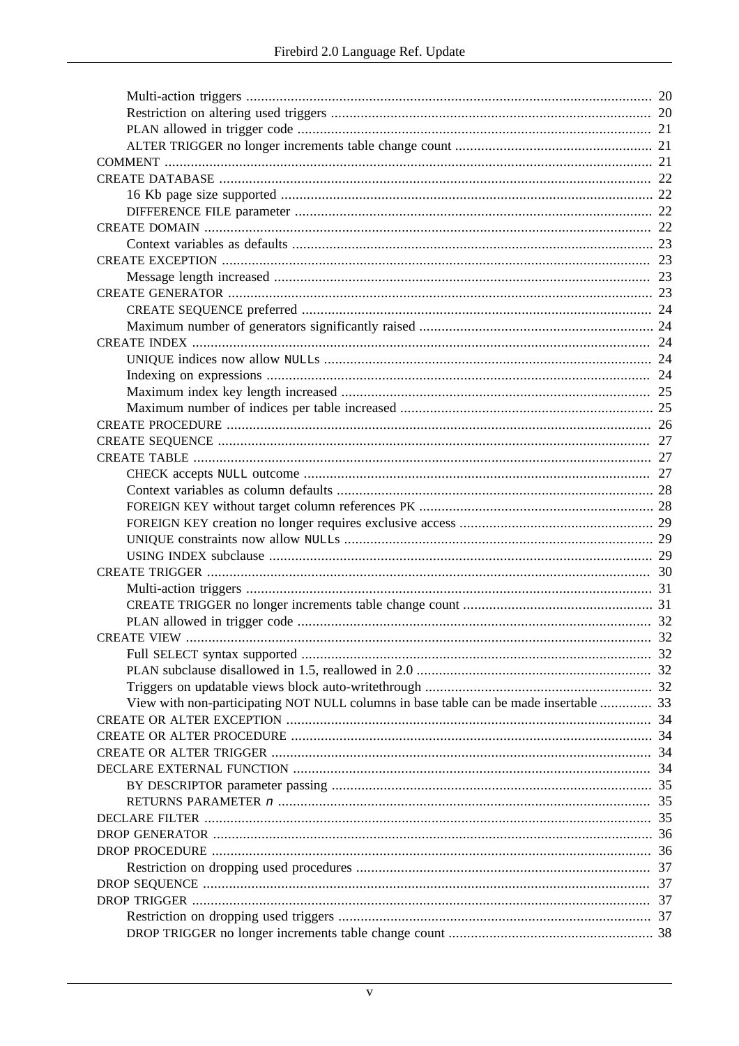- Multi-action triggers ... 20
- Restriction on altering used triggers ... 20
- PLAN allowed in trigger code ... 21
- ALTER TRIGGER no longer increments table change count ... 21

COMMENT ... 21

CREATE DATABASE ... 22

- 16 Kb page size supported ... 22
- DIFFERENCE FILE parameter ... 22

CREATE DOMAIN ... 22

- Context variables as defaults ... 23

CREATE EXCEPTION ... 23

- Message length increased ... 23

CREATE GENERATOR ... 23

- CREATE SEQUENCE preferred ... 24
- Maximum number of generators significantly raised ... 24

CREATE INDEX ... 24

- UNIQUE indices now allow NULLs ... 24
- Indexing on expressions ... 24
- Maximum index key length increased ... 25
- Maximum number of indices per table increased ... 25

CREATE PROCEDURE ... 26

CREATE SEQUENCE ... 27

CREATE TABLE ... 27

- CHECK accepts NULL outcome ... 27
- Context variables as column defaults ... 28
- FOREIGN KEY without target column references PK ... 28
- FOREIGN KEY creation no longer requires exclusive access ... 29
- UNIQUE constraints now allow NULLs ... 29
- USING INDEX subclause ... 29

CREATE TRIGGER ... 30

- Multi-action triggers ... 31
- CREATE TRIGGER no longer increments table change count ... 31
- PLAN allowed in trigger code ... 32

CREATE VIEW ... 32

- Full SELECT syntax supported ... 32
- PLAN subclause disallowed in 1.5, reallowed in 2.0 ... 32
- Triggers on updatable views block auto-writethrough ... 32
- View with non-participating NOT NULL columns in base table can be made insertable ... 33

CREATE OR ALTER EXCEPTION ... 34

CREATE OR ALTER PROCEDURE ... 34

CREATE OR ALTER TRIGGER ... 34

DECLARE EXTERNAL FUNCTION ... 34

- BY DESCRIPTOR parameter passing ... 35
- RETURNS PARAMETER *n* ... 35

DECLARE FILTER ... 35

DROP GENERATOR ... 36

DROP PROCEDURE ... 36

- Restriction on dropping used procedures ... 37

DROP SEQUENCE ... 37

DROP TRIGGER ... 37

- Restriction on dropping used triggers ... 37
- DROP TRIGGER no longer increments table change count ... 38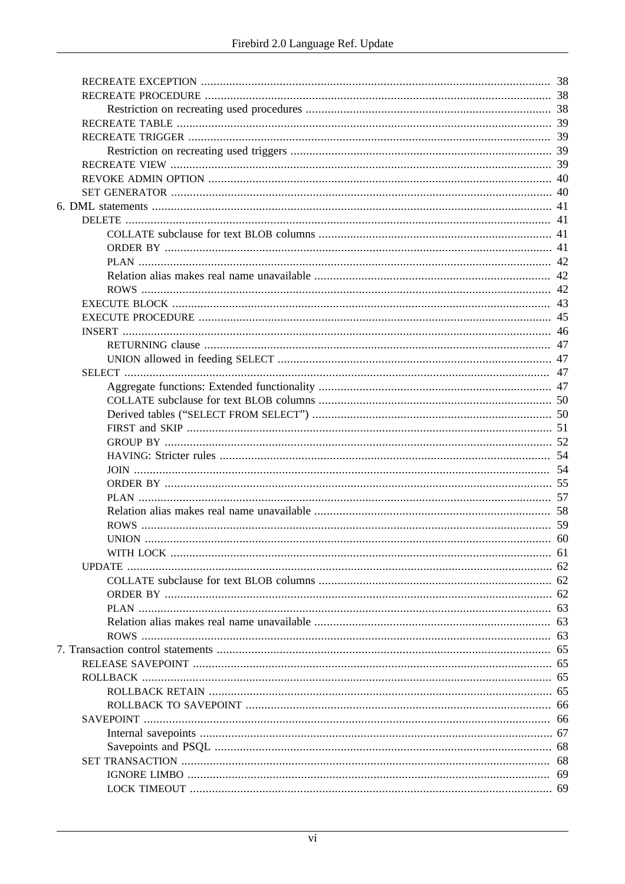- RECREATE EXCEPTION ........ 38
- RECREATE PROCEDURE ........ 38
  - Restriction on recreating used procedures ........ 38
- RECREATE TABLE ........ 39
- RECREATE TRIGGER ........ 39
  - Restriction on recreating used triggers ........ 39
- RECREATE VIEW ........ 39
- REVOKE ADMIN OPTION ........ 40
- SET GENERATOR ........ 40

6. DML statements ........ 41
- DELETE ........ 41
  - COLLATE subclause for text BLOB columns ........ 41
  - ORDER BY ........ 41
  - PLAN ........ 42
  - Relation alias makes real name unavailable ........ 42
  - ROWS ........ 42
- EXECUTE BLOCK ........ 43
- EXECUTE PROCEDURE ........ 45
- INSERT ........ 46
  - RETURNING clause ........ 47
  - UNION allowed in feeding SELECT ........ 47
- SELECT ........ 47
  - Aggregate functions: Extended functionality ........ 47
  - COLLATE subclause for text BLOB columns ........ 50
  - Derived tables (“SELECT FROM SELECT”) ........ 50
  - FIRST and SKIP ........ 51
  - GROUP BY ........ 52
  - HAVING: Stricter rules ........ 54
  - JOIN ........ 54
  - ORDER BY ........ 55
  - PLAN ........ 57
  - Relation alias makes real name unavailable ........ 58
  - ROWS ........ 59
  - UNION ........ 60
  - WITH LOCK ........ 61
- UPDATE ........ 62
  - COLLATE subclause for text BLOB columns ........ 62
  - ORDER BY ........ 62
  - PLAN ........ 63
  - Relation alias makes real name unavailable ........ 63
  - ROWS ........ 63

7. Transaction control statements ........ 65
- RELEASE SAVEPOINT ........ 65
- ROLLBACK ........ 65
  - ROLLBACK RETAIN ........ 65
  - ROLLBACK TO SAVEPOINT ........ 66
- SAVEPOINT ........ 66
  - Internal savepoints ........ 67
  - Savepoints and PSQL ........ 68
- SET TRANSACTION ........ 68
  - IGNORE LIMBO ........ 69
  - LOCK TIMEOUT ........ 69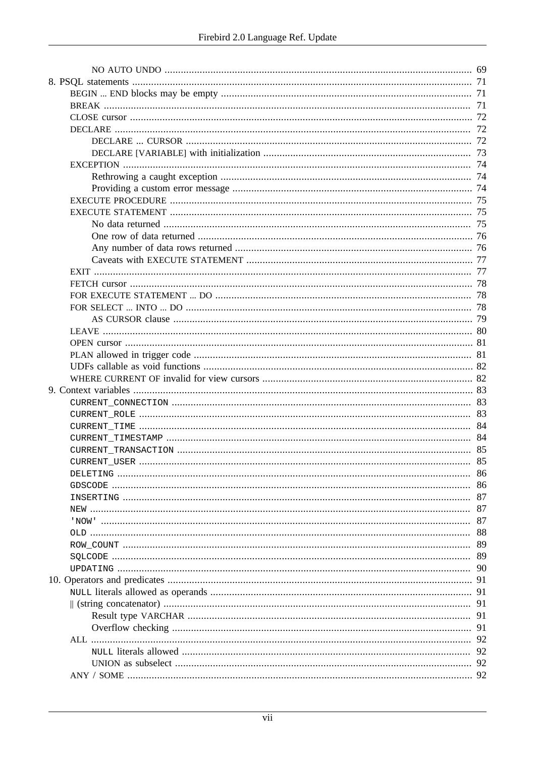- NO AUTO UNDO ..... 69

8. PSQL statements ..... 71
   - BEGIN ... END blocks may be empty ..... 71
   - BREAK ..... 71
   - CLOSE cursor ..... 72
   - DECLARE ..... 72
     - DECLARE ... CURSOR ..... 72
     - DECLARE [VARIABLE] with initialization ..... 73
   - EXCEPTION ..... 74
     - Rethrowing a caught exception ..... 74
     - Providing a custom error message ..... 74
   - EXECUTE PROCEDURE ..... 75
   - EXECUTE STATEMENT ..... 75
     - No data returned ..... 75
     - One row of data returned ..... 76
     - Any number of data rows returned ..... 76
     - Caveats with EXECUTE STATEMENT ..... 77
   - EXIT ..... 77
   - FETCH cursor ..... 78
   - FOR EXECUTE STATEMENT ... DO ..... 78
   - FOR SELECT ... INTO ... DO ..... 78
     - AS CURSOR clause ..... 79
   - LEAVE ..... 80
   - OPEN cursor ..... 81
   - PLAN allowed in trigger code ..... 81
   - UDFs callable as void functions ..... 82
   - WHERE CURRENT OF invalid for view cursors ..... 82

9. Context variables ..... 83
   - `CURRENT_CONNECTION` ..... 83
   - `CURRENT_ROLE` ..... 83
   - `CURRENT_TIME` ..... 84
   - `CURRENT_TIMESTAMP` ..... 84
   - `CURRENT_TRANSACTION` ..... 85
   - `CURRENT_USER` ..... 85
   - `DELETING` ..... 86
   - `GDSCODE` ..... 86
   - `INSERTING` ..... 87
   - `NEW` ..... 87
   - `'NOW'` ..... 87
   - `OLD` ..... 88
   - `ROW_COUNT` ..... 89
   - `SQLCODE` ..... 89
   - `UPDATING` ..... 90

10. Operators and predicates ..... 91
    - `NULL` literals allowed as operands ..... 91
    - || (string concatenator) ..... 91
      - Result type VARCHAR ..... 91
      - Overflow checking ..... 91
    - ALL ..... 92
      - `NULL` literals allowed ..... 92
      - UNION as subselect ..... 92
    - ANY / SOME ..... 92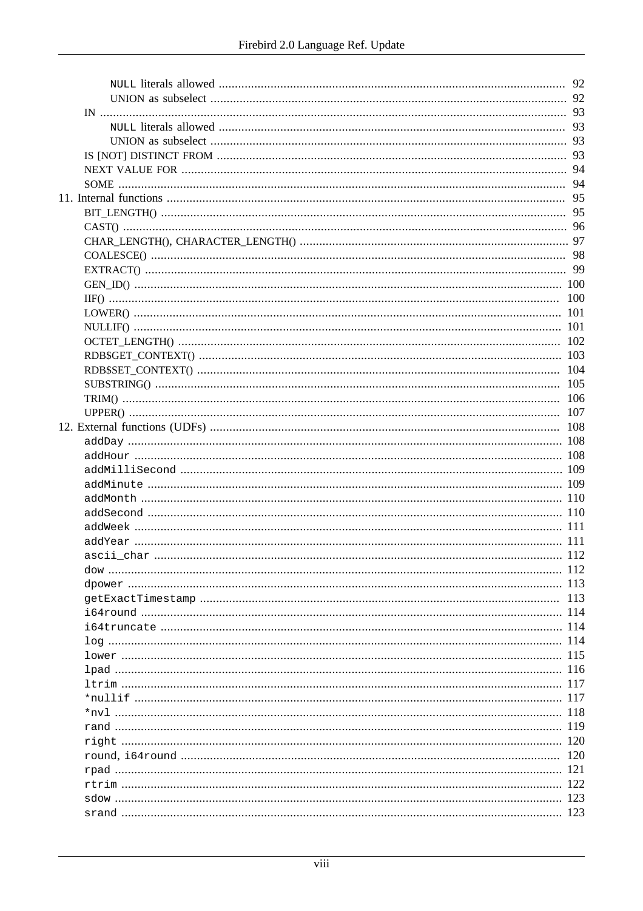- NULL literals allowed ... 92
- UNION as subselect ... 92
- IN ... 93
  - NULL literals allowed ... 93
  - UNION as subselect ... 93
- IS [NOT] DISTINCT FROM ... 93
- NEXT VALUE FOR ... 94
- SOME ... 94

11. Internal functions ... 95
- BIT_LENGTH() ... 95
- CAST() ... 96
- CHAR_LENGTH(), CHARACTER_LENGTH() ... 97
- COALESCE() ... 98
- EXTRACT() ... 99
- GEN_ID() ... 100
- IIF() ... 100
- LOWER() ... 101
- NULLIF() ... 101
- OCTET_LENGTH() ... 102
- RDB$GET_CONTEXT() ... 103
- RDB$SET_CONTEXT() ... 104
- SUBSTRING() ... 105
- TRIM() ... 106
- UPPER() ... 107

12. External functions (UDFs) ... 108
- `addDay` ... 108
- `addHour` ... 108
- `addMilliSecond` ... 109
- `addMinute` ... 109
- `addMonth` ... 110
- `addSecond` ... 110
- `addWeek` ... 111
- `addYear` ... 111
- `ascii_char` ... 112
- `dow` ... 112
- `dpower` ... 113
- `getExactTimestamp` ... 113
- `i64round` ... 114
- `i64truncate` ... 114
- `log` ... 114
- `lower` ... 115
- `lpad` ... 116
- `ltrim` ... 117
- `*nullif` ... 117
- `*nvl` ... 118
- `rand` ... 119
- `right` ... 120
- `round`, `i64round` ... 120
- `rpad` ... 121
- `rtrim` ... 122
- `sdow` ... 123
- `srand` ... 123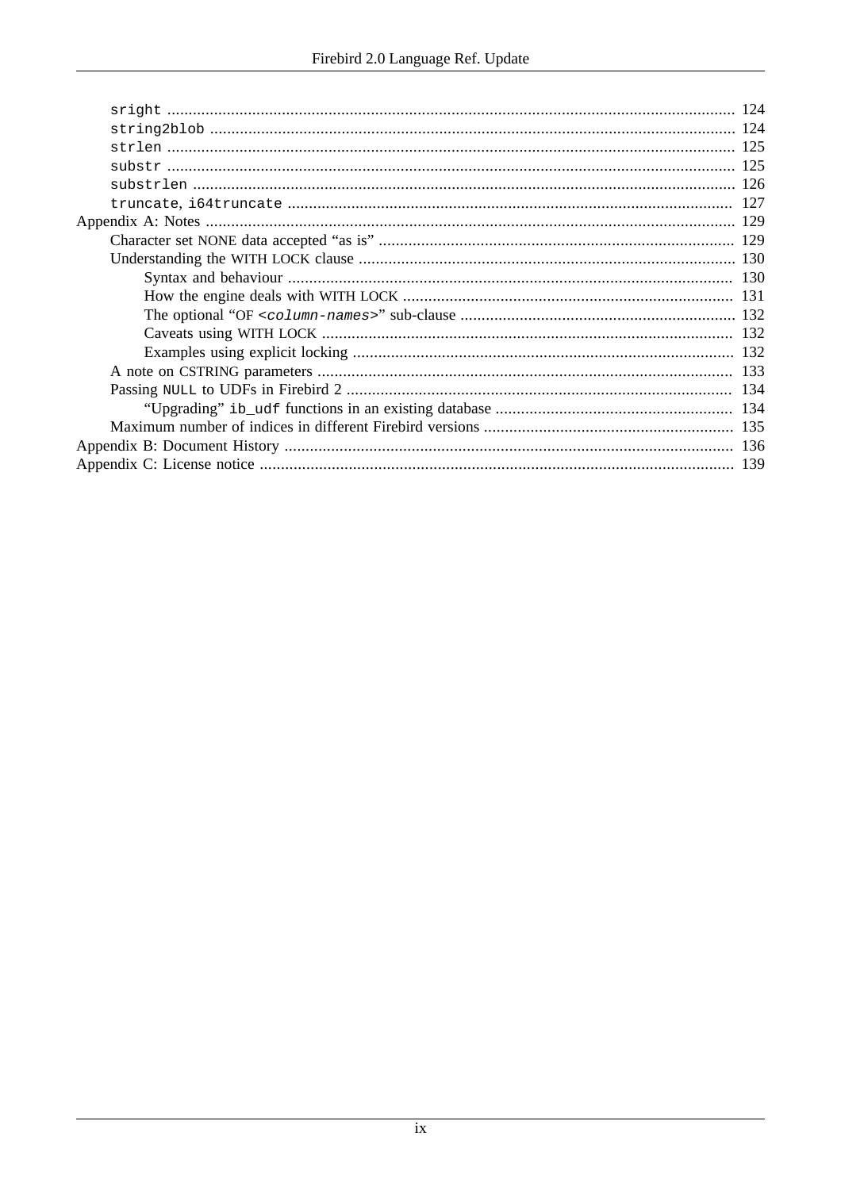- `sright` ..... 124
- `string2blob` ..... 124
- `strlen` ..... 125
- `substr` ..... 125
- `substrlen` ..... 126
- `truncate`, `i64truncate` ..... 127

Appendix A: Notes ..... 129

- Character set NONE data accepted “as is” ..... 129
- Understanding the WITH LOCK clause ..... 130
  - Syntax and behaviour ..... 130
  - How the engine deals with WITH LOCK ..... 131
  - The optional “OF <*column-names*>” sub-clause ..... 132
  - Caveats using WITH LOCK ..... 132
  - Examples using explicit locking ..... 132
- A note on CSTRING parameters ..... 133
- Passing `NULL` to UDFs in Firebird 2 ..... 134
  - “Upgrading” `ib_udf` functions in an existing database ..... 134
- Maximum number of indices in different Firebird versions ..... 135

Appendix B: Document History ..... 136

Appendix C: License notice ..... 139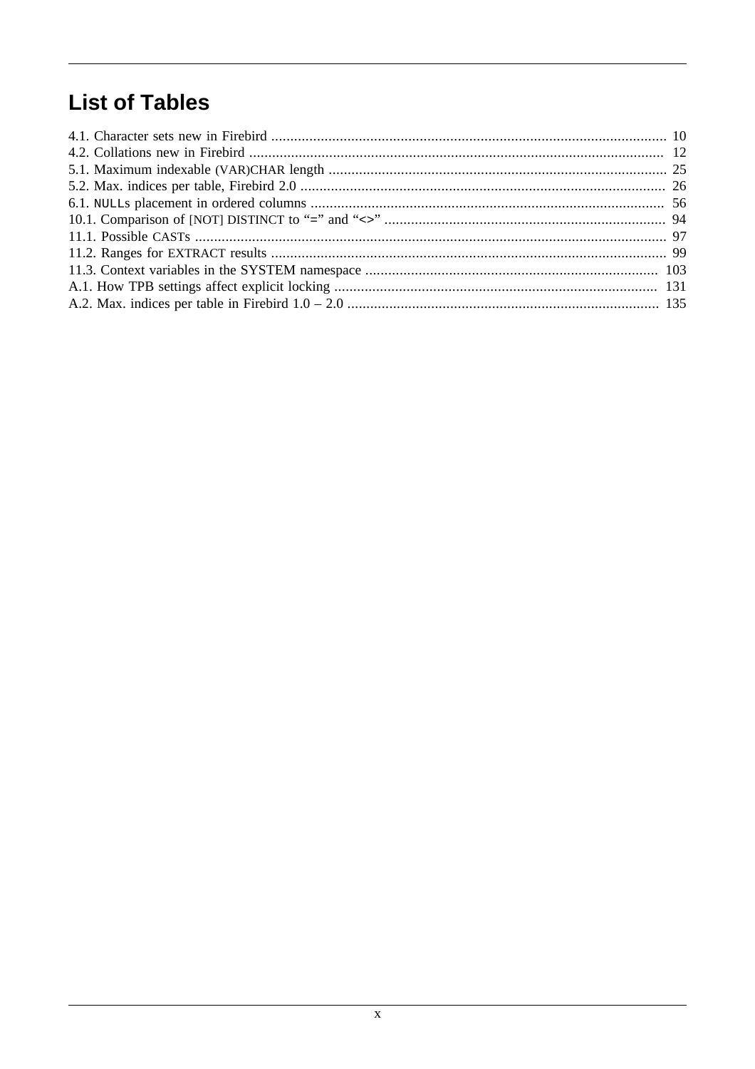# List of Tables

4.1. Character sets new in Firebird ........................................................................................................ 10
4.2. Collations new in Firebird ............................................................................................................ 12
5.1. Maximum indexable (VAR)CHAR length ........................................................................................ 25
5.2. Max. indices per table, Firebird 2.0 ................................................................................................ 26
6.1. NULLs placement in ordered columns ............................................................................................ 56
10.1. Comparison of [NOT] DISTINCT to "=" and "<>" ......................................................................... 94
11.1. Possible CASTs ........................................................................................................................... 97
11.2. Ranges for EXTRACT results ....................................................................................................... 99
11.3. Context variables in the SYSTEM namespace ............................................................................ 103
A.1. How TPB settings affect explicit locking .................................................................................... 131
A.2. Max. indices per table in Firebird 1.0 – 2.0 ................................................................................. 135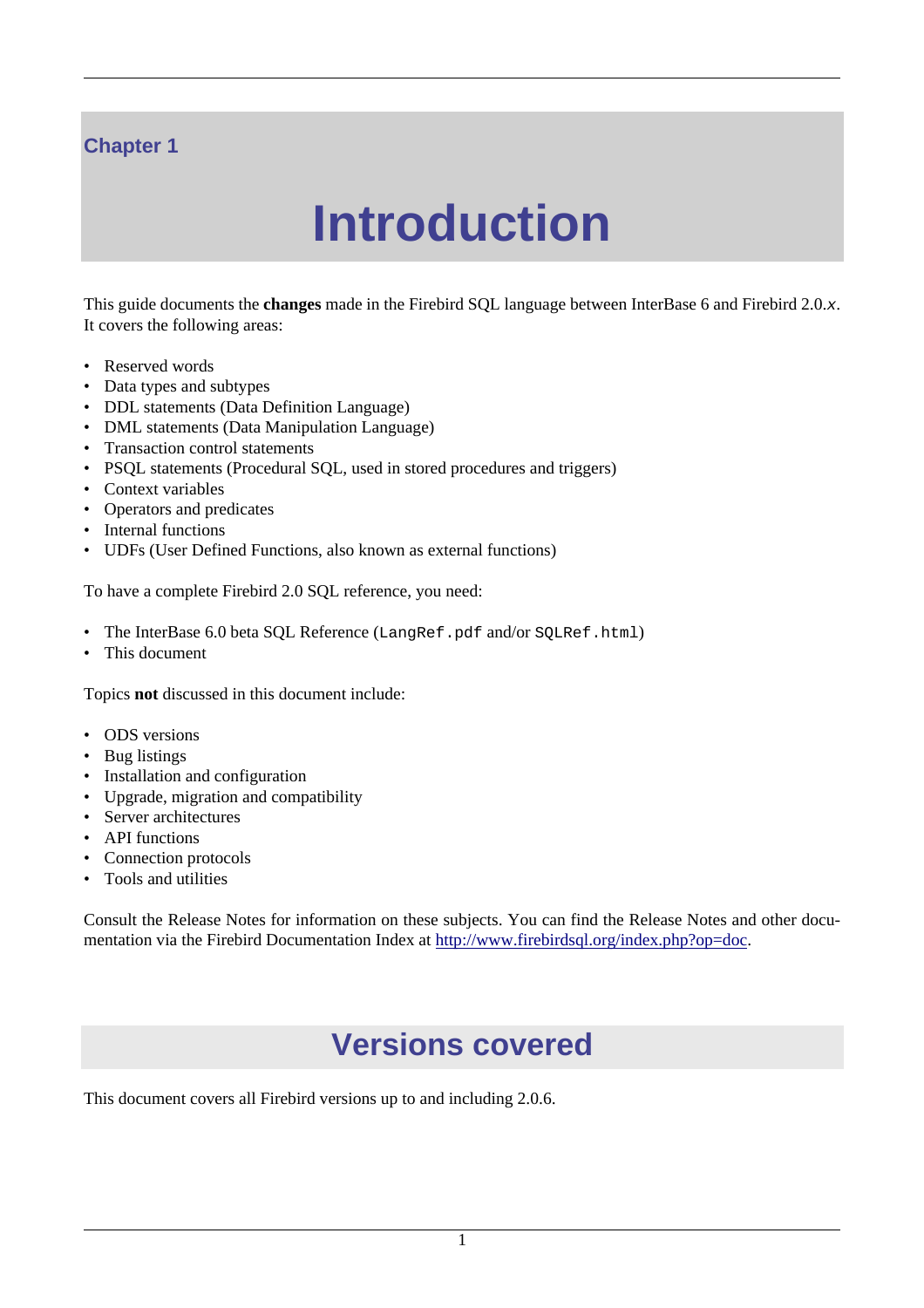Chapter 1

# Introduction

This guide documents the **changes** made in the Firebird SQL language between InterBase 6 and Firebird 2.0.*x*. It covers the following areas:

- Reserved words
- Data types and subtypes
- DDL statements (Data Definition Language)
- DML statements (Data Manipulation Language)
- Transaction control statements
- PSQL statements (Procedural SQL, used in stored procedures and triggers)
- Context variables
- Operators and predicates
- Internal functions
- UDFs (User Defined Functions, also known as external functions)

To have a complete Firebird 2.0 SQL reference, you need:

- The InterBase 6.0 beta SQL Reference (`LangRef.pdf` and/or `SQLRef.html`)
- This document

Topics **not** discussed in this document include:

- ODS versions
- Bug listings
- Installation and configuration
- Upgrade, migration and compatibility
- Server architectures
- API functions
- Connection protocols
- Tools and utilities

Consult the Release Notes for information on these subjects. You can find the Release Notes and other documentation via the Firebird Documentation Index at [http://www.firebirdsql.org/index.php?op=doc](http://www.firebirdsql.org/index.php?op=doc).

## Versions covered

This document covers all Firebird versions up to and including 2.0.6.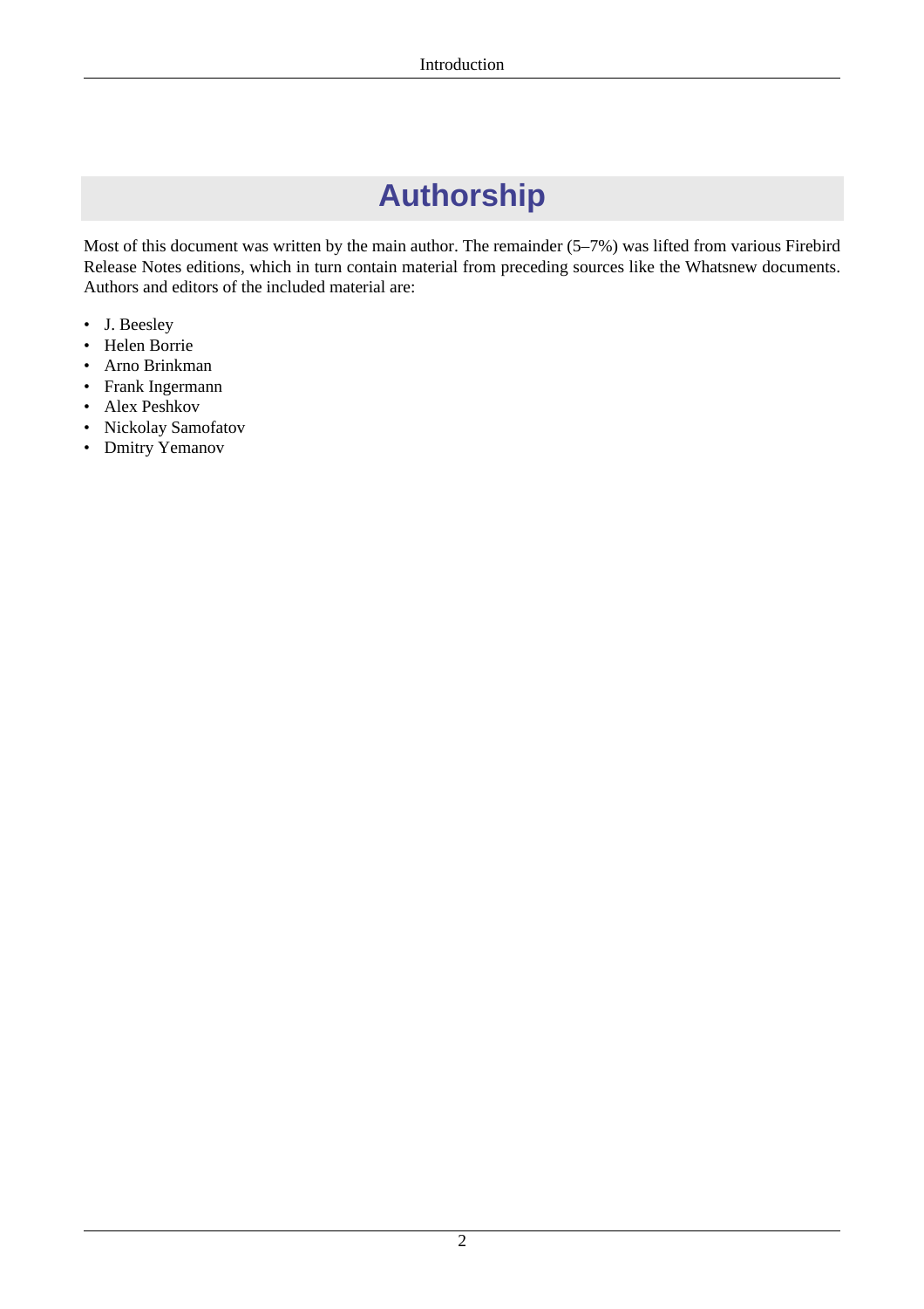# Authorship

Most of this document was written by the main author. The remainder (5–7%) was lifted from various Firebird Release Notes editions, which in turn contain material from preceding sources like the Whatsnew documents. Authors and editors of the included material are:

- J. Beesley
- Helen Borrie
- Arno Brinkman
- Frank Ingermann
- Alex Peshkov
- Nickolay Samofatov
- Dmitry Yemanov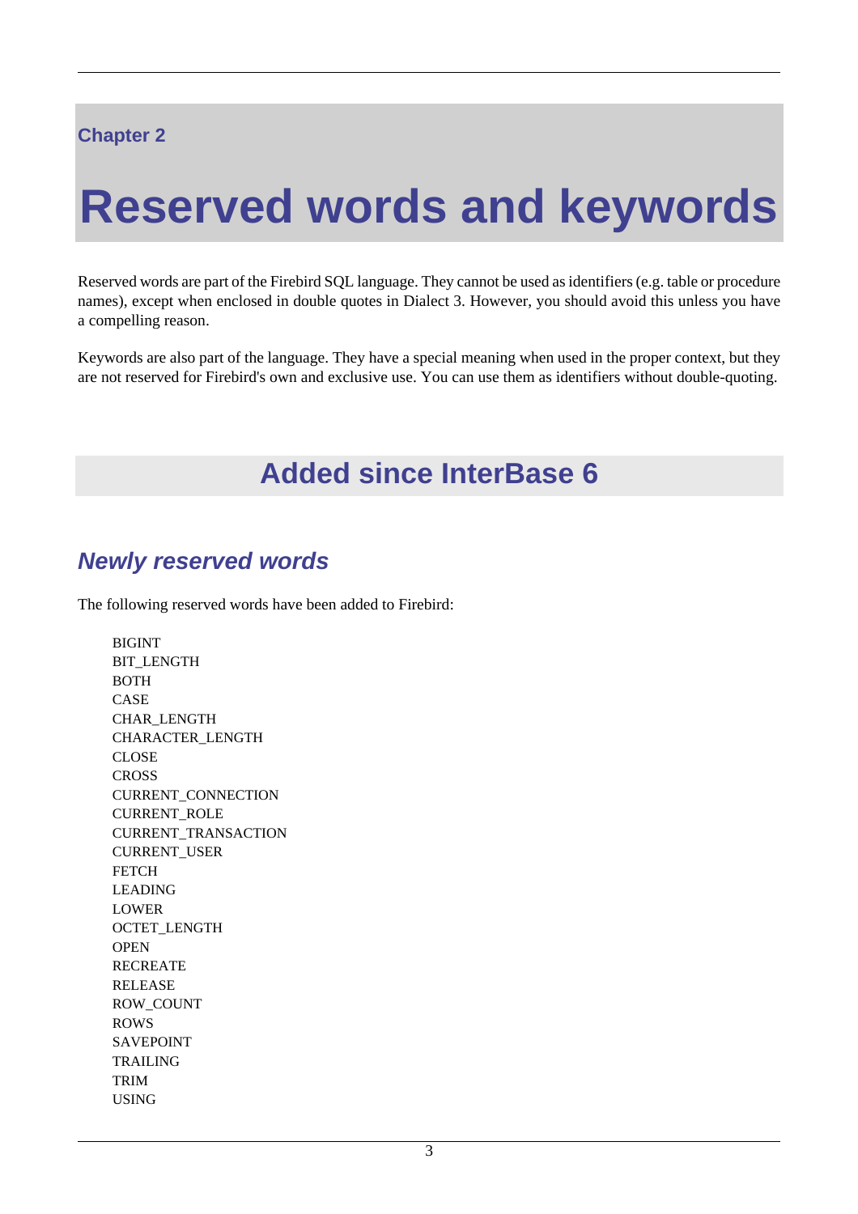Chapter 2

# Reserved words and keywords

Reserved words are part of the Firebird SQL language. They cannot be used as identifiers (e.g. table or procedure names), except when enclosed in double quotes in Dialect 3. However, you should avoid this unless you have a compelling reason.

Keywords are also part of the language. They have a special meaning when used in the proper context, but they are not reserved for Firebird's own and exclusive use. You can use them as identifiers without double-quoting.

## Added since InterBase 6

### *Newly reserved words*

The following reserved words have been added to Firebird:

BIGINT
BIT_LENGTH
BOTH
CASE
CHAR_LENGTH
CHARACTER_LENGTH
CLOSE
CROSS
CURRENT_CONNECTION
CURRENT_ROLE
CURRENT_TRANSACTION
CURRENT_USER
FETCH
LEADING
LOWER
OCTET_LENGTH
OPEN
RECREATE
RELEASE
ROW_COUNT
ROWS
SAVEPOINT
TRAILING
TRIM
USING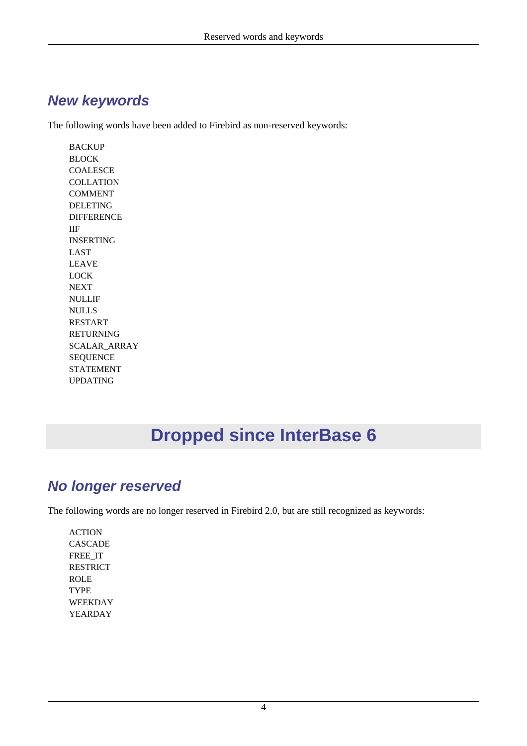### New keywords

The following words have been added to Firebird as non-reserved keywords:

BACKUP
BLOCK
COALESCE
COLLATION
COMMENT
DELETING
DIFFERENCE
IIF
INSERTING
LAST
LEAVE
LOCK
NEXT
NULLIF
NULLS
RESTART
RETURNING
SCALAR_ARRAY
SEQUENCE
STATEMENT
UPDATING

## Dropped since InterBase 6

### No longer reserved

The following words are no longer reserved in Firebird 2.0, but are still recognized as keywords:

ACTION
CASCADE
FREE_IT
RESTRICT
ROLE
TYPE
WEEKDAY
YEARDAY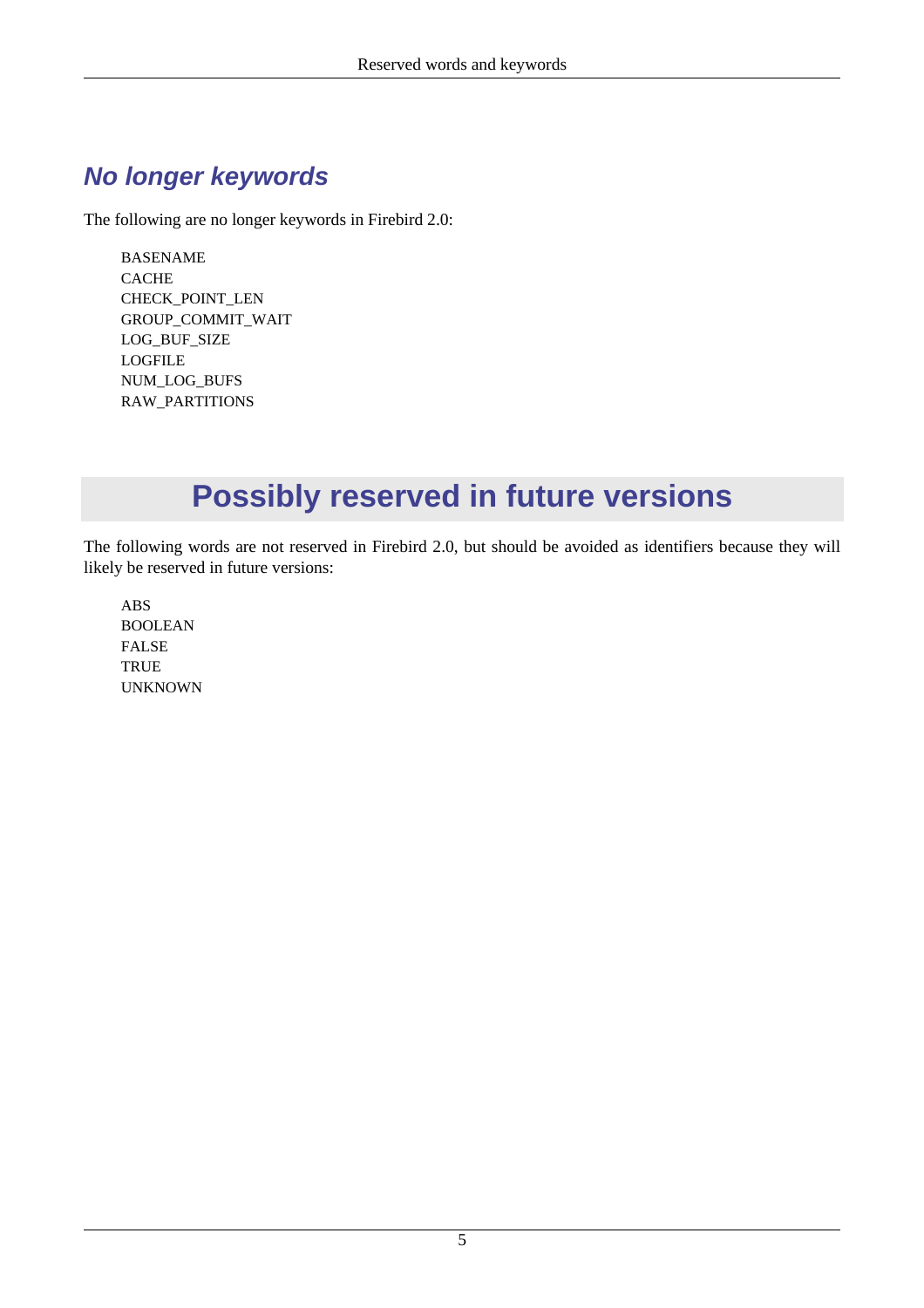## No longer keywords

The following are no longer keywords in Firebird 2.0:

BASENAME
CACHE
CHECK_POINT_LEN
GROUP_COMMIT_WAIT
LOG_BUF_SIZE
LOGFILE
NUM_LOG_BUFS
RAW_PARTITIONS

# Possibly reserved in future versions

The following words are not reserved in Firebird 2.0, but should be avoided as identifiers because they will likely be reserved in future versions:

ABS
BOOLEAN
FALSE
TRUE
UNKNOWN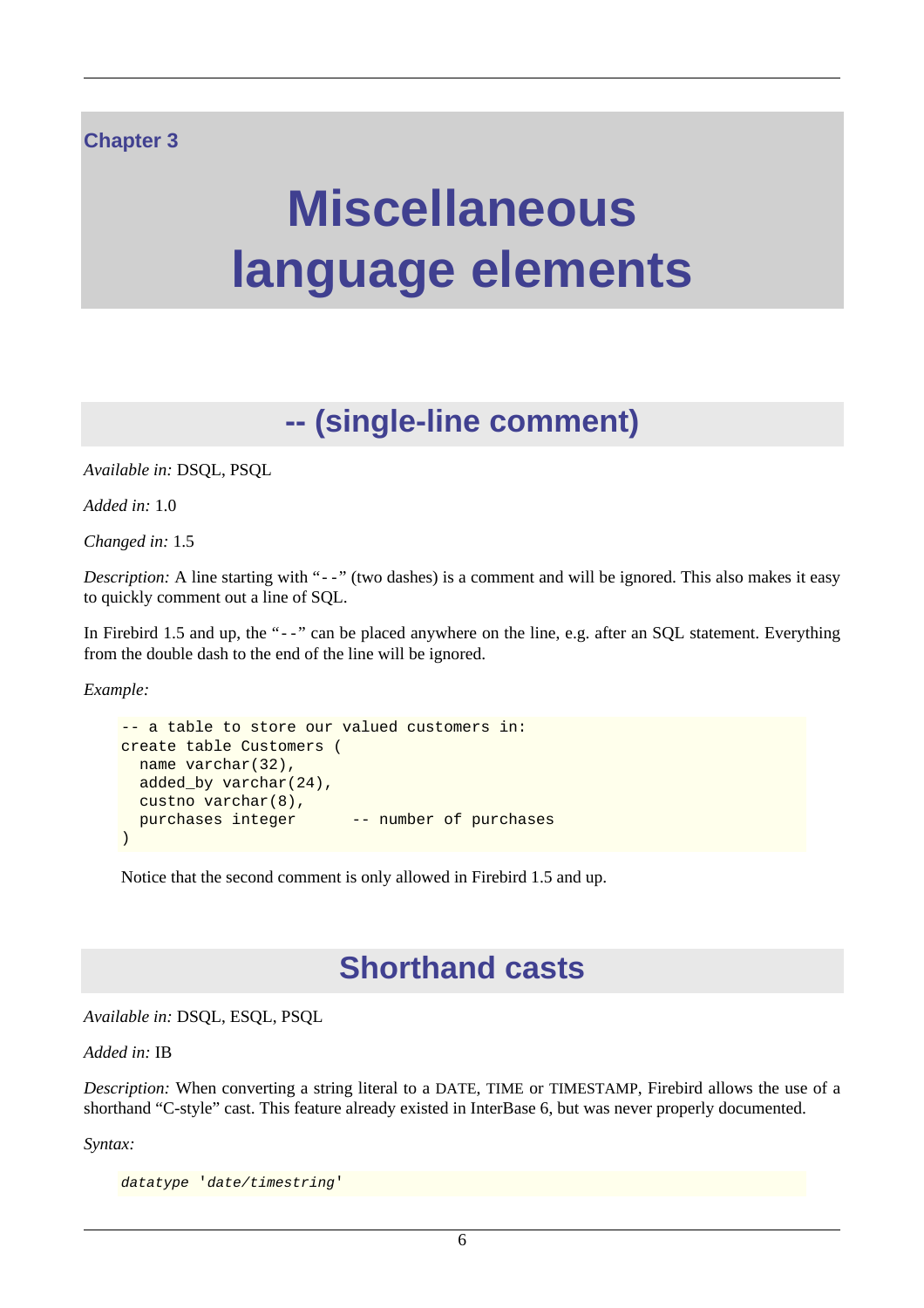Chapter 3

# Miscellaneous language elements

## -- (single-line comment)

*Available in:* DSQL, PSQL

*Added in:* 1.0

*Changed in:* 1.5

*Description:* A line starting with "`--`" (two dashes) is a comment and will be ignored. This also makes it easy to quickly comment out a line of SQL.

In Firebird 1.5 and up, the "`--`" can be placed anywhere on the line, e.g. after an SQL statement. Everything from the double dash to the end of the line will be ignored.

*Example:*

```
-- a table to store our valued customers in:
create table Customers (
  name varchar(32),
  added_by varchar(24),
  custno varchar(8),
  purchases integer      -- number of purchases
)
```

Notice that the second comment is only allowed in Firebird 1.5 and up.

## Shorthand casts

*Available in:* DSQL, ESQL, PSQL

*Added in:* IB

*Description:* When converting a string literal to a DATE, TIME or TIMESTAMP, Firebird allows the use of a shorthand "C-style" cast. This feature already existed in InterBase 6, but was never properly documented.

*Syntax:*

```
datatype 'date/timestring'
```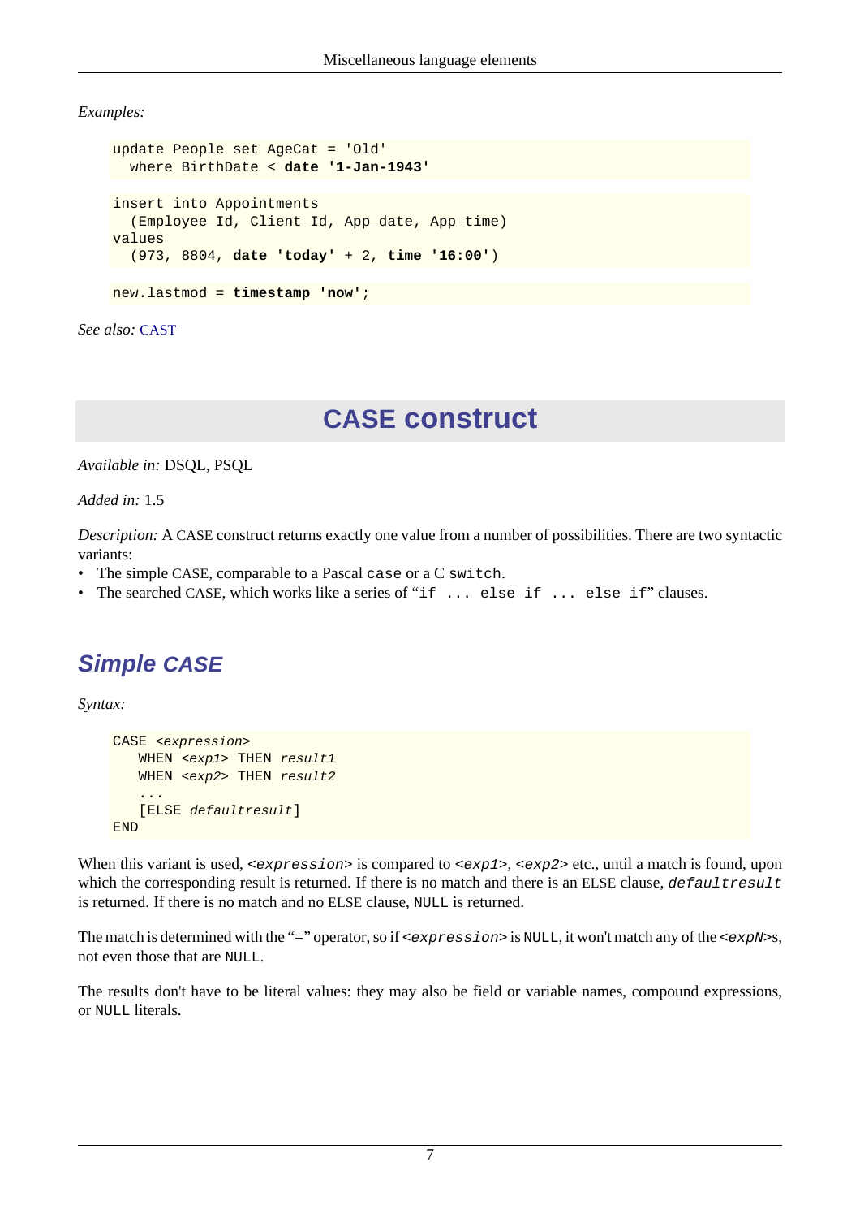*Examples:*

```
update People set AgeCat = 'Old'
  where BirthDate < date '1-Jan-1943'
```

```
insert into Appointments
  (Employee_Id, Client_Id, App_date, App_time)
values
  (973, 8804, date 'today' + 2, time '16:00')
```

```
new.lastmod = timestamp 'now';
```

*See also:* CAST

# CASE construct

*Available in:* DSQL, PSQL

*Added in:* 1.5

*Description:* A CASE construct returns exactly one value from a number of possibilities. There are two syntactic variants:

- The simple CASE, comparable to a Pascal `case` or a C `switch`.
- The searched CASE, which works like a series of "`if ... else if ... else if`" clauses.

## *Simple CASE*

*Syntax:*

```
CASE <expression>
   WHEN <exp1> THEN result1
   WHEN <exp2> THEN result2
   ...
   [ELSE defaultresult]
END
```

When this variant is used, `<expression>` is compared to `<exp1>`, `<exp2>` etc., until a match is found, upon which the corresponding result is returned. If there is no match and there is an ELSE clause, `defaultresult` is returned. If there is no match and no ELSE clause, `NULL` is returned.

The match is determined with the "=" operator, so if `<expression>` is `NULL`, it won't match any of the `<expN>`s, not even those that are `NULL`.

The results don't have to be literal values: they may also be field or variable names, compound expressions, or `NULL` literals.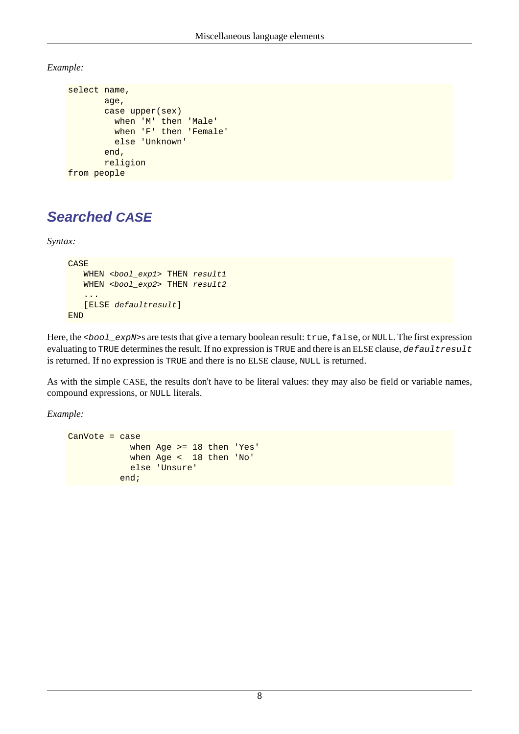*Example:*

```
select name,
       age,
       case upper(sex)
         when 'M' then 'Male'
         when 'F' then 'Female'
         else 'Unknown'
       end,
       religion
from people
```

## Searched CASE

*Syntax:*

```
CASE
   WHEN <bool_exp1> THEN result1
   WHEN <bool_exp2> THEN result2
   ...
   [ELSE defaultresult]
END
```

Here, the `<bool_expN>`s are tests that give a ternary boolean result: `true`, `false`, or `NULL`. The first expression evaluating to `TRUE` determines the result. If no expression is `TRUE` and there is an ELSE clause, *`defaultresult`* is returned. If no expression is `TRUE` and there is no ELSE clause, `NULL` is returned.

As with the simple CASE, the results don't have to be literal values: they may also be field or variable names, compound expressions, or `NULL` literals.

*Example:*

```
CanVote = case
            when Age >= 18 then 'Yes'
            when Age <  18 then 'No'
            else 'Unsure'
          end;
```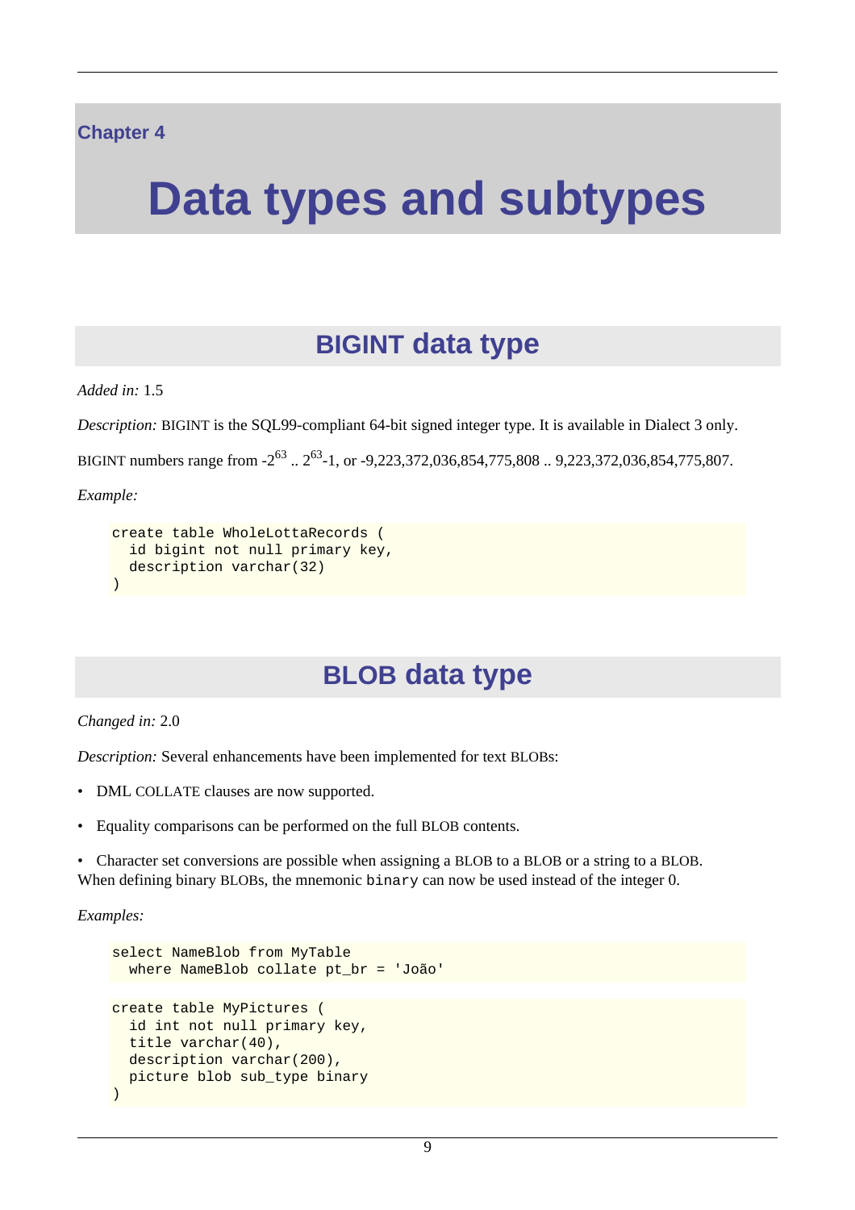Chapter 4

# Data types and subtypes

## BIGINT data type

*Added in:* 1.5

*Description:* BIGINT is the SQL99-compliant 64-bit signed integer type. It is available in Dialect 3 only.

BIGINT numbers range from $-2^{63}$ .. $2^{63}-1$, or -9,223,372,036,854,775,808 .. 9,223,372,036,854,775,807.

*Example:*

```
create table WholeLottaRecords (
  id bigint not null primary key,
  description varchar(32)
)
```

## BLOB data type

*Changed in:* 2.0

*Description:* Several enhancements have been implemented for text BLOBs:

- DML COLLATE clauses are now supported.
- Equality comparisons can be performed on the full BLOB contents.
- Character set conversions are possible when assigning a BLOB to a BLOB or a string to a BLOB.

When defining binary BLOBs, the mnemonic `binary` can now be used instead of the integer 0.

*Examples:*

```
select NameBlob from MyTable
  where NameBlob collate pt_br = 'João'
```

```
create table MyPictures (
  id int not null primary key,
  title varchar(40),
  description varchar(200),
  picture blob sub_type binary
)
```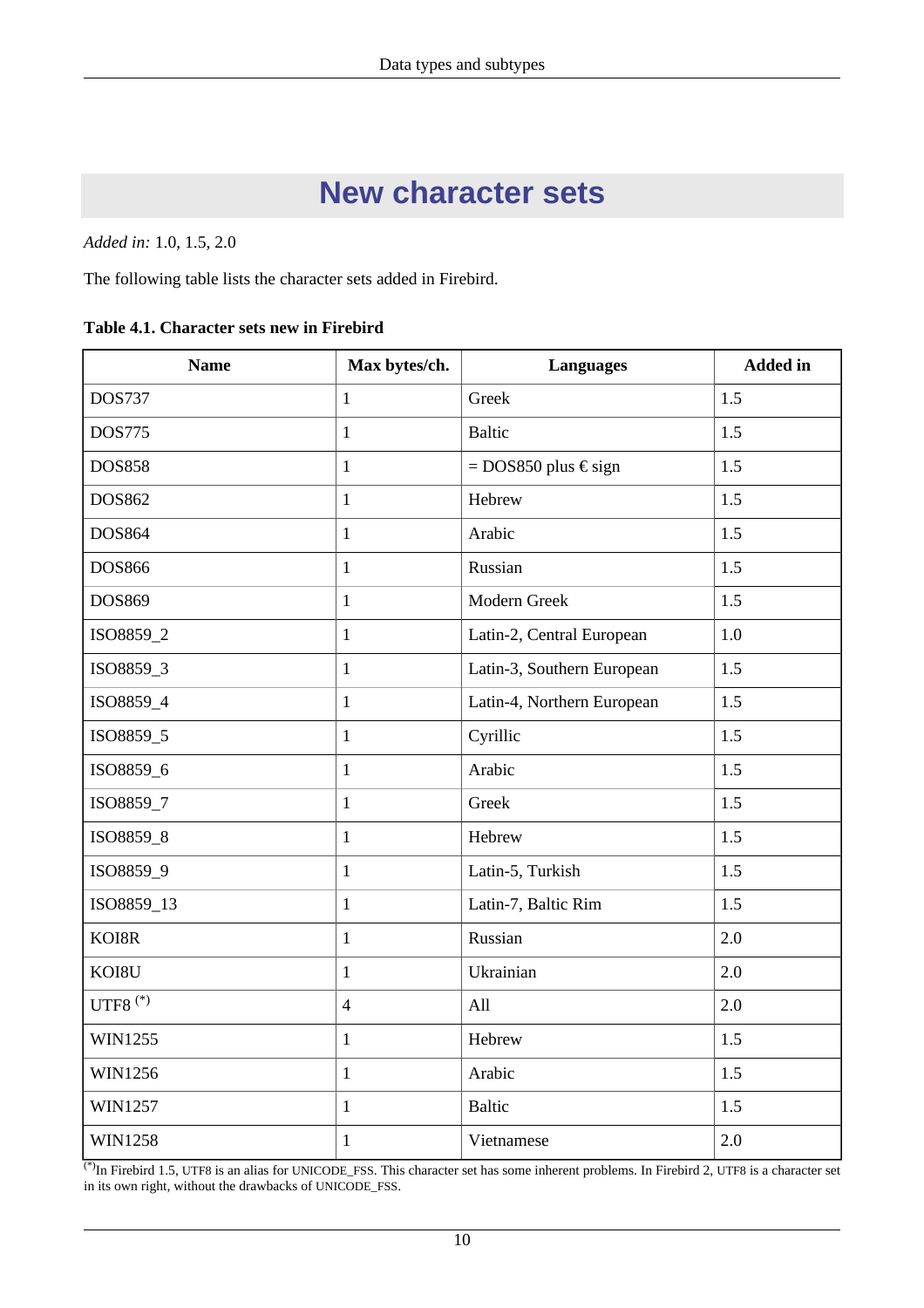# New character sets

*Added in:* 1.0, 1.5, 2.0

The following table lists the character sets added in Firebird.

**Table 4.1. Character sets new in Firebird**

| Name | Max bytes/ch. | Languages | Added in |
|---|---|---|---|
| DOS737 | 1 | Greek | 1.5 |
| DOS775 | 1 | Baltic | 1.5 |
| DOS858 | 1 | = DOS850 plus € sign | 1.5 |
| DOS862 | 1 | Hebrew | 1.5 |
| DOS864 | 1 | Arabic | 1.5 |
| DOS866 | 1 | Russian | 1.5 |
| DOS869 | 1 | Modern Greek | 1.5 |
| ISO8859_2 | 1 | Latin-2, Central European | 1.0 |
| ISO8859_3 | 1 | Latin-3, Southern European | 1.5 |
| ISO8859_4 | 1 | Latin-4, Northern European | 1.5 |
| ISO8859_5 | 1 | Cyrillic | 1.5 |
| ISO8859_6 | 1 | Arabic | 1.5 |
| ISO8859_7 | 1 | Greek | 1.5 |
| ISO8859_8 | 1 | Hebrew | 1.5 |
| ISO8859_9 | 1 | Latin-5, Turkish | 1.5 |
| ISO8859_13 | 1 | Latin-7, Baltic Rim | 1.5 |
| KOI8R | 1 | Russian | 2.0 |
| KOI8U | 1 | Ukrainian | 2.0 |
| UTF8 [(*)] | 4 | All | 2.0 |
| WIN1255 | 1 | Hebrew | 1.5 |
| WIN1256 | 1 | Arabic | 1.5 |
| WIN1257 | 1 | Baltic | 1.5 |
| WIN1258 | 1 | Vietnamese | 2.0 |

[(*)] In Firebird 1.5, UTF8 is an alias for UNICODE_FSS. This character set has some inherent problems. In Firebird 2, UTF8 is a character set in its own right, without the drawbacks of UNICODE_FSS.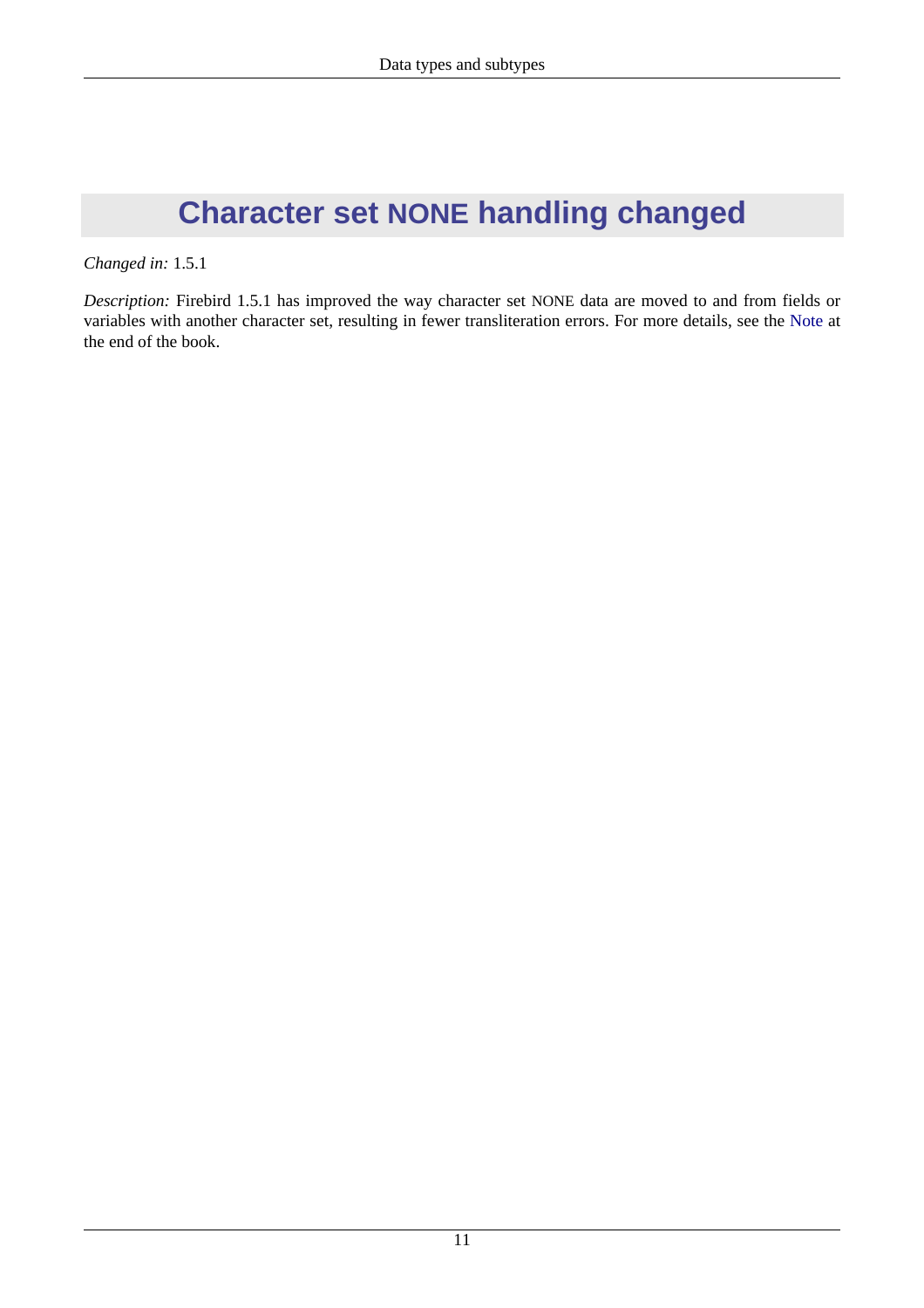# Character set NONE handling changed

*Changed in:* 1.5.1

*Description:* Firebird 1.5.1 has improved the way character set NONE data are moved to and from fields or variables with another character set, resulting in fewer transliteration errors. For more details, see the Note at the end of the book.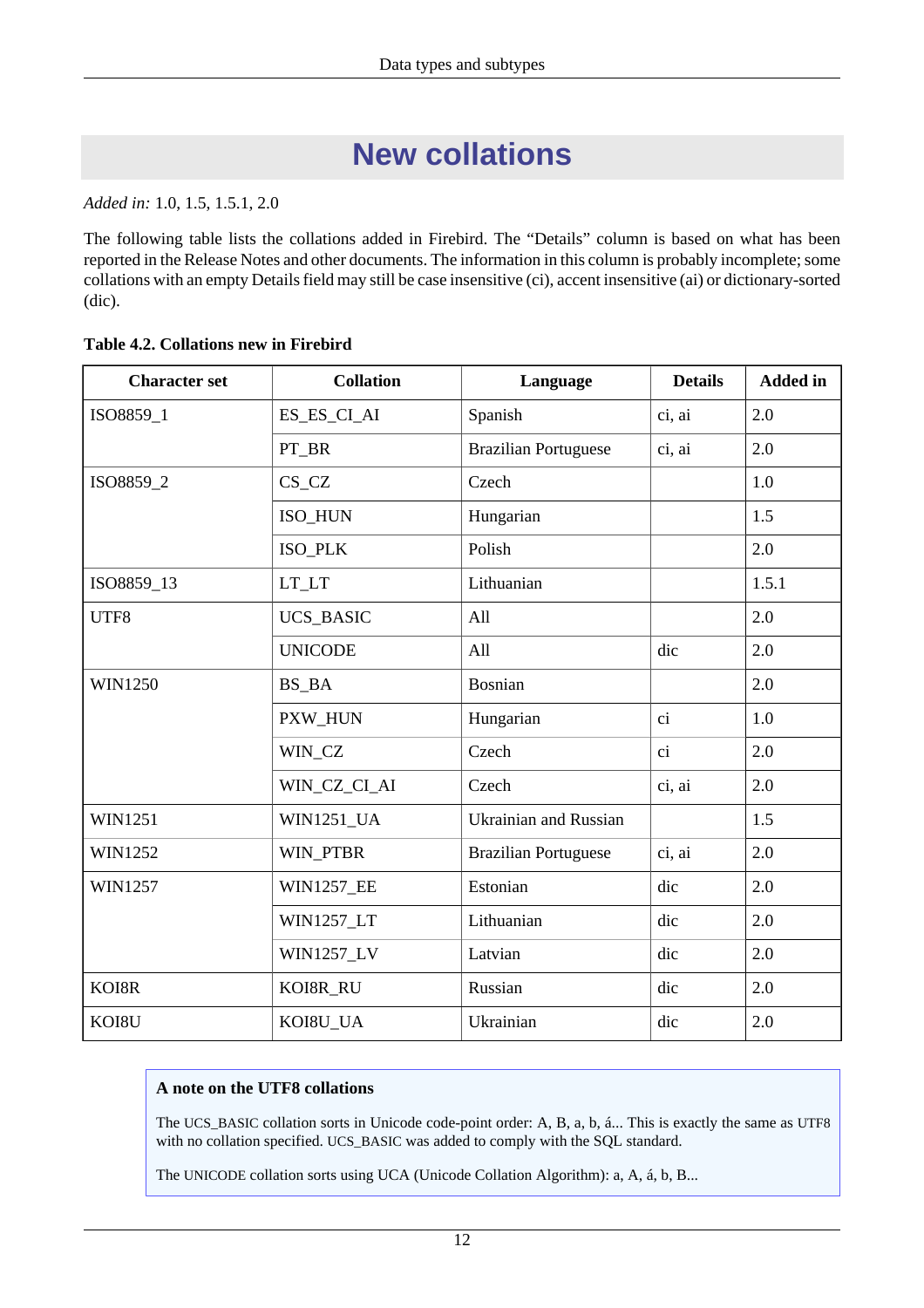# New collations

*Added in:* 1.0, 1.5, 1.5.1, 2.0

The following table lists the collations added in Firebird. The "Details" column is based on what has been reported in the Release Notes and other documents. The information in this column is probably incomplete; some collations with an empty Details field may still be case insensitive (ci), accent insensitive (ai) or dictionary-sorted (dic).

**Table 4.2. Collations new in Firebird**

| Character set | Collation | Language | Details | Added in |
|---|---|---|---|---|
| ISO8859_1 | ES_ES_CI_AI | Spanish | ci, ai | 2.0 |
| | PT_BR | Brazilian Portuguese | ci, ai | 2.0 |
| ISO8859_2 | CS_CZ | Czech | | 1.0 |
| | ISO_HUN | Hungarian | | 1.5 |
| | ISO_PLK | Polish | | 2.0 |
| ISO8859_13 | LT_LT | Lithuanian | | 1.5.1 |
| UTF8 | UCS_BASIC | All | | 2.0 |
| | UNICODE | All | dic | 2.0 |
| WIN1250 | BS_BA | Bosnian | | 2.0 |
| | PXW_HUN | Hungarian | ci | 1.0 |
| | WIN_CZ | Czech | ci | 2.0 |
| | WIN_CZ_CI_AI | Czech | ci, ai | 2.0 |
| WIN1251 | WIN1251_UA | Ukrainian and Russian | | 1.5 |
| WIN1252 | WIN_PTBR | Brazilian Portuguese | ci, ai | 2.0 |
| WIN1257 | WIN1257_EE | Estonian | dic | 2.0 |
| | WIN1257_LT | Lithuanian | dic | 2.0 |
| | WIN1257_LV | Latvian | dic | 2.0 |
| KOI8R | KOI8R_RU | Russian | dic | 2.0 |
| KOI8U | KOI8U_UA | Ukrainian | dic | 2.0 |

**A note on the UTF8 collations**

The UCS_BASIC collation sorts in Unicode code-point order: A, B, a, b, á... This is exactly the same as UTF8 with no collation specified. UCS_BASIC was added to comply with the SQL standard.

The UNICODE collation sorts using UCA (Unicode Collation Algorithm): a, A, á, b, B...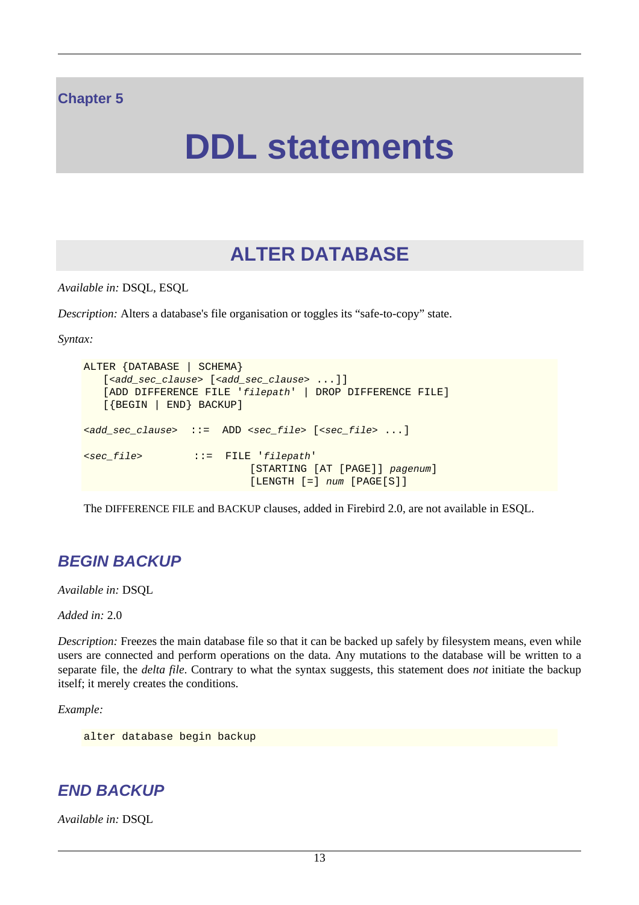Chapter 5

# DDL statements

## ALTER DATABASE

*Available in:* DSQL, ESQL

*Description:* Alters a database's file organisation or toggles its “safe-to-copy” state.

*Syntax:*

```
ALTER {DATABASE | SCHEMA}
   [<add_sec_clause> [<add_sec_clause> ...]]
   [ADD DIFFERENCE FILE 'filepath' | DROP DIFFERENCE FILE]
   [{BEGIN | END} BACKUP]

<add_sec_clause>  ::=  ADD <sec_file> [<sec_file> ...]

<sec_file>        ::=  FILE 'filepath'
                           [STARTING [AT [PAGE]] pagenum]
                           [LENGTH [=] num [PAGE[S]]
```

The DIFFERENCE FILE and BACKUP clauses, added in Firebird 2.0, are not available in ESQL.

### BEGIN BACKUP

*Available in:* DSQL

*Added in:* 2.0

*Description:* Freezes the main database file so that it can be backed up safely by filesystem means, even while users are connected and perform operations on the data. Any mutations to the database will be written to a separate file, the *delta file*. Contrary to what the syntax suggests, this statement does *not* initiate the backup itself; it merely creates the conditions.

*Example:*

```
alter database begin backup
```

### END BACKUP

*Available in:* DSQL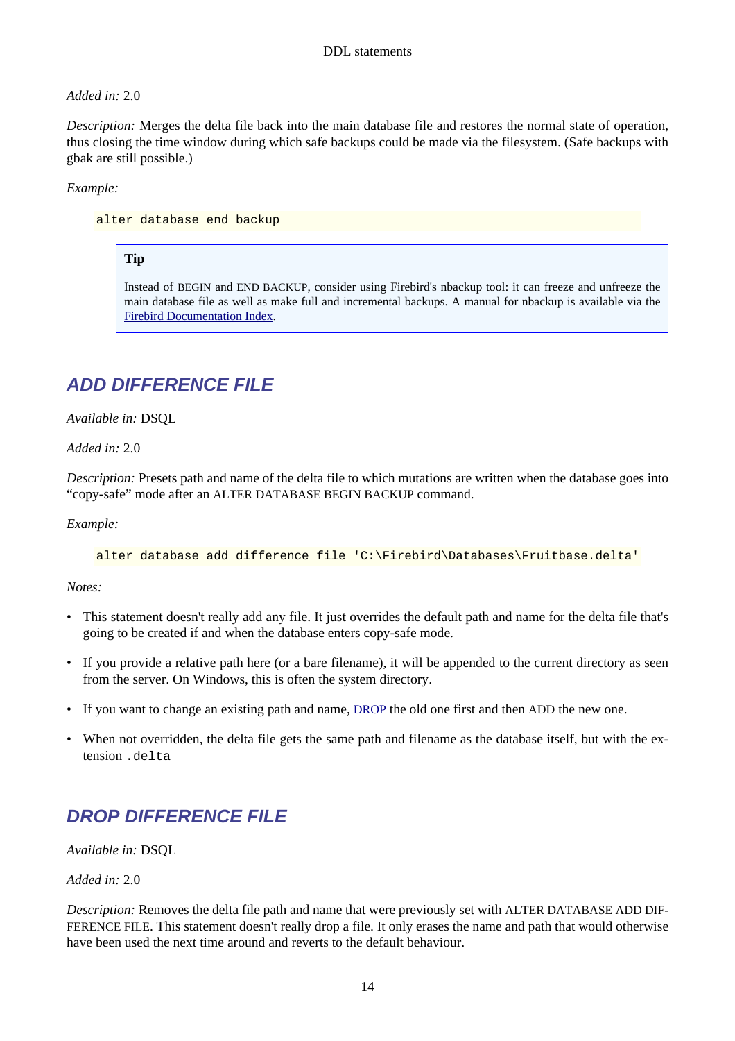*Added in:* 2.0

*Description:* Merges the delta file back into the main database file and restores the normal state of operation, thus closing the time window during which safe backups could be made via the filesystem. (Safe backups with gbak are still possible.)

*Example:*

```
alter database end backup
```

> **Tip**
>
> Instead of BEGIN and END BACKUP, consider using Firebird's nbackup tool: it can freeze and unfreeze the main database file as well as make full and incremental backups. A manual for nbackup is available via the Firebird Documentation Index.

## ADD DIFFERENCE FILE

*Available in:* DSQL

*Added in:* 2.0

*Description:* Presets path and name of the delta file to which mutations are written when the database goes into "copy-safe" mode after an ALTER DATABASE BEGIN BACKUP command.

*Example:*

```
alter database add difference file 'C:\Firebird\Databases\Fruitbase.delta'
```

*Notes:*

- This statement doesn't really add any file. It just overrides the default path and name for the delta file that's going to be created if and when the database enters copy-safe mode.
- If you provide a relative path here (or a bare filename), it will be appended to the current directory as seen from the server. On Windows, this is often the system directory.
- If you want to change an existing path and name, DROP the old one first and then ADD the new one.
- When not overridden, the delta file gets the same path and filename as the database itself, but with the extension `.delta`

## DROP DIFFERENCE FILE

*Available in:* DSQL

*Added in:* 2.0

*Description:* Removes the delta file path and name that were previously set with ALTER DATABASE ADD DIFFERENCE FILE. This statement doesn't really drop a file. It only erases the name and path that would otherwise have been used the next time around and reverts to the default behaviour.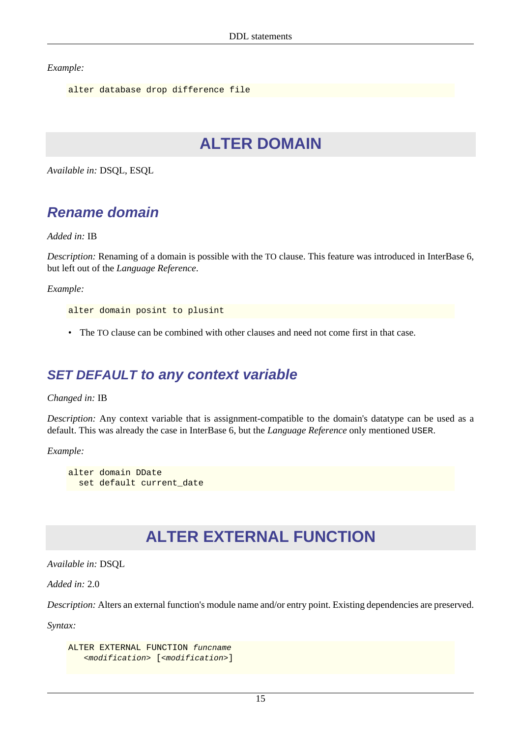*Example:*

```
alter database drop difference file
```

# ALTER DOMAIN

*Available in:* DSQL, ESQL

## Rename domain

*Added in:* IB

*Description:* Renaming of a domain is possible with the TO clause. This feature was introduced in InterBase 6, but left out of the *Language Reference*.

*Example:*

```
alter domain posint to plusint
```

- The TO clause can be combined with other clauses and need not come first in that case.

## SET DEFAULT to any context variable

*Changed in:* IB

*Description:* Any context variable that is assignment-compatible to the domain's datatype can be used as a default. This was already the case in InterBase 6, but the *Language Reference* only mentioned `USER`.

*Example:*

```
alter domain DDate
  set default current_date
```

# ALTER EXTERNAL FUNCTION

*Available in:* DSQL

*Added in:* 2.0

*Description:* Alters an external function's module name and/or entry point. Existing dependencies are preserved.

*Syntax:*

```
ALTER EXTERNAL FUNCTION funcname
   <modification> [<modification>]
```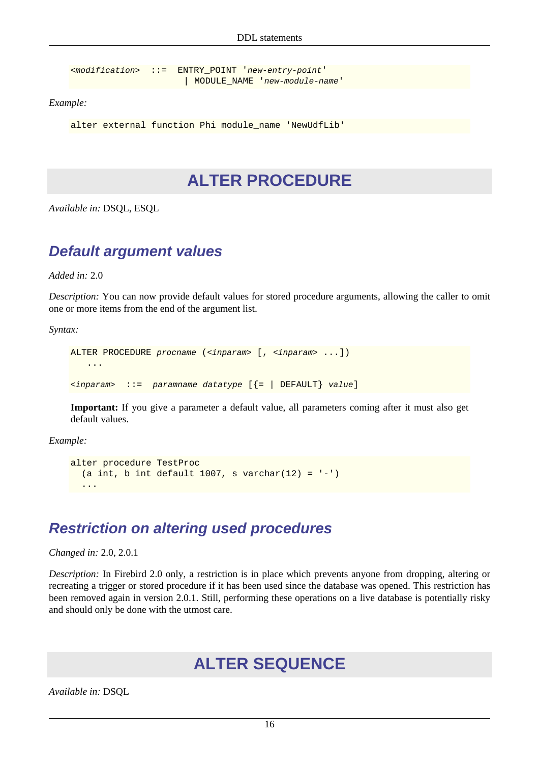```
<modification>  ::=  ENTRY_POINT 'new-entry-point'
                     | MODULE_NAME 'new-module-name'
```

*Example:*

```
alter external function Phi module_name 'NewUdfLib'
```

# ALTER PROCEDURE

*Available in:* DSQL, ESQL

## Default argument values

*Added in:* 2.0

*Description:* You can now provide default values for stored procedure arguments, allowing the caller to omit one or more items from the end of the argument list.

*Syntax:*

```
ALTER PROCEDURE procname (<inparam> [, <inparam> ...])
   ...

<inparam>  ::=  paramname datatype [{= | DEFAULT} value]
```

> **Important:** If you give a parameter a default value, all parameters coming after it must also get default values.

*Example:*

```
alter procedure TestProc
  (a int, b int default 1007, s varchar(12) = '-')
  ...
```

## Restriction on altering used procedures

*Changed in:* 2.0, 2.0.1

*Description:* In Firebird 2.0 only, a restriction is in place which prevents anyone from dropping, altering or recreating a trigger or stored procedure if it has been used since the database was opened. This restriction has been removed again in version 2.0.1. Still, performing these operations on a live database is potentially risky and should only be done with the utmost care.

# ALTER SEQUENCE

*Available in:* DSQL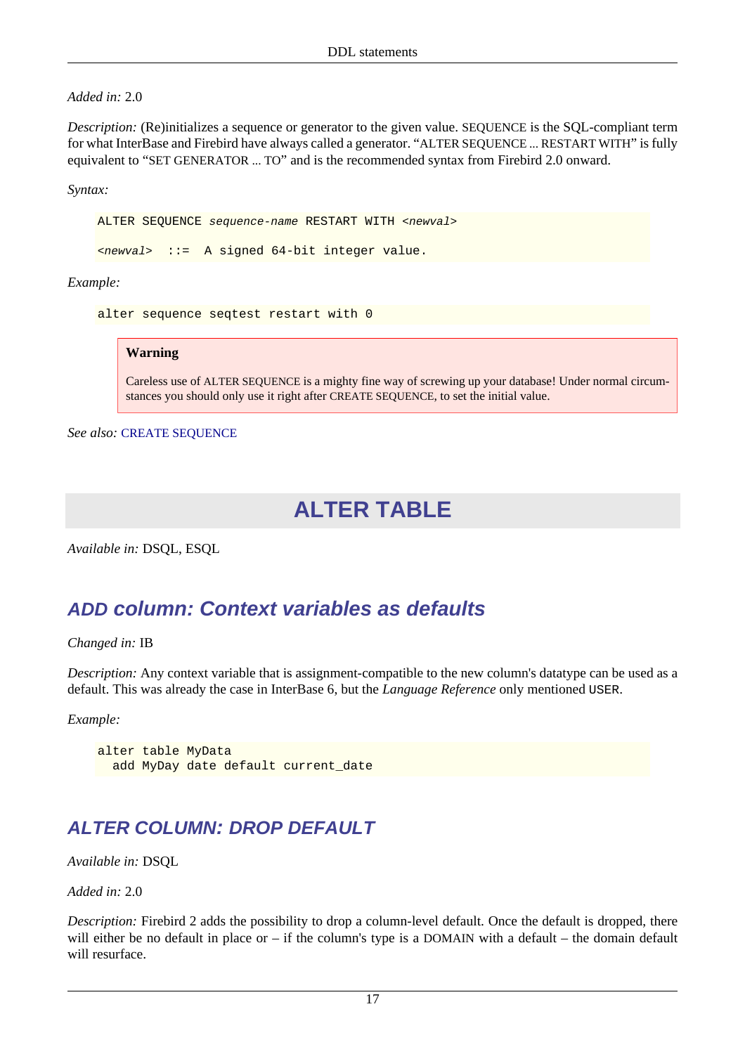*Added in:* 2.0

*Description:* (Re)initializes a sequence or generator to the given value. SEQUENCE is the SQL-compliant term for what InterBase and Firebird have always called a generator. “ALTER SEQUENCE ... RESTART WITH” is fully equivalent to “SET GENERATOR ... TO” and is the recommended syntax from Firebird 2.0 onward.

*Syntax:*

```
ALTER SEQUENCE sequence-name RESTART WITH <newval>

<newval>  ::=  A signed 64-bit integer value.
```

*Example:*

```
alter sequence seqtest restart with 0
```

> **Warning**
>
> Careless use of ALTER SEQUENCE is a mighty fine way of screwing up your database! Under normal circumstances you should only use it right after CREATE SEQUENCE, to set the initial value.

*See also:* CREATE SEQUENCE

# ALTER TABLE

*Available in:* DSQL, ESQL

## ADD column: Context variables as defaults

*Changed in:* IB

*Description:* Any context variable that is assignment-compatible to the new column's datatype can be used as a default. This was already the case in InterBase 6, but the *Language Reference* only mentioned `USER`.

*Example:*

```
alter table MyData
  add MyDay date default current_date
```

## ALTER COLUMN: DROP DEFAULT

*Available in:* DSQL

*Added in:* 2.0

*Description:* Firebird 2 adds the possibility to drop a column-level default. Once the default is dropped, there will either be no default in place or – if the column's type is a DOMAIN with a default – the domain default will resurface.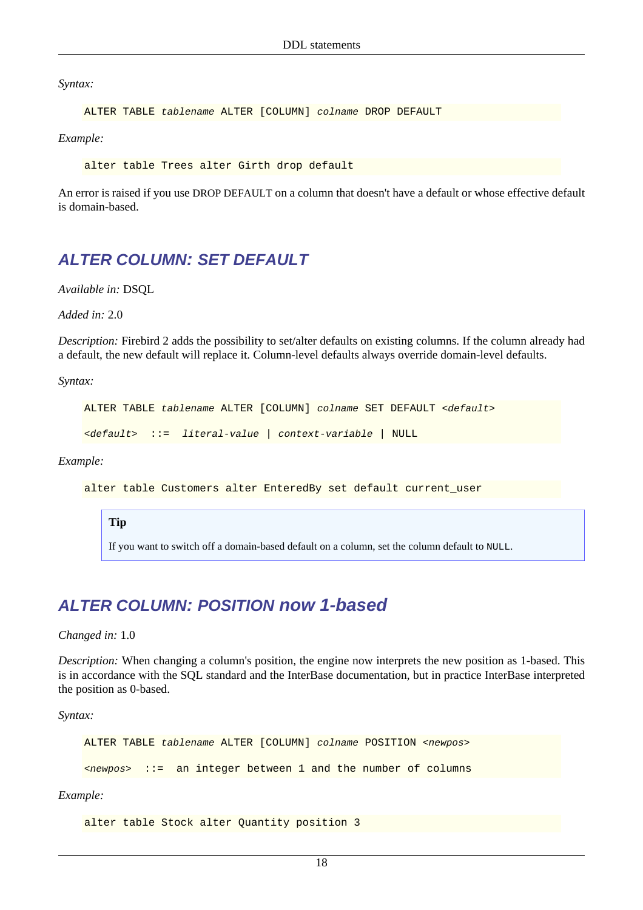*Syntax:*

```
ALTER TABLE tablename ALTER [COLUMN] colname DROP DEFAULT
```

*Example:*

```
alter table Trees alter Girth drop default
```

An error is raised if you use DROP DEFAULT on a column that doesn't have a default or whose effective default is domain-based.

## ALTER COLUMN: SET DEFAULT

*Available in:* DSQL

*Added in:* 2.0

*Description:* Firebird 2 adds the possibility to set/alter defaults on existing columns. If the column already had a default, the new default will replace it. Column-level defaults always override domain-level defaults.

*Syntax:*

```
ALTER TABLE tablename ALTER [COLUMN] colname SET DEFAULT <default>

<default>  ::=  literal-value | context-variable | NULL
```

*Example:*

```
alter table Customers alter EnteredBy set default current_user
```

> **Tip**
>
> If you want to switch off a domain-based default on a column, set the column default to `NULL`.

## ALTER COLUMN: POSITION now 1-based

*Changed in:* 1.0

*Description:* When changing a column's position, the engine now interprets the new position as 1-based. This is in accordance with the SQL standard and the InterBase documentation, but in practice InterBase interpreted the position as 0-based.

*Syntax:*

```
ALTER TABLE tablename ALTER [COLUMN] colname POSITION <newpos>

<newpos>  ::=  an integer between 1 and the number of columns
```

*Example:*

```
alter table Stock alter Quantity position 3
```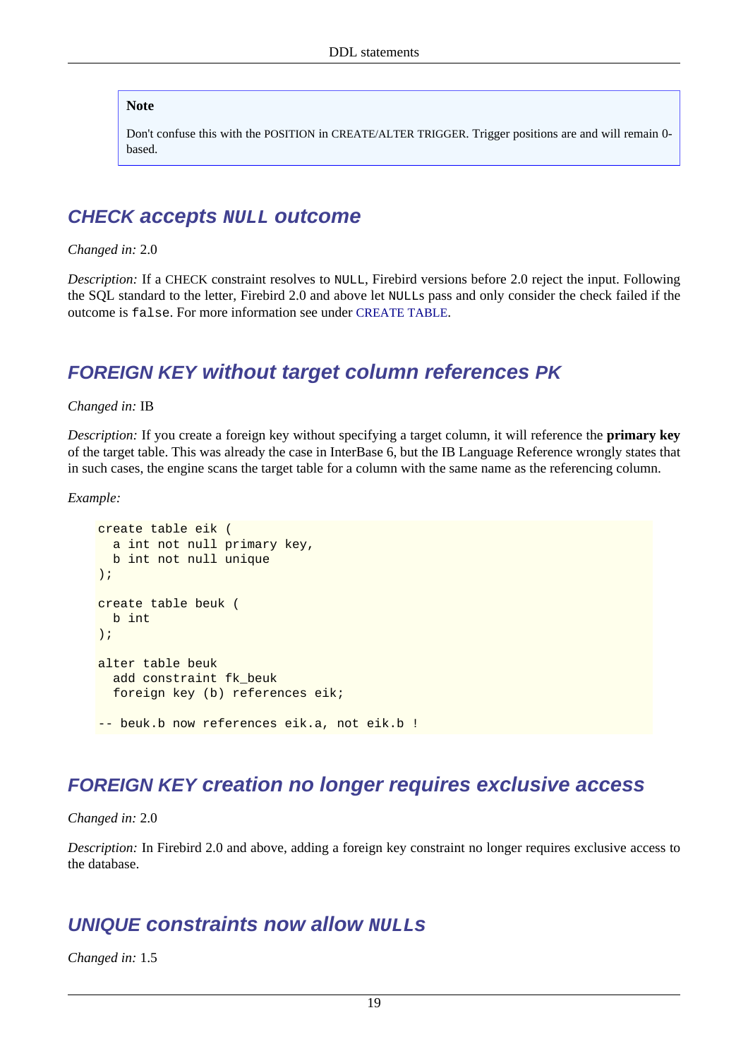> **Note**
>
> Don't confuse this with the POSITION in CREATE/ALTER TRIGGER. Trigger positions are and will remain 0-based.

## CHECK accepts `NULL` outcome

*Changed in:* 2.0

*Description:* If a CHECK constraint resolves to `NULL`, Firebird versions before 2.0 reject the input. Following the SQL standard to the letter, Firebird 2.0 and above let `NULL`s pass and only consider the check failed if the outcome is `false`. For more information see under CREATE TABLE.

## FOREIGN KEY without target column references PK

*Changed in:* IB

*Description:* If you create a foreign key without specifying a target column, it will reference the **primary key** of the target table. This was already the case in InterBase 6, but the IB Language Reference wrongly states that in such cases, the engine scans the target table for a column with the same name as the referencing column.

*Example:*

```
create table eik (
  a int not null primary key,
  b int not null unique
);

create table beuk (
  b int
);

alter table beuk
  add constraint fk_beuk
  foreign key (b) references eik;

-- beuk.b now references eik.a, not eik.b !
```

## FOREIGN KEY creation no longer requires exclusive access

*Changed in:* 2.0

*Description:* In Firebird 2.0 and above, adding a foreign key constraint no longer requires exclusive access to the database.

## UNIQUE constraints now allow `NULL`s

*Changed in:* 1.5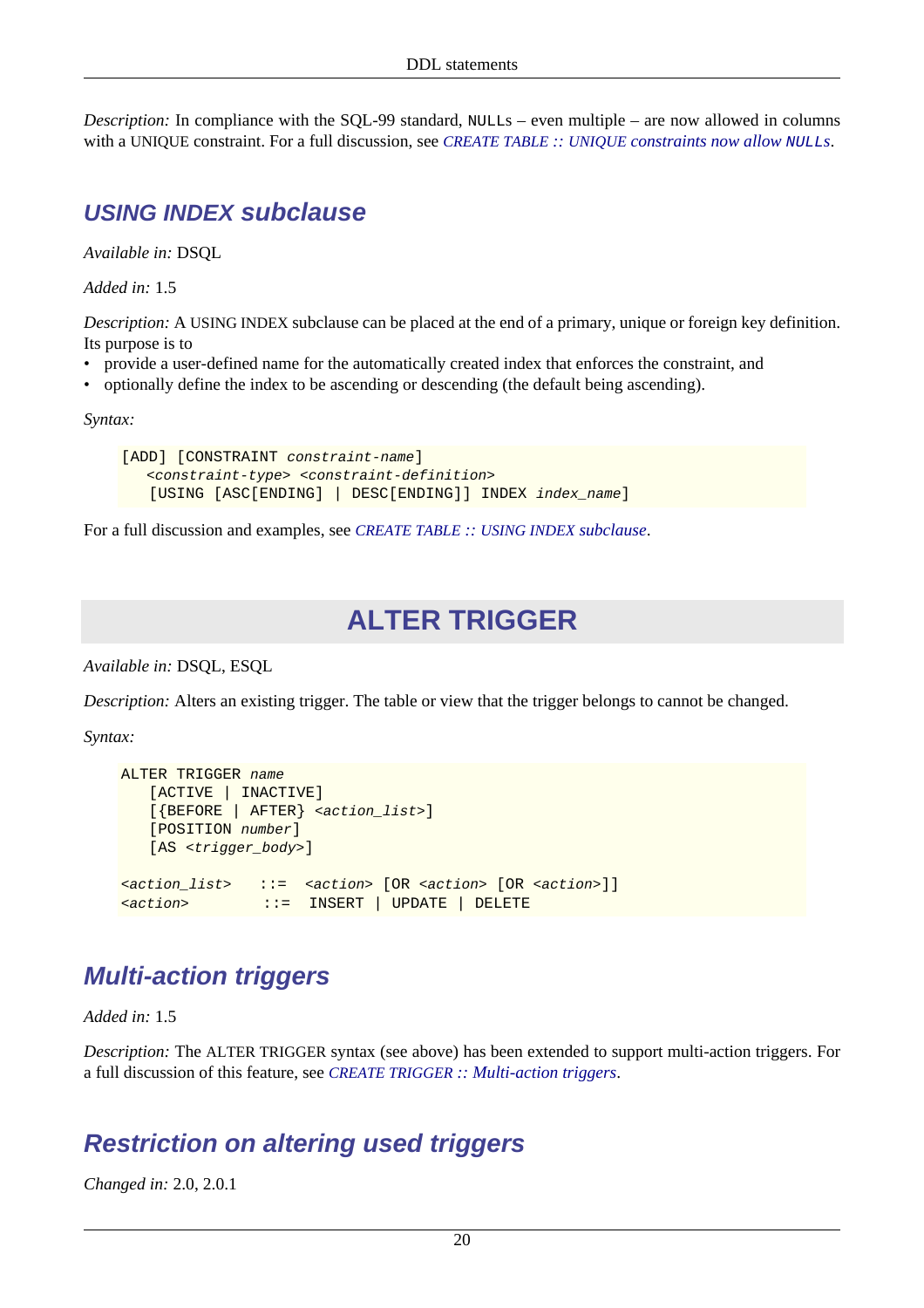*Description:* In compliance with the SQL-99 standard, `NULL`s – even multiple – are now allowed in columns with a UNIQUE constraint. For a full discussion, see *CREATE TABLE :: UNIQUE constraints now allow `NULL`s*.

### USING INDEX subclause

*Available in:* DSQL

*Added in:* 1.5

*Description:* A USING INDEX subclause can be placed at the end of a primary, unique or foreign key definition. Its purpose is to

- provide a user-defined name for the automatically created index that enforces the constraint, and
- optionally define the index to be ascending or descending (the default being ascending).

*Syntax:*

```
[ADD] [CONSTRAINT constraint-name]
   <constraint-type> <constraint-definition>
   [USING [ASC[ENDING] | DESC[ENDING]] INDEX index_name]
```

For a full discussion and examples, see *CREATE TABLE :: USING INDEX subclause*.

## ALTER TRIGGER

*Available in:* DSQL, ESQL

*Description:* Alters an existing trigger. The table or view that the trigger belongs to cannot be changed.

*Syntax:*

```
ALTER TRIGGER name
   [ACTIVE | INACTIVE]
   [{BEFORE | AFTER} <action_list>]
   [POSITION number]
   [AS <trigger_body>]

<action_list>   ::=  <action> [OR <action> [OR <action>]]
<action>         ::=  INSERT | UPDATE | DELETE
```

### Multi-action triggers

*Added in:* 1.5

*Description:* The ALTER TRIGGER syntax (see above) has been extended to support multi-action triggers. For a full discussion of this feature, see *CREATE TRIGGER :: Multi-action triggers*.

### Restriction on altering used triggers

*Changed in:* 2.0, 2.0.1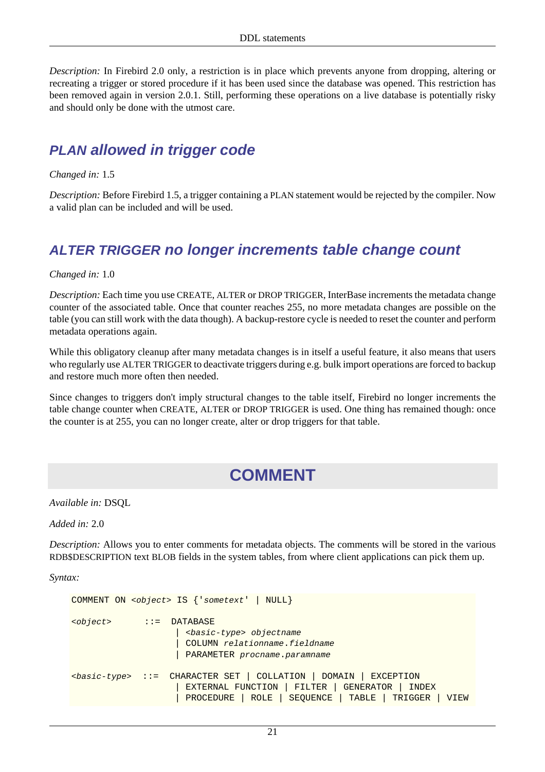*Description:* In Firebird 2.0 only, a restriction is in place which prevents anyone from dropping, altering or recreating a trigger or stored procedure if it has been used since the database was opened. This restriction has been removed again in version 2.0.1. Still, performing these operations on a live database is potentially risky and should only be done with the utmost care.

### PLAN allowed in trigger code

*Changed in:* 1.5

*Description:* Before Firebird 1.5, a trigger containing a PLAN statement would be rejected by the compiler. Now a valid plan can be included and will be used.

### ALTER TRIGGER no longer increments table change count

*Changed in:* 1.0

*Description:* Each time you use CREATE, ALTER or DROP TRIGGER, InterBase increments the metadata change counter of the associated table. Once that counter reaches 255, no more metadata changes are possible on the table (you can still work with the data though). A backup-restore cycle is needed to reset the counter and perform metadata operations again.

While this obligatory cleanup after many metadata changes is in itself a useful feature, it also means that users who regularly use ALTER TRIGGER to deactivate triggers during e.g. bulk import operations are forced to backup and restore much more often then needed.

Since changes to triggers don't imply structural changes to the table itself, Firebird no longer increments the table change counter when CREATE, ALTER or DROP TRIGGER is used. One thing has remained though: once the counter is at 255, you can no longer create, alter or drop triggers for that table.

## COMMENT

*Available in:* DSQL

*Added in:* 2.0

*Description:* Allows you to enter comments for metadata objects. The comments will be stored in the various RDB$DESCRIPTION text BLOB fields in the system tables, from where client applications can pick them up.

*Syntax:*

```
COMMENT ON <object> IS {'sometext' | NULL}

<object>      ::=  DATABASE
                 | <basic-type> objectname
                 | COLUMN relationname.fieldname
                 | PARAMETER procname.paramname

<basic-type>  ::=  CHARACTER SET | COLLATION | DOMAIN | EXCEPTION
                 | EXTERNAL FUNCTION | FILTER | GENERATOR | INDEX
                 | PROCEDURE | ROLE | SEQUENCE | TABLE | TRIGGER | VIEW
```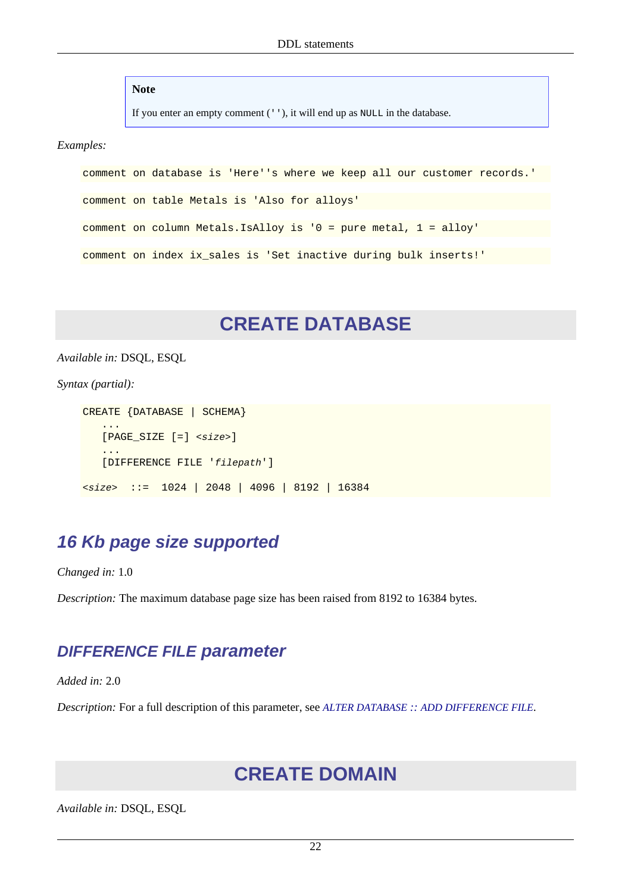> **Note**
>
> If you enter an empty comment (`''`), it will end up as `NULL` in the database.

*Examples:*

```
comment on database is 'Here''s where we keep all our customer records.'
```

```
comment on table Metals is 'Also for alloys'
```

```
comment on column Metals.IsAlloy is '0 = pure metal, 1 = alloy'
```

```
comment on index ix_sales is 'Set inactive during bulk inserts!'
```

## CREATE DATABASE

*Available in:* DSQL, ESQL

*Syntax (partial):*

```
CREATE {DATABASE | SCHEMA}
   ...
   [PAGE_SIZE [=] <size>]
   ...
   [DIFFERENCE FILE 'filepath']

<size>  ::=  1024 | 2048 | 4096 | 8192 | 16384
```

### 16 Kb page size supported

*Changed in:* 1.0

*Description:* The maximum database page size has been raised from 8192 to 16384 bytes.

### DIFFERENCE FILE parameter

*Added in:* 2.0

*Description:* For a full description of this parameter, see *ALTER DATABASE :: ADD DIFFERENCE FILE*.

## CREATE DOMAIN

*Available in:* DSQL, ESQL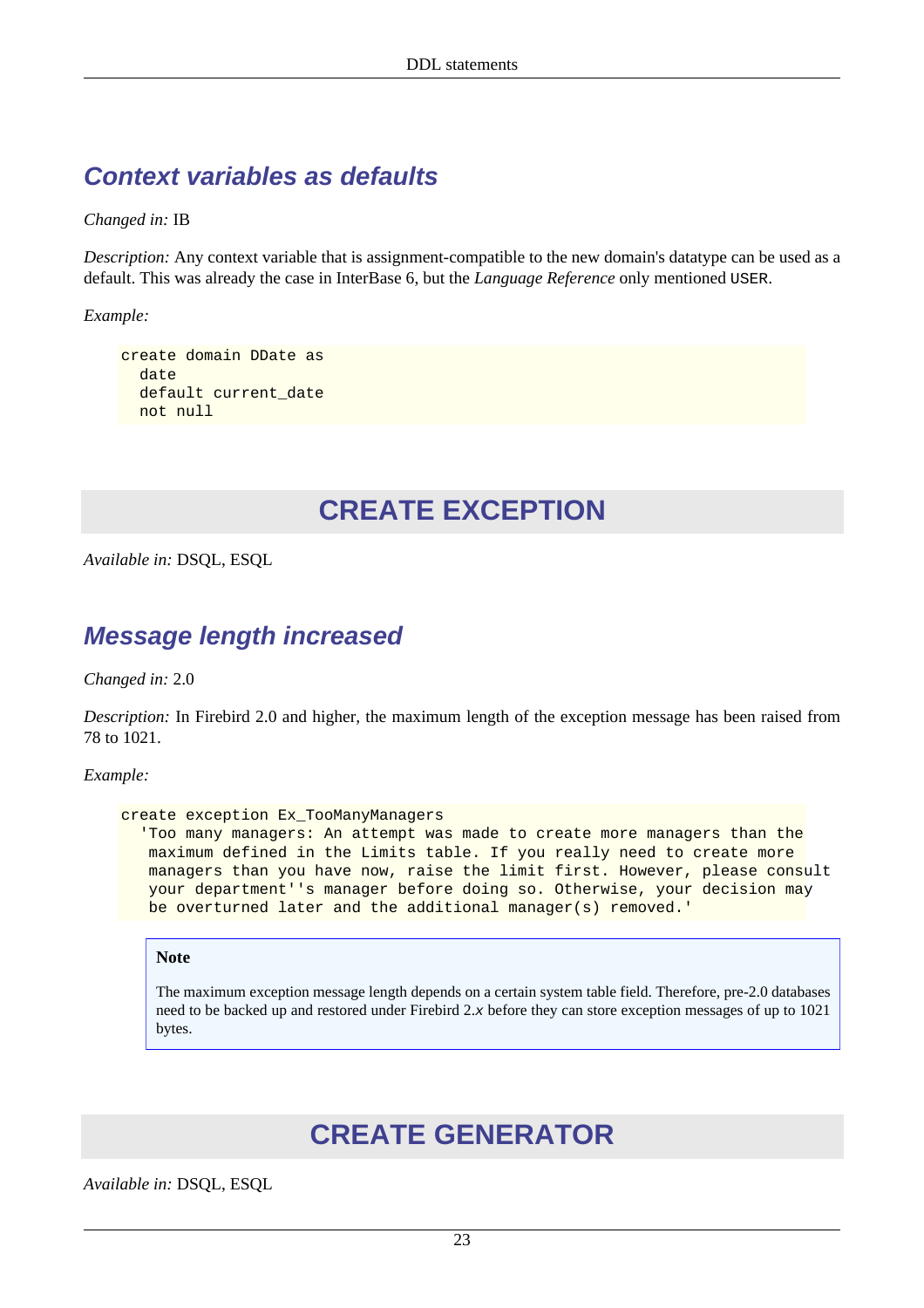### Context variables as defaults

*Changed in:* IB

*Description:* Any context variable that is assignment-compatible to the new domain's datatype can be used as a default. This was already the case in InterBase 6, but the *Language Reference* only mentioned `USER`.

*Example:*

```
create domain DDate as
  date
  default current_date
  not null
```

## CREATE EXCEPTION

*Available in:* DSQL, ESQL

### Message length increased

*Changed in:* 2.0

*Description:* In Firebird 2.0 and higher, the maximum length of the exception message has been raised from 78 to 1021.

*Example:*

```
create exception Ex_TooManyManagers
  'Too many managers: An attempt was made to create more managers than the
   maximum defined in the Limits table. If you really need to create more
   managers than you have now, raise the limit first. However, please consult
   your department''s manager before doing so. Otherwise, your decision may
   be overturned later and the additional manager(s) removed.'
```

> **Note**
>
> The maximum exception message length depends on a certain system table field. Therefore, pre-2.0 databases need to be backed up and restored under Firebird 2.*x* before they can store exception messages of up to 1021 bytes.

## CREATE GENERATOR

*Available in:* DSQL, ESQL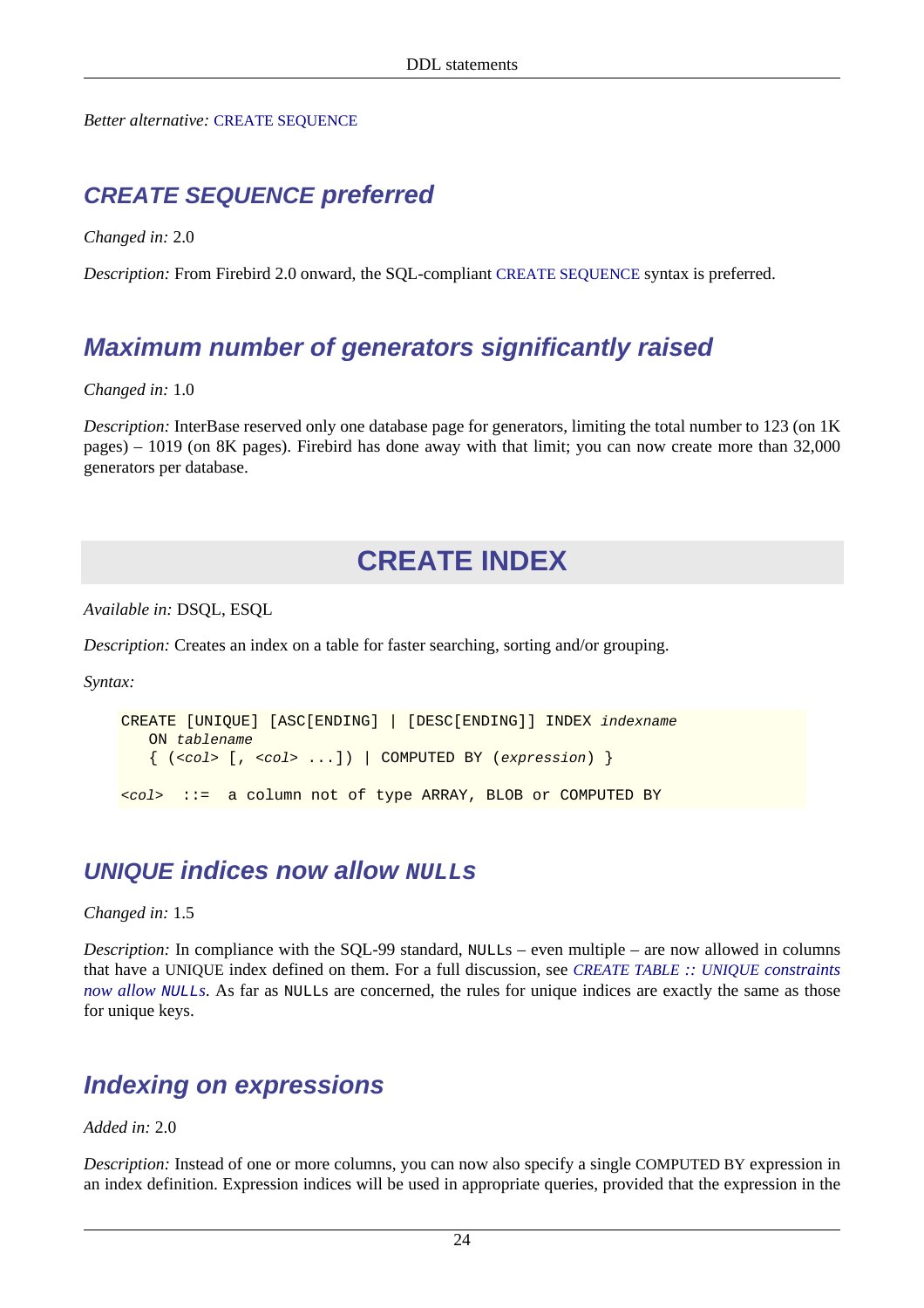*Better alternative:* CREATE SEQUENCE

### CREATE SEQUENCE preferred

*Changed in:* 2.0

*Description:* From Firebird 2.0 onward, the SQL-compliant CREATE SEQUENCE syntax is preferred.

### Maximum number of generators significantly raised

*Changed in:* 1.0

*Description:* InterBase reserved only one database page for generators, limiting the total number to 123 (on 1K pages) – 1019 (on 8K pages). Firebird has done away with that limit; you can now create more than 32,000 generators per database.

## CREATE INDEX

*Available in:* DSQL, ESQL

*Description:* Creates an index on a table for faster searching, sorting and/or grouping.

*Syntax:*

```
CREATE [UNIQUE] [ASC[ENDING] | [DESC[ENDING]] INDEX indexname
   ON tablename
   { (<col> [, <col> ...]) | COMPUTED BY (expression) }

<col>  ::=  a column not of type ARRAY, BLOB or COMPUTED BY
```

### UNIQUE indices now allow NULLs

*Changed in:* 1.5

*Description:* In compliance with the SQL-99 standard, NULLs – even multiple – are now allowed in columns that have a UNIQUE index defined on them. For a full discussion, see *CREATE TABLE :: UNIQUE constraints now allow NULLs*. As far as NULLs are concerned, the rules for unique indices are exactly the same as those for unique keys.

### Indexing on expressions

*Added in:* 2.0

*Description:* Instead of one or more columns, you can now also specify a single COMPUTED BY expression in an index definition. Expression indices will be used in appropriate queries, provided that the expression in the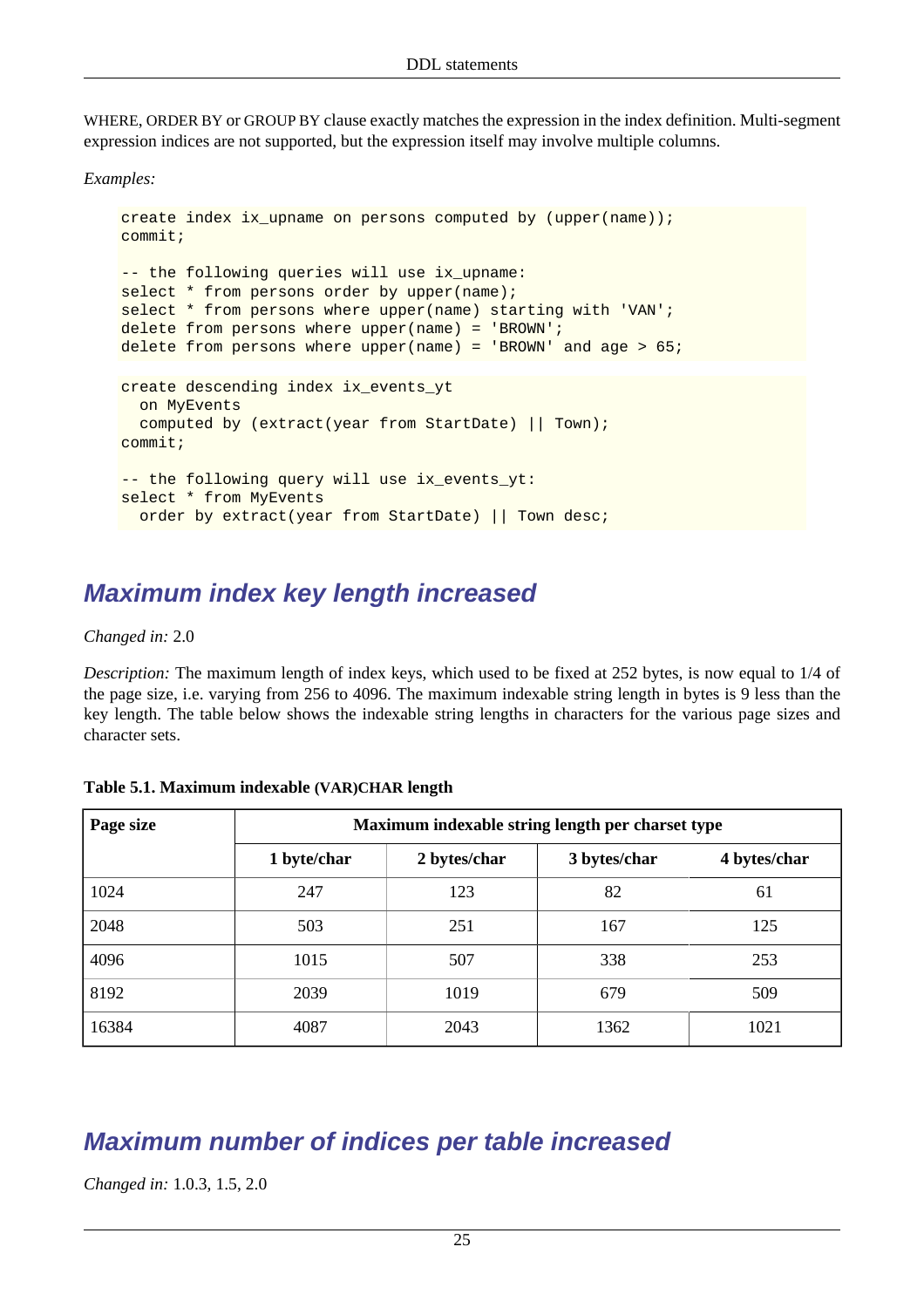WHERE, ORDER BY or GROUP BY clause exactly matches the expression in the index definition. Multi-segment expression indices are not supported, but the expression itself may involve multiple columns.

*Examples:*

```
create index ix_upname on persons computed by (upper(name));
commit;

-- the following queries will use ix_upname:
select * from persons order by upper(name);
select * from persons where upper(name) starting with 'VAN';
delete from persons where upper(name) = 'BROWN';
delete from persons where upper(name) = 'BROWN' and age > 65;
```

```
create descending index ix_events_yt
  on MyEvents
  computed by (extract(year from StartDate) || Town);
commit;

-- the following query will use ix_events_yt:
select * from MyEvents
  order by extract(year from StartDate) || Town desc;
```

## Maximum index key length increased

*Changed in:* 2.0

*Description:* The maximum length of index keys, which used to be fixed at 252 bytes, is now equal to 1/4 of the page size, i.e. varying from 256 to 4096. The maximum indexable string length in bytes is 9 less than the key length. The table below shows the indexable string lengths in characters for the various page sizes and character sets.

**Table 5.1. Maximum indexable (VAR)CHAR length**

| Page size | Maximum indexable string length per charset type | | | |
|---|---|---|---|---|
| | 1 byte/char | 2 bytes/char | 3 bytes/char | 4 bytes/char |
| 1024 | 247 | 123 | 82 | 61 |
| 2048 | 503 | 251 | 167 | 125 |
| 4096 | 1015 | 507 | 338 | 253 |
| 8192 | 2039 | 1019 | 679 | 509 |
| 16384 | 4087 | 2043 | 1362 | 1021 |

## Maximum number of indices per table increased

*Changed in:* 1.0.3, 1.5, 2.0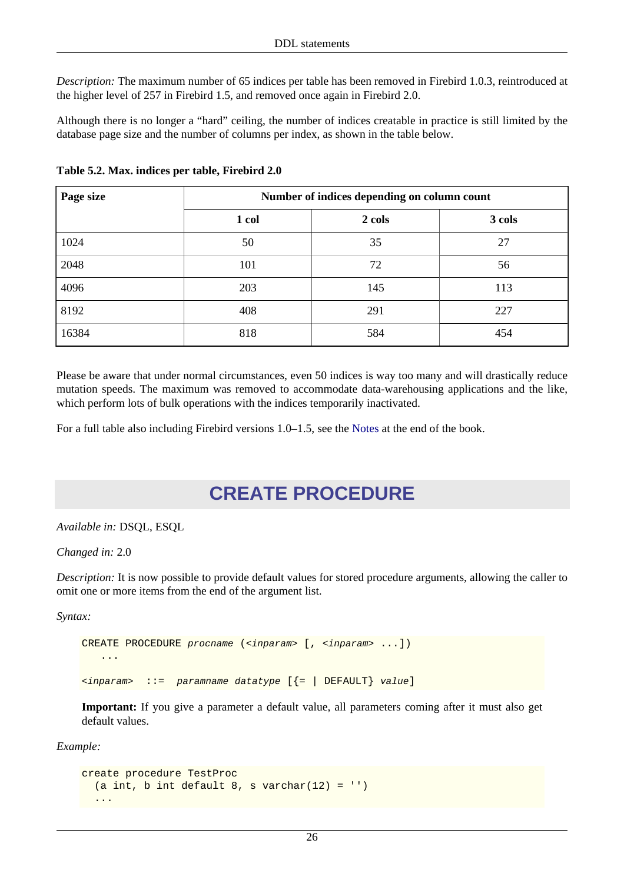*Description:* The maximum number of 65 indices per table has been removed in Firebird 1.0.3, reintroduced at the higher level of 257 in Firebird 1.5, and removed once again in Firebird 2.0.

Although there is no longer a “hard” ceiling, the number of indices creatable in practice is still limited by the database page size and the number of columns per index, as shown in the table below.

**Table 5.2. Max. indices per table, Firebird 2.0**

| Page size | Number of indices depending on column count | | |
|---|---|---|---|
| | 1 col | 2 cols | 3 cols |
| 1024 | 50 | 35 | 27 |
| 2048 | 101 | 72 | 56 |
| 4096 | 203 | 145 | 113 |
| 8192 | 408 | 291 | 227 |
| 16384 | 818 | 584 | 454 |

Please be aware that under normal circumstances, even 50 indices is way too many and will drastically reduce mutation speeds. The maximum was removed to accommodate data-warehousing applications and the like, which perform lots of bulk operations with the indices temporarily inactivated.

For a full table also including Firebird versions 1.0–1.5, see the Notes at the end of the book.

# CREATE PROCEDURE

*Available in:* DSQL, ESQL

*Changed in:* 2.0

*Description:* It is now possible to provide default values for stored procedure arguments, allowing the caller to omit one or more items from the end of the argument list.

*Syntax:*

```
CREATE PROCEDURE procname (<inparam> [, <inparam> ...])
   ...

<inparam>  ::=  paramname datatype [{= | DEFAULT} value]
```

**Important:** If you give a parameter a default value, all parameters coming after it must also get default values.

*Example:*

```
create procedure TestProc
  (a int, b int default 8, s varchar(12) = '')
  ...
```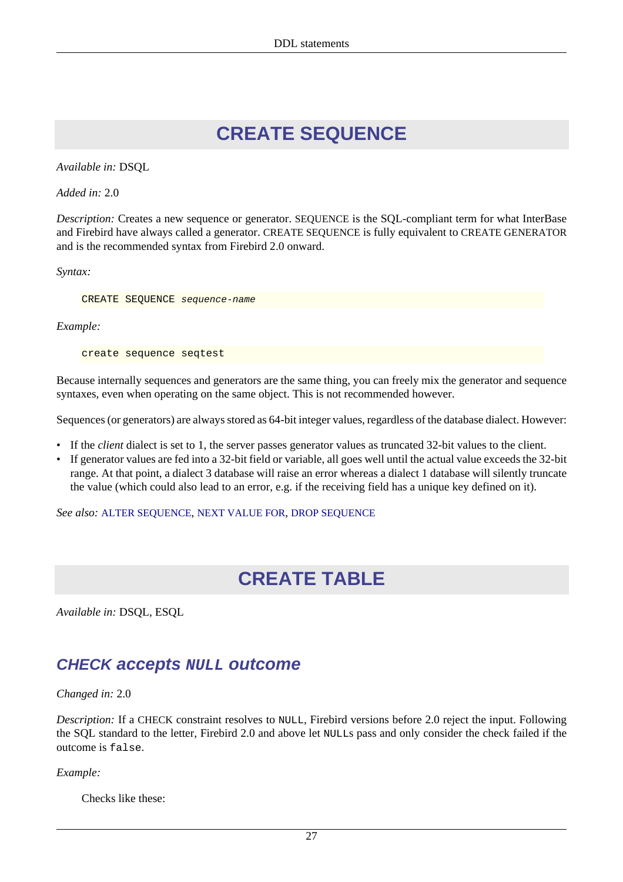## CREATE SEQUENCE

*Available in:* DSQL

*Added in:* 2.0

*Description:* Creates a new sequence or generator. SEQUENCE is the SQL-compliant term for what InterBase and Firebird have always called a generator. CREATE SEQUENCE is fully equivalent to CREATE GENERATOR and is the recommended syntax from Firebird 2.0 onward.

*Syntax:*

```
CREATE SEQUENCE sequence-name
```

*Example:*

```
create sequence seqtest
```

Because internally sequences and generators are the same thing, you can freely mix the generator and sequence syntaxes, even when operating on the same object. This is not recommended however.

Sequences (or generators) are always stored as 64-bit integer values, regardless of the database dialect. However:

- If the *client* dialect is set to 1, the server passes generator values as truncated 32-bit values to the client.
- If generator values are fed into a 32-bit field or variable, all goes well until the actual value exceeds the 32-bit range. At that point, a dialect 3 database will raise an error whereas a dialect 1 database will silently truncate the value (which could also lead to an error, e.g. if the receiving field has a unique key defined on it).

*See also:* ALTER SEQUENCE, NEXT VALUE FOR, DROP SEQUENCE

## CREATE TABLE

*Available in:* DSQL, ESQL

### *CHECK accepts `NULL` outcome*

*Changed in:* 2.0

*Description:* If a CHECK constraint resolves to `NULL`, Firebird versions before 2.0 reject the input. Following the SQL standard to the letter, Firebird 2.0 and above let `NULL`s pass and only consider the check failed if the outcome is `false`.

*Example:*

Checks like these: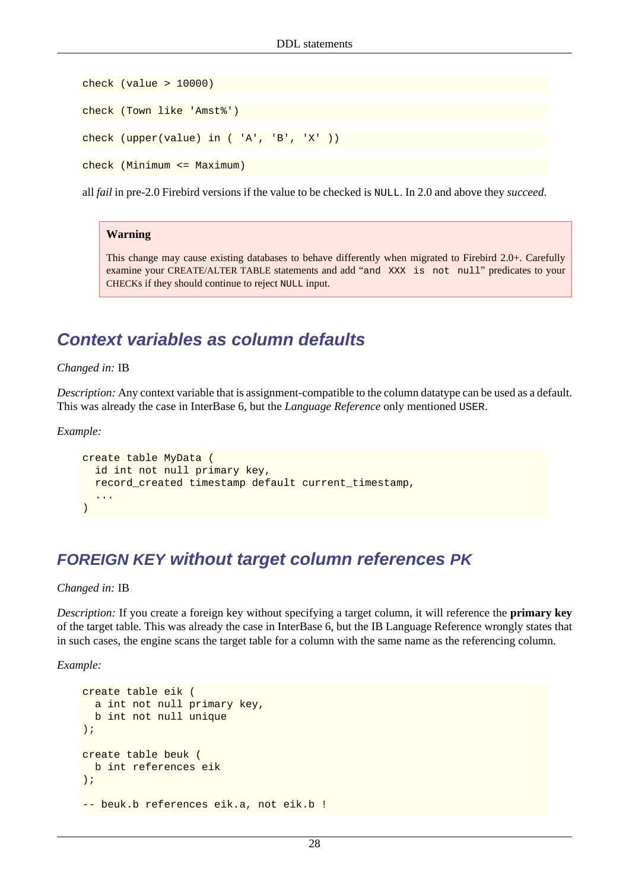```
check (value > 10000)
```

```
check (Town like 'Amst%')
```

```
check (upper(value) in ( 'A', 'B', 'X' ))
```

```
check (Minimum <= Maximum)
```

all *fail* in pre-2.0 Firebird versions if the value to be checked is `NULL`. In 2.0 and above they *succeed*.

> **Warning**
>
> This change may cause existing databases to behave differently when migrated to Firebird 2.0+. Carefully examine your CREATE/ALTER TABLE statements and add “`and XXX is not null`” predicates to your CHECKs if they should continue to reject `NULL` input.

## Context variables as column defaults

*Changed in:* IB

*Description:* Any context variable that is assignment-compatible to the column datatype can be used as a default. This was already the case in InterBase 6, but the *Language Reference* only mentioned `USER`.

*Example:*

```
create table MyData (
  id int not null primary key,
  record_created timestamp default current_timestamp,
  ...
)
```

## FOREIGN KEY without target column references PK

*Changed in:* IB

*Description:* If you create a foreign key without specifying a target column, it will reference the **primary key** of the target table. This was already the case in InterBase 6, but the IB Language Reference wrongly states that in such cases, the engine scans the target table for a column with the same name as the referencing column.

*Example:*

```
create table eik (
  a int not null primary key,
  b int not null unique
);

create table beuk (
  b int references eik
);

-- beuk.b references eik.a, not eik.b !
```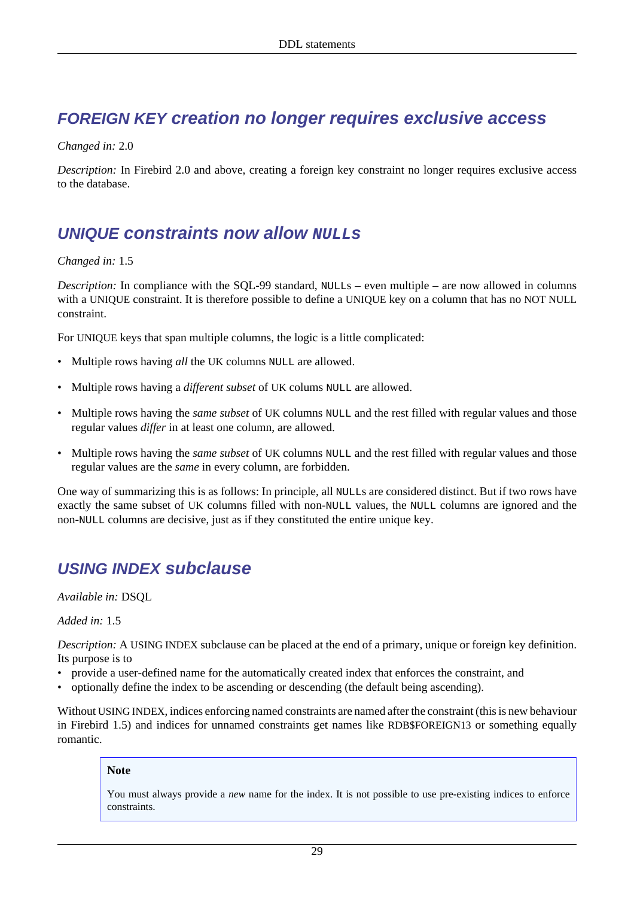## *FOREIGN KEY creation no longer requires exclusive access*

*Changed in:* 2.0

*Description:* In Firebird 2.0 and above, creating a foreign key constraint no longer requires exclusive access to the database.

## *UNIQUE constraints now allow `NULLs`*

*Changed in:* 1.5

*Description:* In compliance with the SQL-99 standard, `NULL`s – even multiple – are now allowed in columns with a UNIQUE constraint. It is therefore possible to define a UNIQUE key on a column that has no NOT NULL constraint.

For UNIQUE keys that span multiple columns, the logic is a little complicated:

- Multiple rows having *all* the UK columns `NULL` are allowed.
- Multiple rows having a *different subset* of UK colums `NULL` are allowed.
- Multiple rows having the *same subset* of UK columns `NULL` and the rest filled with regular values and those regular values *differ* in at least one column, are allowed.
- Multiple rows having the *same subset* of UK columns `NULL` and the rest filled with regular values and those regular values are the *same* in every column, are forbidden.

One way of summarizing this is as follows: In principle, all `NULL`s are considered distinct. But if two rows have exactly the same subset of UK columns filled with non-`NULL` values, the `NULL` columns are ignored and the non-`NULL` columns are decisive, just as if they constituted the entire unique key.

## *USING INDEX subclause*

*Available in:* DSQL

*Added in:* 1.5

*Description:* A USING INDEX subclause can be placed at the end of a primary, unique or foreign key definition. Its purpose is to

- provide a user-defined name for the automatically created index that enforces the constraint, and
- optionally define the index to be ascending or descending (the default being ascending).

Without USING INDEX, indices enforcing named constraints are named after the constraint (this is new behaviour in Firebird 1.5) and indices for unnamed constraints get names like RDB$FOREIGN13 or something equally romantic.

> **Note**
>
> You must always provide a *new* name for the index. It is not possible to use pre-existing indices to enforce constraints.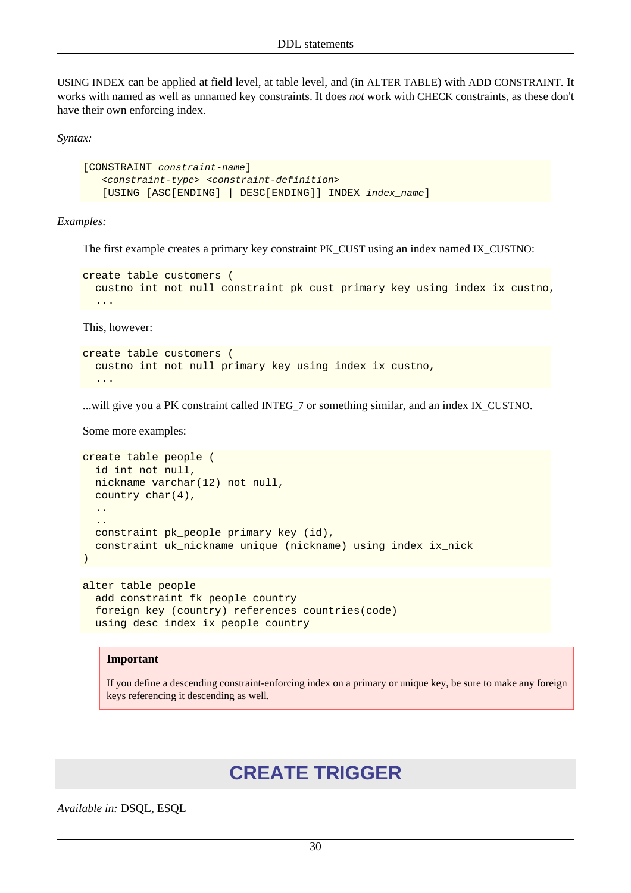USING INDEX can be applied at field level, at table level, and (in ALTER TABLE) with ADD CONSTRAINT. It works with named as well as unnamed key constraints. It does *not* work with CHECK constraints, as these don't have their own enforcing index.

*Syntax:*

```
[CONSTRAINT constraint-name]
   <constraint-type> <constraint-definition>
   [USING [ASC[ENDING] | DESC[ENDING]] INDEX index_name]
```

*Examples:*

The first example creates a primary key constraint PK_CUST using an index named IX_CUSTNO:

```
create table customers (
  custno int not null constraint pk_cust primary key using index ix_custno,
  ...
```

This, however:

```
create table customers (
  custno int not null primary key using index ix_custno,
  ...
```

...will give you a PK constraint called INTEG_7 or something similar, and an index IX_CUSTNO.

Some more examples:

```
create table people (
  id int not null,
  nickname varchar(12) not null,
  country char(4),
  ..
  ..
  constraint pk_people primary key (id),
  constraint uk_nickname unique (nickname) using index ix_nick
)
```

```
alter table people
  add constraint fk_people_country
  foreign key (country) references countries(code)
  using desc index ix_people_country
```

> **Important**
>
> If you define a descending constraint-enforcing index on a primary or unique key, be sure to make any foreign keys referencing it descending as well.

# CREATE TRIGGER

*Available in:* DSQL, ESQL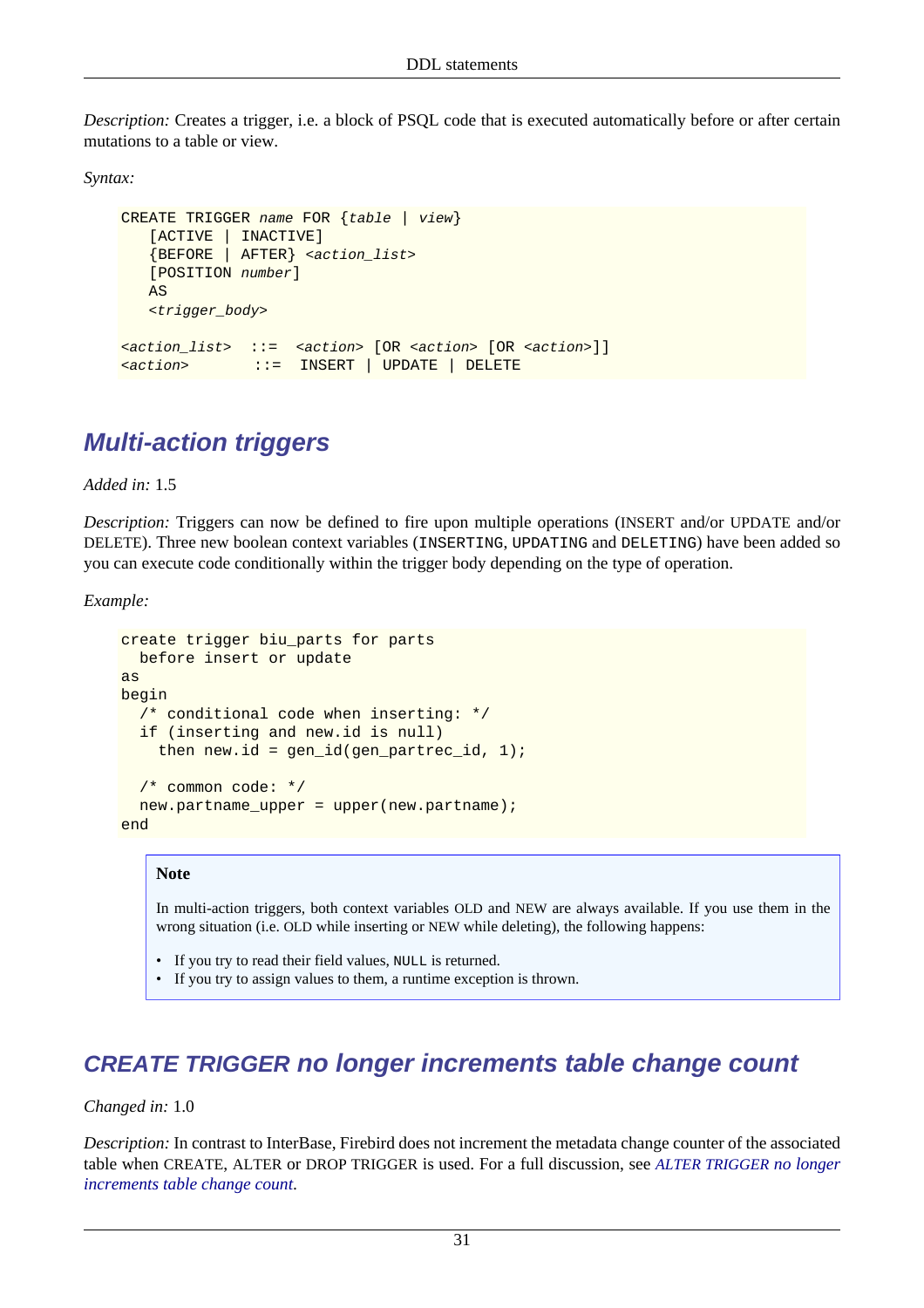*Description:* Creates a trigger, i.e. a block of PSQL code that is executed automatically before or after certain mutations to a table or view.

*Syntax:*

```
CREATE TRIGGER name FOR {table | view}
   [ACTIVE | INACTIVE]
   {BEFORE | AFTER} <action_list>
   [POSITION number]
   AS
   <trigger_body>

<action_list>  ::=  <action> [OR <action> [OR <action>]]
<action>        ::=  INSERT | UPDATE | DELETE
```

## Multi-action triggers

*Added in:* 1.5

*Description:* Triggers can now be defined to fire upon multiple operations (INSERT and/or UPDATE and/or DELETE). Three new boolean context variables (`INSERTING`, `UPDATING` and `DELETING`) have been added so you can execute code conditionally within the trigger body depending on the type of operation.

*Example:*

```
create trigger biu_parts for parts
  before insert or update
as
begin
  /* conditional code when inserting: */
  if (inserting and new.id is null)
    then new.id = gen_id(gen_partrec_id, 1);

  /* common code: */
  new.partname_upper = upper(new.partname);
end
```

> **Note**
>
> In multi-action triggers, both context variables OLD and NEW are always available. If you use them in the wrong situation (i.e. OLD while inserting or NEW while deleting), the following happens:
>
> - If you try to read their field values, `NULL` is returned.
> - If you try to assign values to them, a runtime exception is thrown.

## CREATE TRIGGER no longer increments table change count

*Changed in:* 1.0

*Description:* In contrast to InterBase, Firebird does not increment the metadata change counter of the associated table when CREATE, ALTER or DROP TRIGGER is used. For a full discussion, see *ALTER TRIGGER no longer increments table change count*.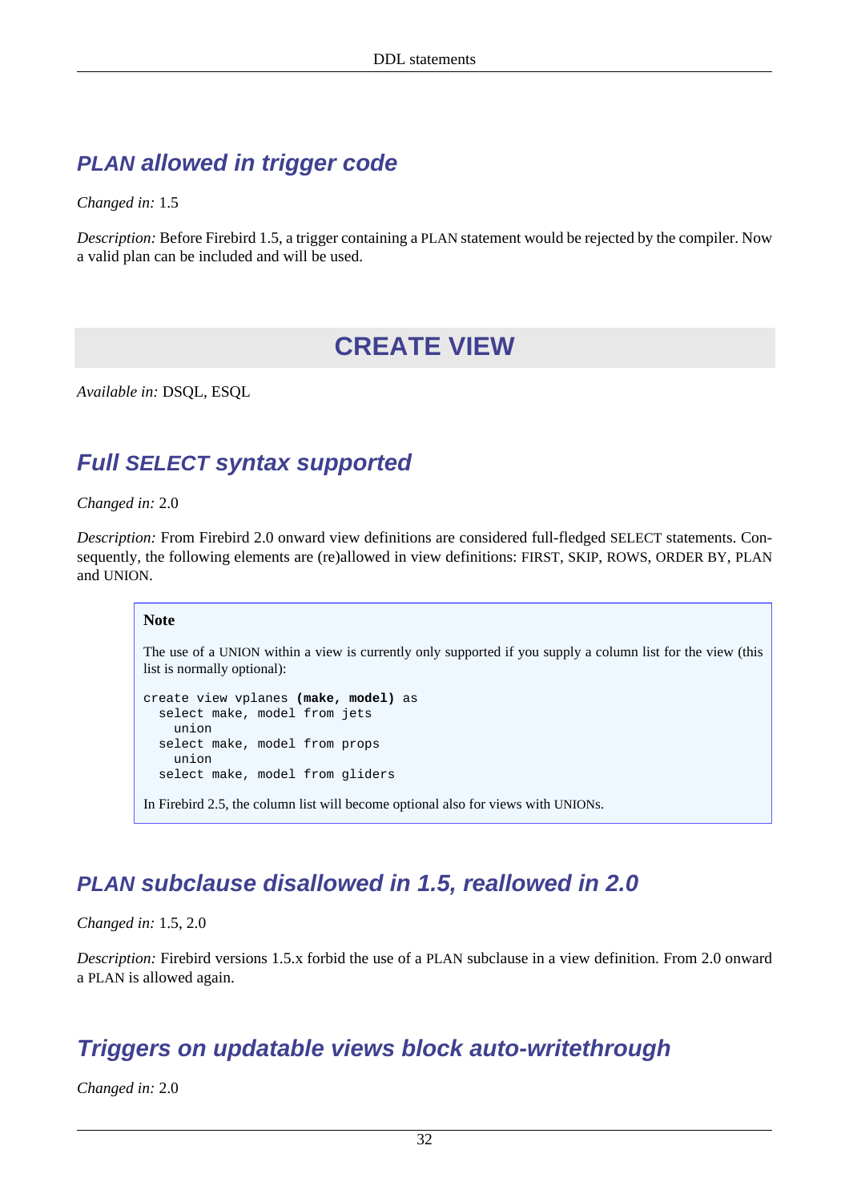### PLAN allowed in trigger code

*Changed in:* 1.5

*Description:* Before Firebird 1.5, a trigger containing a PLAN statement would be rejected by the compiler. Now a valid plan can be included and will be used.

## CREATE VIEW

*Available in:* DSQL, ESQL

### Full SELECT syntax supported

*Changed in:* 2.0

*Description:* From Firebird 2.0 onward view definitions are considered full-fledged SELECT statements. Consequently, the following elements are (re)allowed in view definitions: FIRST, SKIP, ROWS, ORDER BY, PLAN and UNION.

> **Note**
>
> The use of a UNION within a view is currently only supported if you supply a column list for the view (this list is normally optional):
>
> ```
> create view vplanes (make, model) as
>   select make, model from jets
>     union
>   select make, model from props
>     union
>   select make, model from gliders
> ```
>
> In Firebird 2.5, the column list will become optional also for views with UNIONs.

### PLAN subclause disallowed in 1.5, reallowed in 2.0

*Changed in:* 1.5, 2.0

*Description:* Firebird versions 1.5.x forbid the use of a PLAN subclause in a view definition. From 2.0 onward a PLAN is allowed again.

### Triggers on updatable views block auto-writethrough

*Changed in:* 2.0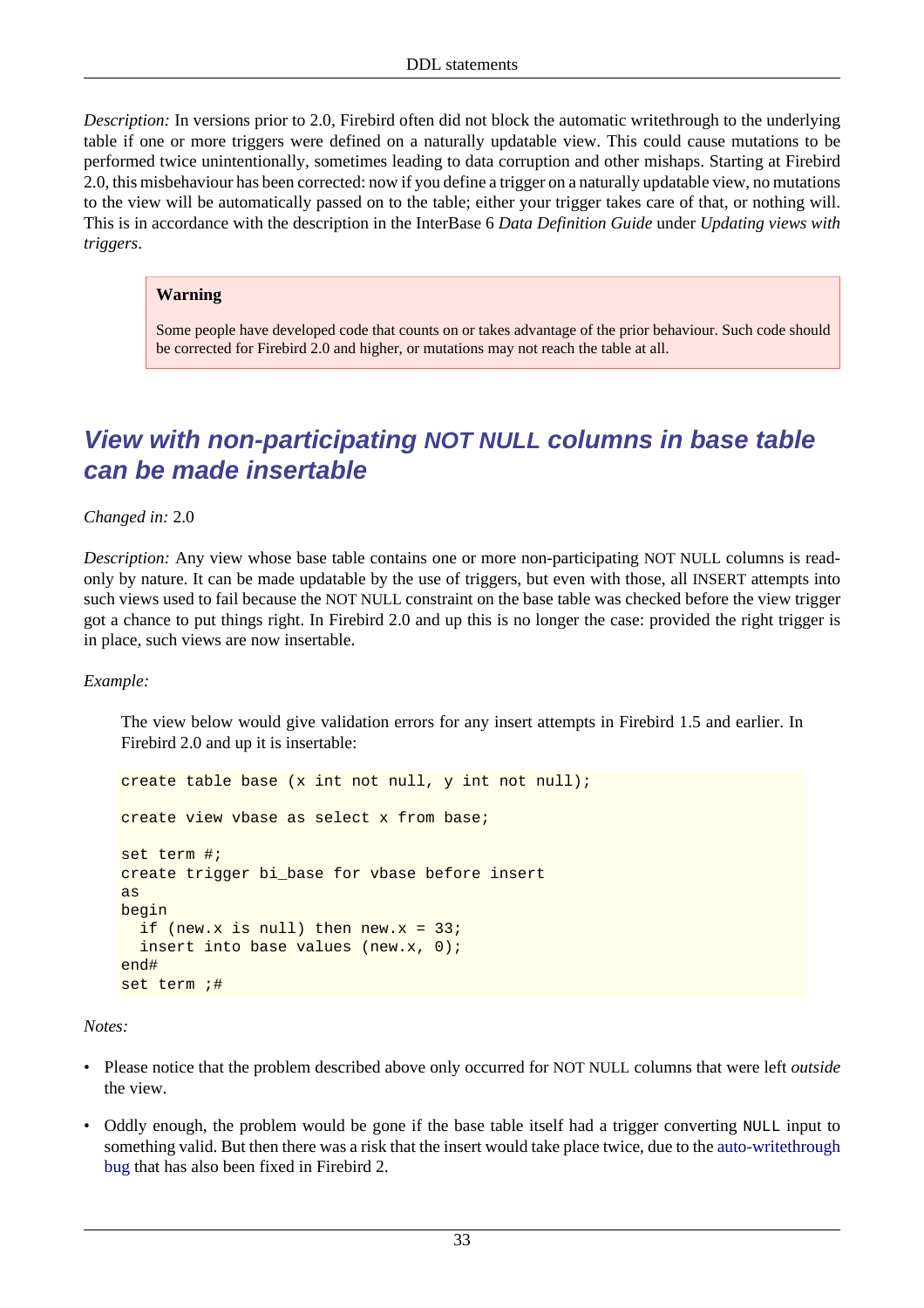*Description:* In versions prior to 2.0, Firebird often did not block the automatic writethrough to the underlying table if one or more triggers were defined on a naturally updatable view. This could cause mutations to be performed twice unintentionally, sometimes leading to data corruption and other mishaps. Starting at Firebird 2.0, this misbehaviour has been corrected: now if you define a trigger on a naturally updatable view, no mutations to the view will be automatically passed on to the table; either your trigger takes care of that, or nothing will. This is in accordance with the description in the InterBase 6 *Data Definition Guide* under *Updating views with triggers*.

> **Warning**
>
> Some people have developed code that counts on or takes advantage of the prior behaviour. Such code should be corrected for Firebird 2.0 and higher, or mutations may not reach the table at all.

## View with non-participating NOT NULL columns in base table can be made insertable

*Changed in:* 2.0

*Description:* Any view whose base table contains one or more non-participating NOT NULL columns is read-only by nature. It can be made updatable by the use of triggers, but even with those, all INSERT attempts into such views used to fail because the NOT NULL constraint on the base table was checked before the view trigger got a chance to put things right. In Firebird 2.0 and up this is no longer the case: provided the right trigger is in place, such views are now insertable.

*Example:*

The view below would give validation errors for any insert attempts in Firebird 1.5 and earlier. In Firebird 2.0 and up it is insertable:

```
create table base (x int not null, y int not null);

create view vbase as select x from base;

set term #;
create trigger bi_base for vbase before insert
as
begin
  if (new.x is null) then new.x = 33;
  insert into base values (new.x, 0);
end#
set term ;#
```

*Notes:*

- Please notice that the problem described above only occurred for NOT NULL columns that were left *outside* the view.
- Oddly enough, the problem would be gone if the base table itself had a trigger converting `NULL` input to something valid. But then there was a risk that the insert would take place twice, due to the auto-writethrough bug that has also been fixed in Firebird 2.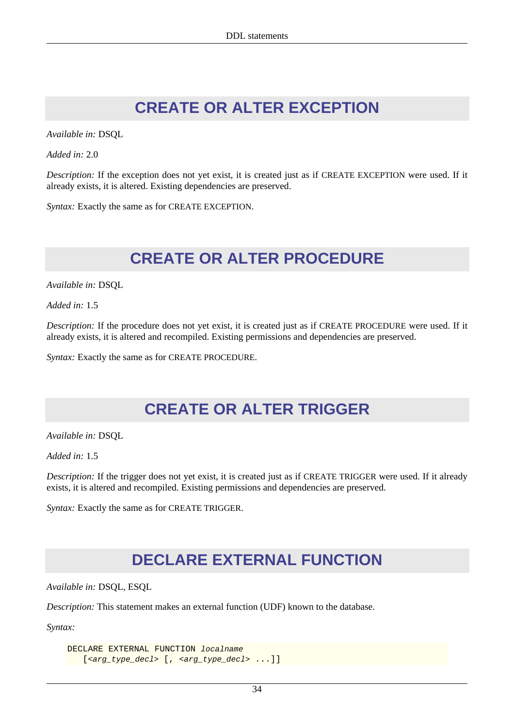## CREATE OR ALTER EXCEPTION

*Available in:* DSQL

*Added in:* 2.0

*Description:* If the exception does not yet exist, it is created just as if CREATE EXCEPTION were used. If it already exists, it is altered. Existing dependencies are preserved.

*Syntax:* Exactly the same as for CREATE EXCEPTION.

## CREATE OR ALTER PROCEDURE

*Available in:* DSQL

*Added in:* 1.5

*Description:* If the procedure does not yet exist, it is created just as if CREATE PROCEDURE were used. If it already exists, it is altered and recompiled. Existing permissions and dependencies are preserved.

*Syntax:* Exactly the same as for CREATE PROCEDURE.

## CREATE OR ALTER TRIGGER

*Available in:* DSQL

*Added in:* 1.5

*Description:* If the trigger does not yet exist, it is created just as if CREATE TRIGGER were used. If it already exists, it is altered and recompiled. Existing permissions and dependencies are preserved.

*Syntax:* Exactly the same as for CREATE TRIGGER.

## DECLARE EXTERNAL FUNCTION

*Available in:* DSQL, ESQL

*Description:* This statement makes an external function (UDF) known to the database.

*Syntax:*

```
DECLARE EXTERNAL FUNCTION localname
   [<arg_type_decl> [, <arg_type_decl> ...]]
```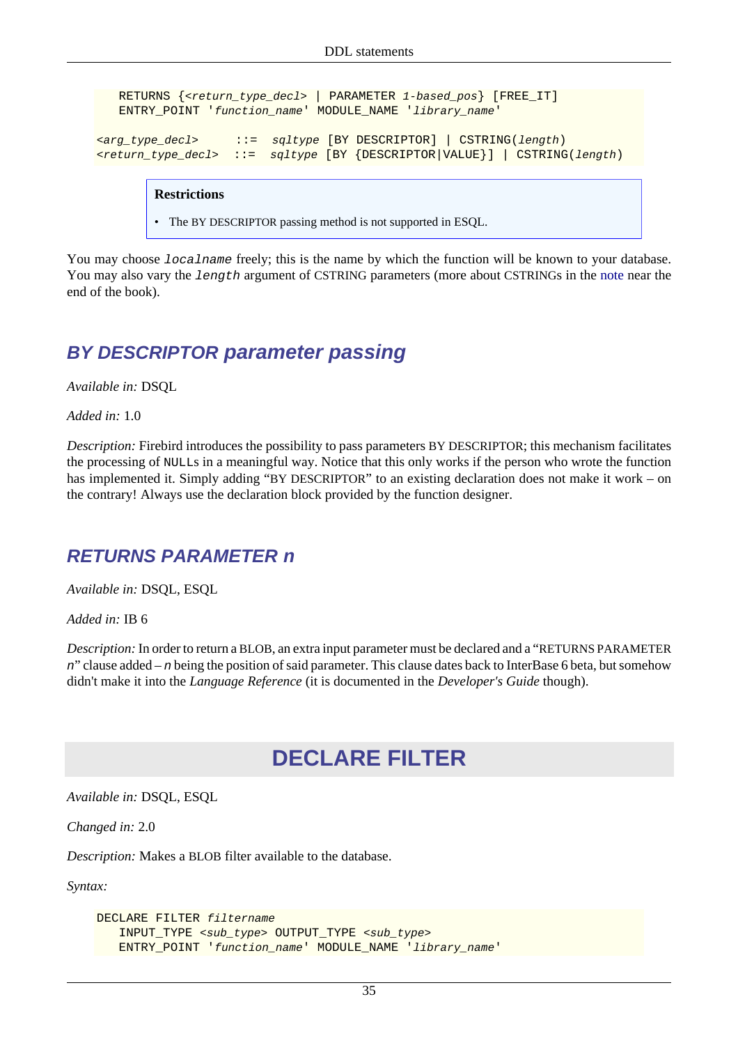```
   RETURNS {<return_type_decl> | PARAMETER 1-based_pos} [FREE_IT]
   ENTRY_POINT 'function_name' MODULE_NAME 'library_name'

<arg_type_decl>     ::=  sqltype [BY DESCRIPTOR] | CSTRING(length)
<return_type_decl>  ::=  sqltype [BY {DESCRIPTOR|VALUE}] | CSTRING(length)
```

> **Restrictions**
>
> - The BY DESCRIPTOR passing method is not supported in ESQL.

You may choose `localname` freely; this is the name by which the function will be known to your database. You may also vary the `length` argument of CSTRING parameters (more about CSTRINGs in the note near the end of the book).

### *BY DESCRIPTOR parameter passing*

*Available in:* DSQL

*Added in:* 1.0

*Description:* Firebird introduces the possibility to pass parameters BY DESCRIPTOR; this mechanism facilitates the processing of NULLs in a meaningful way. Notice that this only works if the person who wrote the function has implemented it. Simply adding “BY DESCRIPTOR” to an existing declaration does not make it work – on the contrary! Always use the declaration block provided by the function designer.

### *RETURNS PARAMETER n*

*Available in:* DSQL, ESQL

*Added in:* IB 6

*Description:* In order to return a BLOB, an extra input parameter must be declared and a “RETURNS PARAMETER *n*” clause added – *n* being the position of said parameter. This clause dates back to InterBase 6 beta, but somehow didn't make it into the *Language Reference* (it is documented in the *Developer's Guide* though).

## DECLARE FILTER

*Available in:* DSQL, ESQL

*Changed in:* 2.0

*Description:* Makes a BLOB filter available to the database.

*Syntax:*

```
DECLARE FILTER filtername
   INPUT_TYPE <sub_type> OUTPUT_TYPE <sub_type>
   ENTRY_POINT 'function_name' MODULE_NAME 'library_name'
```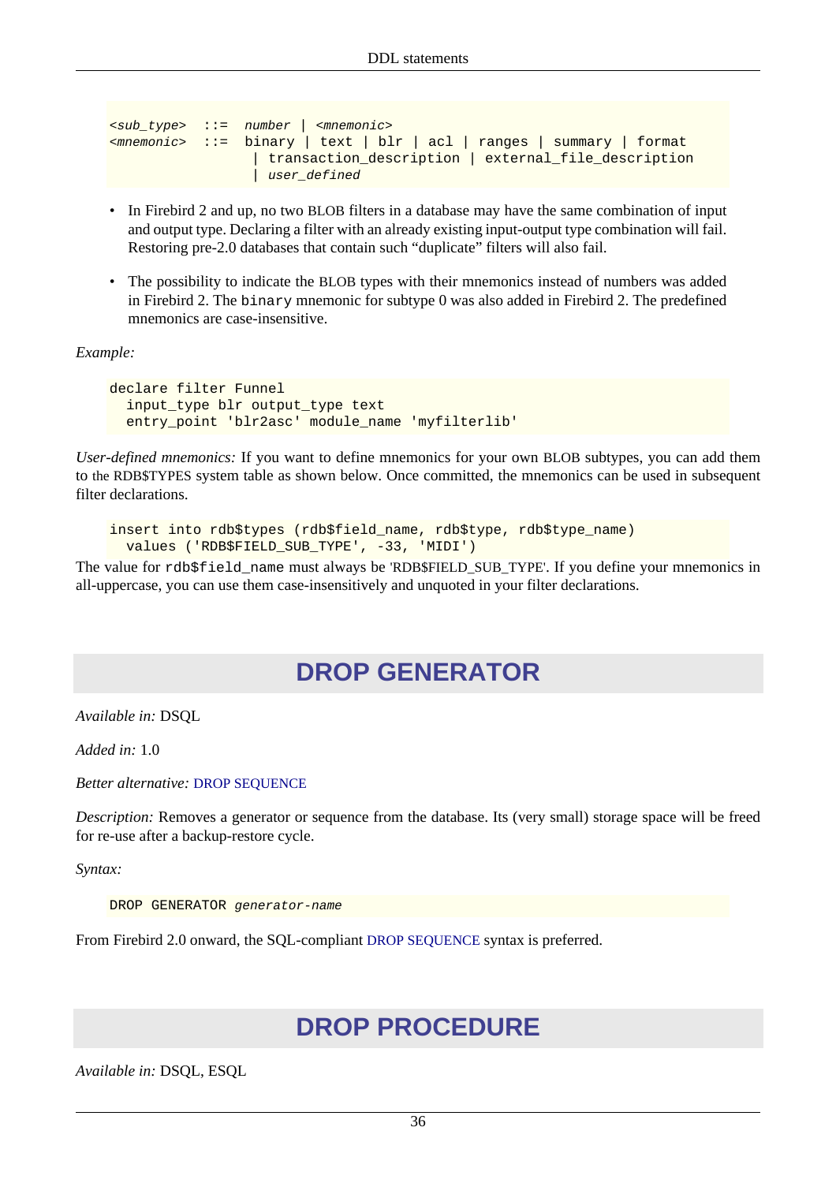```
<sub_type>  ::=  number | <mnemonic>
<mnemonic>  ::=  binary | text | blr | acl | ranges | summary | format
                 | transaction_description | external_file_description
                 | user_defined
```

- In Firebird 2 and up, no two BLOB filters in a database may have the same combination of input and output type. Declaring a filter with an already existing input-output type combination will fail. Restoring pre-2.0 databases that contain such “duplicate” filters will also fail.
- The possibility to indicate the BLOB types with their mnemonics instead of numbers was added in Firebird 2. The `binary` mnemonic for subtype 0 was also added in Firebird 2. The predefined mnemonics are case-insensitive.

*Example:*

```
declare filter Funnel
  input_type blr output_type text
  entry_point 'blr2asc' module_name 'myfilterlib'
```

*User-defined mnemonics:* If you want to define mnemonics for your own BLOB subtypes, you can add them to the RDB$TYPES system table as shown below. Once committed, the mnemonics can be used in subsequent filter declarations.

```
insert into rdb$types (rdb$field_name, rdb$type, rdb$type_name)
  values ('RDB$FIELD_SUB_TYPE', -33, 'MIDI')
```

The value for `rdb$field_name` must always be 'RDB$FIELD_SUB_TYPE'. If you define your mnemonics in all-uppercase, you can use them case-insensitively and unquoted in your filter declarations.

# DROP GENERATOR

*Available in:* DSQL

*Added in:* 1.0

*Better alternative:* DROP SEQUENCE

*Description:* Removes a generator or sequence from the database. Its (very small) storage space will be freed for re-use after a backup-restore cycle.

*Syntax:*

```
DROP GENERATOR generator-name
```

From Firebird 2.0 onward, the SQL-compliant DROP SEQUENCE syntax is preferred.

# DROP PROCEDURE

*Available in:* DSQL, ESQL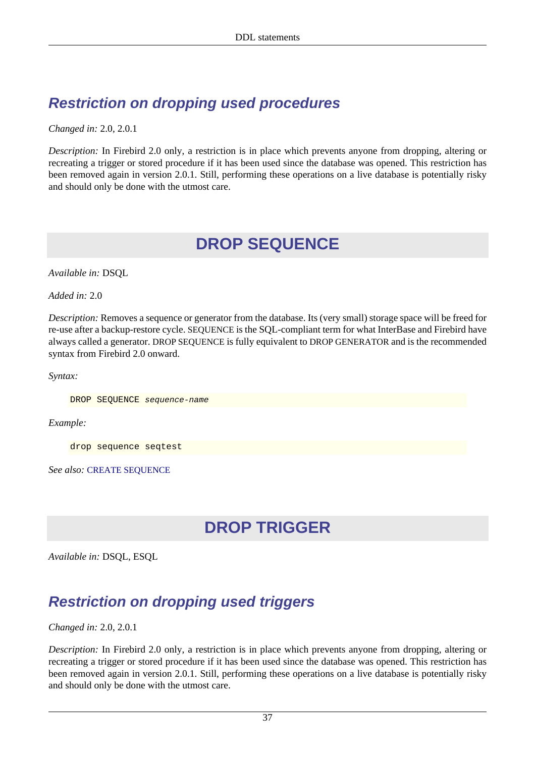### Restriction on dropping used procedures

*Changed in:* 2.0, 2.0.1

*Description:* In Firebird 2.0 only, a restriction is in place which prevents anyone from dropping, altering or recreating a trigger or stored procedure if it has been used since the database was opened. This restriction has been removed again in version 2.0.1. Still, performing these operations on a live database is potentially risky and should only be done with the utmost care.

## DROP SEQUENCE

*Available in:* DSQL

*Added in:* 2.0

*Description:* Removes a sequence or generator from the database. Its (very small) storage space will be freed for re-use after a backup-restore cycle. SEQUENCE is the SQL-compliant term for what InterBase and Firebird have always called a generator. DROP SEQUENCE is fully equivalent to DROP GENERATOR and is the recommended syntax from Firebird 2.0 onward.

*Syntax:*

```
DROP SEQUENCE sequence-name
```

*Example:*

```
drop sequence seqtest
```

*See also:* CREATE SEQUENCE

## DROP TRIGGER

*Available in:* DSQL, ESQL

### Restriction on dropping used triggers

*Changed in:* 2.0, 2.0.1

*Description:* In Firebird 2.0 only, a restriction is in place which prevents anyone from dropping, altering or recreating a trigger or stored procedure if it has been used since the database was opened. This restriction has been removed again in version 2.0.1. Still, performing these operations on a live database is potentially risky and should only be done with the utmost care.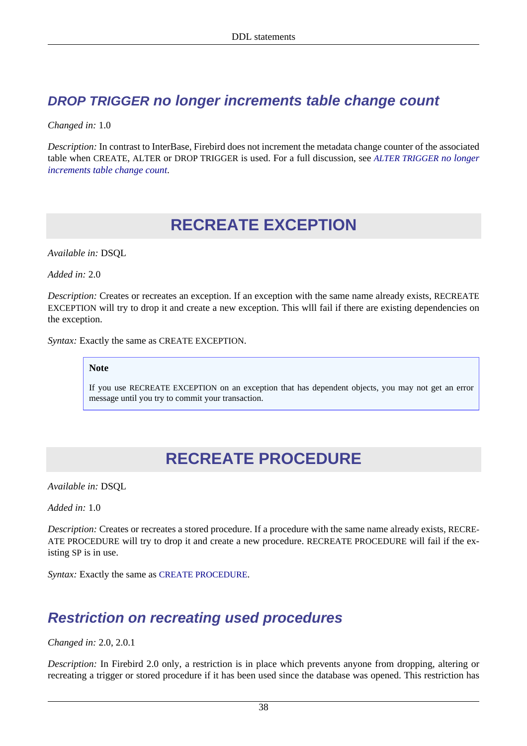### DROP TRIGGER no longer increments table change count

*Changed in:* 1.0

*Description:* In contrast to InterBase, Firebird does not increment the metadata change counter of the associated table when CREATE, ALTER or DROP TRIGGER is used. For a full discussion, see *ALTER TRIGGER no longer increments table change count*.

## RECREATE EXCEPTION

*Available in:* DSQL

*Added in:* 2.0

*Description:* Creates or recreates an exception. If an exception with the same name already exists, RECREATE EXCEPTION will try to drop it and create a new exception. This wlll fail if there are existing dependencies on the exception.

*Syntax:* Exactly the same as CREATE EXCEPTION.

> **Note**
>
> If you use RECREATE EXCEPTION on an exception that has dependent objects, you may not get an error message until you try to commit your transaction.

## RECREATE PROCEDURE

*Available in:* DSQL

*Added in:* 1.0

*Description:* Creates or recreates a stored procedure. If a procedure with the same name already exists, RECREATE PROCEDURE will try to drop it and create a new procedure. RECREATE PROCEDURE will fail if the existing SP is in use.

*Syntax:* Exactly the same as CREATE PROCEDURE.

### Restriction on recreating used procedures

*Changed in:* 2.0, 2.0.1

*Description:* In Firebird 2.0 only, a restriction is in place which prevents anyone from dropping, altering or recreating a trigger or stored procedure if it has been used since the database was opened. This restriction has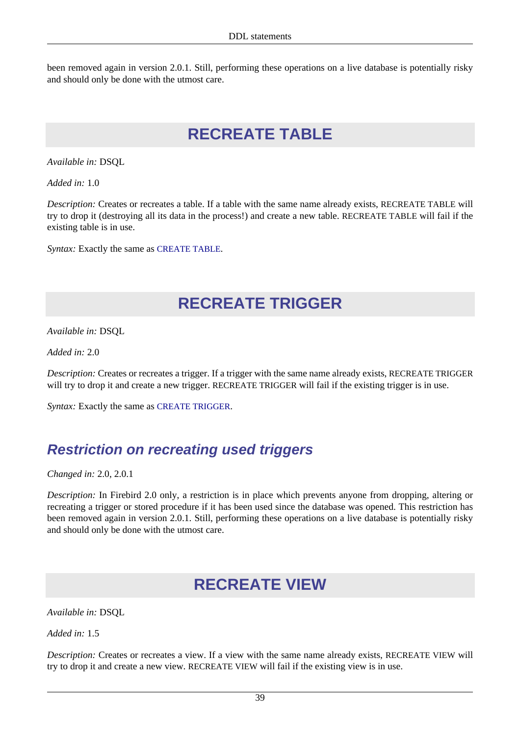been removed again in version 2.0.1. Still, performing these operations on a live database is potentially risky and should only be done with the utmost care.

## RECREATE TABLE

*Available in:* DSQL

*Added in:* 1.0

*Description:* Creates or recreates a table. If a table with the same name already exists, RECREATE TABLE will try to drop it (destroying all its data in the process!) and create a new table. RECREATE TABLE will fail if the existing table is in use.

*Syntax:* Exactly the same as CREATE TABLE.

## RECREATE TRIGGER

*Available in:* DSQL

*Added in:* 2.0

*Description:* Creates or recreates a trigger. If a trigger with the same name already exists, RECREATE TRIGGER will try to drop it and create a new trigger. RECREATE TRIGGER will fail if the existing trigger is in use.

*Syntax:* Exactly the same as CREATE TRIGGER.

### *Restriction on recreating used triggers*

*Changed in:* 2.0, 2.0.1

*Description:* In Firebird 2.0 only, a restriction is in place which prevents anyone from dropping, altering or recreating a trigger or stored procedure if it has been used since the database was opened. This restriction has been removed again in version 2.0.1. Still, performing these operations on a live database is potentially risky and should only be done with the utmost care.

## RECREATE VIEW

*Available in:* DSQL

*Added in:* 1.5

*Description:* Creates or recreates a view. If a view with the same name already exists, RECREATE VIEW will try to drop it and create a new view. RECREATE VIEW will fail if the existing view is in use.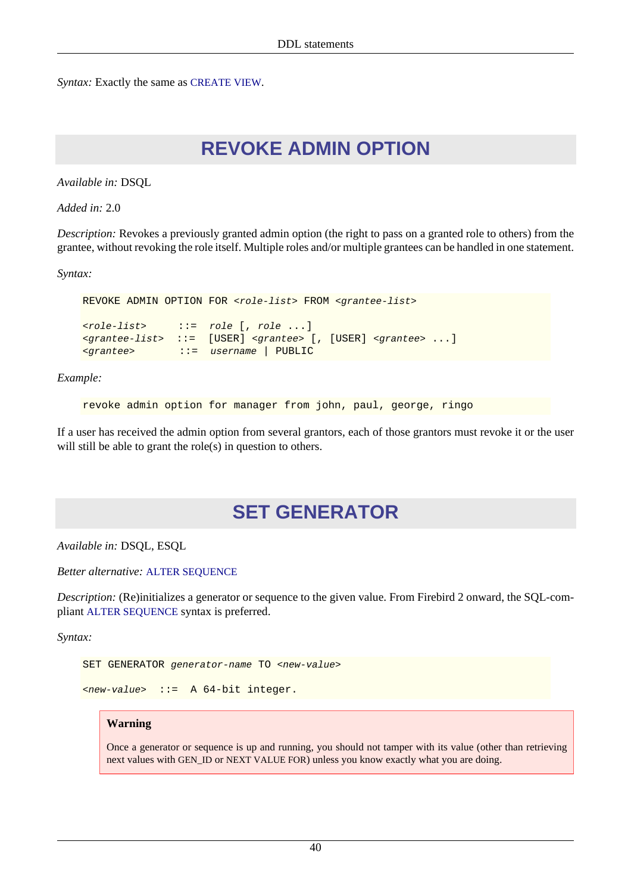*Syntax:* Exactly the same as CREATE VIEW.

## REVOKE ADMIN OPTION

*Available in:* DSQL

*Added in:* 2.0

*Description:* Revokes a previously granted admin option (the right to pass on a granted role to others) from the grantee, without revoking the role itself. Multiple roles and/or multiple grantees can be handled in one statement.

*Syntax:*

```
REVOKE ADMIN OPTION FOR <role-list> FROM <grantee-list>

<role-list>     ::=  role [, role ...]
<grantee-list>  ::=  [USER] <grantee> [, [USER] <grantee> ...]
<grantee>       ::=  username | PUBLIC
```

*Example:*

```
revoke admin option for manager from john, paul, george, ringo
```

If a user has received the admin option from several grantors, each of those grantors must revoke it or the user will still be able to grant the role(s) in question to others.

## SET GENERATOR

*Available in:* DSQL, ESQL

*Better alternative:* ALTER SEQUENCE

*Description:* (Re)initializes a generator or sequence to the given value. From Firebird 2 onward, the SQL-compliant ALTER SEQUENCE syntax is preferred.

*Syntax:*

```
SET GENERATOR generator-name TO <new-value>

<new-value>  ::=  A 64-bit integer.
```

> **Warning**
>
> Once a generator or sequence is up and running, you should not tamper with its value (other than retrieving next values with GEN_ID or NEXT VALUE FOR) unless you know exactly what you are doing.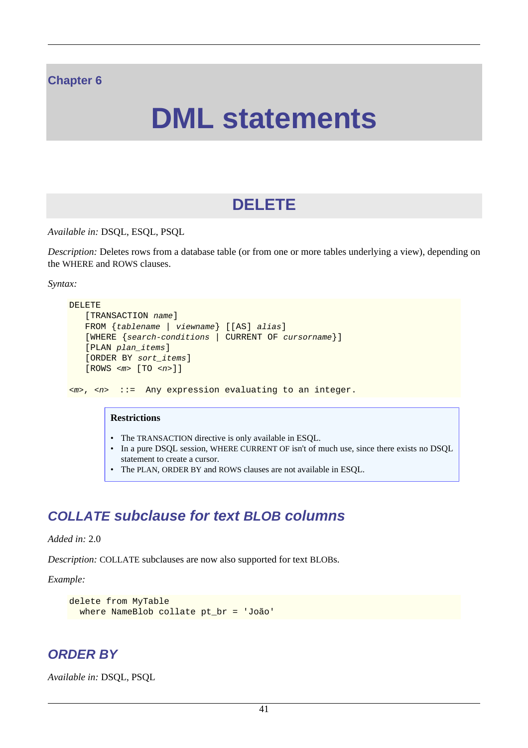# Chapter 6

# DML statements

## DELETE

*Available in:* DSQL, ESQL, PSQL

*Description:* Deletes rows from a database table (or from one or more tables underlying a view), depending on the WHERE and ROWS clauses.

*Syntax:*

```
DELETE
   [TRANSACTION name]
   FROM {tablename | viewname} [[AS] alias]
   [WHERE {search-conditions | CURRENT OF cursorname}]
   [PLAN plan_items]
   [ORDER BY sort_items]
   [ROWS <m> [TO <n>]]

<m>, <n>  ::=  Any expression evaluating to an integer.
```

> **Restrictions**
>
> - The TRANSACTION directive is only available in ESQL.
> - In a pure DSQL session, WHERE CURRENT OF isn't of much use, since there exists no DSQL statement to create a cursor.
> - The PLAN, ORDER BY and ROWS clauses are not available in ESQL.

### COLLATE subclause for text BLOB columns

*Added in:* 2.0

*Description:* COLLATE subclauses are now also supported for text BLOBs.

*Example:*

```
delete from MyTable
  where NameBlob collate pt_br = 'João'
```

### ORDER BY

*Available in:* DSQL, PSQL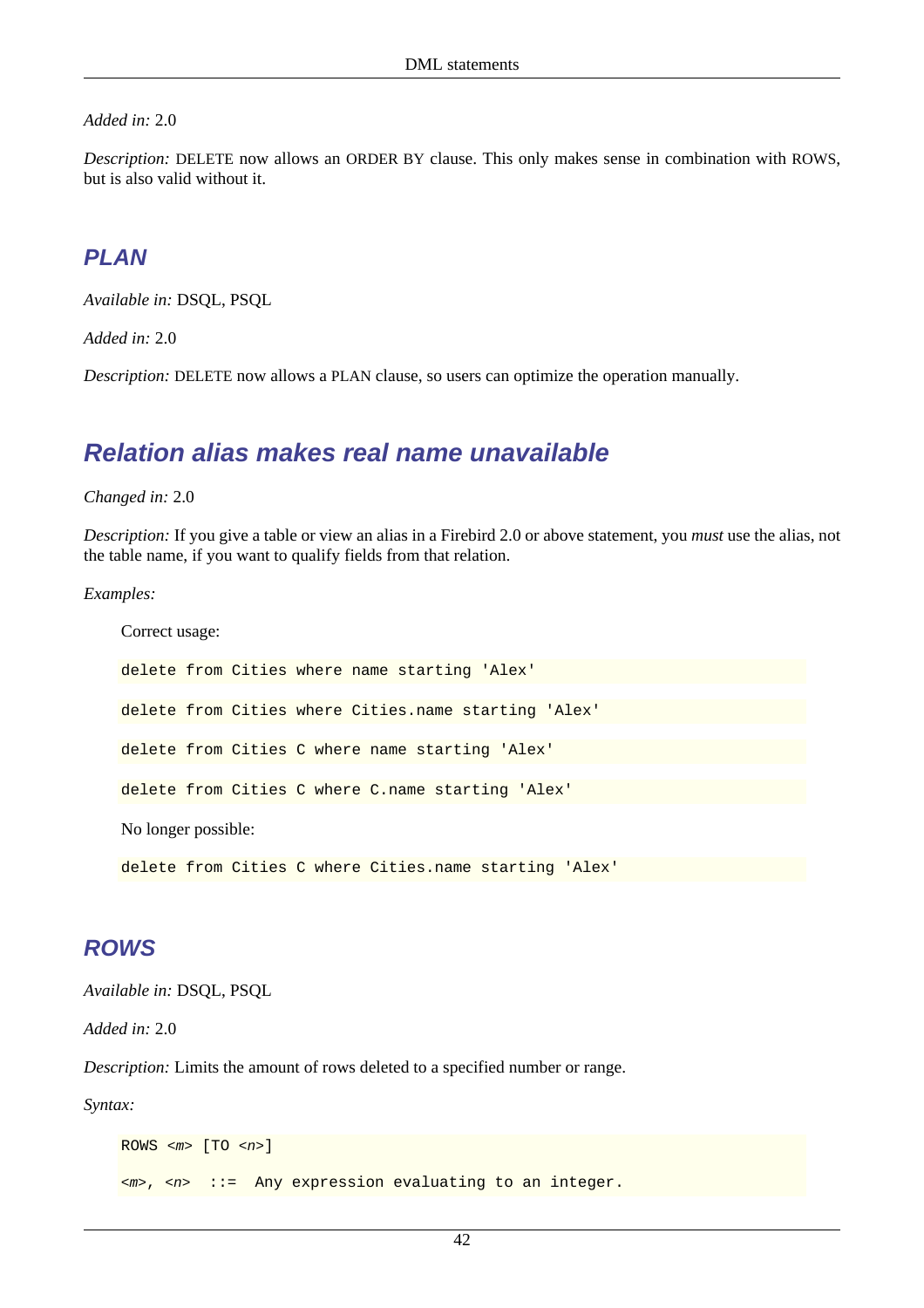*Added in:* 2.0

*Description:* DELETE now allows an ORDER BY clause. This only makes sense in combination with ROWS, but is also valid without it.

### PLAN

*Available in:* DSQL, PSQL

*Added in:* 2.0

*Description:* DELETE now allows a PLAN clause, so users can optimize the operation manually.

## Relation alias makes real name unavailable

*Changed in:* 2.0

*Description:* If you give a table or view an alias in a Firebird 2.0 or above statement, you *must* use the alias, not the table name, if you want to qualify fields from that relation.

*Examples:*

Correct usage:

```
delete from Cities where name starting 'Alex'
```

```
delete from Cities where Cities.name starting 'Alex'
```

```
delete from Cities C where name starting 'Alex'
```

```
delete from Cities C where C.name starting 'Alex'
```

No longer possible:

```
delete from Cities C where Cities.name starting 'Alex'
```

### ROWS

*Available in:* DSQL, PSQL

*Added in:* 2.0

*Description:* Limits the amount of rows deleted to a specified number or range.

*Syntax:*

```
ROWS <m> [TO <n>]

<m>, <n>  ::=  Any expression evaluating to an integer.
```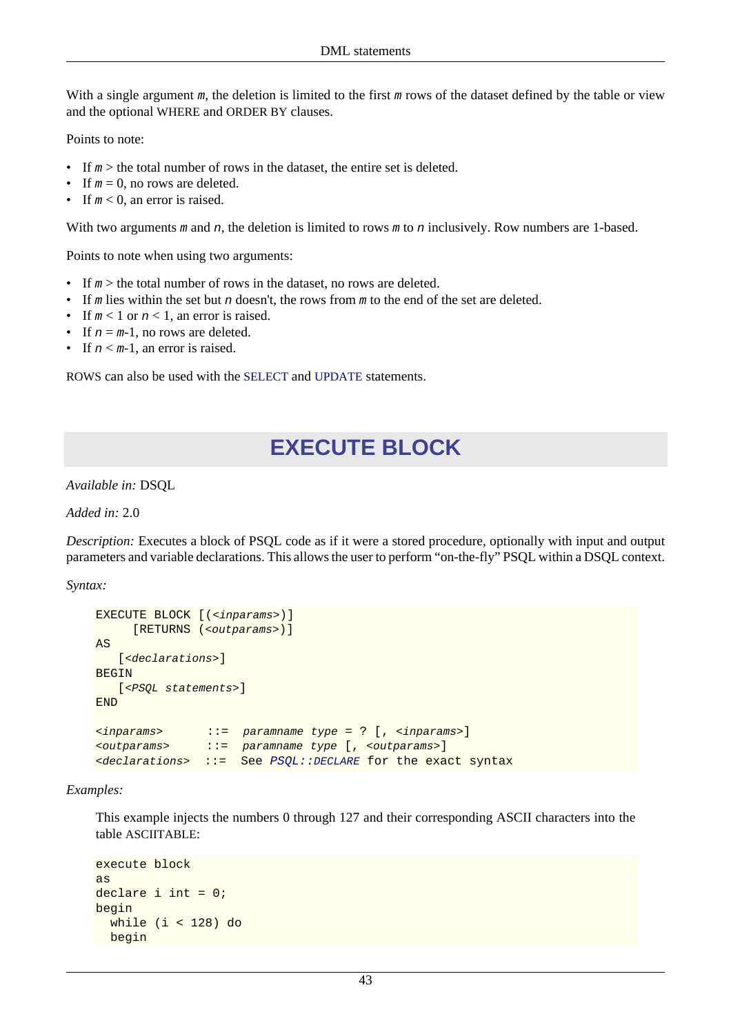With a single argument *m*, the deletion is limited to the first *m* rows of the dataset defined by the table or view and the optional WHERE and ORDER BY clauses.

Points to note:

- If *m* > the total number of rows in the dataset, the entire set is deleted.
- If *m* = 0, no rows are deleted.
- If *m* < 0, an error is raised.

With two arguments *m* and *n*, the deletion is limited to rows *m* to *n* inclusively. Row numbers are 1-based.

Points to note when using two arguments:

- If *m* > the total number of rows in the dataset, no rows are deleted.
- If *m* lies within the set but *n* doesn't, the rows from *m* to the end of the set are deleted.
- If *m* < 1 or *n* < 1, an error is raised.
- If *n* = *m*-1, no rows are deleted.
- If *n* < *m*-1, an error is raised.

ROWS can also be used with the SELECT and UPDATE statements.

# EXECUTE BLOCK

*Available in:* DSQL

*Added in:* 2.0

*Description:* Executes a block of PSQL code as if it were a stored procedure, optionally with input and output parameters and variable declarations. This allows the user to perform "on-the-fly" PSQL within a DSQL context.

*Syntax:*

```
EXECUTE BLOCK [(<inparams>)]
     [RETURNS (<outparams>)]
AS
   [<declarations>]
BEGIN
   [<PSQL statements>]
END

<inparams>      ::=  paramname type = ? [, <inparams>]
<outparams>     ::=  paramname type [, <outparams>]
<declarations>  ::=  See PSQL::DECLARE for the exact syntax
```

*Examples:*

This example injects the numbers 0 through 127 and their corresponding ASCII characters into the table ASCIITABLE:

```
execute block
as
declare i int = 0;
begin
  while (i < 128) do
  begin
```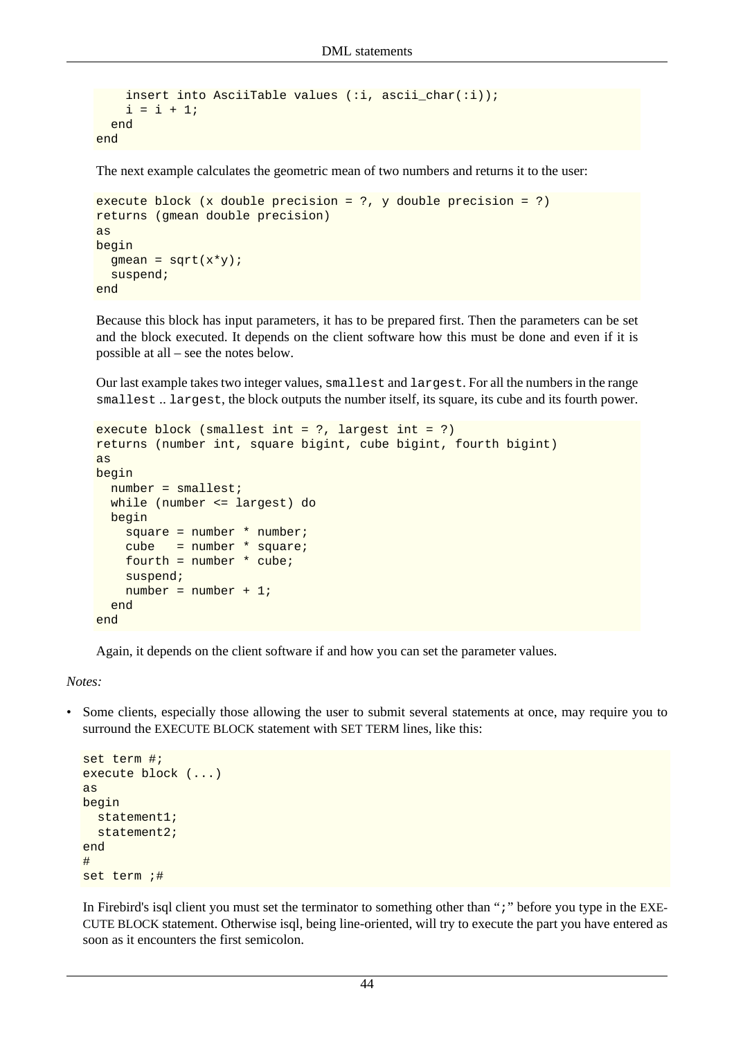```
    insert into AsciiTable values (:i, ascii_char(:i));
    i = i + 1;
  end
end
```

The next example calculates the geometric mean of two numbers and returns it to the user:

```
execute block (x double precision = ?, y double precision = ?)
returns (gmean double precision)
as
begin
  gmean = sqrt(x*y);
  suspend;
end
```

Because this block has input parameters, it has to be prepared first. Then the parameters can be set and the block executed. It depends on the client software how this must be done and even if it is possible at all – see the notes below.

Our last example takes two integer values, `smallest` and `largest`. For all the numbers in the range `smallest` .. `largest`, the block outputs the number itself, its square, its cube and its fourth power.

```
execute block (smallest int = ?, largest int = ?)
returns (number int, square bigint, cube bigint, fourth bigint)
as
begin
  number = smallest;
  while (number <= largest) do
  begin
    square = number * number;
    cube   = number * square;
    fourth = number * cube;
    suspend;
    number = number + 1;
  end
end
```

Again, it depends on the client software if and how you can set the parameter values.

*Notes:*

- Some clients, especially those allowing the user to submit several statements at once, may require you to surround the EXECUTE BLOCK statement with SET TERM lines, like this:

```
set term #;
execute block (...)
as
begin
  statement1;
  statement2;
end
#
set term ;#
```

In Firebird's isql client you must set the terminator to something other than "`;`" before you type in the EXECUTE BLOCK statement. Otherwise isql, being line-oriented, will try to execute the part you have entered as soon as it encounters the first semicolon.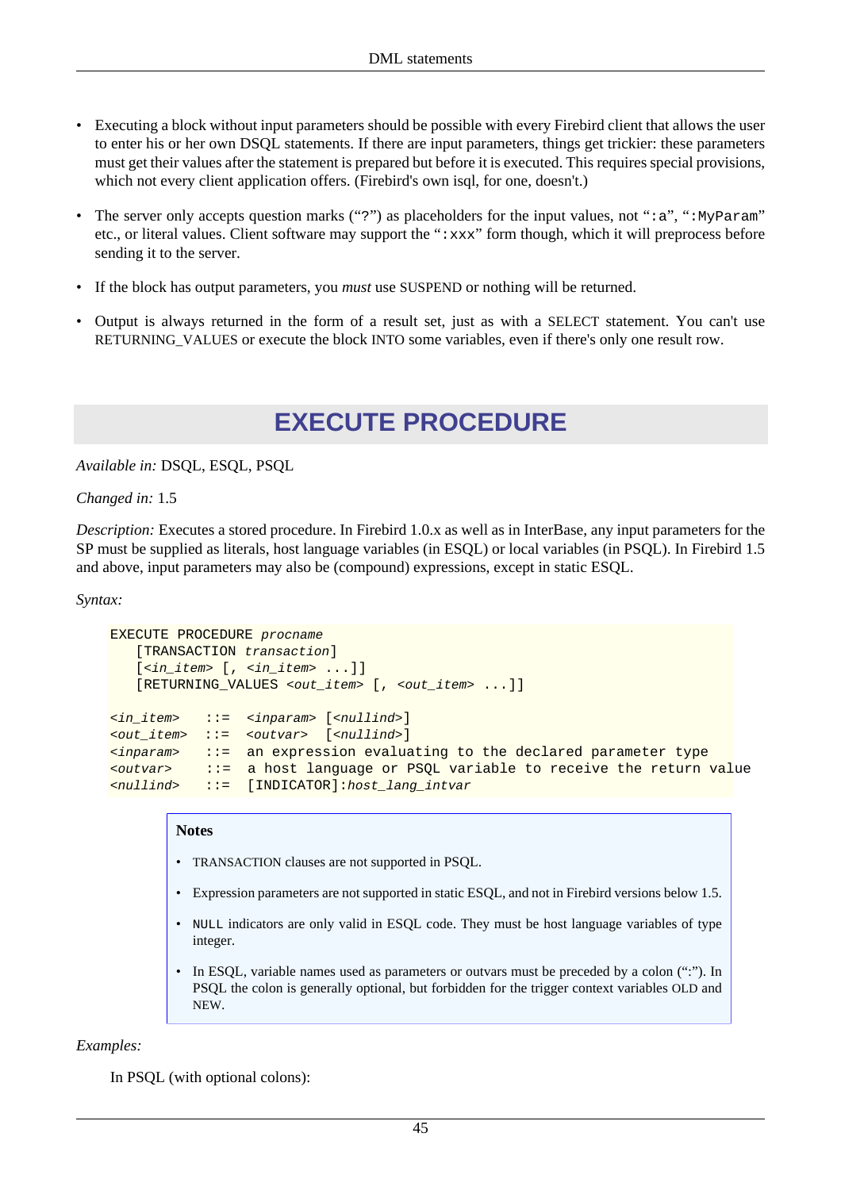- Executing a block without input parameters should be possible with every Firebird client that allows the user to enter his or her own DSQL statements. If there are input parameters, things get trickier: these parameters must get their values after the statement is prepared but before it is executed. This requires special provisions, which not every client application offers. (Firebird's own isql, for one, doesn't.)

- The server only accepts question marks ("`?`") as placeholders for the input values, not "`:a`", "`:MyParam`" etc., or literal values. Client software may support the "`:xxx`" form though, which it will preprocess before sending it to the server.

- If the block has output parameters, you *must* use SUSPEND or nothing will be returned.

- Output is always returned in the form of a result set, just as with a SELECT statement. You can't use RETURNING_VALUES or execute the block INTO some variables, even if there's only one result row.

## EXECUTE PROCEDURE

*Available in:* DSQL, ESQL, PSQL

*Changed in:* 1.5

*Description:* Executes a stored procedure. In Firebird 1.0.x as well as in InterBase, any input parameters for the SP must be supplied as literals, host language variables (in ESQL) or local variables (in PSQL). In Firebird 1.5 and above, input parameters may also be (compound) expressions, except in static ESQL.

*Syntax:*

```
EXECUTE PROCEDURE procname
   [TRANSACTION transaction]
   [<in_item> [, <in_item> ...]]
   [RETURNING_VALUES <out_item> [, <out_item> ...]]

<in_item>   ::=  <inparam> [<nullind>]
<out_item>  ::=  <outvar>  [<nullind>]
<inparam>   ::=  an expression evaluating to the declared parameter type
<outvar>    ::=  a host language or PSQL variable to receive the return value
<nullind>   ::=  [INDICATOR]:host_lang_intvar
```

> **Notes**
>
> - TRANSACTION clauses are not supported in PSQL.
> - Expression parameters are not supported in static ESQL, and not in Firebird versions below 1.5.
> - `NULL` indicators are only valid in ESQL code. They must be host language variables of type integer.
> - In ESQL, variable names used as parameters or outvars must be preceded by a colon (":"). In PSQL the colon is generally optional, but forbidden for the trigger context variables OLD and NEW.

*Examples:*

In PSQL (with optional colons):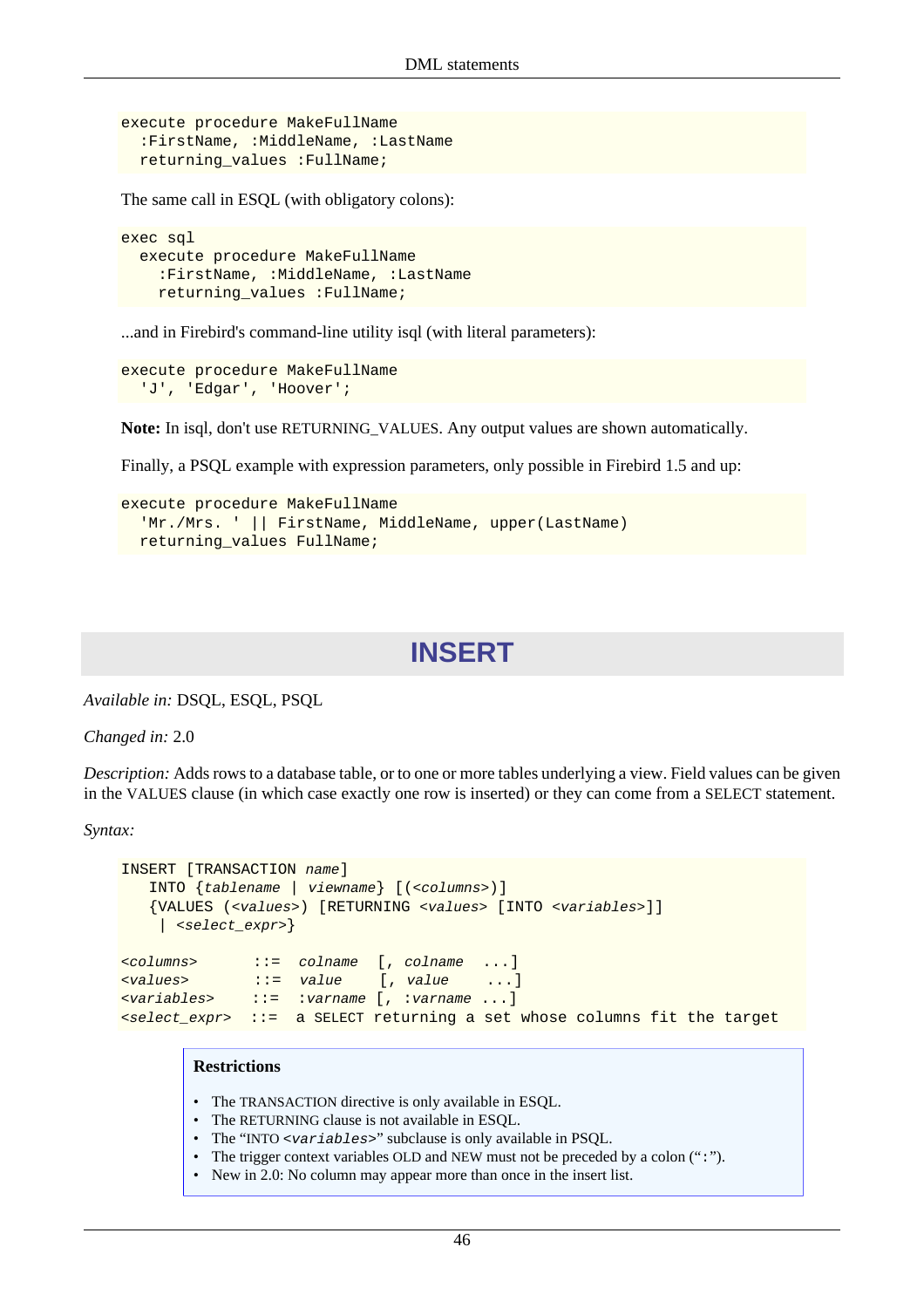```
execute procedure MakeFullName
  :FirstName, :MiddleName, :LastName
  returning_values :FullName;
```

The same call in ESQL (with obligatory colons):

```
exec sql
  execute procedure MakeFullName
    :FirstName, :MiddleName, :LastName
    returning_values :FullName;
```

...and in Firebird's command-line utility isql (with literal parameters):

```
execute procedure MakeFullName
  'J', 'Edgar', 'Hoover';
```

**Note:** In isql, don't use RETURNING_VALUES. Any output values are shown automatically.

Finally, a PSQL example with expression parameters, only possible in Firebird 1.5 and up:

```
execute procedure MakeFullName
  'Mr./Mrs. ' || FirstName, MiddleName, upper(LastName)
  returning_values FullName;
```

## INSERT

*Available in:* DSQL, ESQL, PSQL

*Changed in:* 2.0

*Description:* Adds rows to a database table, or to one or more tables underlying a view. Field values can be given in the VALUES clause (in which case exactly one row is inserted) or they can come from a SELECT statement.

*Syntax:*

```
INSERT [TRANSACTION name]
   INTO {tablename | viewname} [(<columns>)]
   {VALUES (<values>) [RETURNING <values> [INTO <variables>]]
    | <select_expr>}

<columns>       ::=  colname  [, colname  ...]
<values>        ::=  value    [, value    ...]
<variables>     ::=  :varname [, :varname ...]
<select_expr>  ::=  a SELECT returning a set whose columns fit the target
```

**Restrictions**

- The TRANSACTION directive is only available in ESQL.
- The RETURNING clause is not available in ESQL.
- The "INTO `<variables>`" subclause is only available in PSQL.
- The trigger context variables OLD and NEW must not be preceded by a colon ("`:`").
- New in 2.0: No column may appear more than once in the insert list.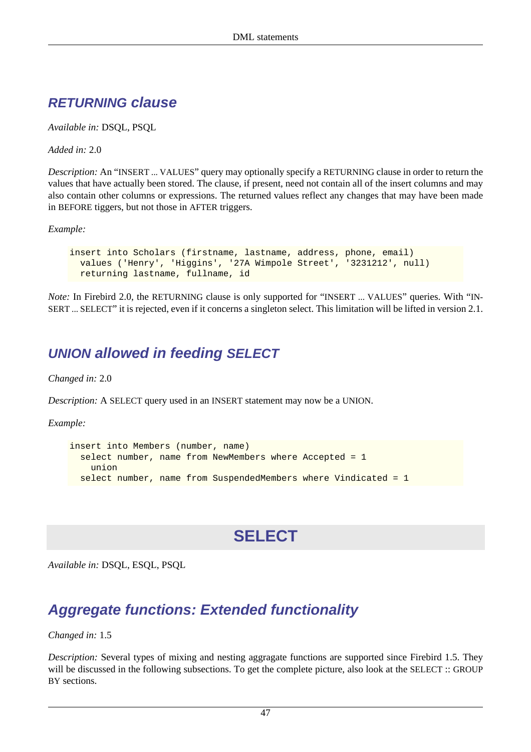## RETURNING clause

*Available in:* DSQL, PSQL

*Added in:* 2.0

*Description:* An “INSERT ... VALUES” query may optionally specify a RETURNING clause in order to return the values that have actually been stored. The clause, if present, need not contain all of the insert columns and may also contain other columns or expressions. The returned values reflect any changes that may have been made in BEFORE tiggers, but not those in AFTER triggers.

*Example:*

```
insert into Scholars (firstname, lastname, address, phone, email)
  values ('Henry', 'Higgins', '27A Wimpole Street', '3231212', null)
  returning lastname, fullname, id
```

*Note:* In Firebird 2.0, the RETURNING clause is only supported for “INSERT ... VALUES” queries. With “INSERT ... SELECT” it is rejected, even if it concerns a singleton select. This limitation will be lifted in version 2.1.

## UNION allowed in feeding SELECT

*Changed in:* 2.0

*Description:* A SELECT query used in an INSERT statement may now be a UNION.

*Example:*

```
insert into Members (number, name)
  select number, name from NewMembers where Accepted = 1
    union
  select number, name from SuspendedMembers where Vindicated = 1
```

# SELECT

*Available in:* DSQL, ESQL, PSQL

## Aggregate functions: Extended functionality

*Changed in:* 1.5

*Description:* Several types of mixing and nesting aggragate functions are supported since Firebird 1.5. They will be discussed in the following subsections. To get the complete picture, also look at the SELECT :: GROUP BY sections.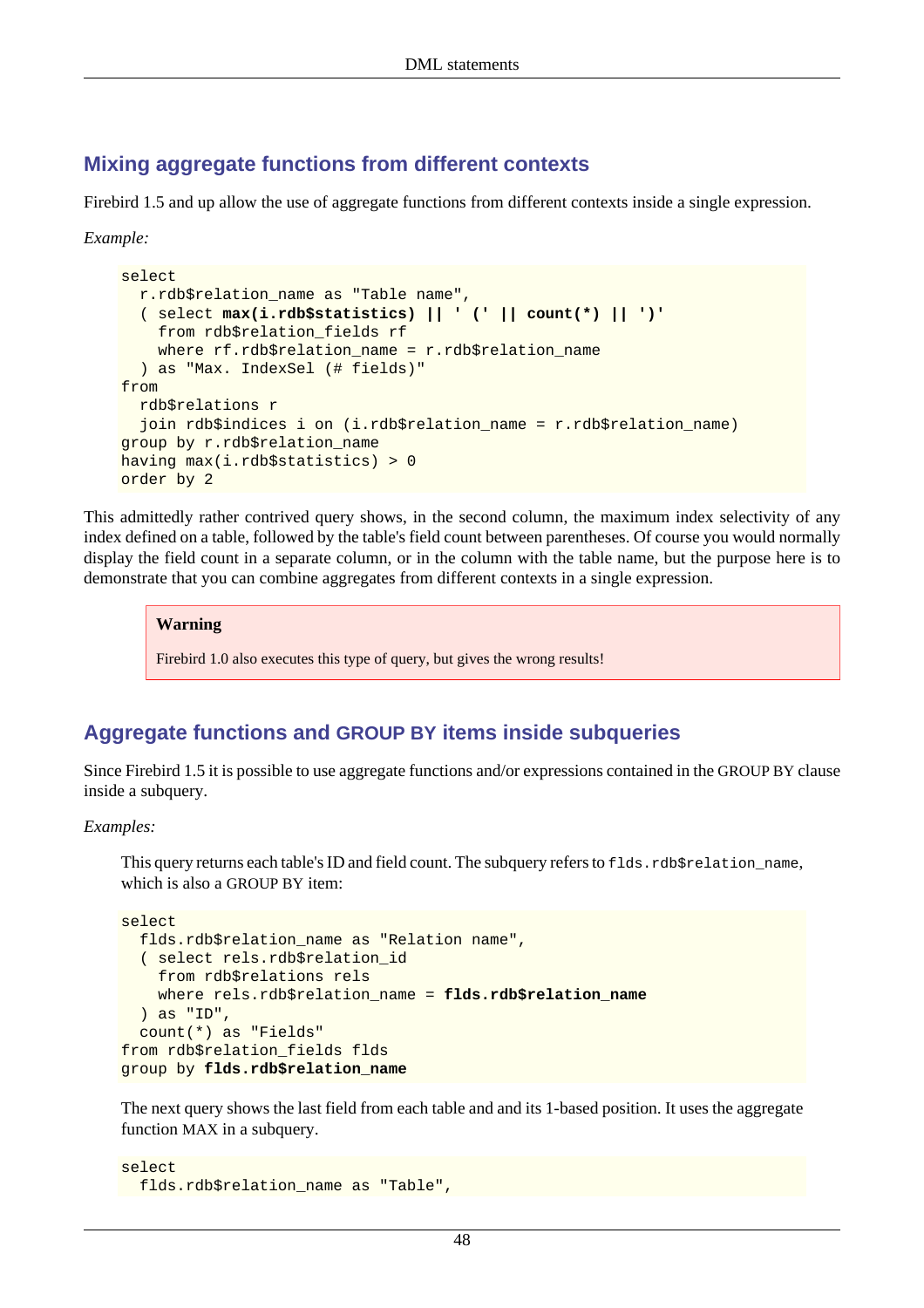## Mixing aggregate functions from different contexts

Firebird 1.5 and up allow the use of aggregate functions from different contexts inside a single expression.

*Example:*

```
select
  r.rdb$relation_name as "Table name",
  ( select max(i.rdb$statistics) || ' (' || count(*) || ')'
    from rdb$relation_fields rf
    where rf.rdb$relation_name = r.rdb$relation_name
  ) as "Max. IndexSel (# fields)"
from
  rdb$relations r
  join rdb$indices i on (i.rdb$relation_name = r.rdb$relation_name)
group by r.rdb$relation_name
having max(i.rdb$statistics) > 0
order by 2
```

This admittedly rather contrived query shows, in the second column, the maximum index selectivity of any index defined on a table, followed by the table's field count between parentheses. Of course you would normally display the field count in a separate column, or in the column with the table name, but the purpose here is to demonstrate that you can combine aggregates from different contexts in a single expression.

> **Warning**
>
> Firebird 1.0 also executes this type of query, but gives the wrong results!

## Aggregate functions and GROUP BY items inside subqueries

Since Firebird 1.5 it is possible to use aggregate functions and/or expressions contained in the GROUP BY clause inside a subquery.

*Examples:*

This query returns each table's ID and field count. The subquery refers to `flds.rdb$relation_name`, which is also a GROUP BY item:

```
select
  flds.rdb$relation_name as "Relation name",
  ( select rels.rdb$relation_id
    from rdb$relations rels
    where rels.rdb$relation_name = flds.rdb$relation_name
  ) as "ID",
  count(*) as "Fields"
from rdb$relation_fields flds
group by flds.rdb$relation_name
```

The next query shows the last field from each table and and its 1-based position. It uses the aggregate function MAX in a subquery.

```
select
  flds.rdb$relation_name as "Table",
```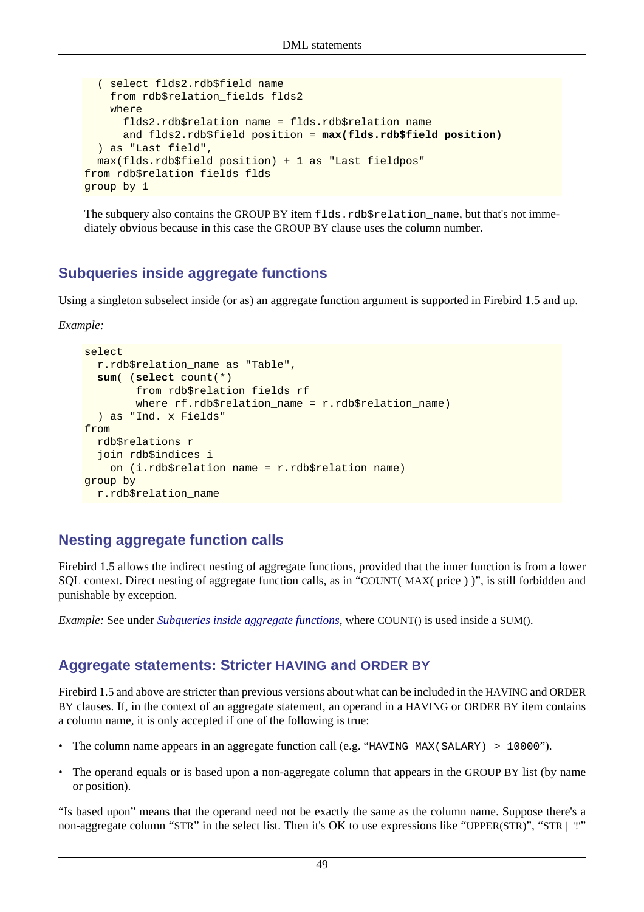```
  ( select flds2.rdb$field_name
    from rdb$relation_fields flds2
    where
      flds2.rdb$relation_name = flds.rdb$relation_name
      and flds2.rdb$field_position = max(flds.rdb$field_position)
  ) as "Last field",
  max(flds.rdb$field_position) + 1 as "Last fieldpos"
from rdb$relation_fields flds
group by 1
```

The subquery also contains the GROUP BY item `flds.rdb$relation_name`, but that's not immediately obvious because in this case the GROUP BY clause uses the column number.

## Subqueries inside aggregate functions

Using a singleton subselect inside (or as) an aggregate function argument is supported in Firebird 1.5 and up.

*Example:*

```
select
  r.rdb$relation_name as "Table",
  sum( (select count(*)
        from rdb$relation_fields rf
        where rf.rdb$relation_name = r.rdb$relation_name)
  ) as "Ind. x Fields"
from
  rdb$relations r
  join rdb$indices i
    on (i.rdb$relation_name = r.rdb$relation_name)
group by
  r.rdb$relation_name
```

## Nesting aggregate function calls

Firebird 1.5 allows the indirect nesting of aggregate functions, provided that the inner function is from a lower SQL context. Direct nesting of aggregate function calls, as in "COUNT( MAX( price ) )", is still forbidden and punishable by exception.

*Example:* See under *Subqueries inside aggregate functions*, where COUNT() is used inside a SUM().

## Aggregate statements: Stricter HAVING and ORDER BY

Firebird 1.5 and above are stricter than previous versions about what can be included in the HAVING and ORDER BY clauses. If, in the context of an aggregate statement, an operand in a HAVING or ORDER BY item contains a column name, it is only accepted if one of the following is true:

- The column name appears in an aggregate function call (e.g. "`HAVING MAX(SALARY) > 10000`").
- The operand equals or is based upon a non-aggregate column that appears in the GROUP BY list (by name or position).

"Is based upon" means that the operand need not be exactly the same as the column name. Suppose there's a non-aggregate column "STR" in the select list. Then it's OK to use expressions like "UPPER(STR)", "STR || '!'"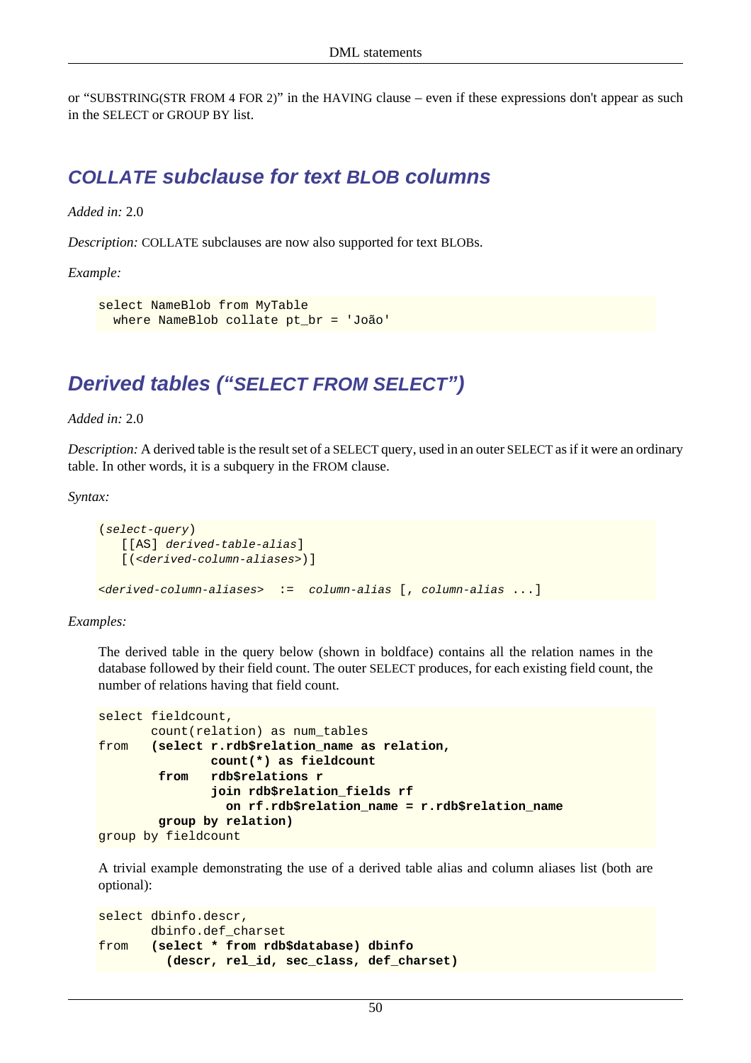or “SUBSTRING(STR FROM 4 FOR 2)” in the HAVING clause – even if these expressions don't appear as such in the SELECT or GROUP BY list.

## COLLATE subclause for text BLOB columns

*Added in:* 2.0

*Description:* COLLATE subclauses are now also supported for text BLOBs.

*Example:*

```
select NameBlob from MyTable
  where NameBlob collate pt_br = 'João'
```

## Derived tables (“SELECT FROM SELECT”)

*Added in:* 2.0

*Description:* A derived table is the result set of a SELECT query, used in an outer SELECT as if it were an ordinary table. In other words, it is a subquery in the FROM clause.

*Syntax:*

```
(select-query)
   [[AS] derived-table-alias]
   [(<derived-column-aliases>)]

<derived-column-aliases>  :=  column-alias [, column-alias ...]
```

*Examples:*

The derived table in the query below (shown in boldface) contains all the relation names in the database followed by their field count. The outer SELECT produces, for each existing field count, the number of relations having that field count.

```
select fieldcount,
       count(relation) as num_tables
from   (select r.rdb$relation_name as relation,
               count(*) as fieldcount
        from   rdb$relations r
               join rdb$relation_fields rf
                 on rf.rdb$relation_name = r.rdb$relation_name
        group by relation)
group by fieldcount
```

A trivial example demonstrating the use of a derived table alias and column aliases list (both are optional):

```
select dbinfo.descr,
       dbinfo.def_charset
from   (select * from rdb$database) dbinfo
         (descr, rel_id, sec_class, def_charset)
```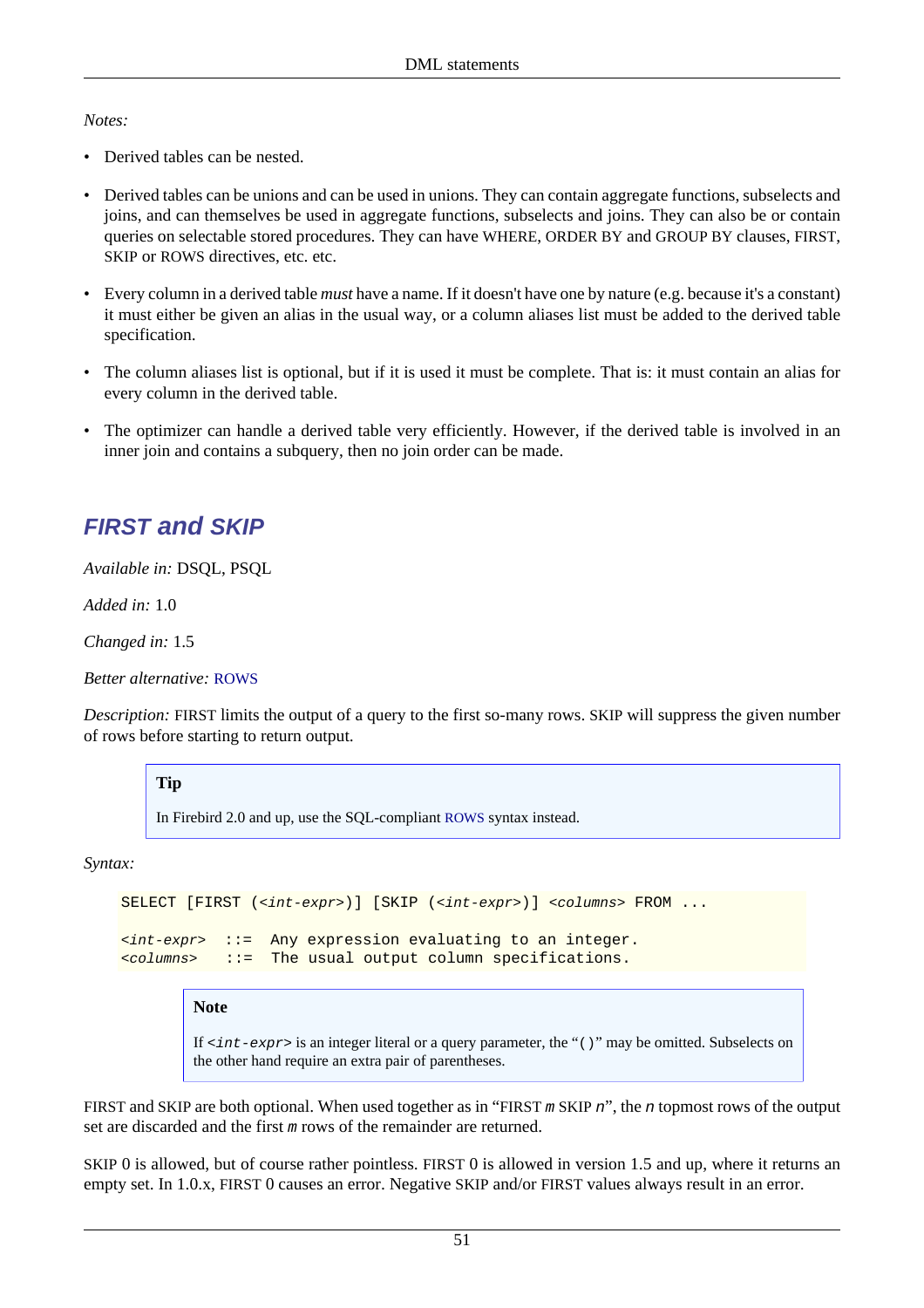*Notes:*

- Derived tables can be nested.
- Derived tables can be unions and can be used in unions. They can contain aggregate functions, subselects and joins, and can themselves be used in aggregate functions, subselects and joins. They can also be or contain queries on selectable stored procedures. They can have WHERE, ORDER BY and GROUP BY clauses, FIRST, SKIP or ROWS directives, etc. etc.
- Every column in a derived table *must* have a name. If it doesn't have one by nature (e.g. because it's a constant) it must either be given an alias in the usual way, or a column aliases list must be added to the derived table specification.
- The column aliases list is optional, but if it is used it must be complete. That is: it must contain an alias for every column in the derived table.
- The optimizer can handle a derived table very efficiently. However, if the derived table is involved in an inner join and contains a subquery, then no join order can be made.

## FIRST and SKIP

*Available in:* DSQL, PSQL

*Added in:* 1.0

*Changed in:* 1.5

*Better alternative:* ROWS

*Description:* FIRST limits the output of a query to the first so-many rows. SKIP will suppress the given number of rows before starting to return output.

> **Tip**
>
> In Firebird 2.0 and up, use the SQL-compliant ROWS syntax instead.

*Syntax:*

```
SELECT [FIRST (<int-expr>)] [SKIP (<int-expr>)] <columns> FROM ...

<int-expr>  ::=  Any expression evaluating to an integer.
<columns>   ::=  The usual output column specifications.
```

> **Note**
>
> If `<int-expr>` is an integer literal or a query parameter, the "`()`" may be omitted. Subselects on the other hand require an extra pair of parentheses.

FIRST and SKIP are both optional. When used together as in "FIRST *m* SKIP *n*", the *n* topmost rows of the output set are discarded and the first *m* rows of the remainder are returned.

SKIP 0 is allowed, but of course rather pointless. FIRST 0 is allowed in version 1.5 and up, where it returns an empty set. In 1.0.x, FIRST 0 causes an error. Negative SKIP and/or FIRST values always result in an error.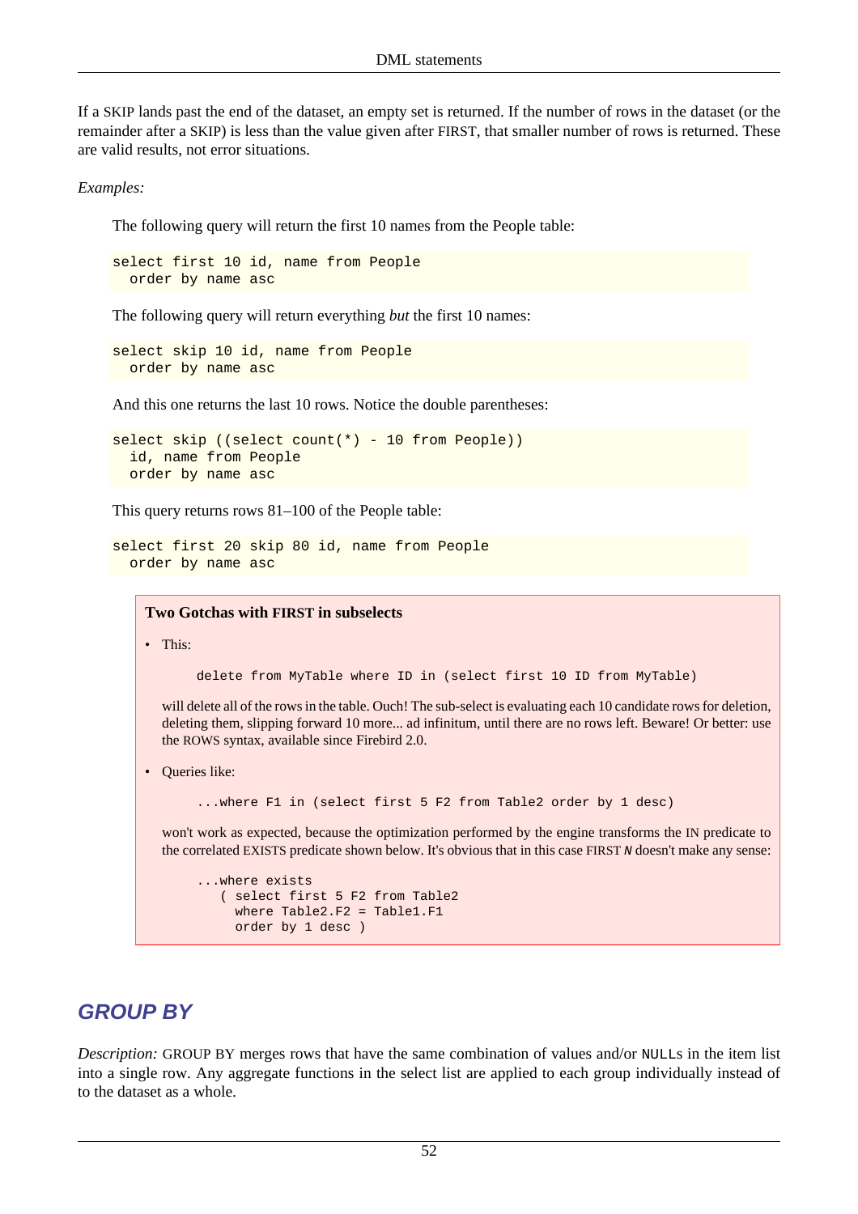If a SKIP lands past the end of the dataset, an empty set is returned. If the number of rows in the dataset (or the remainder after a SKIP) is less than the value given after FIRST, that smaller number of rows is returned. These are valid results, not error situations.

*Examples:*

The following query will return the first 10 names from the People table:

```
select first 10 id, name from People
  order by name asc
```

The following query will return everything *but* the first 10 names:

```
select skip 10 id, name from People
  order by name asc
```

And this one returns the last 10 rows. Notice the double parentheses:

```
select skip ((select count(*) - 10 from People))
  id, name from People
  order by name asc
```

This query returns rows 81–100 of the People table:

```
select first 20 skip 80 id, name from People
  order by name asc
```

> **Two Gotchas with FIRST in subselects**
>
> - This:
>
>   ```
>   delete from MyTable where ID in (select first 10 ID from MyTable)
>   ```
>
>   will delete all of the rows in the table. Ouch! The sub-select is evaluating each 10 candidate rows for deletion, deleting them, slipping forward 10 more... ad infinitum, until there are no rows left. Beware! Or better: use the ROWS syntax, available since Firebird 2.0.
>
> - Queries like:
>
>   ```
>   ...where F1 in (select first 5 F2 from Table2 order by 1 desc)
>   ```
>
>   won't work as expected, because the optimization performed by the engine transforms the IN predicate to the correlated EXISTS predicate shown below. It's obvious that in this case FIRST *N* doesn't make any sense:
>
>   ```
>   ...where exists
>      ( select first 5 F2 from Table2
>        where Table2.F2 = Table1.F1
>        order by 1 desc )
>   ```

## GROUP BY

*Description:* GROUP BY merges rows that have the same combination of values and/or NULLs in the item list into a single row. Any aggregate functions in the select list are applied to each group individually instead of to the dataset as a whole.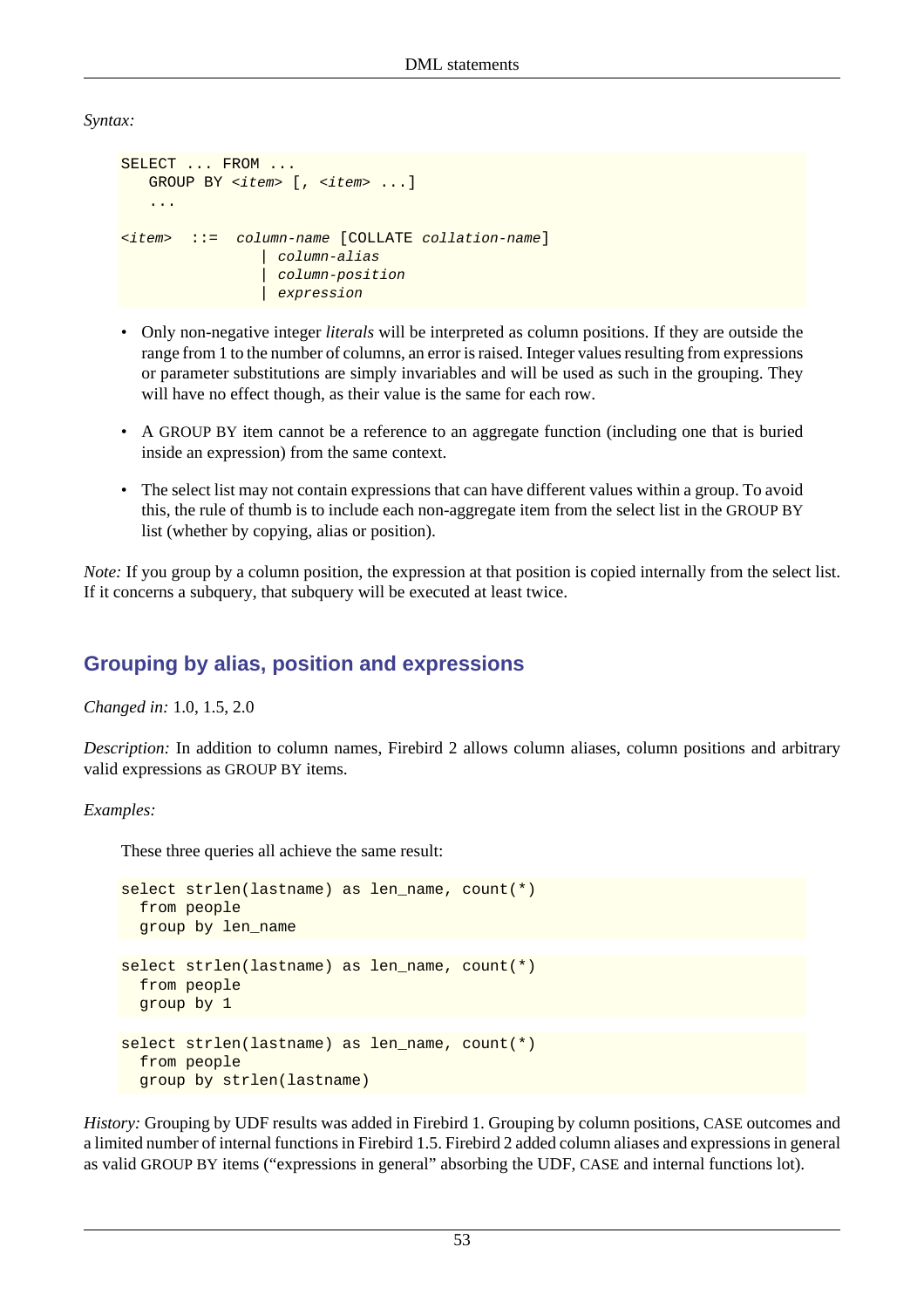*Syntax:*

```
SELECT ... FROM ...
   GROUP BY <item> [, <item> ...]
   ...

<item>  ::=  column-name [COLLATE collation-name]
               | column-alias
               | column-position
               | expression
```

- Only non-negative integer *literals* will be interpreted as column positions. If they are outside the range from 1 to the number of columns, an error is raised. Integer values resulting from expressions or parameter substitutions are simply invariables and will be used as such in the grouping. They will have no effect though, as their value is the same for each row.
- A GROUP BY item cannot be a reference to an aggregate function (including one that is buried inside an expression) from the same context.
- The select list may not contain expressions that can have different values within a group. To avoid this, the rule of thumb is to include each non-aggregate item from the select list in the GROUP BY list (whether by copying, alias or position).

*Note:* If you group by a column position, the expression at that position is copied internally from the select list. If it concerns a subquery, that subquery will be executed at least twice.

## Grouping by alias, position and expressions

*Changed in:* 1.0, 1.5, 2.0

*Description:* In addition to column names, Firebird 2 allows column aliases, column positions and arbitrary valid expressions as GROUP BY items.

*Examples:*

These three queries all achieve the same result:

```
select strlen(lastname) as len_name, count(*)
  from people
  group by len_name
```

```
select strlen(lastname) as len_name, count(*)
  from people
  group by 1
```

```
select strlen(lastname) as len_name, count(*)
  from people
  group by strlen(lastname)
```

*History:* Grouping by UDF results was added in Firebird 1. Grouping by column positions, CASE outcomes and a limited number of internal functions in Firebird 1.5. Firebird 2 added column aliases and expressions in general as valid GROUP BY items ("expressions in general" absorbing the UDF, CASE and internal functions lot).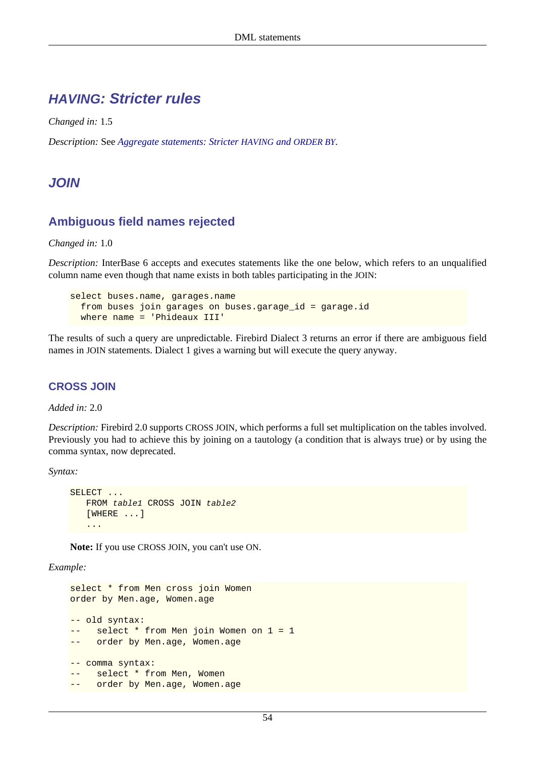## *HAVING: Stricter rules*

*Changed in:* 1.5

*Description:* See *Aggregate statements: Stricter HAVING and ORDER BY*.

## *JOIN*

### Ambiguous field names rejected

*Changed in:* 1.0

*Description:* InterBase 6 accepts and executes statements like the one below, which refers to an unqualified column name even though that name exists in both tables participating in the JOIN:

```
select buses.name, garages.name
  from buses join garages on buses.garage_id = garage.id
  where name = 'Phideaux III'
```

The results of such a query are unpredictable. Firebird Dialect 3 returns an error if there are ambiguous field names in JOIN statements. Dialect 1 gives a warning but will execute the query anyway.

### CROSS JOIN

*Added in:* 2.0

*Description:* Firebird 2.0 supports CROSS JOIN, which performs a full set multiplication on the tables involved. Previously you had to achieve this by joining on a tautology (a condition that is always true) or by using the comma syntax, now deprecated.

*Syntax:*

```
SELECT ...
   FROM table1 CROSS JOIN table2
   [WHERE ...]
   ...
```

**Note:** If you use CROSS JOIN, you can't use ON.

*Example:*

```
select * from Men cross join Women
order by Men.age, Women.age

-- old syntax:
--   select * from Men join Women on 1 = 1
--   order by Men.age, Women.age

-- comma syntax:
--   select * from Men, Women
--   order by Men.age, Women.age
```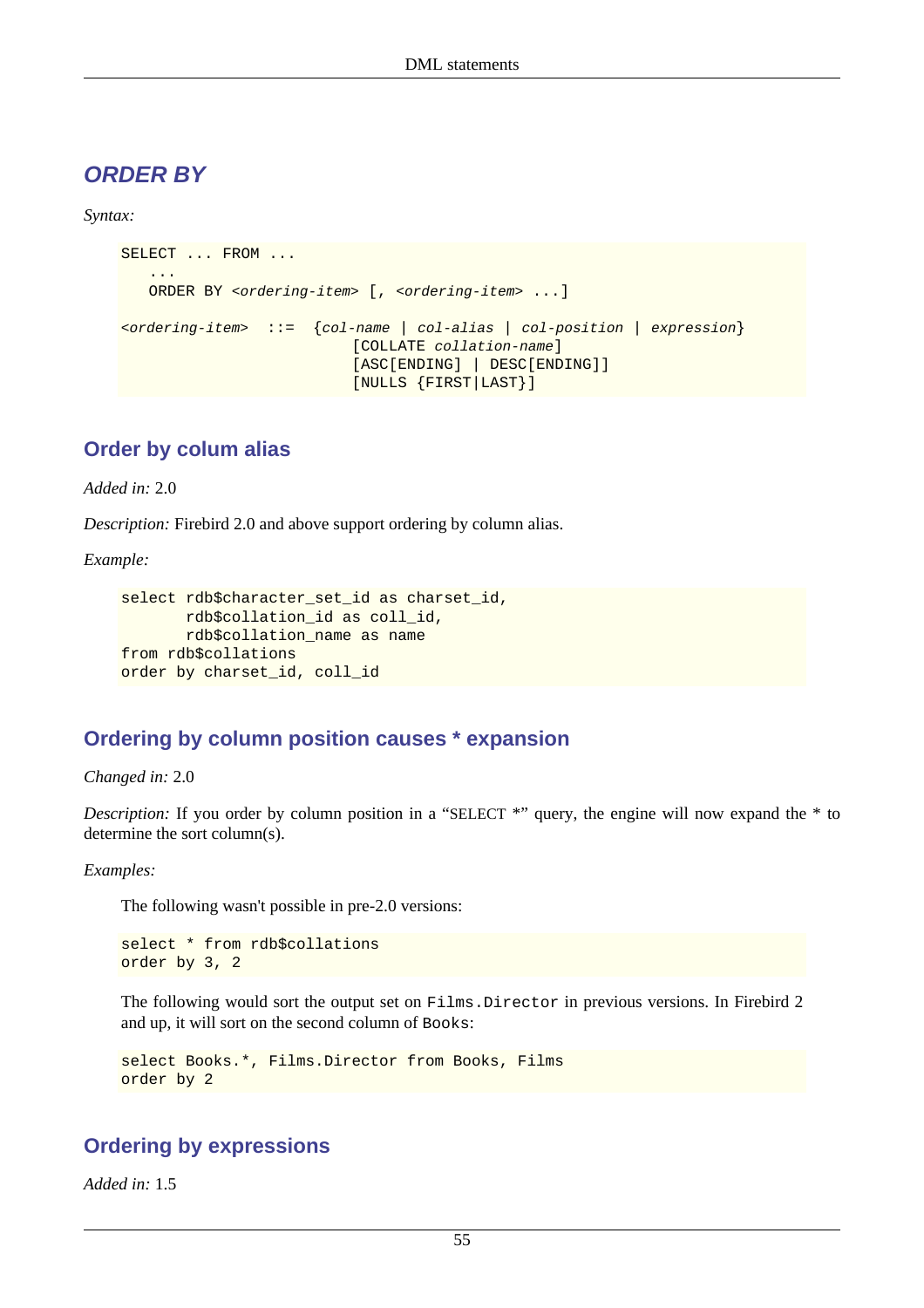## ORDER BY

*Syntax:*

```
SELECT ... FROM ...
   ...
   ORDER BY <ordering-item> [, <ordering-item> ...]

<ordering-item>  ::=  {col-name | col-alias | col-position | expression}
                         [COLLATE collation-name]
                         [ASC[ENDING] | DESC[ENDING]]
                         [NULLS {FIRST|LAST}]
```

### Order by colum alias

*Added in:* 2.0

*Description:* Firebird 2.0 and above support ordering by column alias.

*Example:*

```
select rdb$character_set_id as charset_id,
       rdb$collation_id as coll_id,
       rdb$collation_name as name
from rdb$collations
order by charset_id, coll_id
```

### Ordering by column position causes * expansion

*Changed in:* 2.0

*Description:* If you order by column position in a “SELECT *” query, the engine will now expand the * to determine the sort column(s).

*Examples:*

The following wasn't possible in pre-2.0 versions:

```
select * from rdb$collations
order by 3, 2
```

The following would sort the output set on `Films.Director` in previous versions. In Firebird 2 and up, it will sort on the second column of `Books`:

```
select Books.*, Films.Director from Books, Films
order by 2
```

### Ordering by expressions

*Added in:* 1.5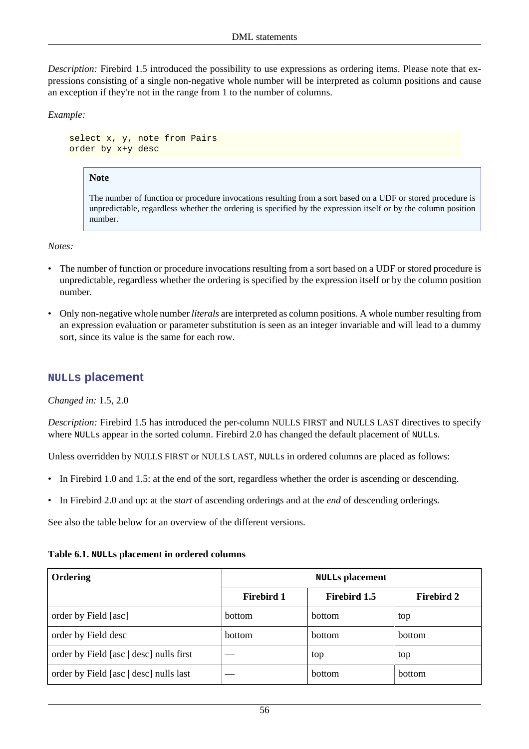*Description:* Firebird 1.5 introduced the possibility to use expressions as ordering items. Please note that expressions consisting of a single non-negative whole number will be interpreted as column positions and cause an exception if they're not in the range from 1 to the number of columns.

*Example:*

```
select x, y, note from Pairs
order by x+y desc
```

> **Note**
>
> The number of function or procedure invocations resulting from a sort based on a UDF or stored procedure is unpredictable, regardless whether the ordering is specified by the expression itself or by the column position number.

*Notes:*

- The number of function or procedure invocations resulting from a sort based on a UDF or stored procedure is unpredictable, regardless whether the ordering is specified by the expression itself or by the column position number.
- Only non-negative whole number *literals* are interpreted as column positions. A whole number resulting from an expression evaluation or parameter substitution is seen as an integer invariable and will lead to a dummy sort, since its value is the same for each row.

## `NULL`s placement

*Changed in:* 1.5, 2.0

*Description:* Firebird 1.5 has introduced the per-column NULLS FIRST and NULLS LAST directives to specify where `NULL`s appear in the sorted column. Firebird 2.0 has changed the default placement of `NULL`s.

Unless overridden by NULLS FIRST or NULLS LAST, `NULL`s in ordered columns are placed as follows:

- In Firebird 1.0 and 1.5: at the end of the sort, regardless whether the order is ascending or descending.
- In Firebird 2.0 and up: at the *start* of ascending orderings and at the *end* of descending orderings.

See also the table below for an overview of the different versions.

**Table 6.1. `NULL`s placement in ordered columns**

| Ordering | `NULL`s placement | | |
|---|---|---|---|
| | **Firebird 1** | **Firebird 1.5** | **Firebird 2** |
| order by Field [asc] | bottom | bottom | top |
| order by Field desc | bottom | bottom | bottom |
| order by Field [asc \| desc] nulls first | — | top | top |
| order by Field [asc \| desc] nulls last | — | bottom | bottom |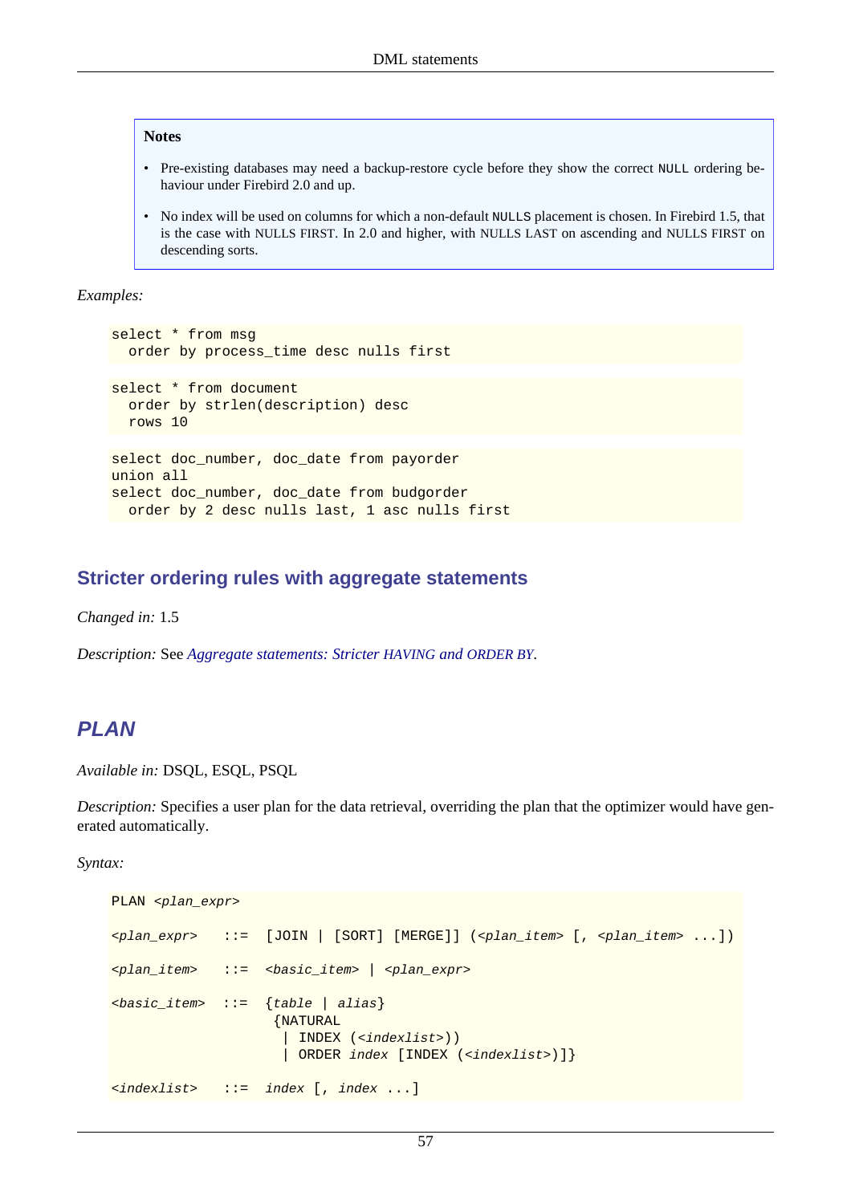> **Notes**
>
> - Pre-existing databases may need a backup-restore cycle before they show the correct `NULL` ordering behaviour under Firebird 2.0 and up.
> - No index will be used on columns for which a non-default `NULLS` placement is chosen. In Firebird 1.5, that is the case with NULLS FIRST. In 2.0 and higher, with NULLS LAST on ascending and NULLS FIRST on descending sorts.

*Examples:*

```
select * from msg
  order by process_time desc nulls first
```

```
select * from document
  order by strlen(description) desc
  rows 10
```

```
select doc_number, doc_date from payorder
union all
select doc_number, doc_date from budgorder
  order by 2 desc nulls last, 1 asc nulls first
```

### Stricter ordering rules with aggregate statements

*Changed in:* 1.5

*Description:* See *Aggregate statements: Stricter HAVING and ORDER BY*.

## PLAN

*Available in:* DSQL, ESQL, PSQL

*Description:* Specifies a user plan for the data retrieval, overriding the plan that the optimizer would have generated automatically.

*Syntax:*

```
PLAN <plan_expr>

<plan_expr>   ::=  [JOIN | [SORT] [MERGE]] (<plan_item> [, <plan_item> ...])

<plan_item>   ::=  <basic_item> | <plan_expr>

<basic_item>  ::=  {table | alias}
                    {NATURAL
                     | INDEX (<indexlist>))
                     | ORDER index [INDEX (<indexlist>)]}

<indexlist>   ::=  index [, index ...]
```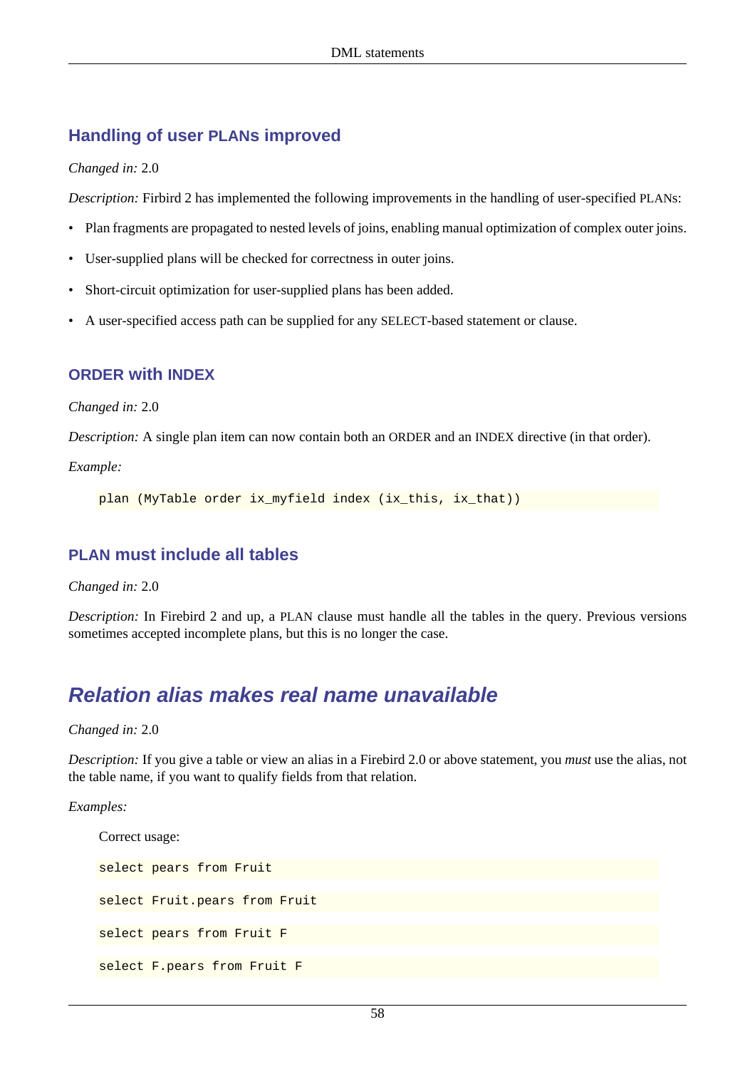### Handling of user PLANs improved

*Changed in:* 2.0

*Description:* Firbird 2 has implemented the following improvements in the handling of user-specified PLANs:

- Plan fragments are propagated to nested levels of joins, enabling manual optimization of complex outer joins.
- User-supplied plans will be checked for correctness in outer joins.
- Short-circuit optimization for user-supplied plans has been added.
- A user-specified access path can be supplied for any SELECT-based statement or clause.

### ORDER with INDEX

*Changed in:* 2.0

*Description:* A single plan item can now contain both an ORDER and an INDEX directive (in that order).

*Example:*

```
plan (MyTable order ix_myfield index (ix_this, ix_that))
```

### PLAN must include all tables

*Changed in:* 2.0

*Description:* In Firebird 2 and up, a PLAN clause must handle all the tables in the query. Previous versions sometimes accepted incomplete plans, but this is no longer the case.

## *Relation alias makes real name unavailable*

*Changed in:* 2.0

*Description:* If you give a table or view an alias in a Firebird 2.0 or above statement, you *must* use the alias, not the table name, if you want to qualify fields from that relation.

*Examples:*

Correct usage:

```
select pears from Fruit
```

```
select Fruit.pears from Fruit
```

```
select pears from Fruit F
```

```
select F.pears from Fruit F
```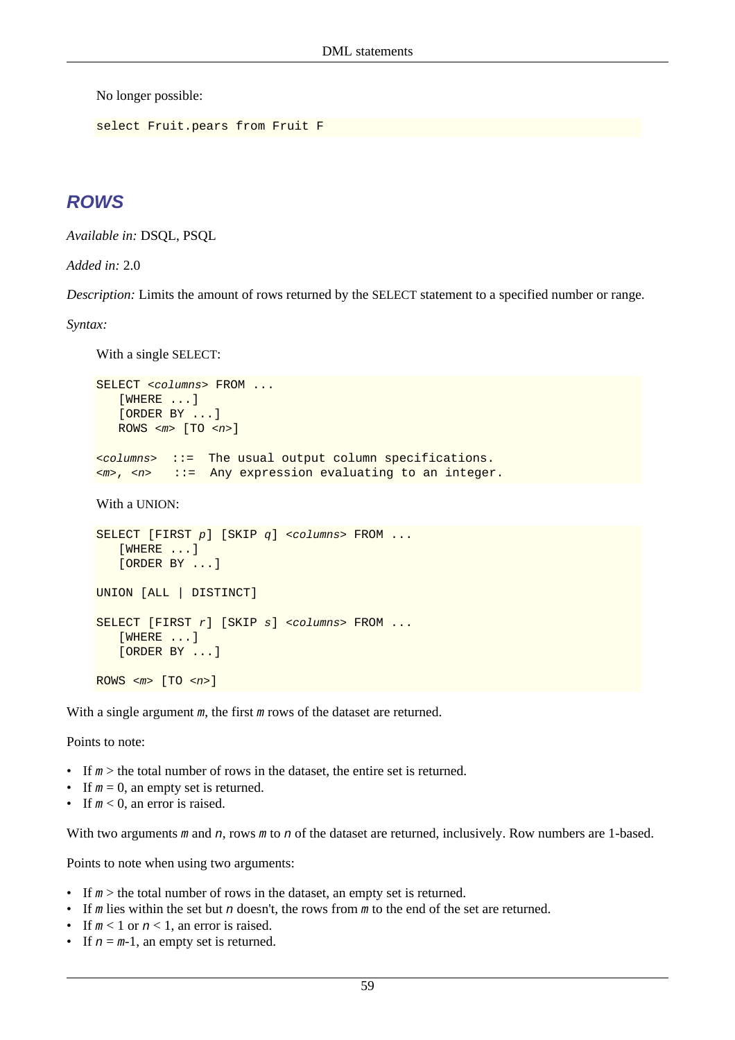No longer possible:

```
select Fruit.pears from Fruit F
```

## *ROWS*

*Available in:* DSQL, PSQL

*Added in:* 2.0

*Description:* Limits the amount of rows returned by the SELECT statement to a specified number or range.

*Syntax:*

With a single SELECT:

```
SELECT <columns> FROM ...
   [WHERE ...]
   [ORDER BY ...]
   ROWS <m> [TO <n>]

<columns>  ::=  The usual output column specifications.
<m>, <n>   ::=  Any expression evaluating to an integer.
```

With a UNION:

```
SELECT [FIRST p] [SKIP q] <columns> FROM ...
   [WHERE ...]
   [ORDER BY ...]

UNION [ALL | DISTINCT]

SELECT [FIRST r] [SKIP s] <columns> FROM ...
   [WHERE ...]
   [ORDER BY ...]

ROWS <m> [TO <n>]
```

With a single argument *m*, the first *m* rows of the dataset are returned.

Points to note:

- If $m$ > the total number of rows in the dataset, the entire set is returned.
- If $m = 0$, an empty set is returned.
- If $m < 0$, an error is raised.

With two arguments *m* and *n*, rows *m* to *n* of the dataset are returned, inclusively. Row numbers are 1-based.

Points to note when using two arguments:

- If $m$ > the total number of rows in the dataset, an empty set is returned.
- If *m* lies within the set but *n* doesn't, the rows from *m* to the end of the set are returned.
- If $m < 1$ or $n < 1$, an error is raised.
- If $n = m-1$, an empty set is returned.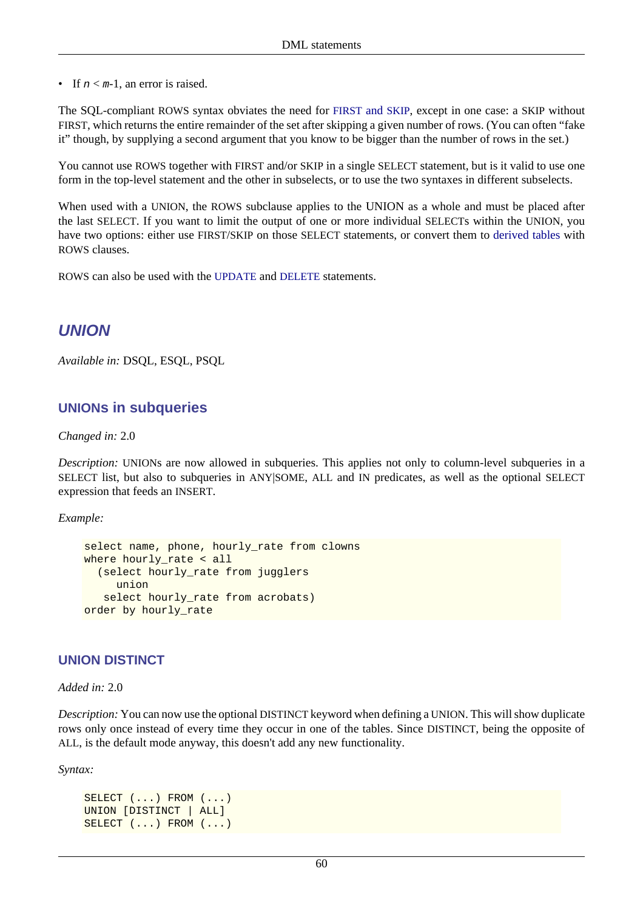- If $n < m$-1, an error is raised.

The SQL-compliant ROWS syntax obviates the need for FIRST and SKIP, except in one case: a SKIP without FIRST, which returns the entire remainder of the set after skipping a given number of rows. (You can often "fake it" though, by supplying a second argument that you know to be bigger than the number of rows in the set.)

You cannot use ROWS together with FIRST and/or SKIP in a single SELECT statement, but is it valid to use one form in the top-level statement and the other in subselects, or to use the two syntaxes in different subselects.

When used with a UNION, the ROWS subclause applies to the UNION as a whole and must be placed after the last SELECT. If you want to limit the output of one or more individual SELECTs within the UNION, you have two options: either use FIRST/SKIP on those SELECT statements, or convert them to derived tables with ROWS clauses.

ROWS can also be used with the UPDATE and DELETE statements.

## UNION

*Available in:* DSQL, ESQL, PSQL

### UNIONs in subqueries

*Changed in:* 2.0

*Description:* UNIONs are now allowed in subqueries. This applies not only to column-level subqueries in a SELECT list, but also to subqueries in ANY|SOME, ALL and IN predicates, as well as the optional SELECT expression that feeds an INSERT.

*Example:*

```
select name, phone, hourly_rate from clowns
where hourly_rate < all
  (select hourly_rate from jugglers
     union
   select hourly_rate from acrobats)
order by hourly_rate
```

### UNION DISTINCT

*Added in:* 2.0

*Description:* You can now use the optional DISTINCT keyword when defining a UNION. This will show duplicate rows only once instead of every time they occur in one of the tables. Since DISTINCT, being the opposite of ALL, is the default mode anyway, this doesn't add any new functionality.

*Syntax:*

```
SELECT (...) FROM (...)
UNION [DISTINCT | ALL]
SELECT (...) FROM (...)
```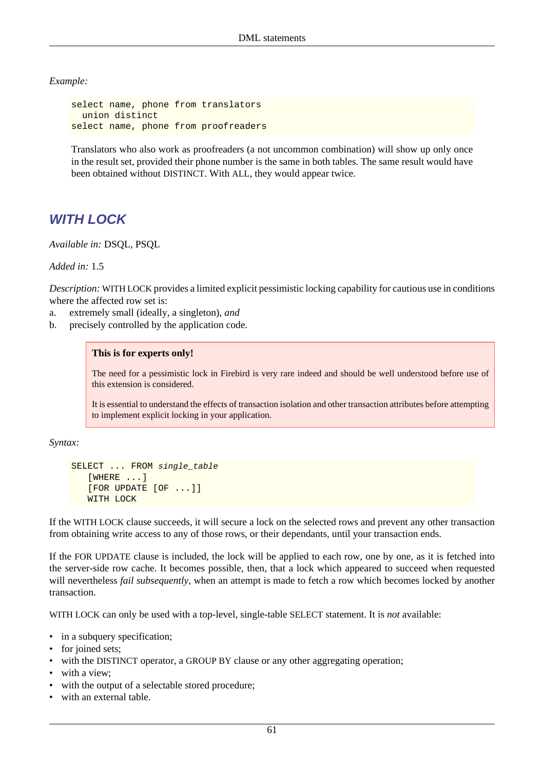*Example:*

```
select name, phone from translators
  union distinct
select name, phone from proofreaders
```

Translators who also work as proofreaders (a not uncommon combination) will show up only once in the result set, provided their phone number is the same in both tables. The same result would have been obtained without DISTINCT. With ALL, they would appear twice.

## WITH LOCK

*Available in:* DSQL, PSQL

*Added in:* 1.5

*Description:* WITH LOCK provides a limited explicit pessimistic locking capability for cautious use in conditions where the affected row set is:

a. extremely small (ideally, a singleton), *and*
b. precisely controlled by the application code.

> **This is for experts only!**
>
> The need for a pessimistic lock in Firebird is very rare indeed and should be well understood before use of this extension is considered.
>
> It is essential to understand the effects of transaction isolation and other transaction attributes before attempting to implement explicit locking in your application.

*Syntax:*

```
SELECT ... FROM single_table
   [WHERE ...]
   [FOR UPDATE [OF ...]]
   WITH LOCK
```

If the WITH LOCK clause succeeds, it will secure a lock on the selected rows and prevent any other transaction from obtaining write access to any of those rows, or their dependants, until your transaction ends.

If the FOR UPDATE clause is included, the lock will be applied to each row, one by one, as it is fetched into the server-side row cache. It becomes possible, then, that a lock which appeared to succeed when requested will nevertheless *fail subsequently*, when an attempt is made to fetch a row which becomes locked by another transaction.

WITH LOCK can only be used with a top-level, single-table SELECT statement. It is *not* available:

- in a subquery specification;
- for joined sets;
- with the DISTINCT operator, a GROUP BY clause or any other aggregating operation;
- with a view;
- with the output of a selectable stored procedure;
- with an external table.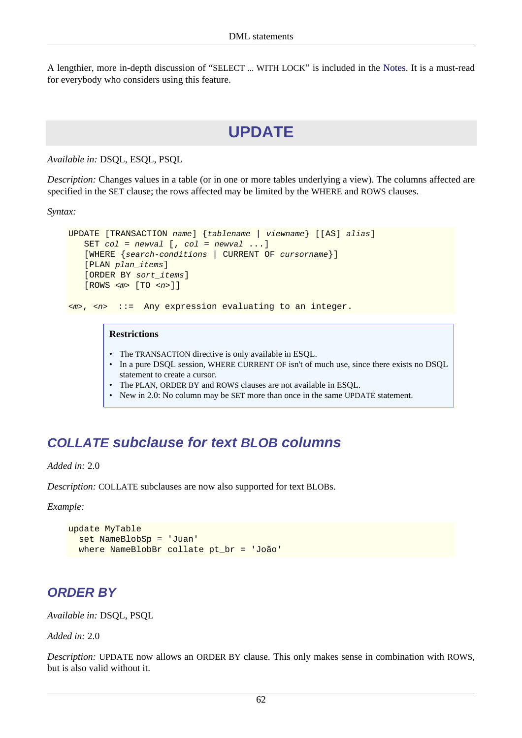A lengthier, more in-depth discussion of “SELECT ... WITH LOCK” is included in the Notes. It is a must-read for everybody who considers using this feature.

# UPDATE

*Available in:* DSQL, ESQL, PSQL

*Description:* Changes values in a table (or in one or more tables underlying a view). The columns affected are specified in the SET clause; the rows affected may be limited by the WHERE and ROWS clauses.

*Syntax:*

```
UPDATE [TRANSACTION name] {tablename | viewname} [[AS] alias]
   SET col = newval [, col = newval ...]
   [WHERE {search-conditions | CURRENT OF cursorname}]
   [PLAN plan_items]
   [ORDER BY sort_items]
   [ROWS <m> [TO <n>]]

<m>, <n>  ::=  Any expression evaluating to an integer.
```

> **Restrictions**
>
> - The TRANSACTION directive is only available in ESQL.
> - In a pure DSQL session, WHERE CURRENT OF isn't of much use, since there exists no DSQL statement to create a cursor.
> - The PLAN, ORDER BY and ROWS clauses are not available in ESQL.
> - New in 2.0: No column may be SET more than once in the same UPDATE statement.

## COLLATE subclause for text BLOB columns

*Added in:* 2.0

*Description:* COLLATE subclauses are now also supported for text BLOBs.

*Example:*

```
update MyTable
  set NameBlobSp = 'Juan'
  where NameBlobBr collate pt_br = 'João'
```

## ORDER BY

*Available in:* DSQL, PSQL

*Added in:* 2.0

*Description:* UPDATE now allows an ORDER BY clause. This only makes sense in combination with ROWS, but is also valid without it.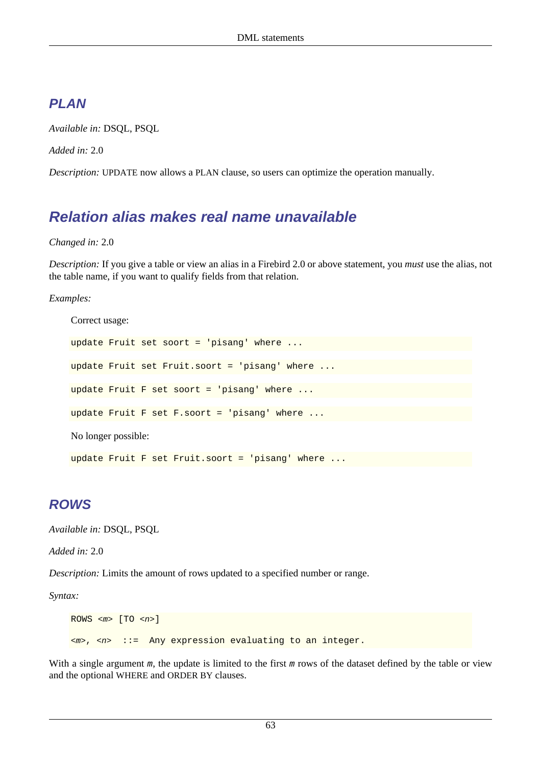## PLAN

*Available in:* DSQL, PSQL

*Added in:* 2.0

*Description:* UPDATE now allows a PLAN clause, so users can optimize the operation manually.

## Relation alias makes real name unavailable

*Changed in:* 2.0

*Description:* If you give a table or view an alias in a Firebird 2.0 or above statement, you *must* use the alias, not the table name, if you want to qualify fields from that relation.

*Examples:*

Correct usage:

```
update Fruit set soort = 'pisang' where ...
```

```
update Fruit set Fruit.soort = 'pisang' where ...
```

```
update Fruit F set soort = 'pisang' where ...
```

```
update Fruit F set F.soort = 'pisang' where ...
```

No longer possible:

```
update Fruit F set Fruit.soort = 'pisang' where ...
```

## ROWS

*Available in:* DSQL, PSQL

*Added in:* 2.0

*Description:* Limits the amount of rows updated to a specified number or range.

*Syntax:*

```
ROWS <m> [TO <n>]

<m>, <n>  ::=  Any expression evaluating to an integer.
```

With a single argument *m*, the update is limited to the first *m* rows of the dataset defined by the table or view and the optional WHERE and ORDER BY clauses.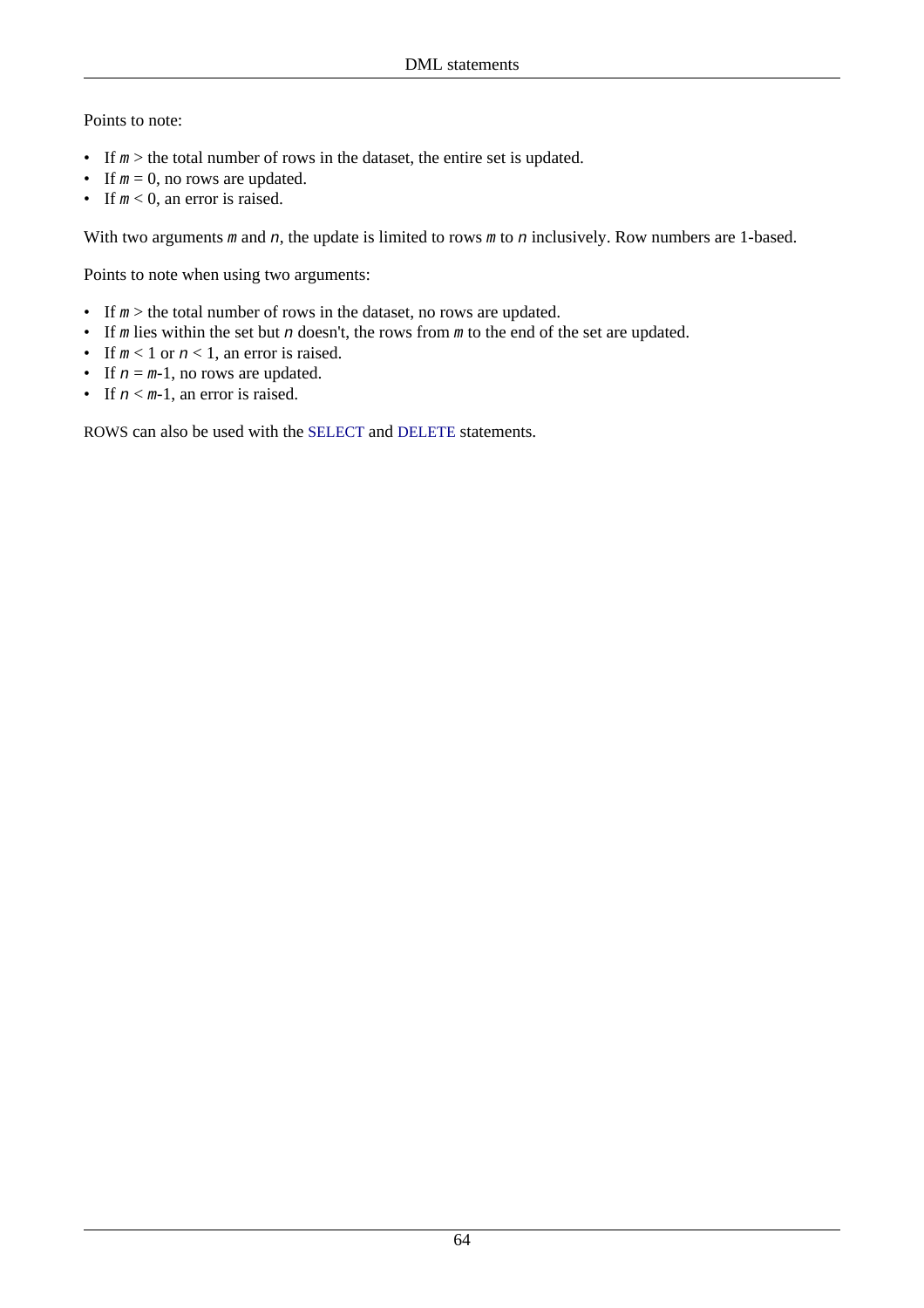Points to note:

- If *m* > the total number of rows in the dataset, the entire set is updated.
- If *m* = 0, no rows are updated.
- If *m* < 0, an error is raised.

With two arguments *m* and *n*, the update is limited to rows *m* to *n* inclusively. Row numbers are 1-based.

Points to note when using two arguments:

- If *m* > the total number of rows in the dataset, no rows are updated.
- If *m* lies within the set but *n* doesn't, the rows from *m* to the end of the set are updated.
- If *m* < 1 or *n* < 1, an error is raised.
- If *n* = *m*-1, no rows are updated.
- If *n* < *m*-1, an error is raised.

ROWS can also be used with the SELECT and DELETE statements.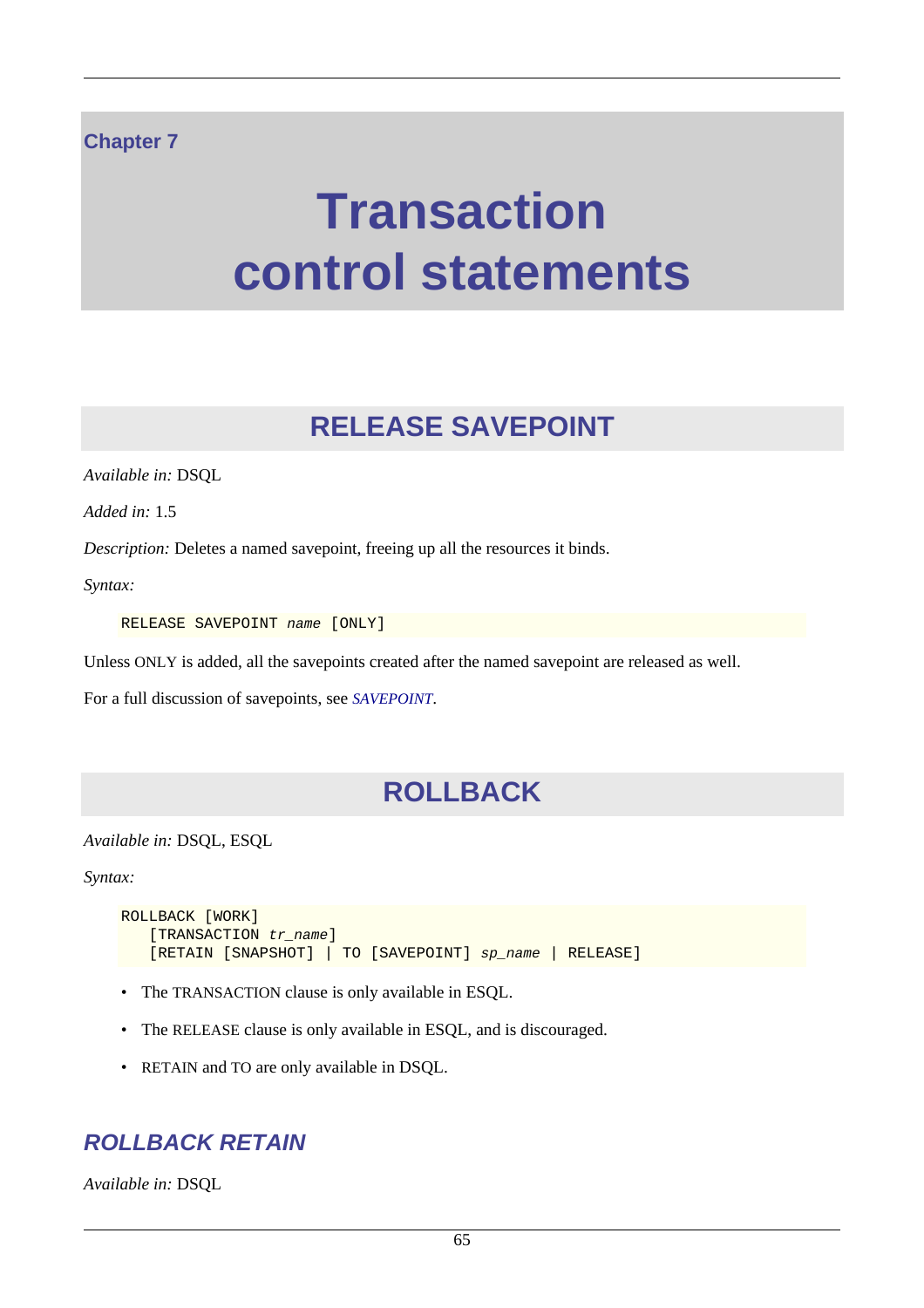Chapter 7

# Transaction control statements

## RELEASE SAVEPOINT

*Available in:* DSQL

*Added in:* 1.5

*Description:* Deletes a named savepoint, freeing up all the resources it binds.

*Syntax:*

```
RELEASE SAVEPOINT name [ONLY]
```

Unless ONLY is added, all the savepoints created after the named savepoint are released as well.

For a full discussion of savepoints, see *SAVEPOINT*.

## ROLLBACK

*Available in:* DSQL, ESQL

*Syntax:*

```
ROLLBACK [WORK]
   [TRANSACTION tr_name]
   [RETAIN [SNAPSHOT] | TO [SAVEPOINT] sp_name | RELEASE]
```

- The TRANSACTION clause is only available in ESQL.
- The RELEASE clause is only available in ESQL, and is discouraged.
- RETAIN and TO are only available in DSQL.

### *ROLLBACK RETAIN*

*Available in:* DSQL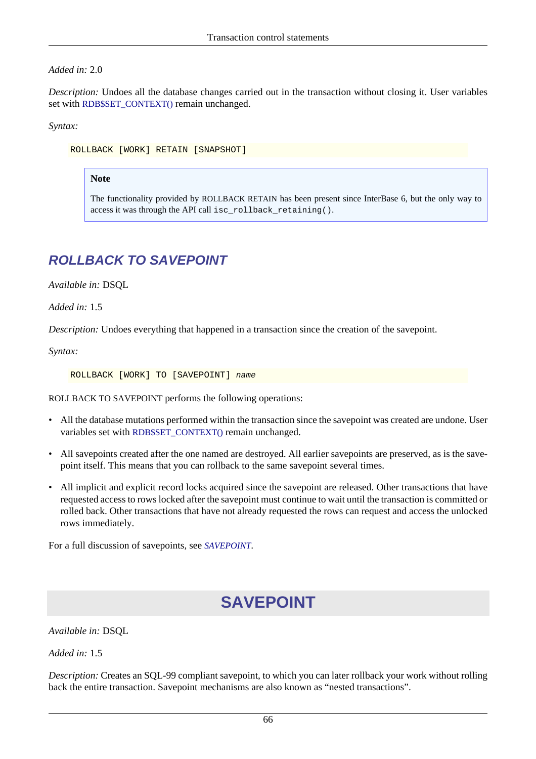*Added in:* 2.0

*Description:* Undoes all the database changes carried out in the transaction without closing it. User variables set with RDB$SET_CONTEXT() remain unchanged.

*Syntax:*

```
ROLLBACK [WORK] RETAIN [SNAPSHOT]
```

> **Note**
>
> The functionality provided by ROLLBACK RETAIN has been present since InterBase 6, but the only way to access it was through the API call `isc_rollback_retaining()`.

## ROLLBACK TO SAVEPOINT

*Available in:* DSQL

*Added in:* 1.5

*Description:* Undoes everything that happened in a transaction since the creation of the savepoint.

*Syntax:*

```
ROLLBACK [WORK] TO [SAVEPOINT] name
```

ROLLBACK TO SAVEPOINT performs the following operations:

- All the database mutations performed within the transaction since the savepoint was created are undone. User variables set with RDB$SET_CONTEXT() remain unchanged.
- All savepoints created after the one named are destroyed. All earlier savepoints are preserved, as is the savepoint itself. This means that you can rollback to the same savepoint several times.
- All implicit and explicit record locks acquired since the savepoint are released. Other transactions that have requested access to rows locked after the savepoint must continue to wait until the transaction is committed or rolled back. Other transactions that have not already requested the rows can request and access the unlocked rows immediately.

For a full discussion of savepoints, see *SAVEPOINT*.

# SAVEPOINT

*Available in:* DSQL

*Added in:* 1.5

*Description:* Creates an SQL-99 compliant savepoint, to which you can later rollback your work without rolling back the entire transaction. Savepoint mechanisms are also known as “nested transactions”.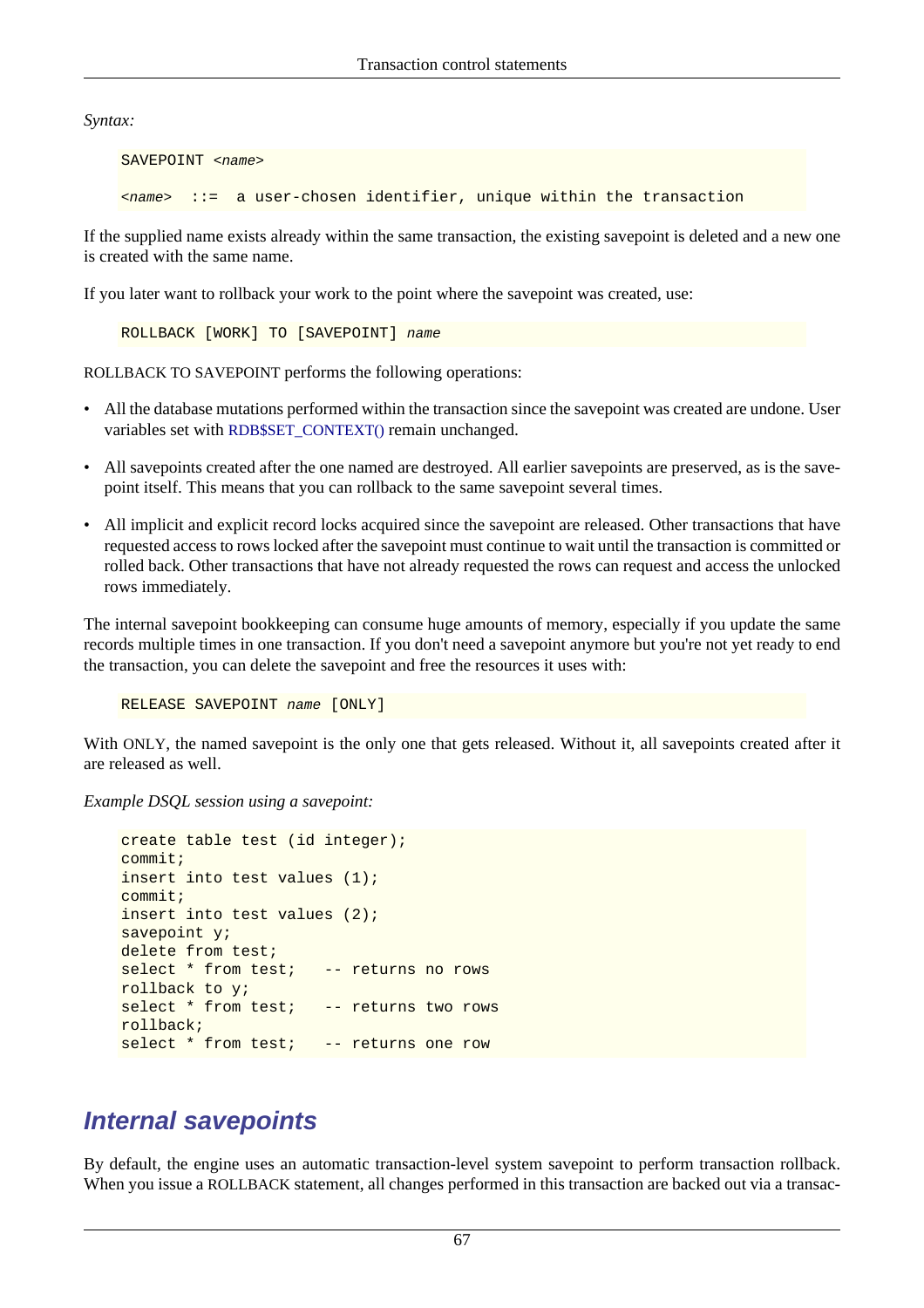*Syntax:*

```
SAVEPOINT <name>

<name>  ::=  a user-chosen identifier, unique within the transaction
```

If the supplied name exists already within the same transaction, the existing savepoint is deleted and a new one is created with the same name.

If you later want to rollback your work to the point where the savepoint was created, use:

```
ROLLBACK [WORK] TO [SAVEPOINT] name
```

ROLLBACK TO SAVEPOINT performs the following operations:

- All the database mutations performed within the transaction since the savepoint was created are undone. User variables set with RDB$SET_CONTEXT() remain unchanged.
- All savepoints created after the one named are destroyed. All earlier savepoints are preserved, as is the savepoint itself. This means that you can rollback to the same savepoint several times.
- All implicit and explicit record locks acquired since the savepoint are released. Other transactions that have requested access to rows locked after the savepoint must continue to wait until the transaction is committed or rolled back. Other transactions that have not already requested the rows can request and access the unlocked rows immediately.

The internal savepoint bookkeeping can consume huge amounts of memory, especially if you update the same records multiple times in one transaction. If you don't need a savepoint anymore but you're not yet ready to end the transaction, you can delete the savepoint and free the resources it uses with:

```
RELEASE SAVEPOINT name [ONLY]
```

With ONLY, the named savepoint is the only one that gets released. Without it, all savepoints created after it are released as well.

*Example DSQL session using a savepoint:*

```
create table test (id integer);
commit;
insert into test values (1);
commit;
insert into test values (2);
savepoint y;
delete from test;
select * from test;   -- returns no rows
rollback to y;
select * from test;   -- returns two rows
rollback;
select * from test;   -- returns one row
```

## Internal savepoints

By default, the engine uses an automatic transaction-level system savepoint to perform transaction rollback. When you issue a ROLLBACK statement, all changes performed in this transaction are backed out via a transac-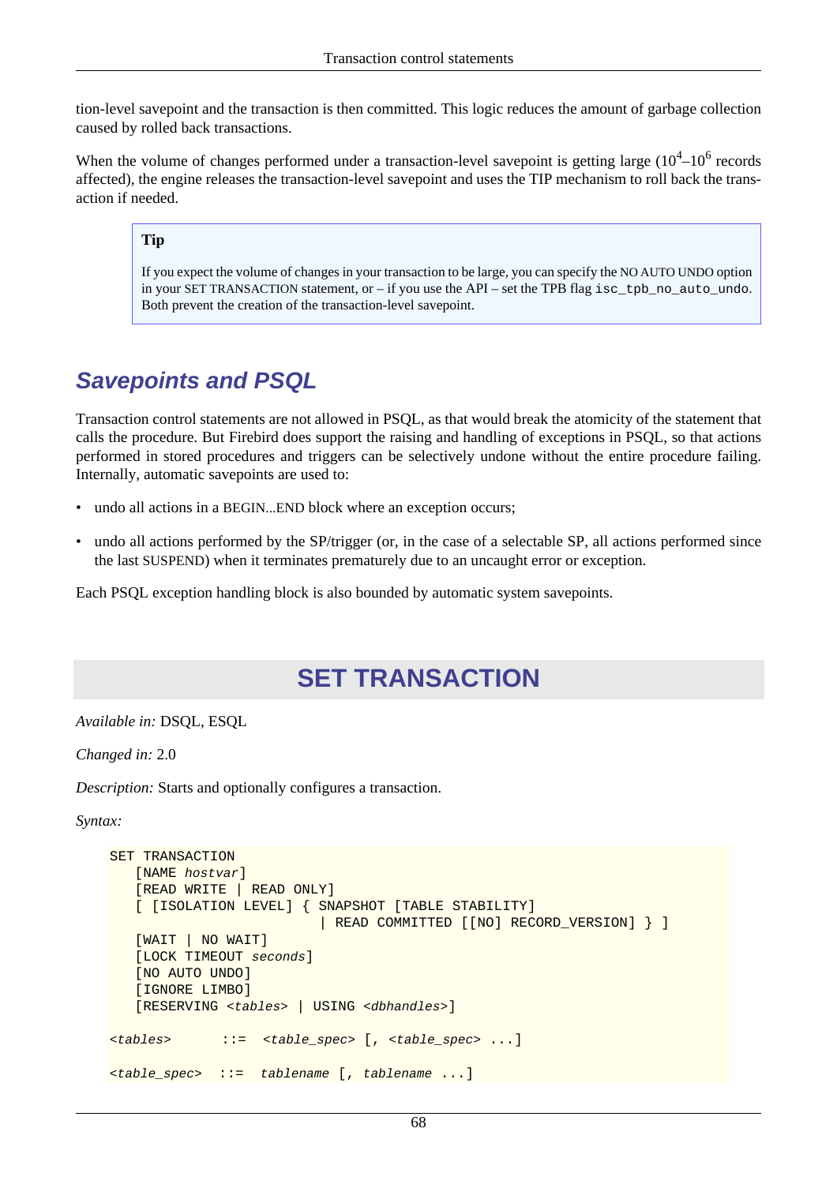tion-level savepoint and the transaction is then committed. This logic reduces the amount of garbage collection caused by rolled back transactions.

When the volume of changes performed under a transaction-level savepoint is getting large ($10^4$–$10^6$ records affected), the engine releases the transaction-level savepoint and uses the TIP mechanism to roll back the transaction if needed.

> **Tip**
>
> If you expect the volume of changes in your transaction to be large, you can specify the NO AUTO UNDO option in your SET TRANSACTION statement, or – if you use the API – set the TPB flag `isc_tpb_no_auto_undo`. Both prevent the creation of the transaction-level savepoint.

## Savepoints and PSQL

Transaction control statements are not allowed in PSQL, as that would break the atomicity of the statement that calls the procedure. But Firebird does support the raising and handling of exceptions in PSQL, so that actions performed in stored procedures and triggers can be selectively undone without the entire procedure failing. Internally, automatic savepoints are used to:

- undo all actions in a BEGIN...END block where an exception occurs;
- undo all actions performed by the SP/trigger (or, in the case of a selectable SP, all actions performed since the last SUSPEND) when it terminates prematurely due to an uncaught error or exception.

Each PSQL exception handling block is also bounded by automatic system savepoints.

# SET TRANSACTION

*Available in:* DSQL, ESQL

*Changed in:* 2.0

*Description:* Starts and optionally configures a transaction.

*Syntax:*

```
SET TRANSACTION
   [NAME hostvar]
   [READ WRITE | READ ONLY]
   [ [ISOLATION LEVEL] { SNAPSHOT [TABLE STABILITY]
                       | READ COMMITTED [[NO] RECORD_VERSION] } ]
   [WAIT | NO WAIT]
   [LOCK TIMEOUT seconds]
   [NO AUTO UNDO]
   [IGNORE LIMBO]
   [RESERVING <tables> | USING <dbhandles>]

<tables>      ::=  <table_spec> [, <table_spec> ...]

<table_spec>  ::=  tablename [, tablename ...]
```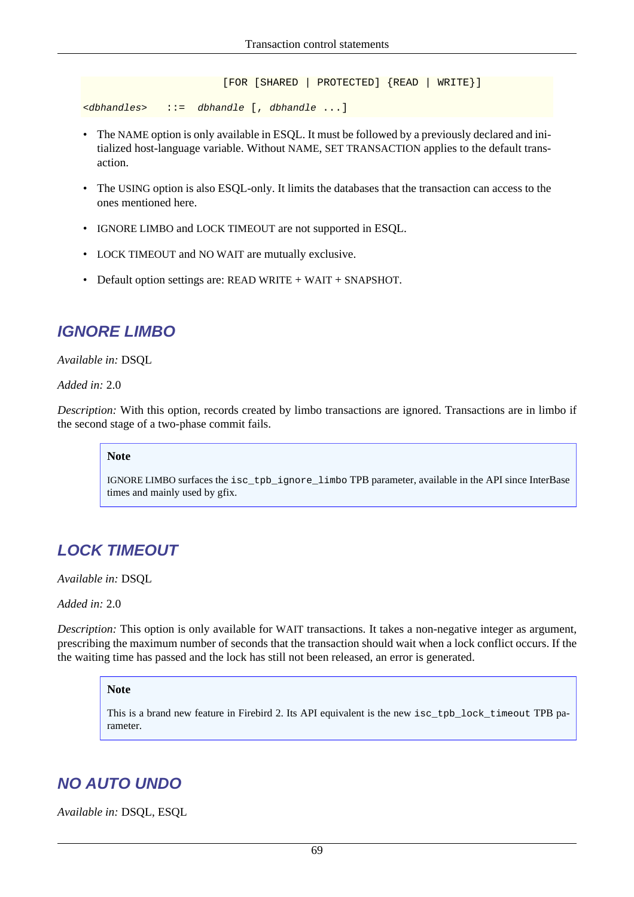```
                         [FOR [SHARED | PROTECTED] {READ | WRITE}]
<dbhandles>   ::=  dbhandle [, dbhandle ...]
```

- The NAME option is only available in ESQL. It must be followed by a previously declared and initialized host-language variable. Without NAME, SET TRANSACTION applies to the default transaction.
- The USING option is also ESQL-only. It limits the databases that the transaction can access to the ones mentioned here.
- IGNORE LIMBO and LOCK TIMEOUT are not supported in ESQL.
- LOCK TIMEOUT and NO WAIT are mutually exclusive.
- Default option settings are: READ WRITE + WAIT + SNAPSHOT.

## IGNORE LIMBO

*Available in:* DSQL

*Added in:* 2.0

*Description:* With this option, records created by limbo transactions are ignored. Transactions are in limbo if the second stage of a two-phase commit fails.

> **Note**
>
> IGNORE LIMBO surfaces the `isc_tpb_ignore_limbo` TPB parameter, available in the API since InterBase times and mainly used by gfix.

## LOCK TIMEOUT

*Available in:* DSQL

*Added in:* 2.0

*Description:* This option is only available for WAIT transactions. It takes a non-negative integer as argument, prescribing the maximum number of seconds that the transaction should wait when a lock conflict occurs. If the the waiting time has passed and the lock has still not been released, an error is generated.

> **Note**
>
> This is a brand new feature in Firebird 2. Its API equivalent is the new `isc_tpb_lock_timeout` TPB parameter.

## NO AUTO UNDO

*Available in:* DSQL, ESQL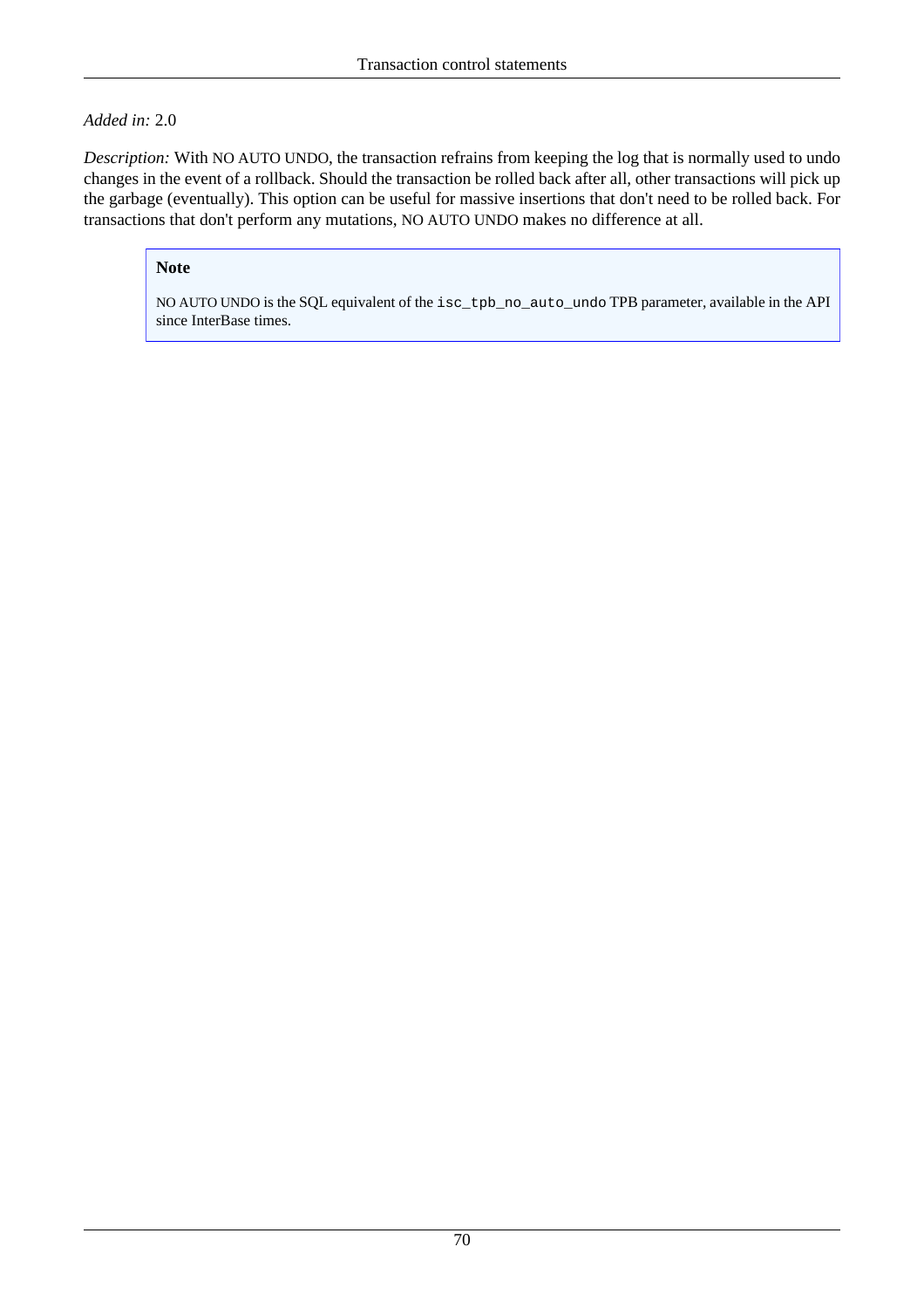*Added in:* 2.0

*Description:* With NO AUTO UNDO, the transaction refrains from keeping the log that is normally used to undo changes in the event of a rollback. Should the transaction be rolled back after all, other transactions will pick up the garbage (eventually). This option can be useful for massive insertions that don't need to be rolled back. For transactions that don't perform any mutations, NO AUTO UNDO makes no difference at all.

> **Note**
>
> NO AUTO UNDO is the SQL equivalent of the `isc_tpb_no_auto_undo` TPB parameter, available in the API since InterBase times.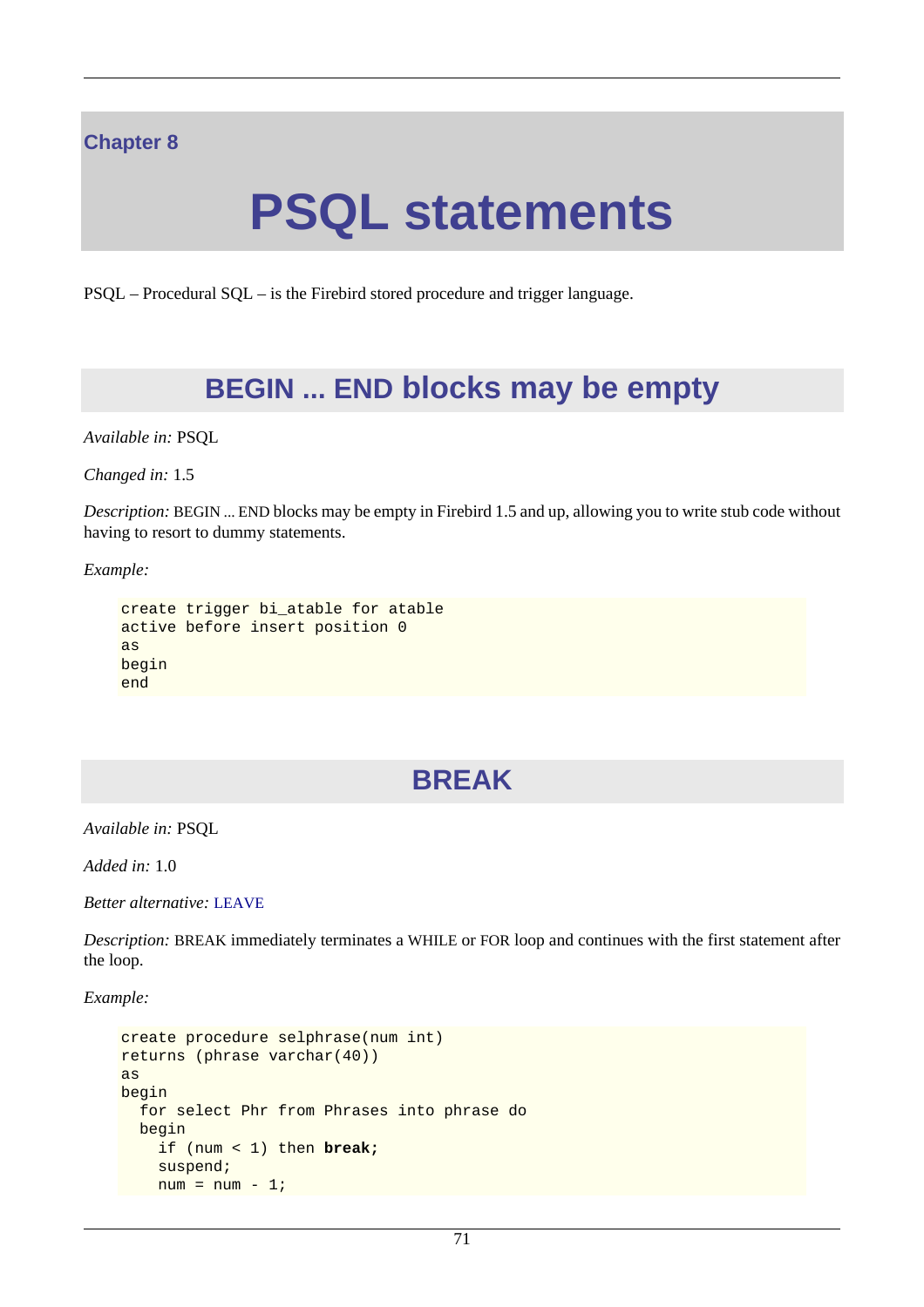# Chapter 8

# PSQL statements

PSQL – Procedural SQL – is the Firebird stored procedure and trigger language.

## BEGIN ... END blocks may be empty

*Available in:* PSQL

*Changed in:* 1.5

*Description:* BEGIN ... END blocks may be empty in Firebird 1.5 and up, allowing you to write stub code without having to resort to dummy statements.

*Example:*

```
create trigger bi_atable for atable
active before insert position 0
as
begin
end
```

## BREAK

*Available in:* PSQL

*Added in:* 1.0

*Better alternative:* LEAVE

*Description:* BREAK immediately terminates a WHILE or FOR loop and continues with the first statement after the loop.

*Example:*

```
create procedure selphrase(num int)
returns (phrase varchar(40))
as
begin
  for select Phr from Phrases into phrase do
  begin
    if (num < 1) then break;
    suspend;
    num = num - 1;
```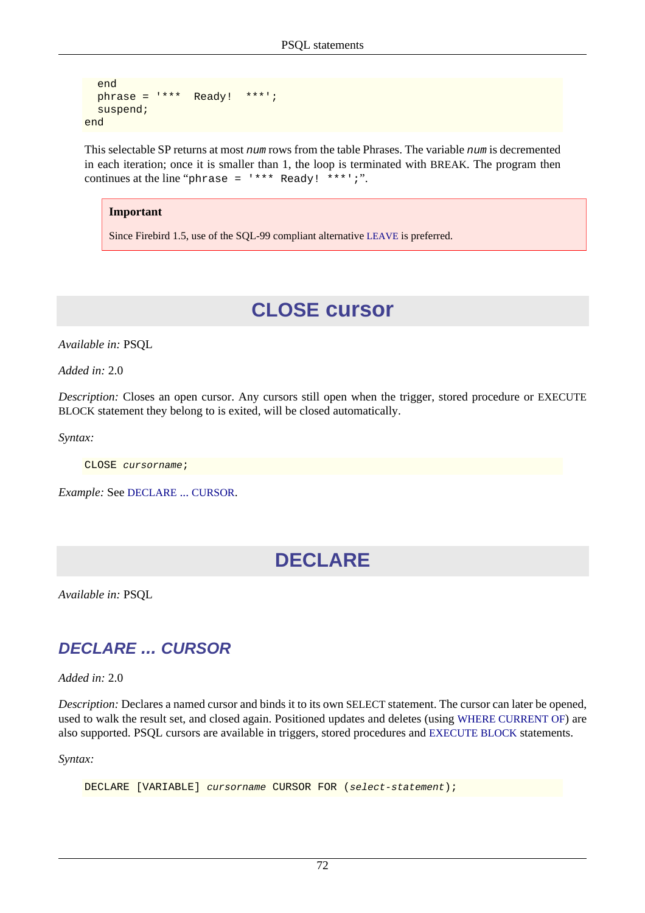```
  end
  phrase = '***  Ready!  ***';
  suspend;
end
```

This selectable SP returns at most *num* rows from the table Phrases. The variable *num* is decremented in each iteration; once it is smaller than 1, the loop is terminated with BREAK. The program then continues at the line “`phrase = '*** Ready! ***';`”.

> **Important**
>
> Since Firebird 1.5, use of the SQL-99 compliant alternative LEAVE is preferred.

# CLOSE cursor

*Available in:* PSQL

*Added in:* 2.0

*Description:* Closes an open cursor. Any cursors still open when the trigger, stored procedure or EXECUTE BLOCK statement they belong to is exited, will be closed automatically.

*Syntax:*

```
CLOSE cursorname;
```

*Example:* See DECLARE ... CURSOR.

# DECLARE

*Available in:* PSQL

## DECLARE ... CURSOR

*Added in:* 2.0

*Description:* Declares a named cursor and binds it to its own SELECT statement. The cursor can later be opened, used to walk the result set, and closed again. Positioned updates and deletes (using WHERE CURRENT OF) are also supported. PSQL cursors are available in triggers, stored procedures and EXECUTE BLOCK statements.

*Syntax:*

```
DECLARE [VARIABLE] cursorname CURSOR FOR (select-statement);
```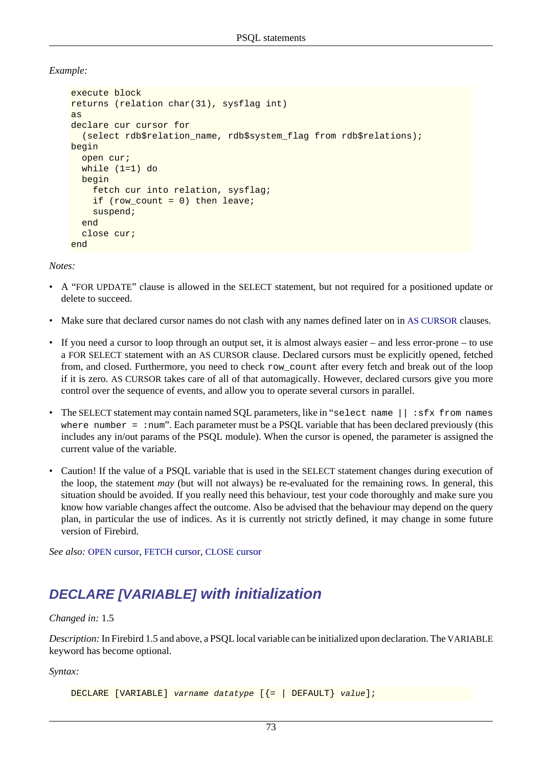*Example:*

```
execute block
returns (relation char(31), sysflag int)
as
declare cur cursor for
  (select rdb$relation_name, rdb$system_flag from rdb$relations);
begin
  open cur;
  while (1=1) do
  begin
    fetch cur into relation, sysflag;
    if (row_count = 0) then leave;
    suspend;
  end
  close cur;
end
```

*Notes:*

- A “FOR UPDATE” clause is allowed in the SELECT statement, but not required for a positioned update or delete to succeed.
- Make sure that declared cursor names do not clash with any names defined later on in AS CURSOR clauses.
- If you need a cursor to loop through an output set, it is almost always easier – and less error-prone – to use a FOR SELECT statement with an AS CURSOR clause. Declared cursors must be explicitly opened, fetched from, and closed. Furthermore, you need to check `row_count` after every fetch and break out of the loop if it is zero. AS CURSOR takes care of all of that automagically. However, declared cursors give you more control over the sequence of events, and allow you to operate several cursors in parallel.
- The SELECT statement may contain named SQL parameters, like in “`select name || :sfx from names where number = :num`”. Each parameter must be a PSQL variable that has been declared previously (this includes any in/out params of the PSQL module). When the cursor is opened, the parameter is assigned the current value of the variable.
- Caution! If the value of a PSQL variable that is used in the SELECT statement changes during execution of the loop, the statement *may* (but will not always) be re-evaluated for the remaining rows. In general, this situation should be avoided. If you really need this behaviour, test your code thoroughly and make sure you know how variable changes affect the outcome. Also be advised that the behaviour may depend on the query plan, in particular the use of indices. As it is currently not strictly defined, it may change in some future version of Firebird.

*See also:* OPEN cursor, FETCH cursor, CLOSE cursor

## DECLARE [VARIABLE] with initialization

*Changed in:* 1.5

*Description:* In Firebird 1.5 and above, a PSQL local variable can be initialized upon declaration. The VARIABLE keyword has become optional.

*Syntax:*

```
DECLARE [VARIABLE] varname datatype [{= | DEFAULT} value];
```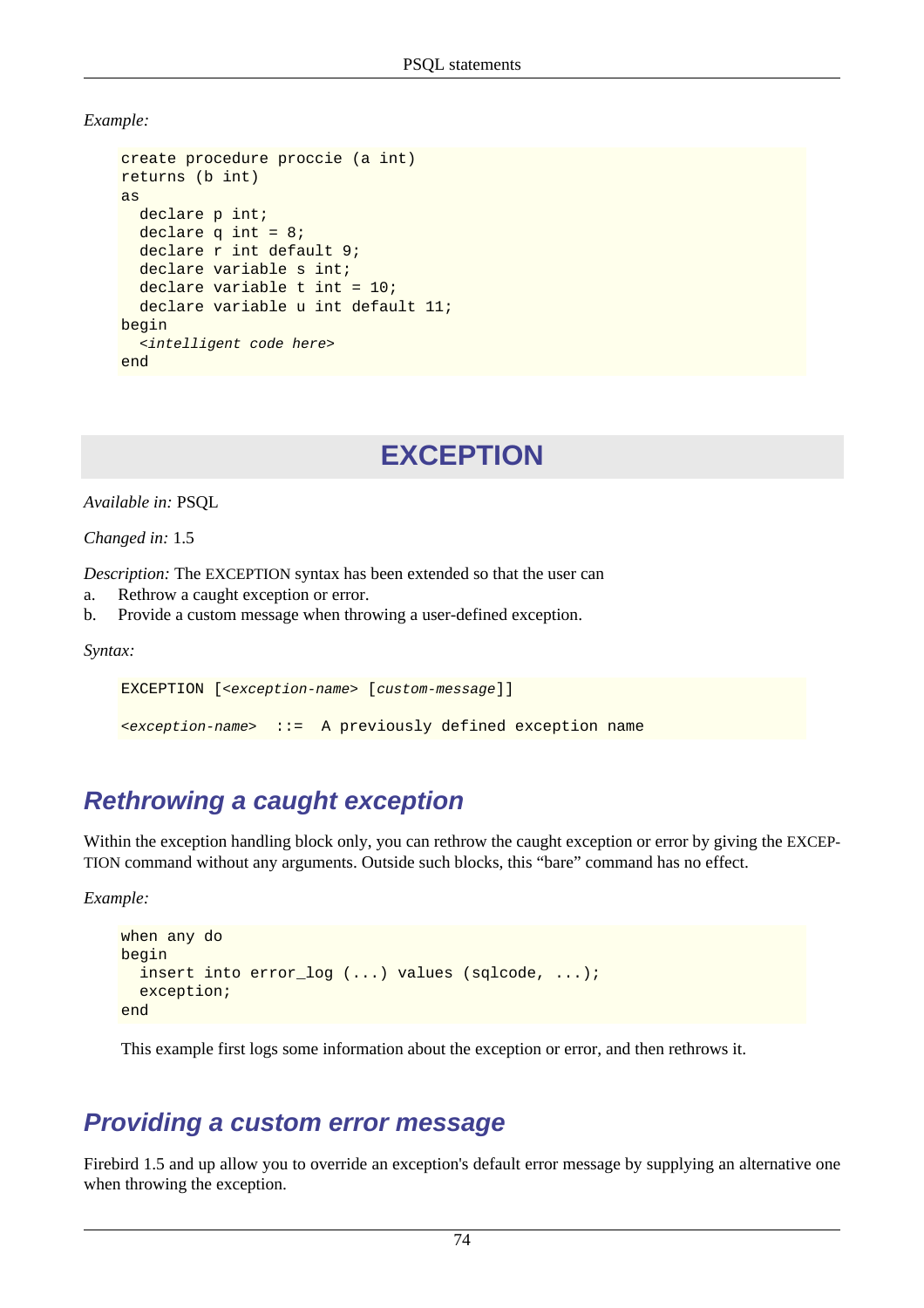*Example:*

```
create procedure proccie (a int)
returns (b int)
as
  declare p int;
  declare q int = 8;
  declare r int default 9;
  declare variable s int;
  declare variable t int = 10;
  declare variable u int default 11;
begin
  <intelligent code here>
end
```

# EXCEPTION

*Available in:* PSQL

*Changed in:* 1.5

*Description:* The EXCEPTION syntax has been extended so that the user can

a. Rethrow a caught exception or error.
b. Provide a custom message when throwing a user-defined exception.

*Syntax:*

```
EXCEPTION [<exception-name> [custom-message]]

<exception-name>  ::=  A previously defined exception name
```

## Rethrowing a caught exception

Within the exception handling block only, you can rethrow the caught exception or error by giving the EXCEPTION command without any arguments. Outside such blocks, this “bare” command has no effect.

*Example:*

```
when any do
begin
  insert into error_log (...) values (sqlcode, ...);
  exception;
end
```

This example first logs some information about the exception or error, and then rethrows it.

## Providing a custom error message

Firebird 1.5 and up allow you to override an exception's default error message by supplying an alternative one when throwing the exception.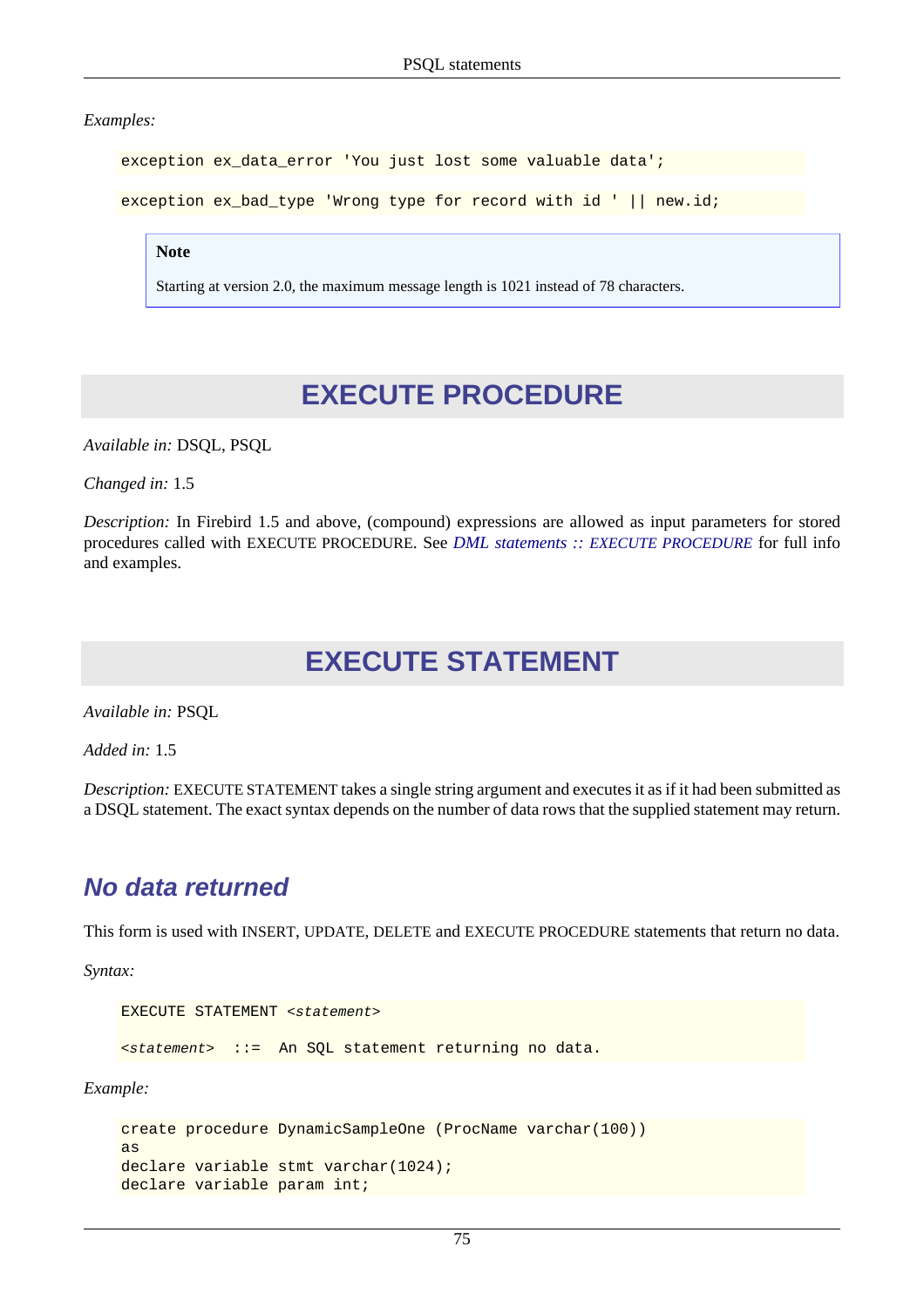*Examples:*

```
exception ex_data_error 'You just lost some valuable data';
```

```
exception ex_bad_type 'Wrong type for record with id ' || new.id;
```

> **Note**
>
> Starting at version 2.0, the maximum message length is 1021 instead of 78 characters.

## EXECUTE PROCEDURE

*Available in:* DSQL, PSQL

*Changed in:* 1.5

*Description:* In Firebird 1.5 and above, (compound) expressions are allowed as input parameters for stored procedures called with EXECUTE PROCEDURE. See *DML statements :: EXECUTE PROCEDURE* for full info and examples.

## EXECUTE STATEMENT

*Available in:* PSQL

*Added in:* 1.5

*Description:* EXECUTE STATEMENT takes a single string argument and executes it as if it had been submitted as a DSQL statement. The exact syntax depends on the number of data rows that the supplied statement may return.

### No data returned

This form is used with INSERT, UPDATE, DELETE and EXECUTE PROCEDURE statements that return no data.

*Syntax:*

```
EXECUTE STATEMENT <statement>

<statement>  ::=  An SQL statement returning no data.
```

*Example:*

```
create procedure DynamicSampleOne (ProcName varchar(100))
as
declare variable stmt varchar(1024);
declare variable param int;
```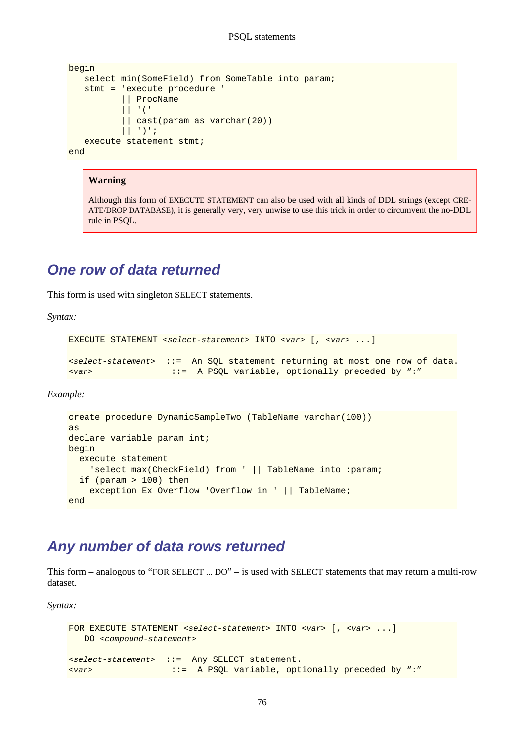```
begin
   select min(SomeField) from SomeTable into param;
   stmt = 'execute procedure '
          || ProcName
          || '('
          || cast(param as varchar(20))
          || ')';
   execute statement stmt;
end
```

> **Warning**
>
> Although this form of EXECUTE STATEMENT can also be used with all kinds of DDL strings (except CREATE/DROP DATABASE), it is generally very, very unwise to use this trick in order to circumvent the no-DDL rule in PSQL.

## One row of data returned

This form is used with singleton SELECT statements.

*Syntax:*

```
EXECUTE STATEMENT <select-statement> INTO <var> [, <var> ...]

<select-statement>  ::=  An SQL statement returning at most one row of data.
<var>                ::=  A PSQL variable, optionally preceded by ":"
```

*Example:*

```
create procedure DynamicSampleTwo (TableName varchar(100))
as
declare variable param int;
begin
  execute statement
    'select max(CheckField) from ' || TableName into :param;
  if (param > 100) then
    exception Ex_Overflow 'Overflow in ' || TableName;
end
```

## Any number of data rows returned

This form – analogous to "FOR SELECT ... DO" – is used with SELECT statements that may return a multi-row dataset.

*Syntax:*

```
FOR EXECUTE STATEMENT <select-statement> INTO <var> [, <var> ...]
   DO <compound-statement>

<select-statement>  ::=  Any SELECT statement.
<var>                ::=  A PSQL variable, optionally preceded by ":"
```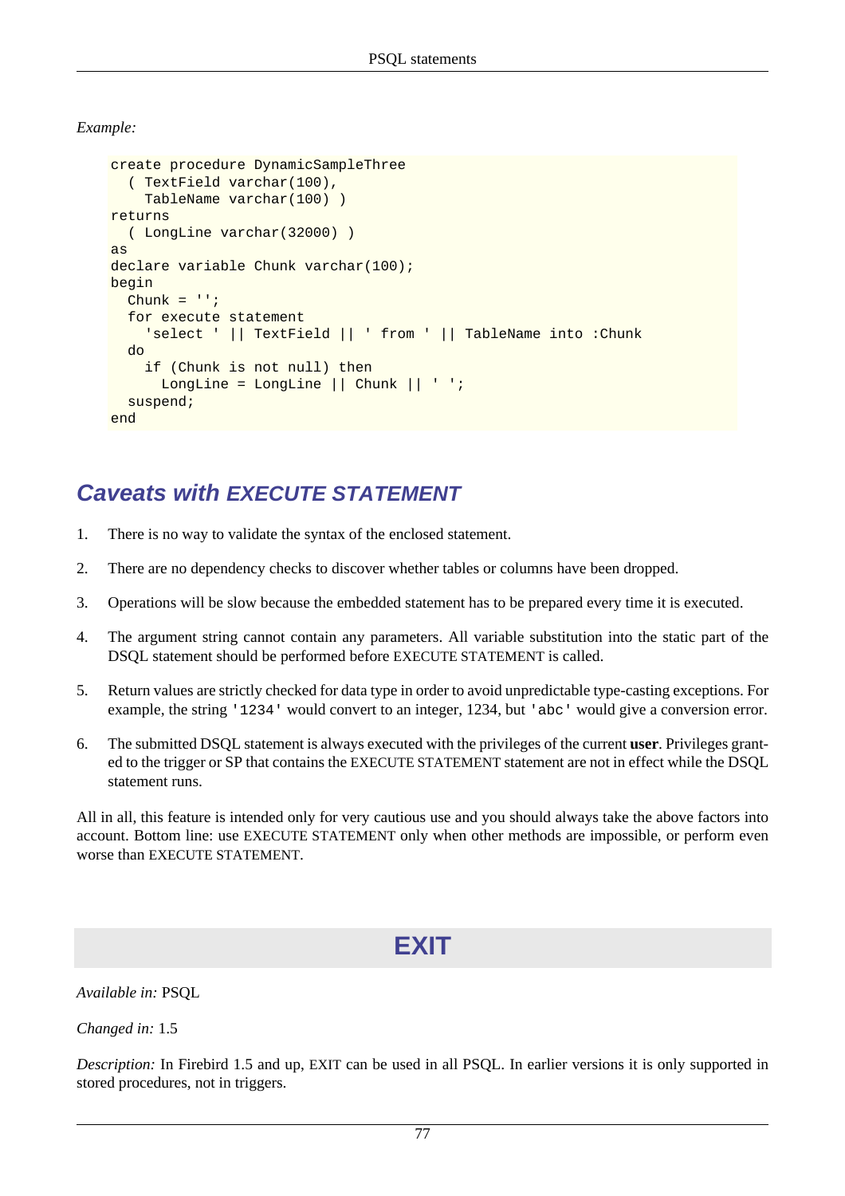*Example:*

```
create procedure DynamicSampleThree
  ( TextField varchar(100),
    TableName varchar(100) )
returns
  ( LongLine varchar(32000) )
as
declare variable Chunk varchar(100);
begin
  Chunk = '';
  for execute statement
    'select ' || TextField || ' from ' || TableName into :Chunk
  do
    if (Chunk is not null) then
      LongLine = LongLine || Chunk || ' ';
  suspend;
end
```

## Caveats with EXECUTE STATEMENT

1. There is no way to validate the syntax of the enclosed statement.
2. There are no dependency checks to discover whether tables or columns have been dropped.
3. Operations will be slow because the embedded statement has to be prepared every time it is executed.
4. The argument string cannot contain any parameters. All variable substitution into the static part of the DSQL statement should be performed before EXECUTE STATEMENT is called.
5. Return values are strictly checked for data type in order to avoid unpredictable type-casting exceptions. For example, the string `'1234'` would convert to an integer, 1234, but `'abc'` would give a conversion error.
6. The submitted DSQL statement is always executed with the privileges of the current **user**. Privileges granted to the trigger or SP that contains the EXECUTE STATEMENT statement are not in effect while the DSQL statement runs.

All in all, this feature is intended only for very cautious use and you should always take the above factors into account. Bottom line: use EXECUTE STATEMENT only when other methods are impossible, or perform even worse than EXECUTE STATEMENT.

# EXIT

*Available in:* PSQL

*Changed in:* 1.5

*Description:* In Firebird 1.5 and up, EXIT can be used in all PSQL. In earlier versions it is only supported in stored procedures, not in triggers.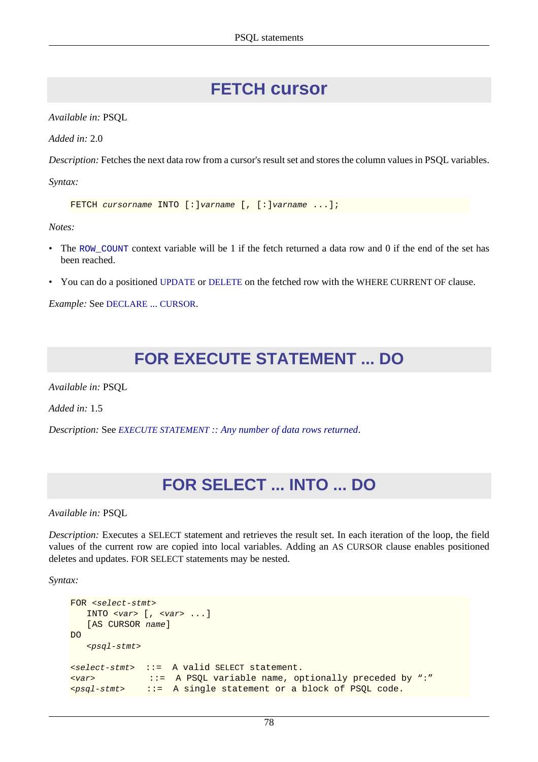## FETCH cursor

*Available in:* PSQL

*Added in:* 2.0

*Description:* Fetches the next data row from a cursor's result set and stores the column values in PSQL variables.

*Syntax:*

```
FETCH cursorname INTO [:]varname [, [:]varname ...];
```

*Notes:*

- The `ROW_COUNT` context variable will be 1 if the fetch returned a data row and 0 if the end of the set has been reached.
- You can do a positioned UPDATE or DELETE on the fetched row with the WHERE CURRENT OF clause.

*Example:* See DECLARE ... CURSOR.

## FOR EXECUTE STATEMENT ... DO

*Available in:* PSQL

*Added in:* 1.5

*Description:* See *EXECUTE STATEMENT :: Any number of data rows returned*.

## FOR SELECT ... INTO ... DO

*Available in:* PSQL

*Description:* Executes a SELECT statement and retrieves the result set. In each iteration of the loop, the field values of the current row are copied into local variables. Adding an AS CURSOR clause enables positioned deletes and updates. FOR SELECT statements may be nested.

*Syntax:*

```
FOR <select-stmt>
   INTO <var> [, <var> ...]
   [AS CURSOR name]
DO
   <psql-stmt>

<select-stmt>  ::=  A valid SELECT statement.
<var>           ::=  A PSQL variable name, optionally preceded by “:”
<psql-stmt>    ::=  A single statement or a block of PSQL code.
```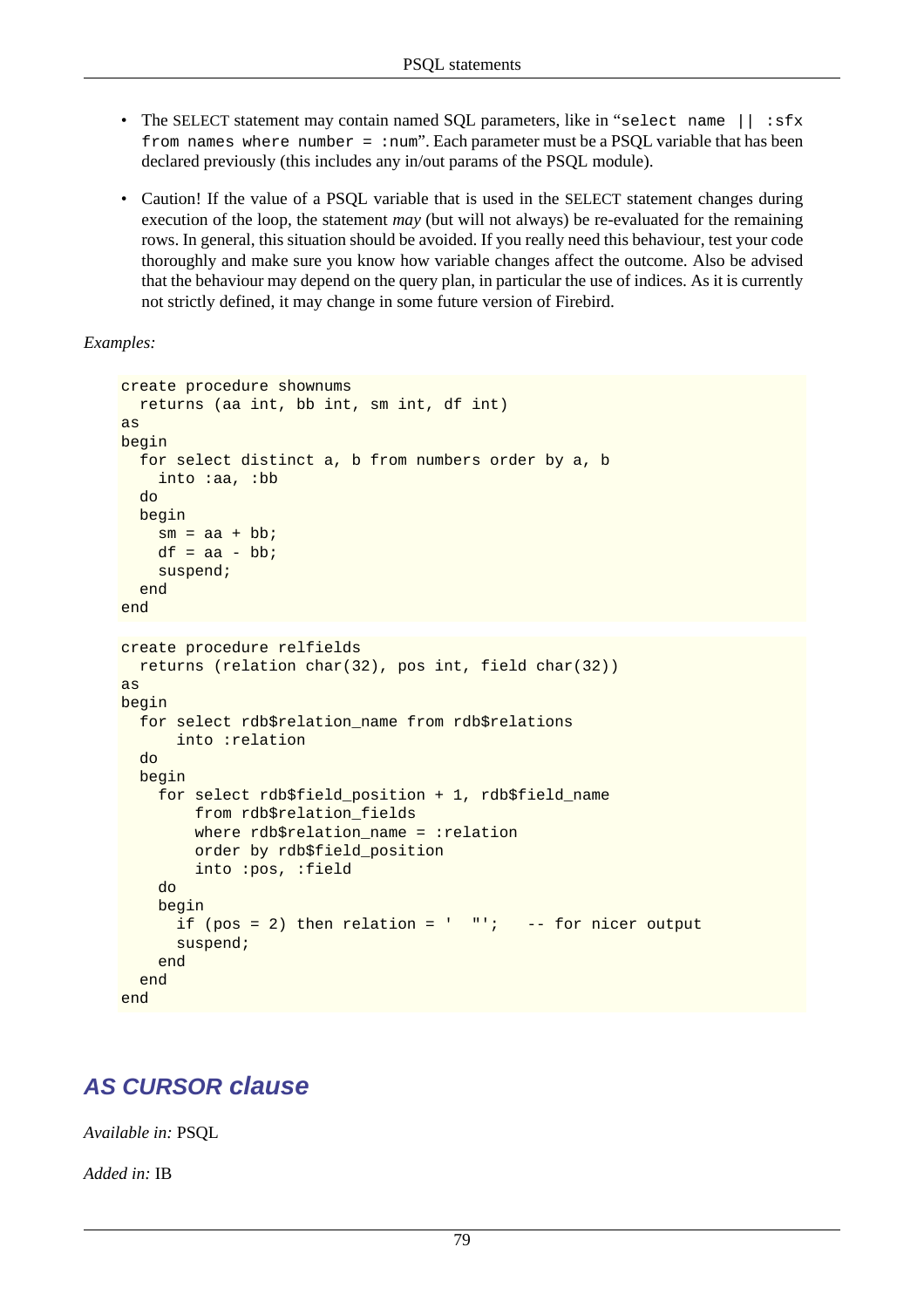- The SELECT statement may contain named SQL parameters, like in "`select name || :sfx from names where number = :num`". Each parameter must be a PSQL variable that has been declared previously (this includes any in/out params of the PSQL module).

- Caution! If the value of a PSQL variable that is used in the SELECT statement changes during execution of the loop, the statement *may* (but will not always) be re-evaluated for the remaining rows. In general, this situation should be avoided. If you really need this behaviour, test your code thoroughly and make sure you know how variable changes affect the outcome. Also be advised that the behaviour may depend on the query plan, in particular the use of indices. As it is currently not strictly defined, it may change in some future version of Firebird.

*Examples:*

```
create procedure shownums
  returns (aa int, bb int, sm int, df int)
as
begin
  for select distinct a, b from numbers order by a, b
    into :aa, :bb
  do
  begin
    sm = aa + bb;
    df = aa - bb;
    suspend;
  end
end
```

```
create procedure relfields
  returns (relation char(32), pos int, field char(32))
as
begin
  for select rdb$relation_name from rdb$relations
      into :relation
  do
  begin
    for select rdb$field_position + 1, rdb$field_name
        from rdb$relation_fields
        where rdb$relation_name = :relation
        order by rdb$field_position
        into :pos, :field
    do
    begin
      if (pos = 2) then relation = '  "';   -- for nicer output
      suspend;
    end
  end
end
```

## AS CURSOR clause

*Available in:* PSQL

*Added in:* IB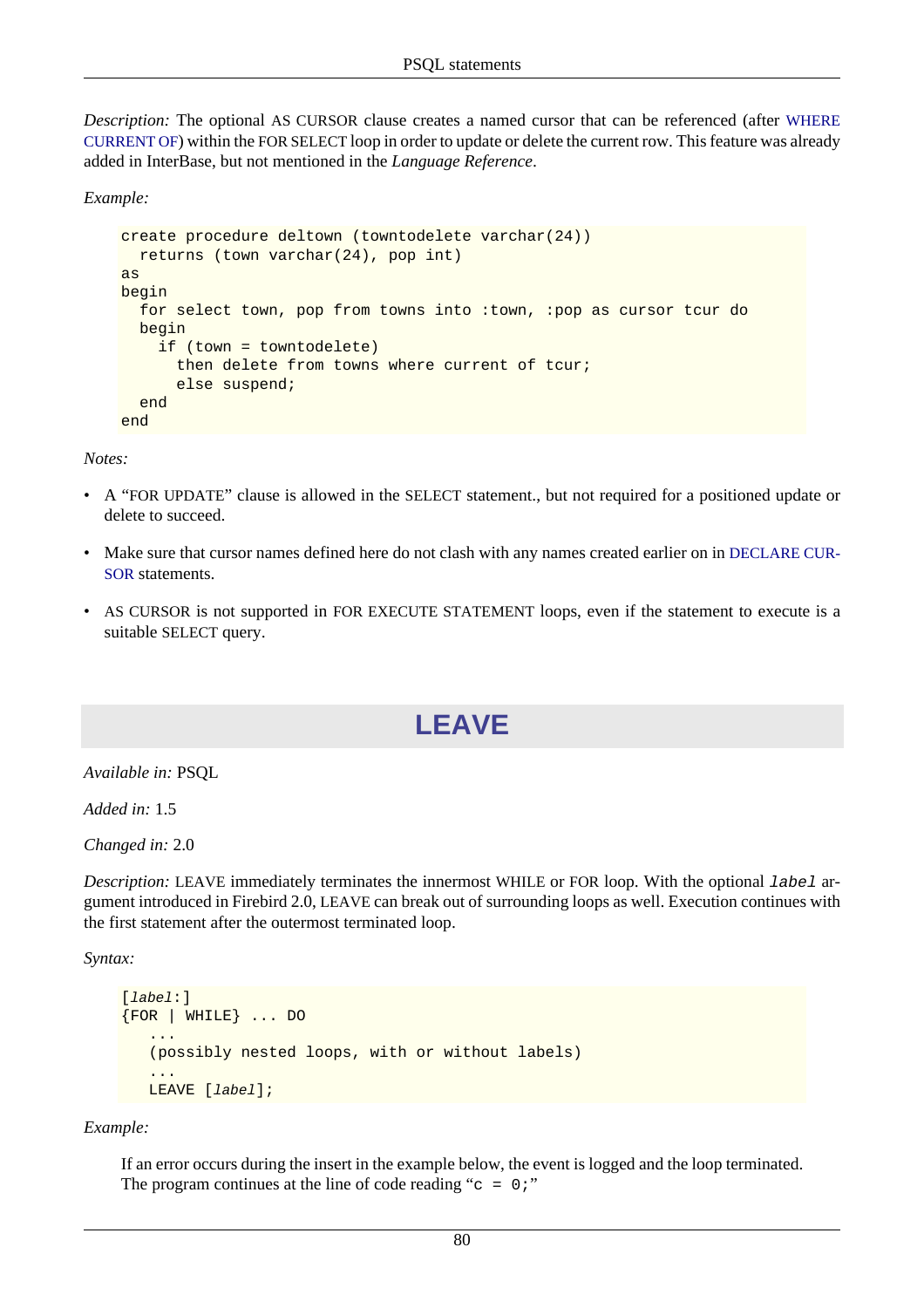*Description:* The optional AS CURSOR clause creates a named cursor that can be referenced (after WHERE CURRENT OF) within the FOR SELECT loop in order to update or delete the current row. This feature was already added in InterBase, but not mentioned in the *Language Reference*.

*Example:*

```
create procedure deltown (towntodelete varchar(24))
  returns (town varchar(24), pop int)
as
begin
  for select town, pop from towns into :town, :pop as cursor tcur do
  begin
    if (town = towntodelete)
      then delete from towns where current of tcur;
      else suspend;
  end
end
```

*Notes:*

- A “FOR UPDATE” clause is allowed in the SELECT statement., but not required for a positioned update or delete to succeed.
- Make sure that cursor names defined here do not clash with any names created earlier on in DECLARE CURSOR statements.
- AS CURSOR is not supported in FOR EXECUTE STATEMENT loops, even if the statement to execute is a suitable SELECT query.

# LEAVE

*Available in:* PSQL

*Added in:* 1.5

*Changed in:* 2.0

*Description:* LEAVE immediately terminates the innermost WHILE or FOR loop. With the optional *label* argument introduced in Firebird 2.0, LEAVE can break out of surrounding loops as well. Execution continues with the first statement after the outermost terminated loop.

*Syntax:*

```
[label:]
{FOR | WHILE} ... DO
   ...
   (possibly nested loops, with or without labels)
   ...
   LEAVE [label];
```

*Example:*

If an error occurs during the insert in the example below, the event is logged and the loop terminated. The program continues at the line of code reading “`c = 0;`”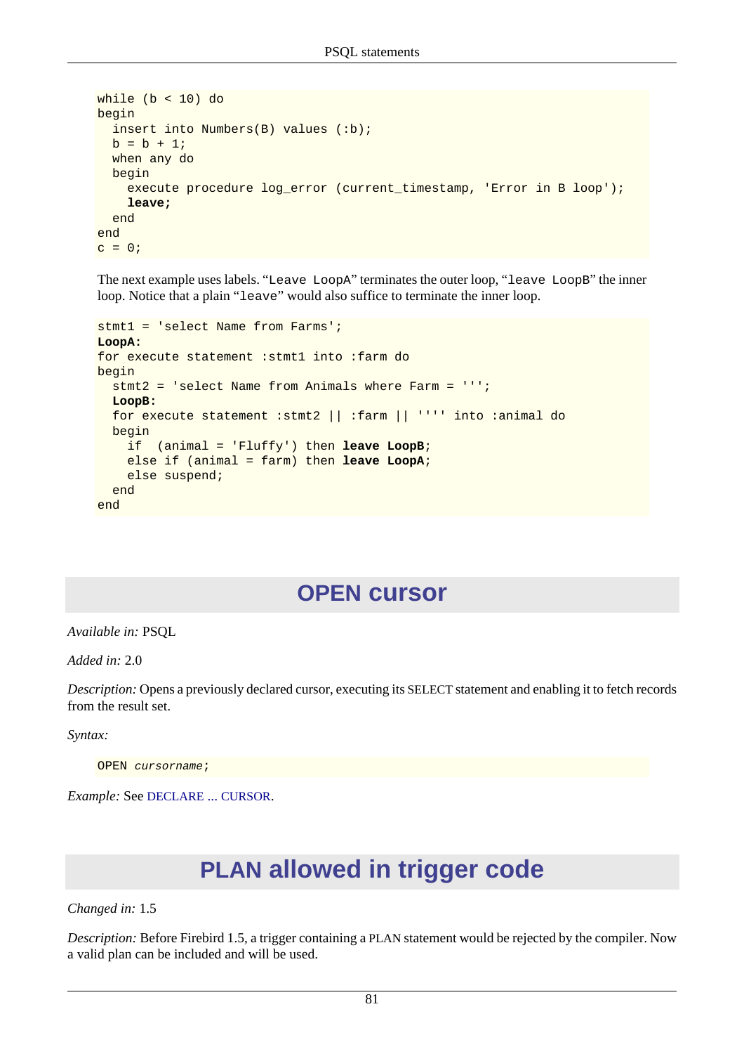```
while (b < 10) do
begin
  insert into Numbers(B) values (:b);
  b = b + 1;
  when any do
  begin
    execute procedure log_error (current_timestamp, 'Error in B loop');
    leave;
  end
end
c = 0;
```

The next example uses labels. “`Leave LoopA`” terminates the outer loop, “`leave LoopB`” the inner loop. Notice that a plain “`leave`” would also suffice to terminate the inner loop.

```
stmt1 = 'select Name from Farms';
LoopA:
for execute statement :stmt1 into :farm do
begin
  stmt2 = 'select Name from Animals where Farm = ''';
  LoopB:
  for execute statement :stmt2 || :farm || '''' into :animal do
  begin
    if  (animal = 'Fluffy') then leave LoopB;
    else if (animal = farm) then leave LoopA;
    else suspend;
  end
end
```

# OPEN cursor

*Available in:* PSQL

*Added in:* 2.0

*Description:* Opens a previously declared cursor, executing its SELECT statement and enabling it to fetch records from the result set.

*Syntax:*

```
OPEN cursorname;
```

*Example:* See DECLARE ... CURSOR.

# PLAN allowed in trigger code

*Changed in:* 1.5

*Description:* Before Firebird 1.5, a trigger containing a PLAN statement would be rejected by the compiler. Now a valid plan can be included and will be used.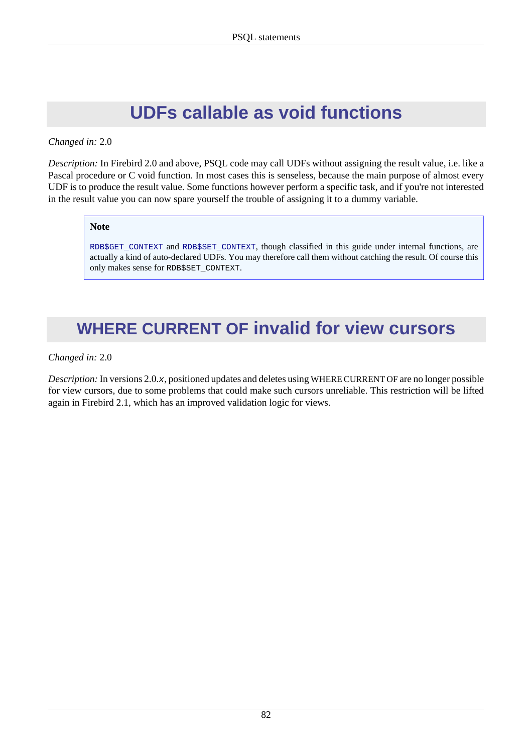# UDFs callable as void functions

*Changed in:* 2.0

*Description:* In Firebird 2.0 and above, PSQL code may call UDFs without assigning the result value, i.e. like a Pascal procedure or C void function. In most cases this is senseless, because the main purpose of almost every UDF is to produce the result value. Some functions however perform a specific task, and if you're not interested in the result value you can now spare yourself the trouble of assigning it to a dummy variable.

> **Note**
>
> `RDB$GET_CONTEXT` and `RDB$SET_CONTEXT`, though classified in this guide under internal functions, are actually a kind of auto-declared UDFs. You may therefore call them without catching the result. Of course this only makes sense for `RDB$SET_CONTEXT`.

# WHERE CURRENT OF invalid for view cursors

*Changed in:* 2.0

*Description:* In versions 2.0.*x*, positioned updates and deletes using WHERE CURRENT OF are no longer possible for view cursors, due to some problems that could make such cursors unreliable. This restriction will be lifted again in Firebird 2.1, which has an improved validation logic for views.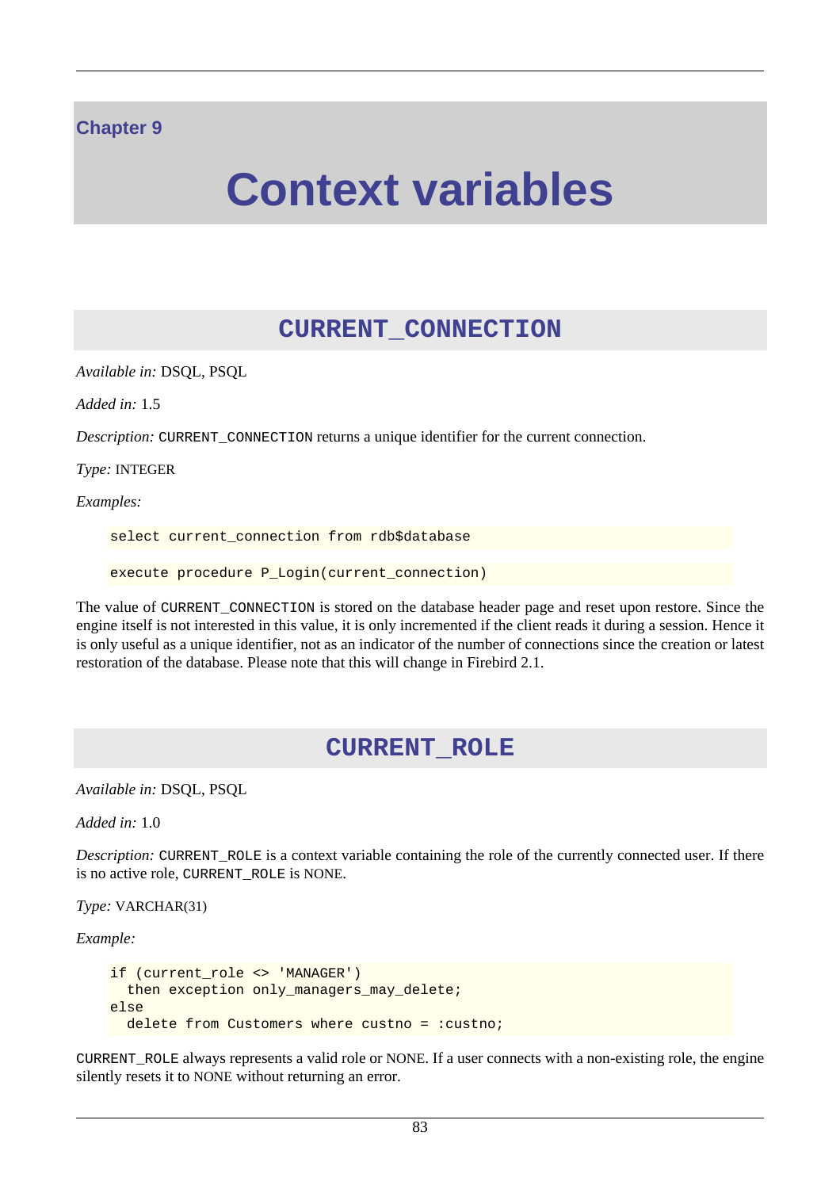# Chapter 9

# Context variables

## CURRENT_CONNECTION

*Available in:* DSQL, PSQL

*Added in:* 1.5

*Description:* `CURRENT_CONNECTION` returns a unique identifier for the current connection.

*Type:* INTEGER

*Examples:*

```
select current_connection from rdb$database
```

```
execute procedure P_Login(current_connection)
```

The value of `CURRENT_CONNECTION` is stored on the database header page and reset upon restore. Since the engine itself is not interested in this value, it is only incremented if the client reads it during a session. Hence it is only useful as a unique identifier, not as an indicator of the number of connections since the creation or latest restoration of the database. Please note that this will change in Firebird 2.1.

## CURRENT_ROLE

*Available in:* DSQL, PSQL

*Added in:* 1.0

*Description:* `CURRENT_ROLE` is a context variable containing the role of the currently connected user. If there is no active role, `CURRENT_ROLE` is NONE.

*Type:* VARCHAR(31)

*Example:*

```
if (current_role <> 'MANAGER')
  then exception only_managers_may_delete;
else
  delete from Customers where custno = :custno;
```

`CURRENT_ROLE` always represents a valid role or NONE. If a user connects with a non-existing role, the engine silently resets it to NONE without returning an error.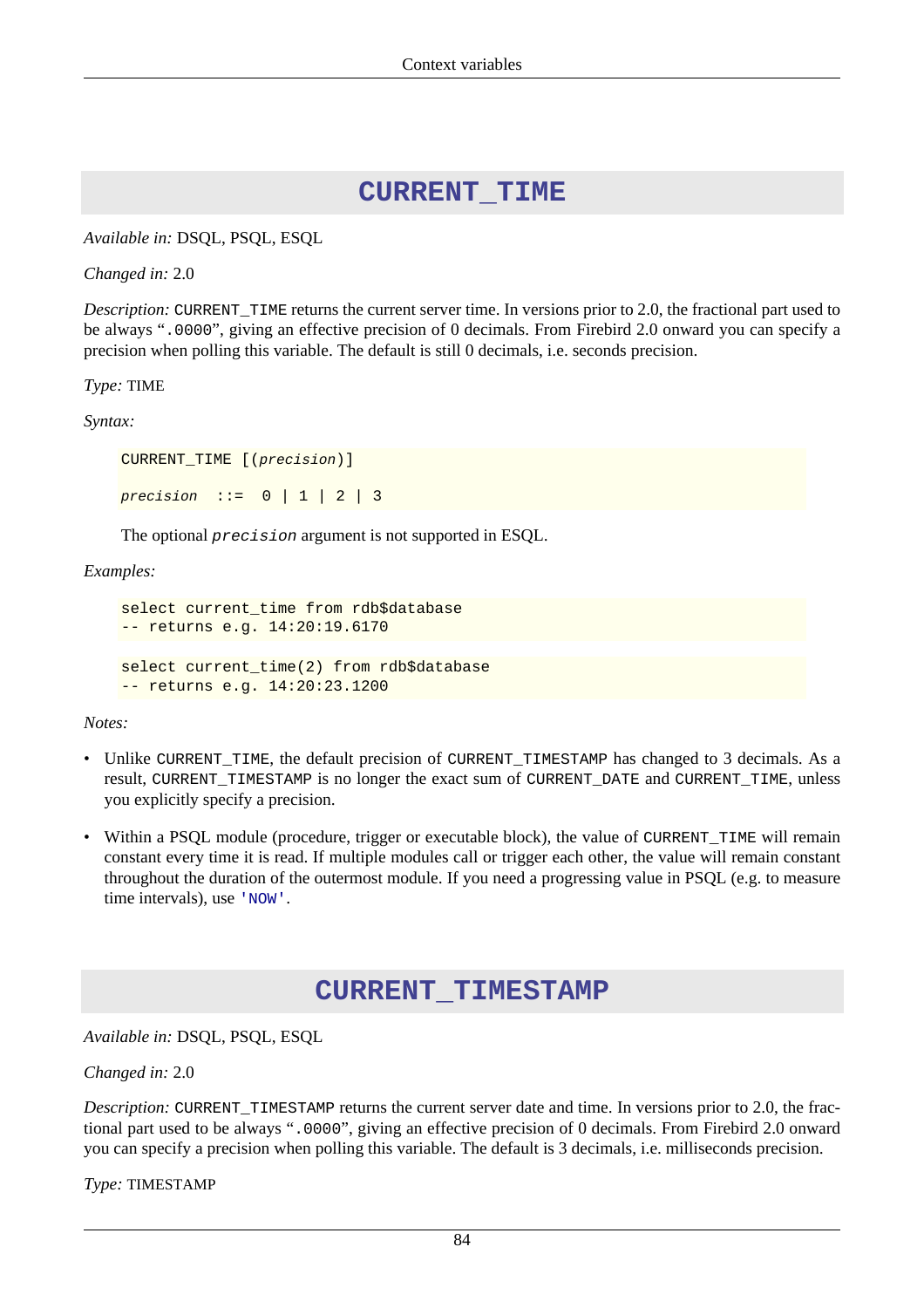## CURRENT_TIME

*Available in:* DSQL, PSQL, ESQL

*Changed in:* 2.0

*Description:* `CURRENT_TIME` returns the current server time. In versions prior to 2.0, the fractional part used to be always "`.0000`", giving an effective precision of 0 decimals. From Firebird 2.0 onward you can specify a precision when polling this variable. The default is still 0 decimals, i.e. seconds precision.

*Type:* TIME

*Syntax:*

```
CURRENT_TIME [(precision)]

precision  ::=  0 | 1 | 2 | 3
```

The optional `precision` argument is not supported in ESQL.

*Examples:*

```
select current_time from rdb$database
-- returns e.g. 14:20:19.6170
```

```
select current_time(2) from rdb$database
-- returns e.g. 14:20:23.1200
```

*Notes:*

- Unlike `CURRENT_TIME`, the default precision of `CURRENT_TIMESTAMP` has changed to 3 decimals. As a result, `CURRENT_TIMESTAMP` is no longer the exact sum of `CURRENT_DATE` and `CURRENT_TIME`, unless you explicitly specify a precision.
- Within a PSQL module (procedure, trigger or executable block), the value of `CURRENT_TIME` will remain constant every time it is read. If multiple modules call or trigger each other, the value will remain constant throughout the duration of the outermost module. If you need a progressing value in PSQL (e.g. to measure time intervals), use `'NOW'`.

## CURRENT_TIMESTAMP

*Available in:* DSQL, PSQL, ESQL

*Changed in:* 2.0

*Description:* `CURRENT_TIMESTAMP` returns the current server date and time. In versions prior to 2.0, the fractional part used to be always "`.0000`", giving an effective precision of 0 decimals. From Firebird 2.0 onward you can specify a precision when polling this variable. The default is 3 decimals, i.e. milliseconds precision.

*Type:* TIMESTAMP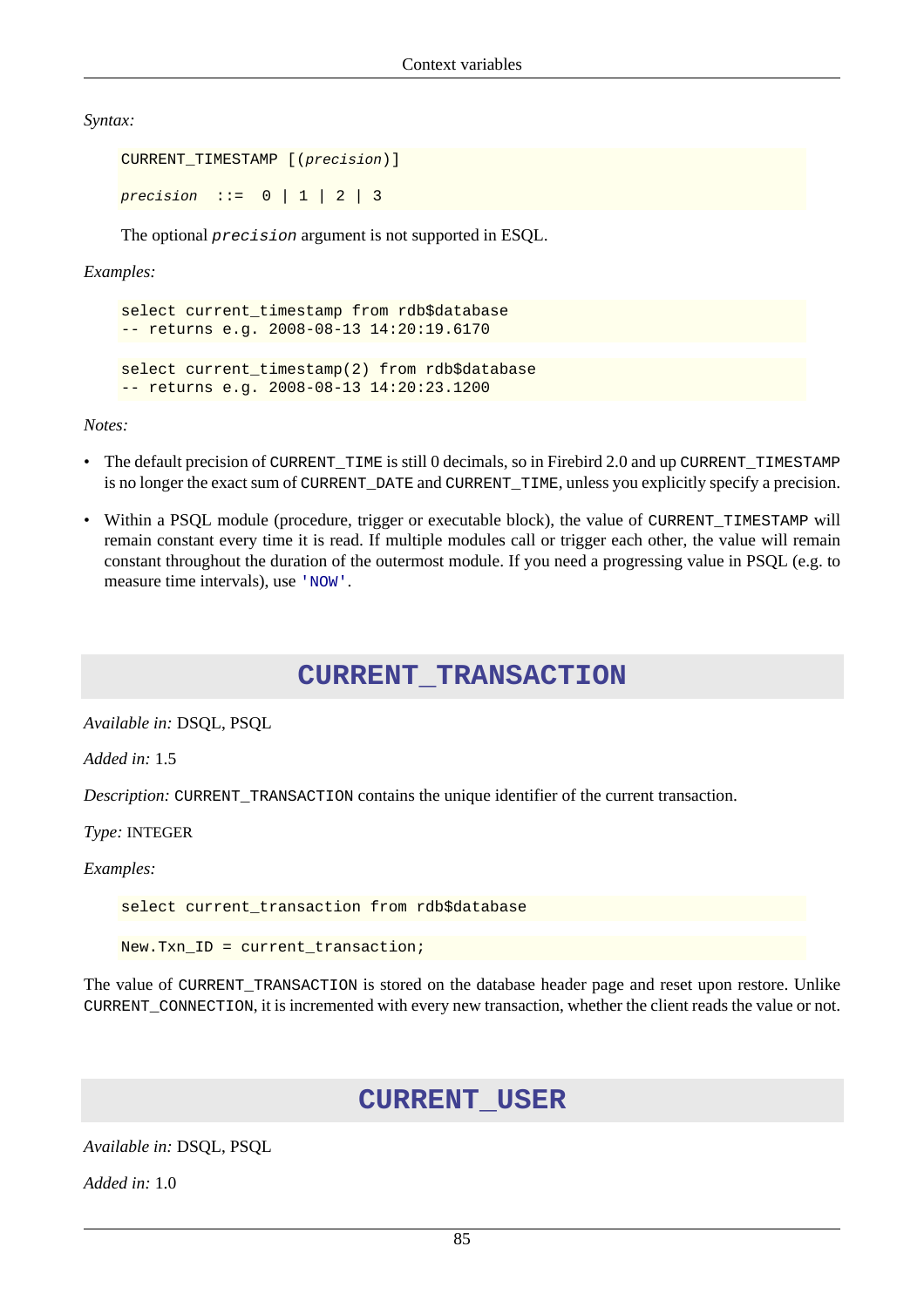*Syntax:*

```
CURRENT_TIMESTAMP [(precision)]

precision  ::=  0 | 1 | 2 | 3
```

The optional *precision* argument is not supported in ESQL.

*Examples:*

```
select current_timestamp from rdb$database
-- returns e.g. 2008-08-13 14:20:19.6170
```

```
select current_timestamp(2) from rdb$database
-- returns e.g. 2008-08-13 14:20:23.1200
```

*Notes:*

- The default precision of `CURRENT_TIME` is still 0 decimals, so in Firebird 2.0 and up `CURRENT_TIMESTAMP` is no longer the exact sum of `CURRENT_DATE` and `CURRENT_TIME`, unless you explicitly specify a precision.
- Within a PSQL module (procedure, trigger or executable block), the value of `CURRENT_TIMESTAMP` will remain constant every time it is read. If multiple modules call or trigger each other, the value will remain constant throughout the duration of the outermost module. If you need a progressing value in PSQL (e.g. to measure time intervals), use `'NOW'`.

## CURRENT_TRANSACTION

*Available in:* DSQL, PSQL

*Added in:* 1.5

*Description:* `CURRENT_TRANSACTION` contains the unique identifier of the current transaction.

*Type:* INTEGER

*Examples:*

```
select current_transaction from rdb$database
```

```
New.Txn_ID = current_transaction;
```

The value of `CURRENT_TRANSACTION` is stored on the database header page and reset upon restore. Unlike `CURRENT_CONNECTION`, it is incremented with every new transaction, whether the client reads the value or not.

## CURRENT_USER

*Available in:* DSQL, PSQL

*Added in:* 1.0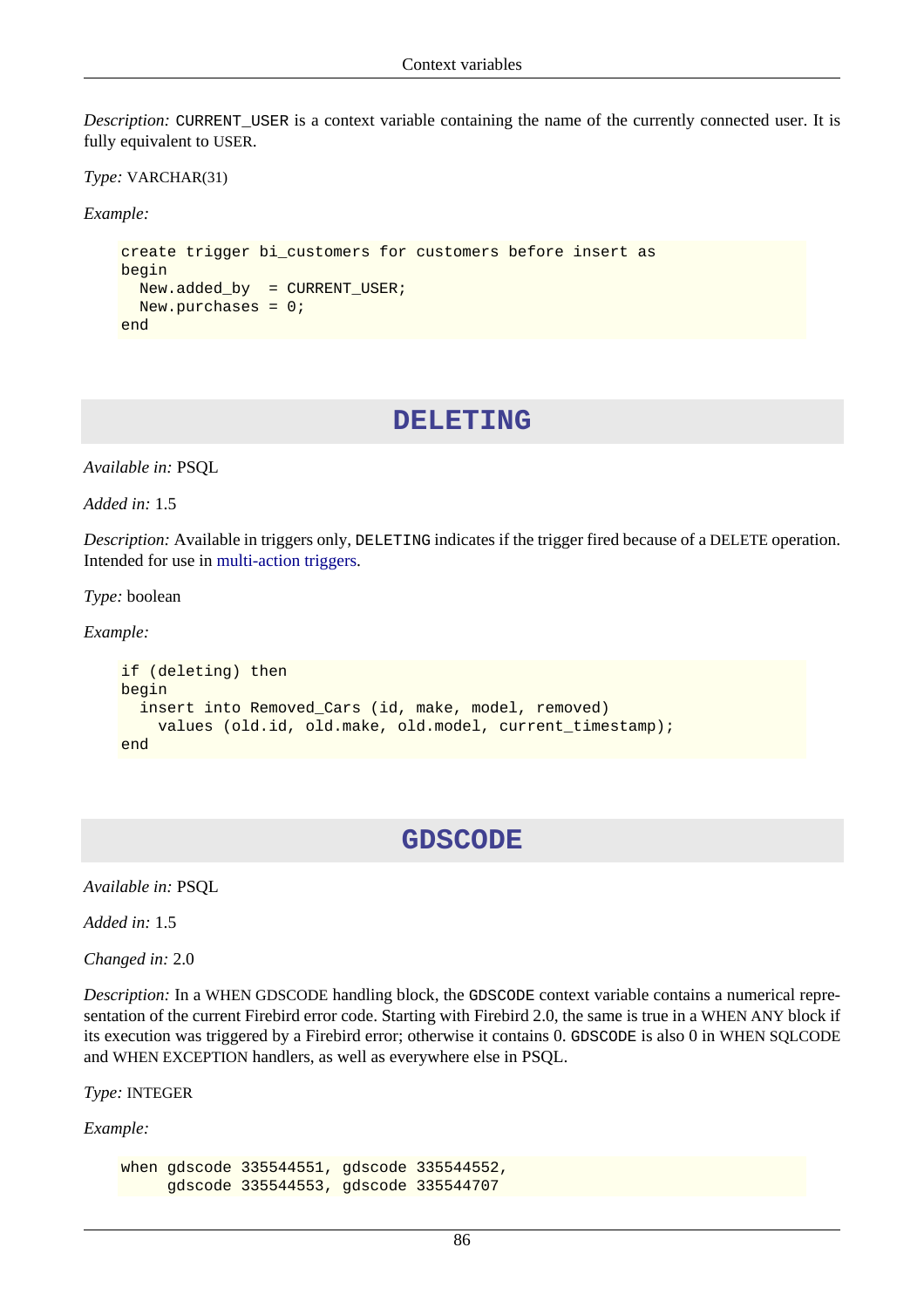*Description:* CURRENT_USER is a context variable containing the name of the currently connected user. It is fully equivalent to USER.

*Type:* VARCHAR(31)

*Example:*

```
create trigger bi_customers for customers before insert as
begin
  New.added_by  = CURRENT_USER;
  New.purchases = 0;
end
```

## DELETING

*Available in:* PSQL

*Added in:* 1.5

*Description:* Available in triggers only, DELETING indicates if the trigger fired because of a DELETE operation. Intended for use in multi-action triggers.

*Type:* boolean

*Example:*

```
if (deleting) then
begin
  insert into Removed_Cars (id, make, model, removed)
    values (old.id, old.make, old.model, current_timestamp);
end
```

## GDSCODE

*Available in:* PSQL

*Added in:* 1.5

*Changed in:* 2.0

*Description:* In a WHEN GDSCODE handling block, the GDSCODE context variable contains a numerical representation of the current Firebird error code. Starting with Firebird 2.0, the same is true in a WHEN ANY block if its execution was triggered by a Firebird error; otherwise it contains 0. GDSCODE is also 0 in WHEN SQLCODE and WHEN EXCEPTION handlers, as well as everywhere else in PSQL.

*Type:* INTEGER

*Example:*

```
when gdscode 335544551, gdscode 335544552,
     gdscode 335544553, gdscode 335544707
```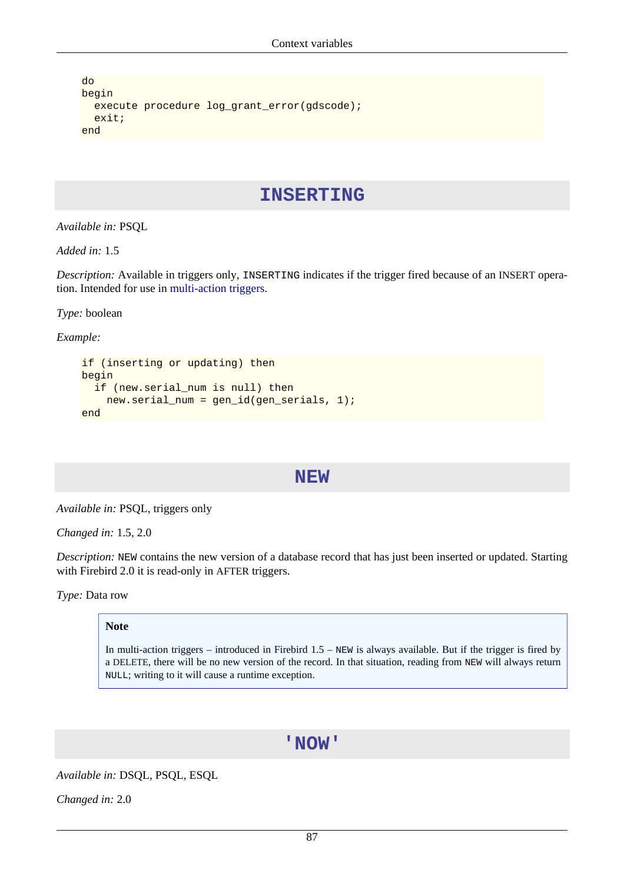```
do
begin
  execute procedure log_grant_error(gdscode);
  exit;
end
```

## INSERTING

*Available in:* PSQL

*Added in:* 1.5

*Description:* Available in triggers only, `INSERTING` indicates if the trigger fired because of an INSERT operation. Intended for use in multi-action triggers.

*Type:* boolean

*Example:*

```
if (inserting or updating) then
begin
  if (new.serial_num is null) then
    new.serial_num = gen_id(gen_serials, 1);
end
```

## NEW

*Available in:* PSQL, triggers only

*Changed in:* 1.5, 2.0

*Description:* `NEW` contains the new version of a database record that has just been inserted or updated. Starting with Firebird 2.0 it is read-only in AFTER triggers.

*Type:* Data row

> **Note**
>
> In multi-action triggers – introduced in Firebird 1.5 – `NEW` is always available. But if the trigger is fired by a DELETE, there will be no new version of the record. In that situation, reading from `NEW` will always return `NULL`; writing to it will cause a runtime exception.

## 'NOW'

*Available in:* DSQL, PSQL, ESQL

*Changed in:* 2.0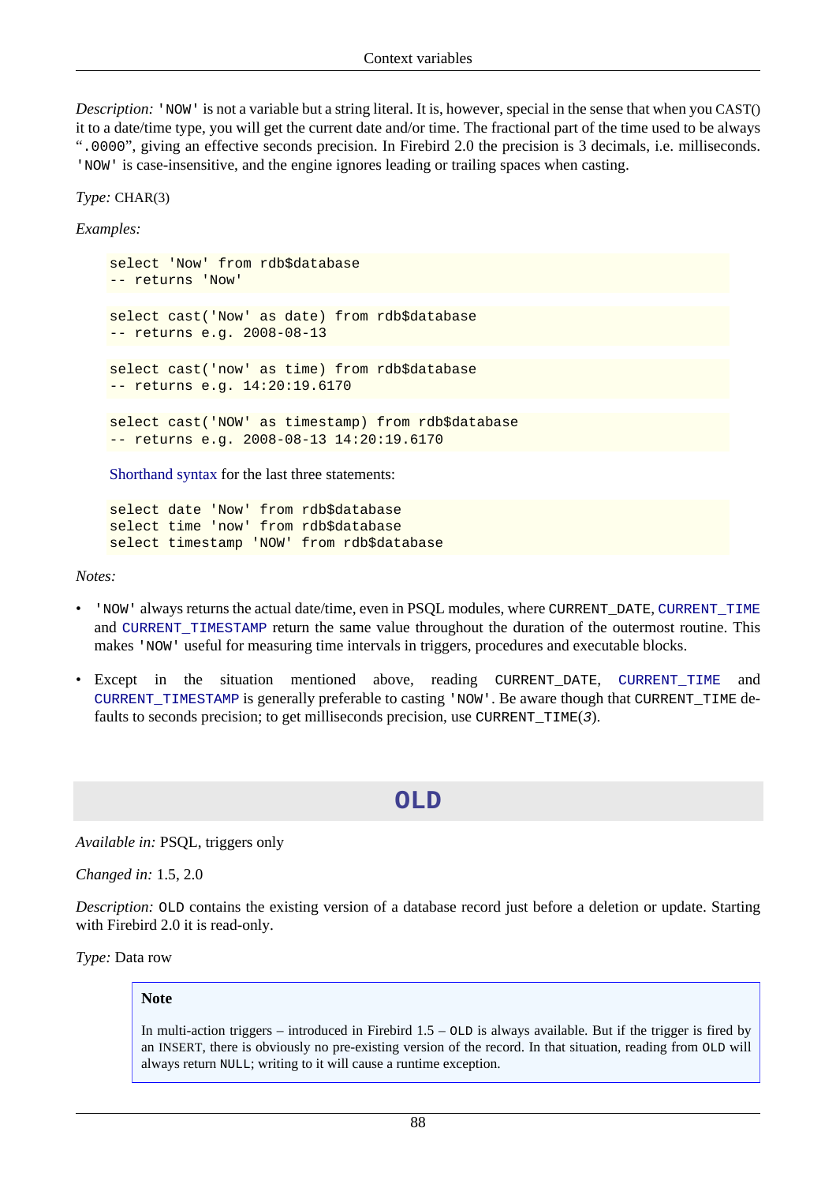*Description:* `'NOW'` is not a variable but a string literal. It is, however, special in the sense that when you CAST() it to a date/time type, you will get the current date and/or time. The fractional part of the time used to be always "`.0000`", giving an effective seconds precision. In Firebird 2.0 the precision is 3 decimals, i.e. milliseconds. `'NOW'` is case-insensitive, and the engine ignores leading or trailing spaces when casting.

*Type:* CHAR(3)

*Examples:*

```
select 'Now' from rdb$database
-- returns 'Now'
```

```
select cast('Now' as date) from rdb$database
-- returns e.g. 2008-08-13
```

```
select cast('now' as time) from rdb$database
-- returns e.g. 14:20:19.6170
```

```
select cast('NOW' as timestamp) from rdb$database
-- returns e.g. 2008-08-13 14:20:19.6170
```

Shorthand syntax for the last three statements:

```
select date 'Now' from rdb$database
select time 'now' from rdb$database
select timestamp 'NOW' from rdb$database
```

*Notes:*

- `'NOW'` always returns the actual date/time, even in PSQL modules, where `CURRENT_DATE`, `CURRENT_TIME` and `CURRENT_TIMESTAMP` return the same value throughout the duration of the outermost routine. This makes `'NOW'` useful for measuring time intervals in triggers, procedures and executable blocks.
- Except in the situation mentioned above, reading `CURRENT_DATE`, `CURRENT_TIME` and `CURRENT_TIMESTAMP` is generally preferable to casting `'NOW'`. Be aware though that `CURRENT_TIME` defaults to seconds precision; to get milliseconds precision, use `CURRENT_TIME(3)`.

## OLD

*Available in:* PSQL, triggers only

*Changed in:* 1.5, 2.0

*Description:* `OLD` contains the existing version of a database record just before a deletion or update. Starting with Firebird 2.0 it is read-only.

*Type:* Data row

> **Note**
>
> In multi-action triggers – introduced in Firebird 1.5 – `OLD` is always available. But if the trigger is fired by an INSERT, there is obviously no pre-existing version of the record. In that situation, reading from `OLD` will always return `NULL`; writing to it will cause a runtime exception.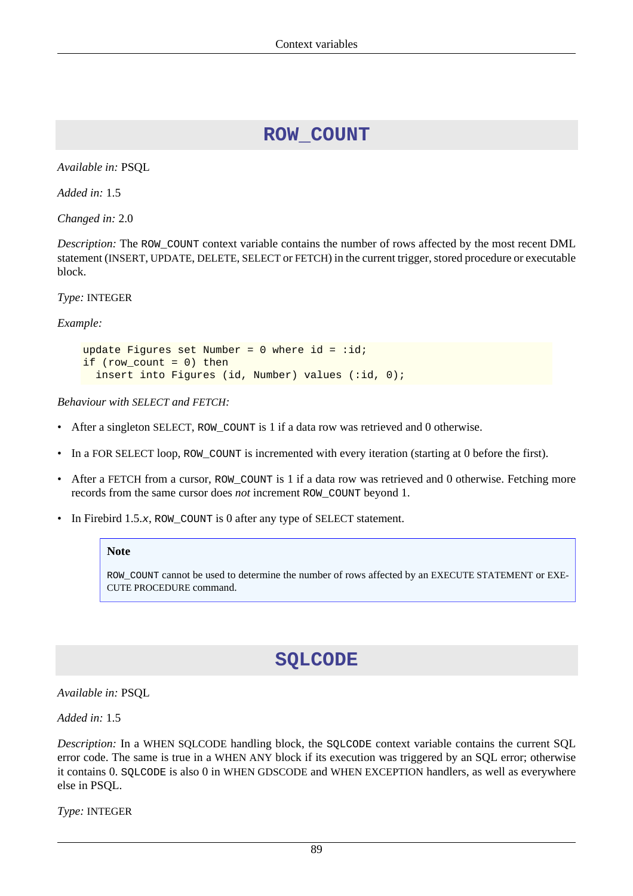## ROW_COUNT

*Available in:* PSQL

*Added in:* 1.5

*Changed in:* 2.0

*Description:* The ROW_COUNT context variable contains the number of rows affected by the most recent DML statement (INSERT, UPDATE, DELETE, SELECT or FETCH) in the current trigger, stored procedure or executable block.

*Type:* INTEGER

*Example:*

```
update Figures set Number = 0 where id = :id;
if (row_count = 0) then
  insert into Figures (id, Number) values (:id, 0);
```

*Behaviour with SELECT and FETCH:*

- After a singleton SELECT, ROW_COUNT is 1 if a data row was retrieved and 0 otherwise.
- In a FOR SELECT loop, ROW_COUNT is incremented with every iteration (starting at 0 before the first).
- After a FETCH from a cursor, ROW_COUNT is 1 if a data row was retrieved and 0 otherwise. Fetching more records from the same cursor does *not* increment ROW_COUNT beyond 1.
- In Firebird 1.5.*x*, ROW_COUNT is 0 after any type of SELECT statement.

> **Note**
>
> ROW_COUNT cannot be used to determine the number of rows affected by an EXECUTE STATEMENT or EXECUTE PROCEDURE command.

## SQLCODE

*Available in:* PSQL

*Added in:* 1.5

*Description:* In a WHEN SQLCODE handling block, the SQLCODE context variable contains the current SQL error code. The same is true in a WHEN ANY block if its execution was triggered by an SQL error; otherwise it contains 0. SQLCODE is also 0 in WHEN GDSCODE and WHEN EXCEPTION handlers, as well as everywhere else in PSQL.

*Type:* INTEGER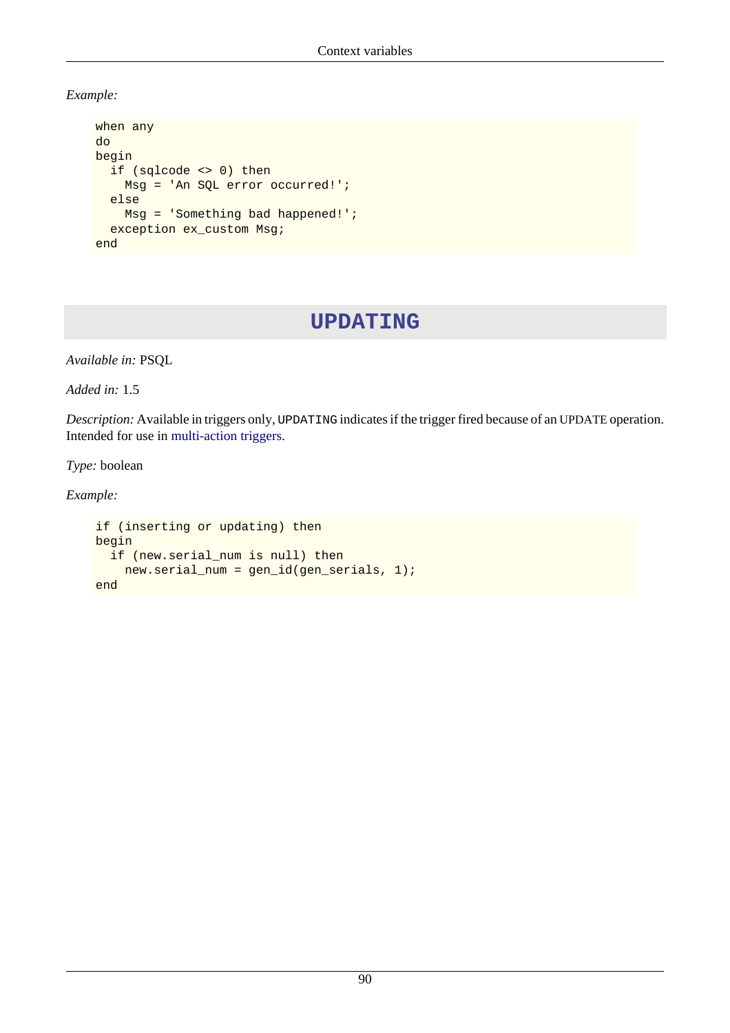*Example:*

```
when any
do
begin
  if (sqlcode <> 0) then
    Msg = 'An SQL error occurred!';
  else
    Msg = 'Something bad happened!';
  exception ex_custom Msg;
end
```

## UPDATING

*Available in:* PSQL

*Added in:* 1.5

*Description:* Available in triggers only, `UPDATING` indicates if the trigger fired because of an UPDATE operation. Intended for use in multi-action triggers.

*Type:* boolean

*Example:*

```
if (inserting or updating) then
begin
  if (new.serial_num is null) then
    new.serial_num = gen_id(gen_serials, 1);
end
```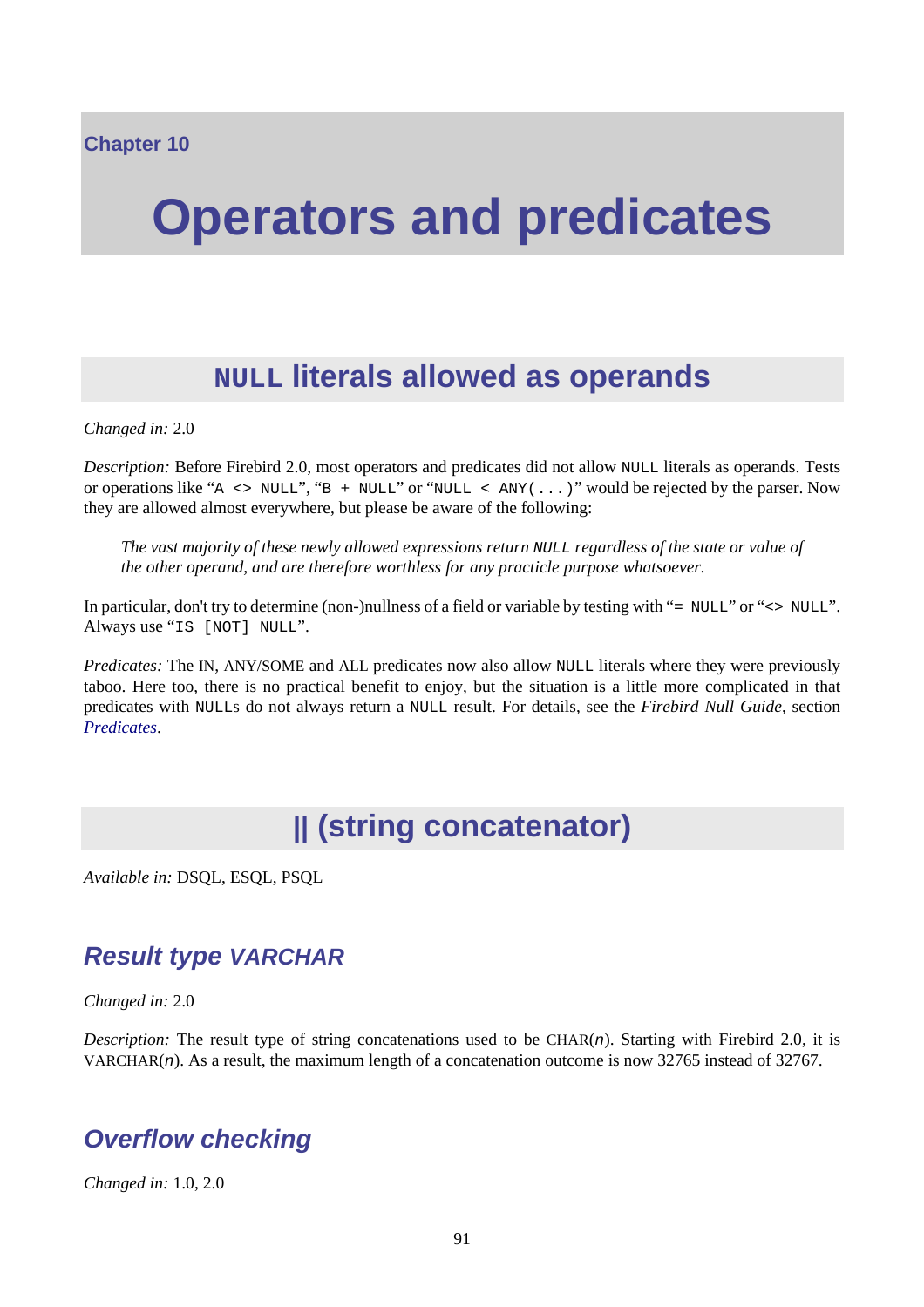Chapter 10

# Operators and predicates

## `NULL` literals allowed as operands

*Changed in:* 2.0

*Description:* Before Firebird 2.0, most operators and predicates did not allow `NULL` literals as operands. Tests or operations like “`A <> NULL`”, “`B + NULL`” or “`NULL < ANY(...)`” would be rejected by the parser. Now they are allowed almost everywhere, but please be aware of the following:

> *The vast majority of these newly allowed expressions return `NULL` regardless of the state or value of the other operand, and are therefore worthless for any practicle purpose whatsoever.*

In particular, don't try to determine (non-)nullness of a field or variable by testing with “`= NULL`” or “`<> NULL`”. Always use “`IS [NOT] NULL`”.

*Predicates:* The IN, ANY/SOME and ALL predicates now also allow `NULL` literals where they were previously taboo. Here too, there is no practical benefit to enjoy, but the situation is a little more complicated in that predicates with `NULL`s do not always return a `NULL` result. For details, see the *Firebird Null Guide*, section *Predicates*.

## || (string concatenator)

*Available in:* DSQL, ESQL, PSQL

### Result type VARCHAR

*Changed in:* 2.0

*Description:* The result type of string concatenations used to be CHAR(*n*). Starting with Firebird 2.0, it is VARCHAR(*n*). As a result, the maximum length of a concatenation outcome is now 32765 instead of 32767.

### Overflow checking

*Changed in:* 1.0, 2.0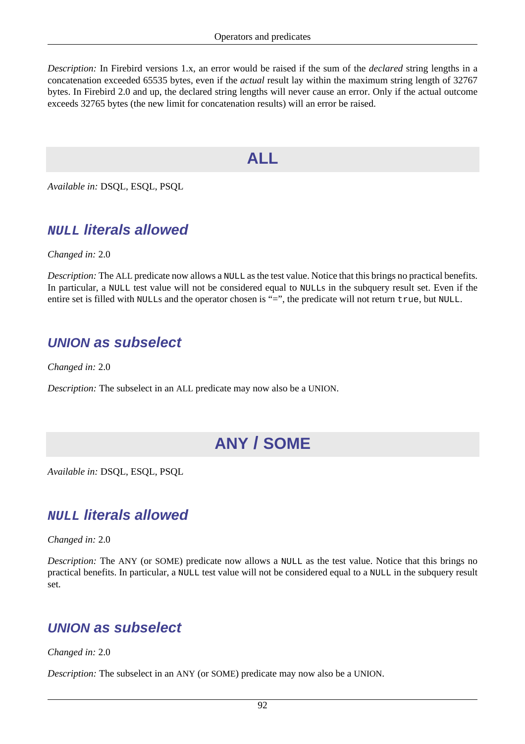*Description:* In Firebird versions 1.x, an error would be raised if the sum of the *declared* string lengths in a concatenation exceeded 65535 bytes, even if the *actual* result lay within the maximum string length of 32767 bytes. In Firebird 2.0 and up, the declared string lengths will never cause an error. Only if the actual outcome exceeds 32765 bytes (the new limit for concatenation results) will an error be raised.

## ALL

*Available in:* DSQL, ESQL, PSQL

### `NULL` literals allowed

*Changed in:* 2.0

*Description:* The ALL predicate now allows a `NULL` as the test value. Notice that this brings no practical benefits. In particular, a `NULL` test value will not be considered equal to `NULL`s in the subquery result set. Even if the entire set is filled with `NULL`s and the operator chosen is “=”, the predicate will not return `true`, but `NULL`.

### UNION as subselect

*Changed in:* 2.0

*Description:* The subselect in an ALL predicate may now also be a UNION.

## ANY / SOME

*Available in:* DSQL, ESQL, PSQL

### `NULL` literals allowed

*Changed in:* 2.0

*Description:* The ANY (or SOME) predicate now allows a `NULL` as the test value. Notice that this brings no practical benefits. In particular, a `NULL` test value will not be considered equal to a `NULL` in the subquery result set.

### UNION as subselect

*Changed in:* 2.0

*Description:* The subselect in an ANY (or SOME) predicate may now also be a UNION.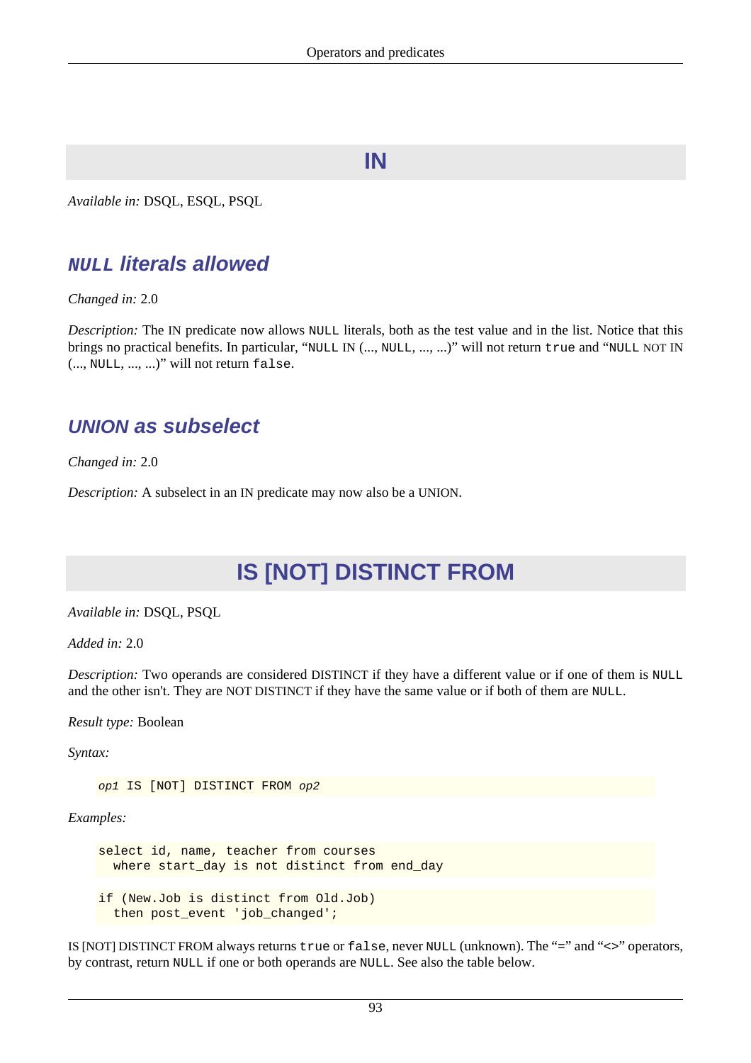# IN

*Available in:* DSQL, ESQL, PSQL

## `NULL` literals allowed

*Changed in:* 2.0

*Description:* The IN predicate now allows `NULL` literals, both as the test value and in the list. Notice that this brings no practical benefits. In particular, “`NULL` IN (..., `NULL`, ..., ...)” will not return `true` and “`NULL` NOT IN (..., `NULL`, ..., ...)” will not return `false`.

## UNION as subselect

*Changed in:* 2.0

*Description:* A subselect in an IN predicate may now also be a UNION.

# IS [NOT] DISTINCT FROM

*Available in:* DSQL, PSQL

*Added in:* 2.0

*Description:* Two operands are considered DISTINCT if they have a different value or if one of them is `NULL` and the other isn't. They are NOT DISTINCT if they have the same value or if both of them are `NULL`.

*Result type:* Boolean

*Syntax:*

```
op1 IS [NOT] DISTINCT FROM op2
```

*Examples:*

```
select id, name, teacher from courses
  where start_day is not distinct from end_day
```

```
if (New.Job is distinct from Old.Job)
  then post_event 'job_changed';
```

IS [NOT] DISTINCT FROM always returns `true` or `false`, never `NULL` (unknown). The “`=`” and “`<>`” operators, by contrast, return `NULL` if one or both operands are `NULL`. See also the table below.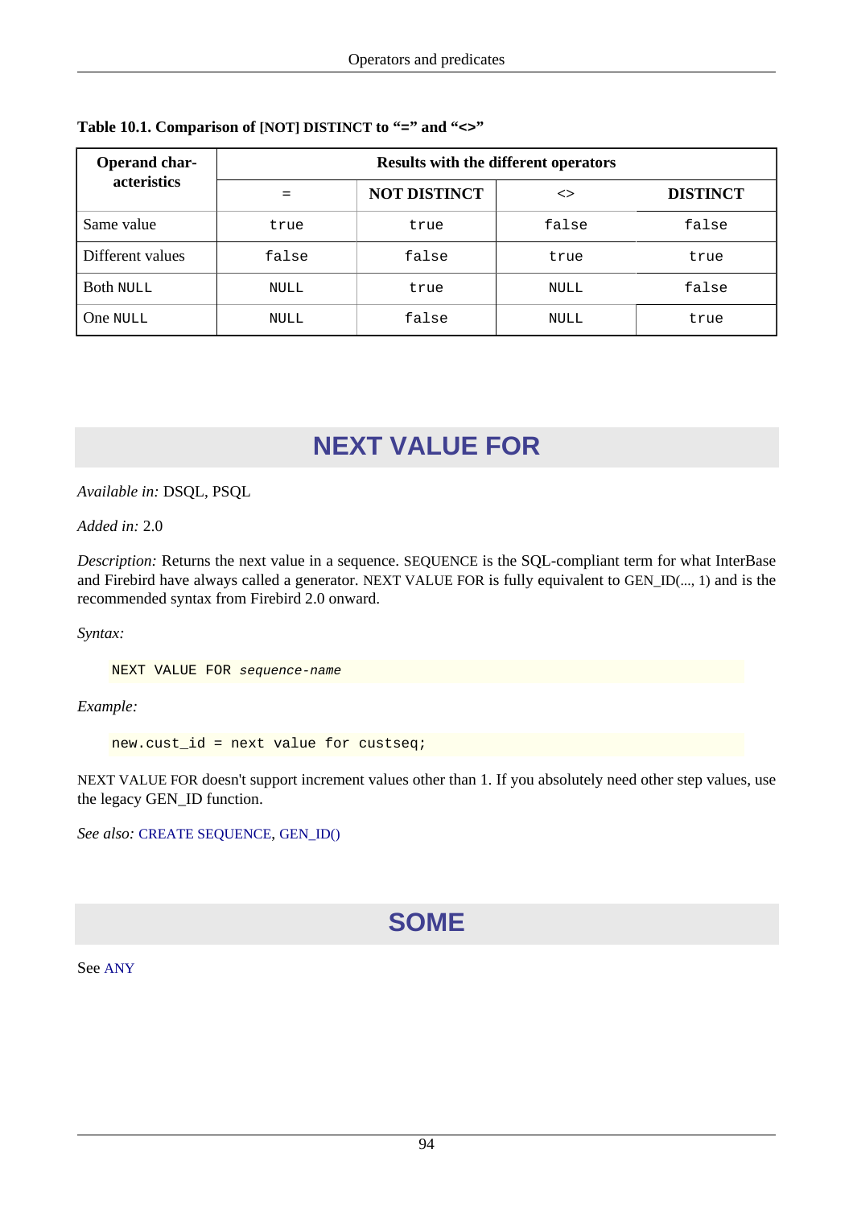**Table 10.1. Comparison of [NOT] DISTINCT to “=” and “<>”**

| Operand characteristics | Results with the different operators | | | |
|---|---|---|---|---|
| | = | NOT DISTINCT | <> | DISTINCT |
| Same value | true | true | false | false |
| Different values | false | false | true | true |
| Both NULL | NULL | true | NULL | false |
| One NULL | NULL | false | NULL | true |

# NEXT VALUE FOR

*Available in:* DSQL, PSQL

*Added in:* 2.0

*Description:* Returns the next value in a sequence. SEQUENCE is the SQL-compliant term for what InterBase and Firebird have always called a generator. NEXT VALUE FOR is fully equivalent to GEN_ID(..., 1) and is the recommended syntax from Firebird 2.0 onward.

*Syntax:*

```
NEXT VALUE FOR sequence-name
```

*Example:*

```
new.cust_id = next value for custseq;
```

NEXT VALUE FOR doesn't support increment values other than 1. If you absolutely need other step values, use the legacy GEN_ID function.

*See also:* CREATE SEQUENCE, GEN_ID()

# SOME

See ANY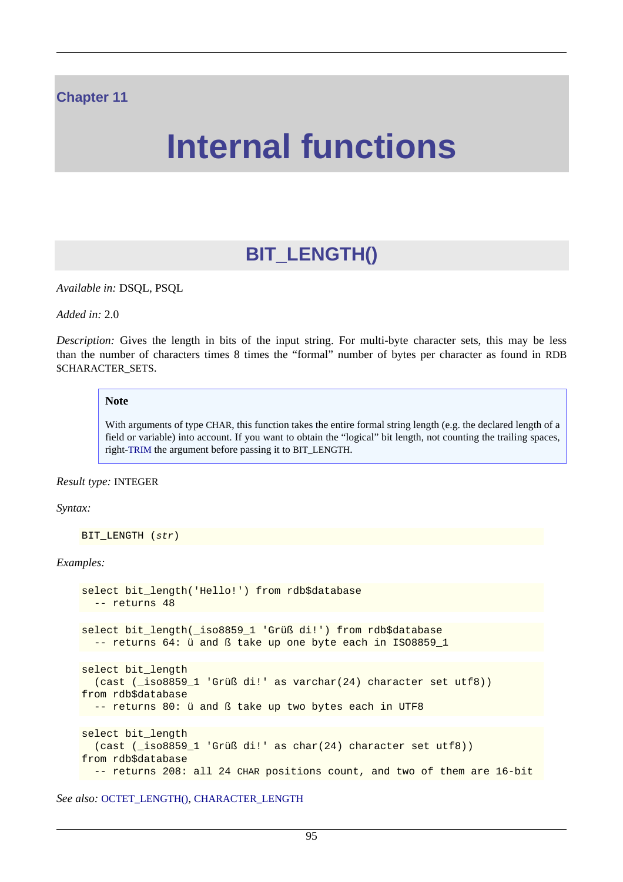# Chapter 11

# Internal functions

## BIT_LENGTH()

*Available in:* DSQL, PSQL

*Added in:* 2.0

*Description:* Gives the length in bits of the input string. For multi-byte character sets, this may be less than the number of characters times 8 times the “formal” number of bytes per character as found in RDB $CHARACTER_SETS.

> **Note**
>
> With arguments of type CHAR, this function takes the entire formal string length (e.g. the declared length of a field or variable) into account. If you want to obtain the “logical” bit length, not counting the trailing spaces, right-TRIM the argument before passing it to BIT_LENGTH.

*Result type:* INTEGER

*Syntax:*

```
BIT_LENGTH (str)
```

*Examples:*

```
select bit_length('Hello!') from rdb$database
  -- returns 48
```

```
select bit_length(_iso8859_1 'Grüß di!') from rdb$database
  -- returns 64: ü and ß take up one byte each in ISO8859_1
```

```
select bit_length
  (cast (_iso8859_1 'Grüß di!' as varchar(24) character set utf8))
from rdb$database
  -- returns 80: ü and ß take up two bytes each in UTF8
```

```
select bit_length
  (cast (_iso8859_1 'Grüß di!' as char(24) character set utf8))
from rdb$database
  -- returns 208: all 24 CHAR positions count, and two of them are 16-bit
```

*See also:* OCTET_LENGTH(), CHARACTER_LENGTH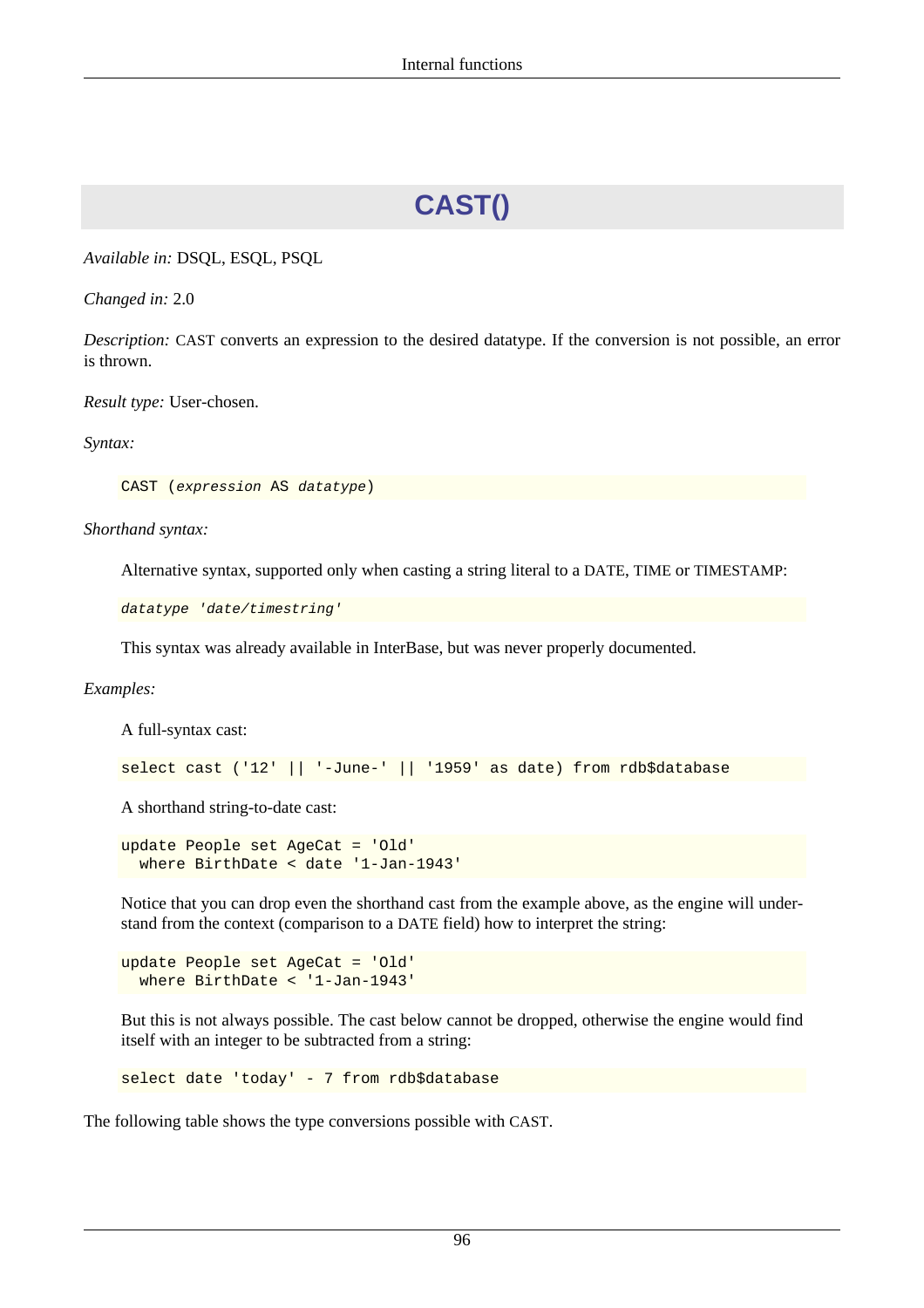# CAST()

*Available in:* DSQL, ESQL, PSQL

*Changed in:* 2.0

*Description:* CAST converts an expression to the desired datatype. If the conversion is not possible, an error is thrown.

*Result type:* User-chosen.

*Syntax:*

```
CAST (expression AS datatype)
```

*Shorthand syntax:*

Alternative syntax, supported only when casting a string literal to a DATE, TIME or TIMESTAMP:

```
datatype 'date/timestring'
```

This syntax was already available in InterBase, but was never properly documented.

*Examples:*

A full-syntax cast:

```
select cast ('12' || '-June-' || '1959' as date) from rdb$database
```

A shorthand string-to-date cast:

```
update People set AgeCat = 'Old'
  where BirthDate < date '1-Jan-1943'
```

Notice that you can drop even the shorthand cast from the example above, as the engine will understand from the context (comparison to a DATE field) how to interpret the string:

```
update People set AgeCat = 'Old'
  where BirthDate < '1-Jan-1943'
```

But this is not always possible. The cast below cannot be dropped, otherwise the engine would find itself with an integer to be subtracted from a string:

```
select date 'today' - 7 from rdb$database
```

The following table shows the type conversions possible with CAST.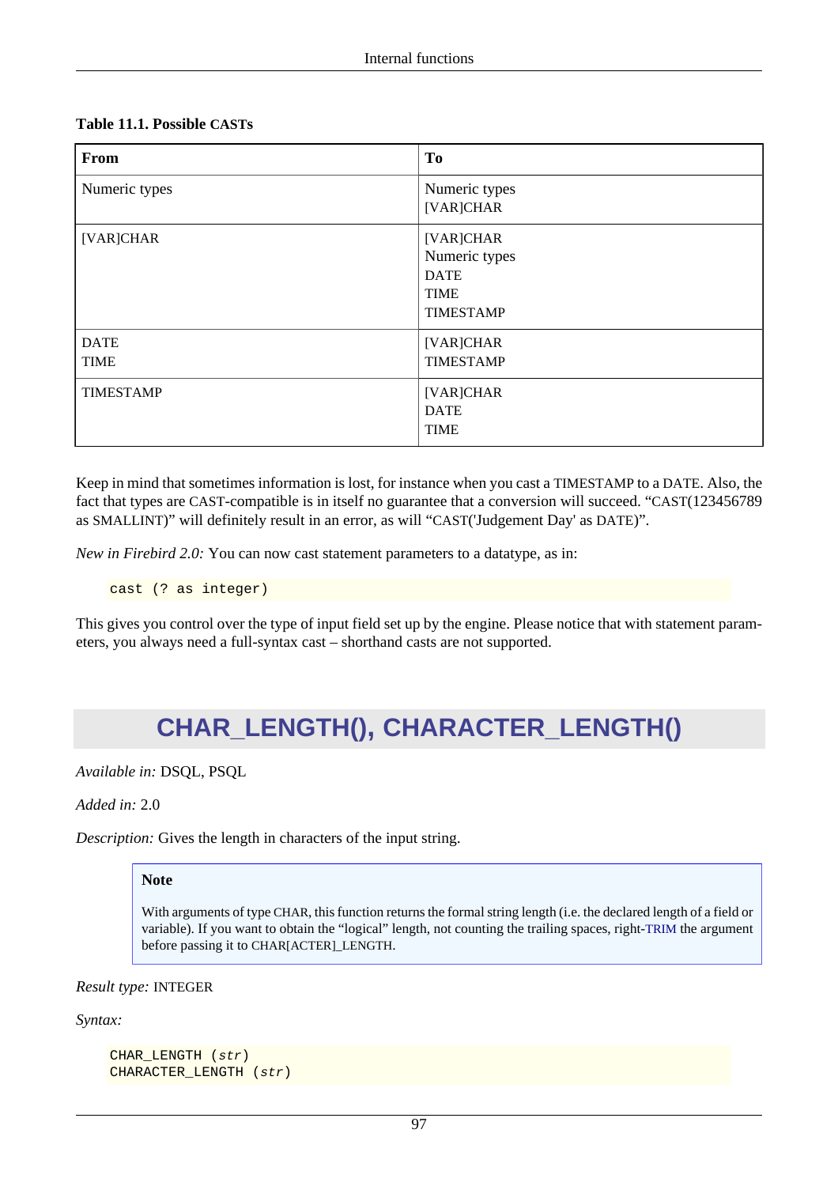**Table 11.1. Possible CASTs**

| From | To |
|---|---|
| Numeric types | Numeric types<br>[VAR]CHAR |
| [VAR]CHAR | [VAR]CHAR<br>Numeric types<br>DATE<br>TIME<br>TIMESTAMP |
| DATE<br>TIME | [VAR]CHAR<br>TIMESTAMP |
| TIMESTAMP | [VAR]CHAR<br>DATE<br>TIME |

Keep in mind that sometimes information is lost, for instance when you cast a TIMESTAMP to a DATE. Also, the fact that types are CAST-compatible is in itself no guarantee that a conversion will succeed. “CAST(123456789 as SMALLINT)” will definitely result in an error, as will “CAST('Judgement Day' as DATE)”.

*New in Firebird 2.0:* You can now cast statement parameters to a datatype, as in:

```
cast (? as integer)
```

This gives you control over the type of input field set up by the engine. Please notice that with statement parameters, you always need a full-syntax cast – shorthand casts are not supported.

# CHAR_LENGTH(), CHARACTER_LENGTH()

*Available in:* DSQL, PSQL

*Added in:* 2.0

*Description:* Gives the length in characters of the input string.

> **Note**
>
> With arguments of type CHAR, this function returns the formal string length (i.e. the declared length of a field or variable). If you want to obtain the “logical” length, not counting the trailing spaces, right-TRIM the argument before passing it to CHAR[ACTER]_LENGTH.

*Result type:* INTEGER

*Syntax:*

```
CHAR_LENGTH (str)
CHARACTER_LENGTH (str)
```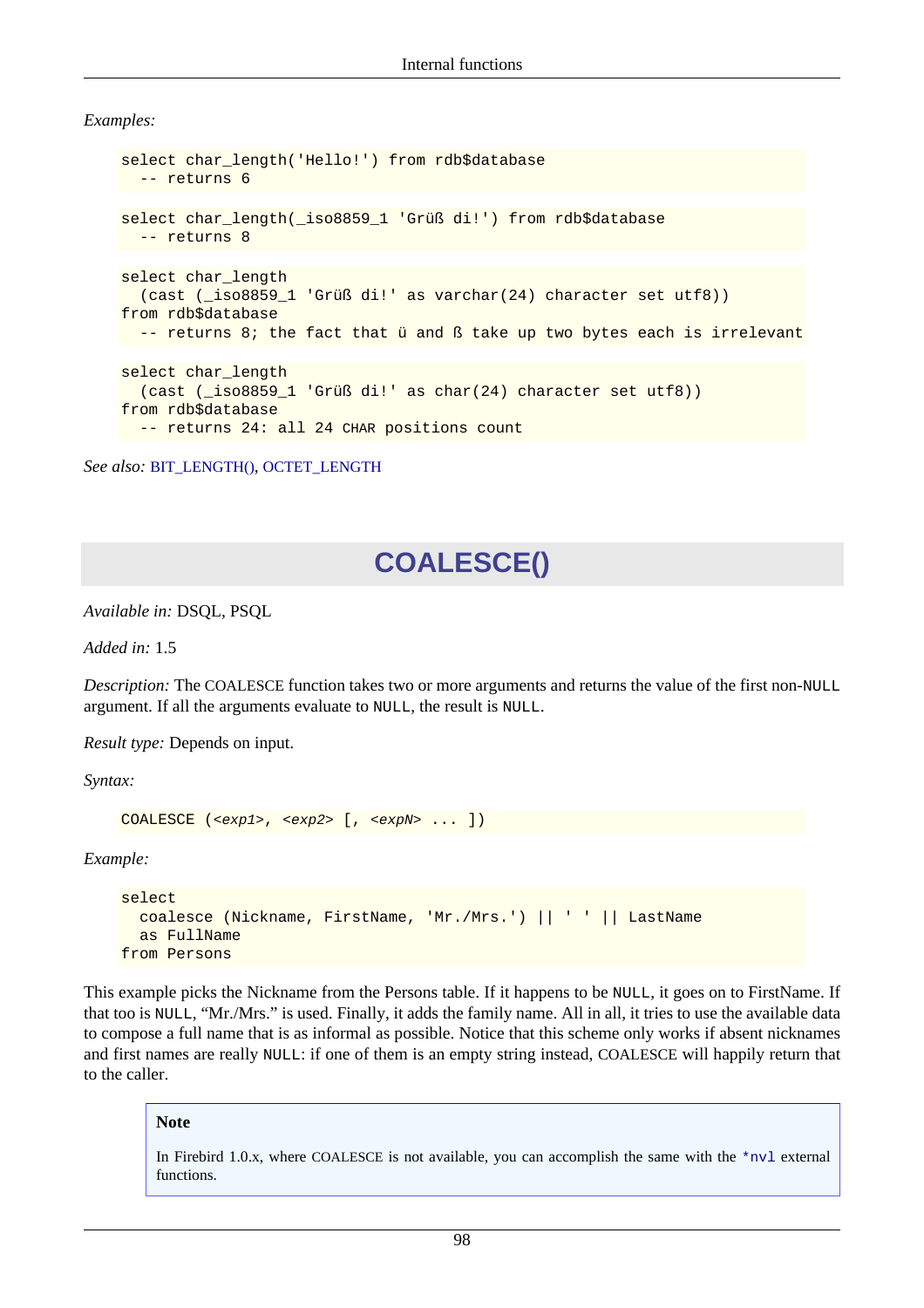*Examples:*

```
select char_length('Hello!') from rdb$database
  -- returns 6
```

```
select char_length(_iso8859_1 'Grüß di!') from rdb$database
  -- returns 8
```

```
select char_length
  (cast (_iso8859_1 'Grüß di!' as varchar(24) character set utf8))
from rdb$database
  -- returns 8; the fact that ü and ß take up two bytes each is irrelevant
```

```
select char_length
  (cast (_iso8859_1 'Grüß di!' as char(24) character set utf8))
from rdb$database
  -- returns 24: all 24 CHAR positions count
```

*See also:* BIT_LENGTH(), OCTET_LENGTH

## COALESCE()

*Available in:* DSQL, PSQL

*Added in:* 1.5

*Description:* The COALESCE function takes two or more arguments and returns the value of the first non-`NULL` argument. If all the arguments evaluate to `NULL`, the result is `NULL`.

*Result type:* Depends on input.

*Syntax:*

```
COALESCE (<exp1>, <exp2> [, <expN> ... ])
```

*Example:*

```
select
  coalesce (Nickname, FirstName, 'Mr./Mrs.') || ' ' || LastName
  as FullName
from Persons
```

This example picks the Nickname from the Persons table. If it happens to be `NULL`, it goes on to FirstName. If that too is `NULL`, “Mr./Mrs.” is used. Finally, it adds the family name. All in all, it tries to use the available data to compose a full name that is as informal as possible. Notice that this scheme only works if absent nicknames and first names are really `NULL`: if one of them is an empty string instead, COALESCE will happily return that to the caller.

> **Note**
>
> In Firebird 1.0.x, where COALESCE is not available, you can accomplish the same with the `*nvl` external functions.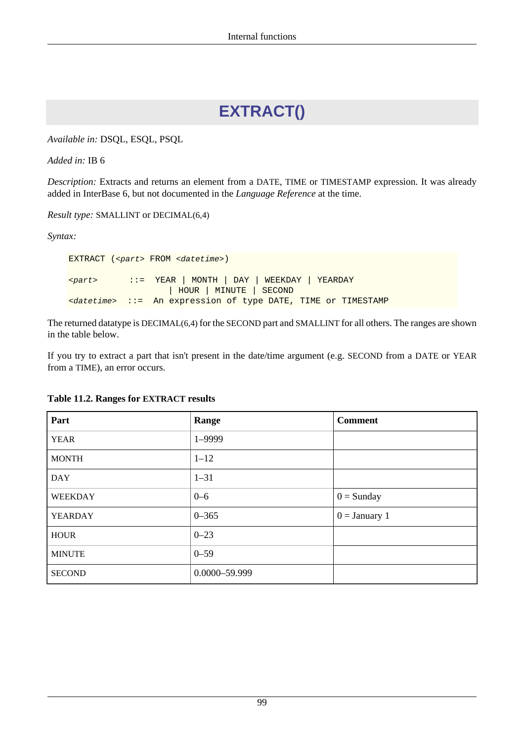# EXTRACT()

*Available in:* DSQL, ESQL, PSQL

*Added in:* IB 6

*Description:* Extracts and returns an element from a DATE, TIME or TIMESTAMP expression. It was already added in InterBase 6, but not documented in the *Language Reference* at the time.

*Result type:* SMALLINT or DECIMAL(6,4)

*Syntax:*

```
EXTRACT (<part> FROM <datetime>)

<part>      ::=  YEAR | MONTH | DAY | WEEKDAY | YEARDAY
                 | HOUR | MINUTE | SECOND
<datetime>  ::=  An expression of type DATE, TIME or TIMESTAMP
```

The returned datatype is DECIMAL(6,4) for the SECOND part and SMALLINT for all others. The ranges are shown in the table below.

If you try to extract a part that isn't present in the date/time argument (e.g. SECOND from a DATE or YEAR from a TIME), an error occurs.

**Table 11.2. Ranges for EXTRACT results**

| Part | Range | Comment |
|---|---|---|
| YEAR | 1–9999 | |
| MONTH | 1–12 | |
| DAY | 1–31 | |
| WEEKDAY | 0–6 | 0 = Sunday |
| YEARDAY | 0–365 | 0 = January 1 |
| HOUR | 0–23 | |
| MINUTE | 0–59 | |
| SECOND | 0.0000–59.999 | |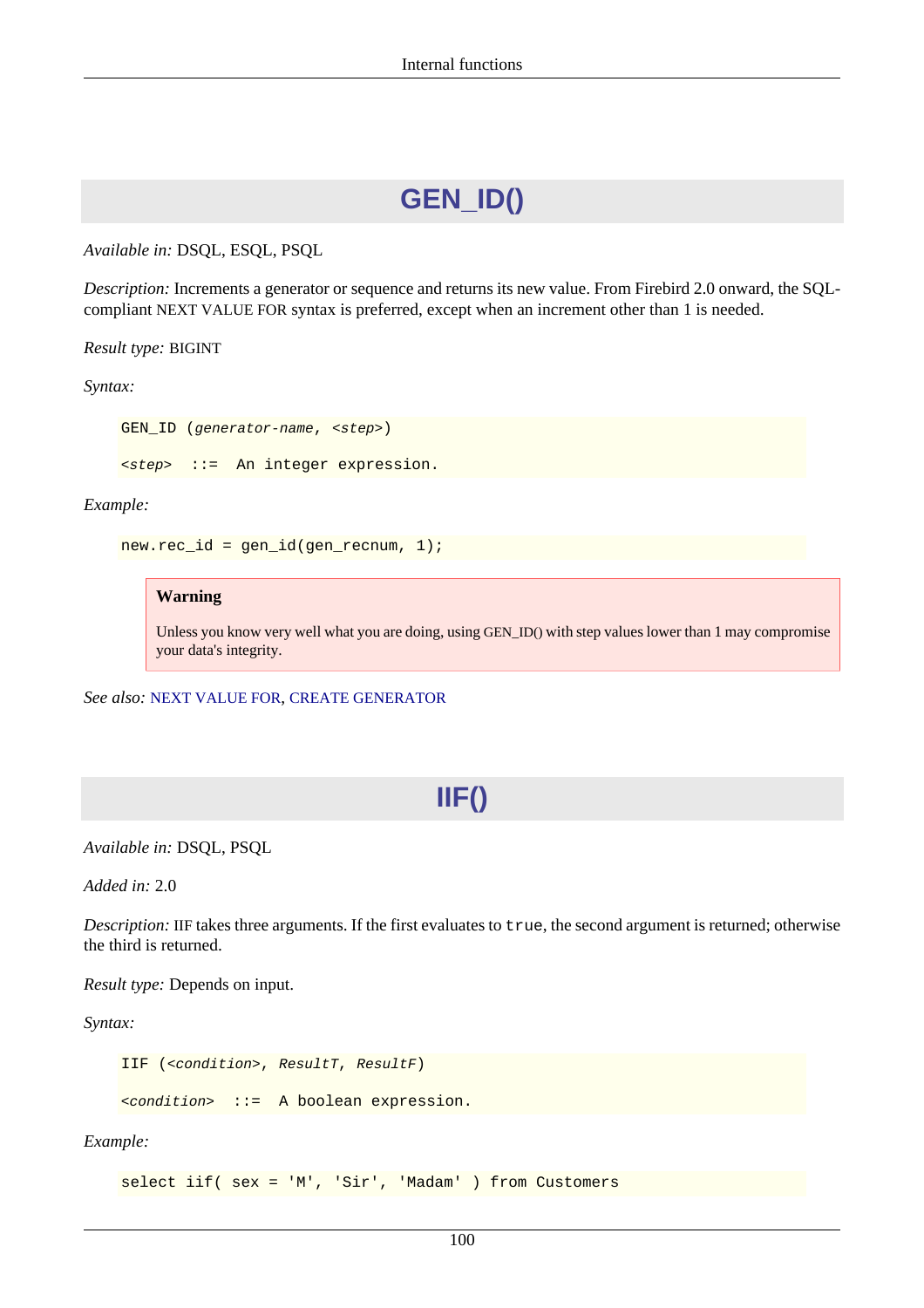## GEN_ID()

*Available in:* DSQL, ESQL, PSQL

*Description:* Increments a generator or sequence and returns its new value. From Firebird 2.0 onward, the SQL-compliant NEXT VALUE FOR syntax is preferred, except when an increment other than 1 is needed.

*Result type:* BIGINT

*Syntax:*

```
GEN_ID (generator-name, <step>)

<step>  ::=  An integer expression.
```

*Example:*

```
new.rec_id = gen_id(gen_recnum, 1);
```

> **Warning**
>
> Unless you know very well what you are doing, using GEN_ID() with step values lower than 1 may compromise your data's integrity.

*See also:* NEXT VALUE FOR, CREATE GENERATOR

## IIF()

*Available in:* DSQL, PSQL

*Added in:* 2.0

*Description:* IIF takes three arguments. If the first evaluates to `true`, the second argument is returned; otherwise the third is returned.

*Result type:* Depends on input.

*Syntax:*

```
IIF (<condition>, ResultT, ResultF)

<condition>  ::=  A boolean expression.
```

*Example:*

```
select iif( sex = 'M', 'Sir', 'Madam' ) from Customers
```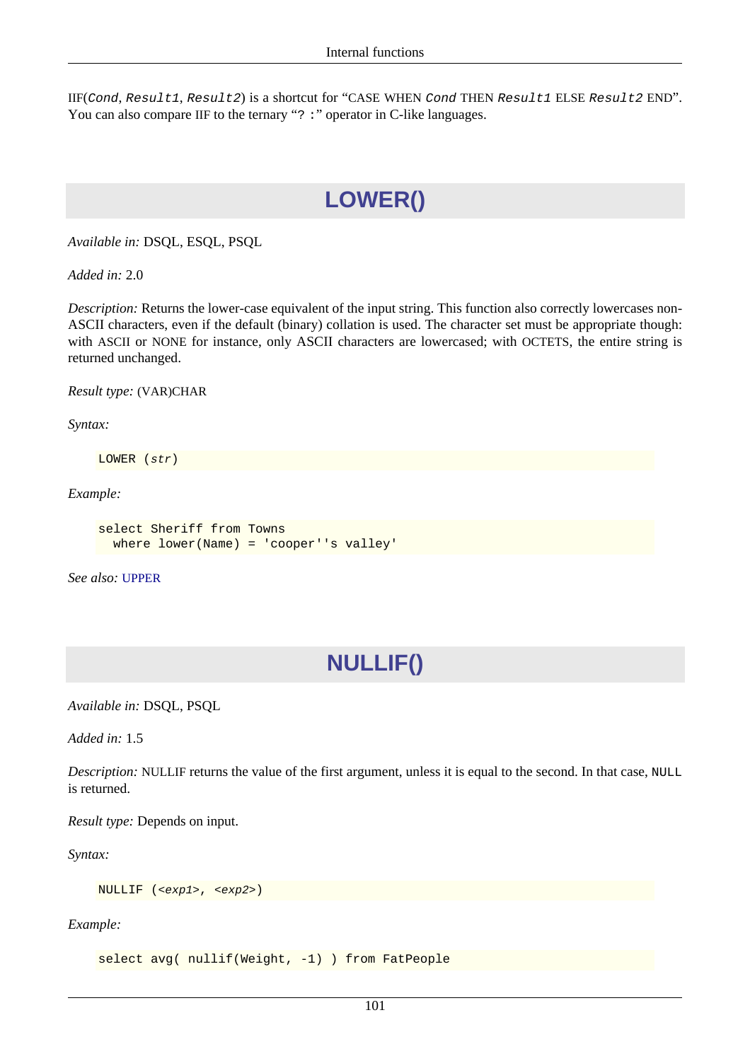IIF(*Cond*, *Result1*, *Result2*) is a shortcut for “CASE WHEN *Cond* THEN *Result1* ELSE *Result2* END”. You can also compare IIF to the ternary “? :” operator in C-like languages.

# LOWER()

*Available in:* DSQL, ESQL, PSQL

*Added in:* 2.0

*Description:* Returns the lower-case equivalent of the input string. This function also correctly lowercases non-ASCII characters, even if the default (binary) collation is used. The character set must be appropriate though: with ASCII or NONE for instance, only ASCII characters are lowercased; with OCTETS, the entire string is returned unchanged.

*Result type:* (VAR)CHAR

*Syntax:*

```
LOWER (str)
```

*Example:*

```
select Sheriff from Towns
  where lower(Name) = 'cooper''s valley'
```

*See also:* UPPER

# NULLIF()

*Available in:* DSQL, PSQL

*Added in:* 1.5

*Description:* NULLIF returns the value of the first argument, unless it is equal to the second. In that case, NULL is returned.

*Result type:* Depends on input.

*Syntax:*

```
NULLIF (<exp1>, <exp2>)
```

*Example:*

```
select avg( nullif(Weight, -1) ) from FatPeople
```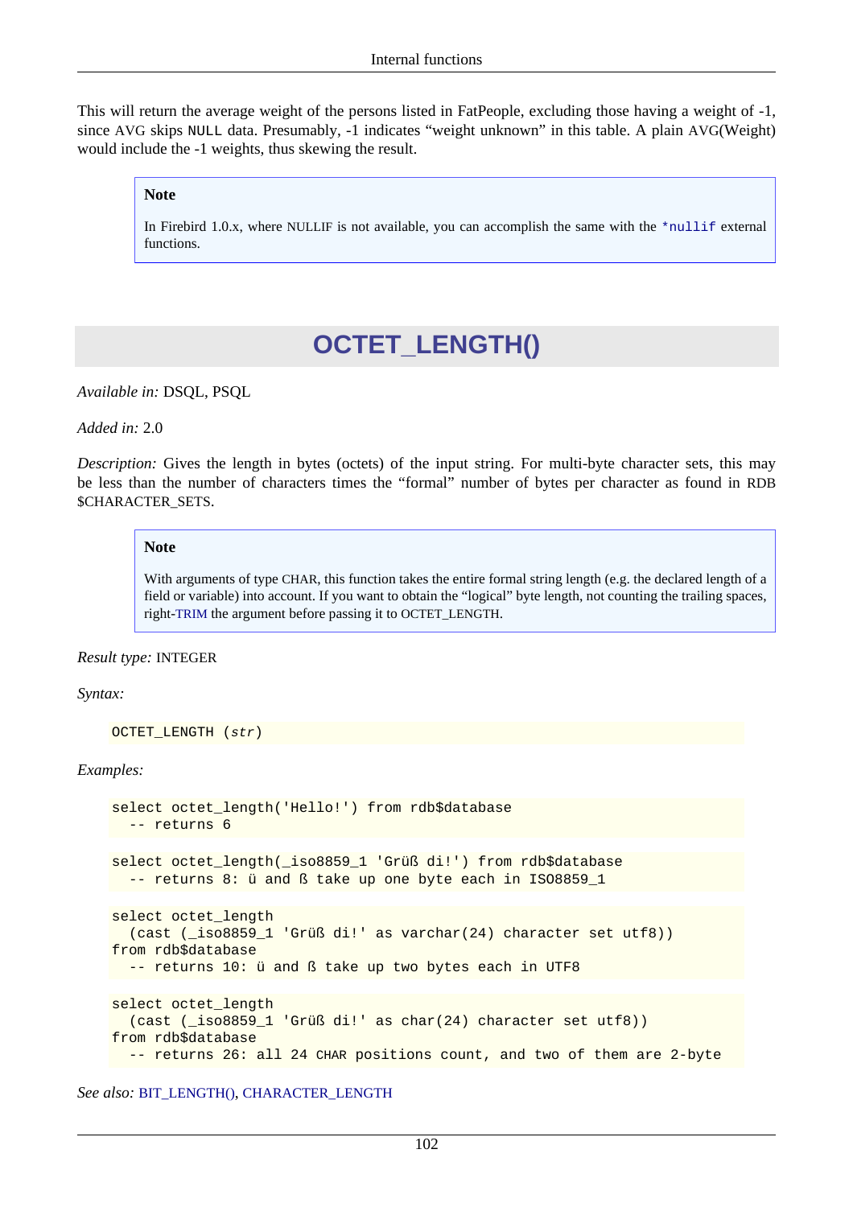This will return the average weight of the persons listed in FatPeople, excluding those having a weight of -1, since AVG skips NULL data. Presumably, -1 indicates "weight unknown" in this table. A plain AVG(Weight) would include the -1 weights, thus skewing the result.

> **Note**
>
> In Firebird 1.0.x, where NULLIF is not available, you can accomplish the same with the `*nullif` external functions.

## OCTET_LENGTH()

*Available in:* DSQL, PSQL

*Added in:* 2.0

*Description:* Gives the length in bytes (octets) of the input string. For multi-byte character sets, this may be less than the number of characters times the "formal" number of bytes per character as found in RDB$CHARACTER_SETS.

> **Note**
>
> With arguments of type CHAR, this function takes the entire formal string length (e.g. the declared length of a field or variable) into account. If you want to obtain the "logical" byte length, not counting the trailing spaces, right-TRIM the argument before passing it to OCTET_LENGTH.

*Result type:* INTEGER

*Syntax:*

```
OCTET_LENGTH (str)
```

*Examples:*

```
select octet_length('Hello!') from rdb$database
  -- returns 6
```

```
select octet_length(_iso8859_1 'Grüß di!') from rdb$database
  -- returns 8: ü and ß take up one byte each in ISO8859_1
```

```
select octet_length
  (cast (_iso8859_1 'Grüß di!' as varchar(24) character set utf8))
from rdb$database
  -- returns 10: ü and ß take up two bytes each in UTF8
```

```
select octet_length
  (cast (_iso8859_1 'Grüß di!' as char(24) character set utf8))
from rdb$database
  -- returns 26: all 24 CHAR positions count, and two of them are 2-byte
```

*See also:* BIT_LENGTH(), CHARACTER_LENGTH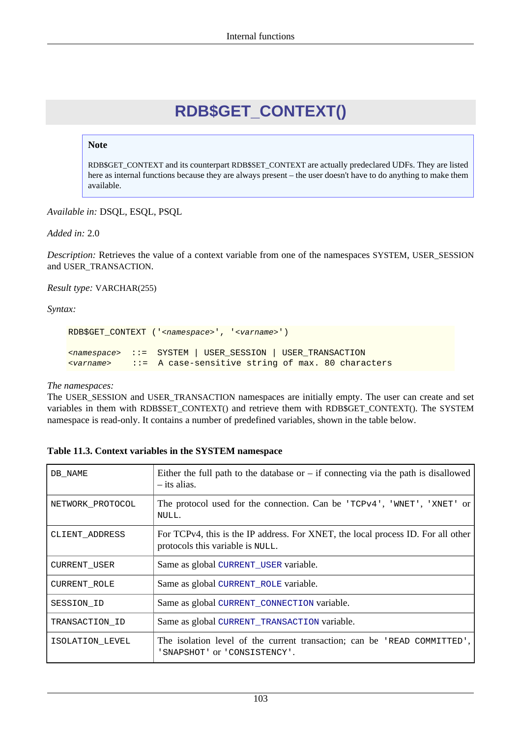# RDB$GET_CONTEXT()

> **Note**
>
> RDB$GET_CONTEXT and its counterpart RDB$SET_CONTEXT are actually predeclared UDFs. They are listed here as internal functions because they are always present – the user doesn't have to do anything to make them available.

*Available in:* DSQL, ESQL, PSQL

*Added in:* 2.0

*Description:* Retrieves the value of a context variable from one of the namespaces SYSTEM, USER_SESSION and USER_TRANSACTION.

*Result type:* VARCHAR(255)

*Syntax:*

```
RDB$GET_CONTEXT ('<namespace>', '<varname>')

<namespace>  ::=  SYSTEM | USER_SESSION | USER_TRANSACTION
<varname>    ::=  A case-sensitive string of max. 80 characters
```

*The namespaces:*
The USER_SESSION and USER_TRANSACTION namespaces are initially empty. The user can create and set variables in them with RDB$SET_CONTEXT() and retrieve them with RDB$GET_CONTEXT(). The SYSTEM namespace is read-only. It contains a number of predefined variables, shown in the table below.

**Table 11.3. Context variables in the SYSTEM namespace**

| | |
|---|---|
| `DB_NAME` | Either the full path to the database or – if connecting via the path is disallowed – its alias. |
| `NETWORK_PROTOCOL` | The protocol used for the connection. Can be `'TCPv4'`, `'WNET'`, `'XNET'` or `NULL`. |
| `CLIENT_ADDRESS` | For TCPv4, this is the IP address. For XNET, the local process ID. For all other protocols this variable is `NULL`. |
| `CURRENT_USER` | Same as global `CURRENT_USER` variable. |
| `CURRENT_ROLE` | Same as global `CURRENT_ROLE` variable. |
| `SESSION_ID` | Same as global `CURRENT_CONNECTION` variable. |
| `TRANSACTION_ID` | Same as global `CURRENT_TRANSACTION` variable. |
| `ISOLATION_LEVEL` | The isolation level of the current transaction; can be `'READ COMMITTED'`, `'SNAPSHOT'` or `'CONSISTENCY'`. |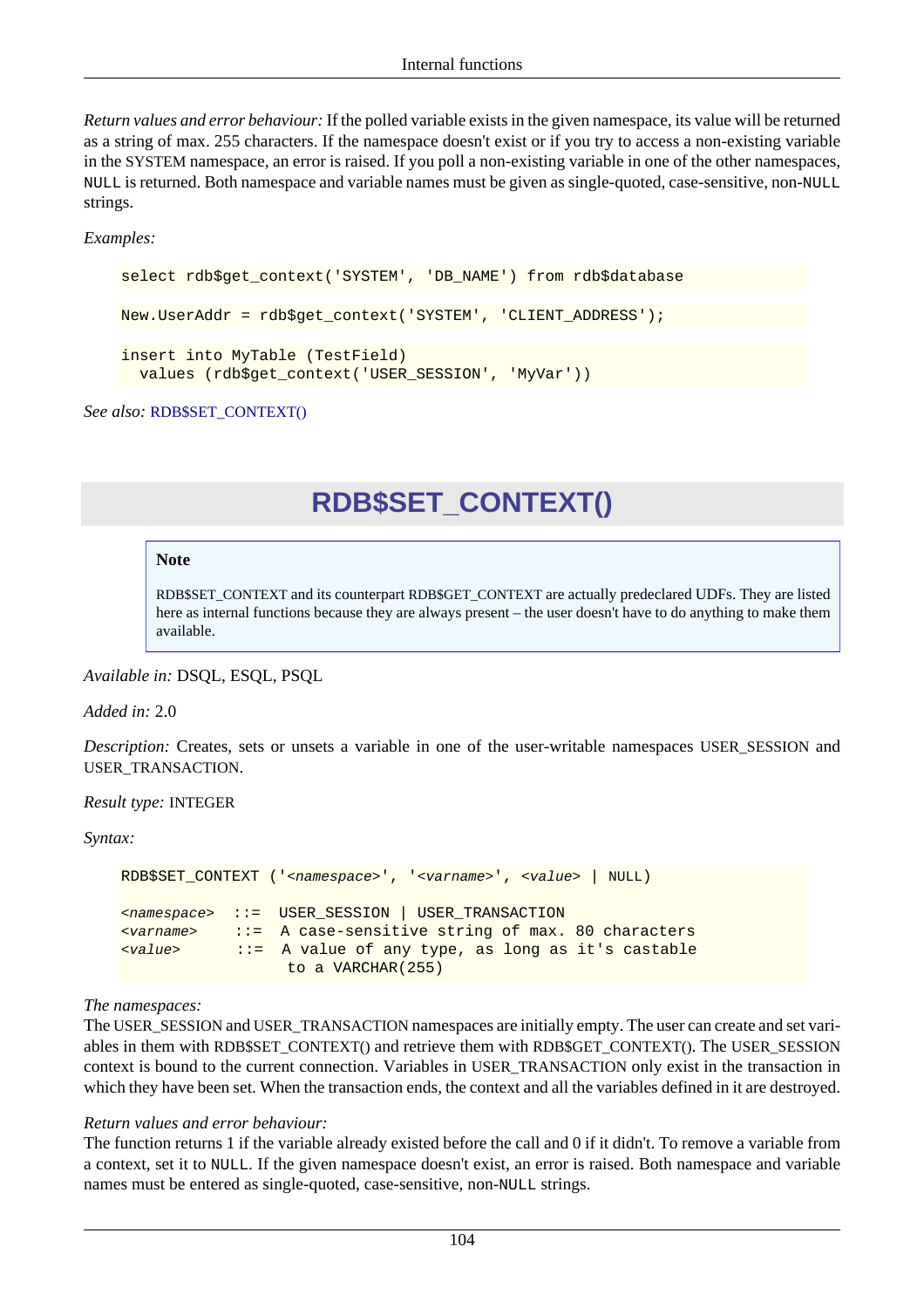*Return values and error behaviour:* If the polled variable exists in the given namespace, its value will be returned as a string of max. 255 characters. If the namespace doesn't exist or if you try to access a non-existing variable in the SYSTEM namespace, an error is raised. If you poll a non-existing variable in one of the other namespaces, NULL is returned. Both namespace and variable names must be given as single-quoted, case-sensitive, non-NULL strings.

*Examples:*

```
select rdb$get_context('SYSTEM', 'DB_NAME') from rdb$database
```

```
New.UserAddr = rdb$get_context('SYSTEM', 'CLIENT_ADDRESS');
```

```
insert into MyTable (TestField)
  values (rdb$get_context('USER_SESSION', 'MyVar'))
```

*See also:* RDB$SET_CONTEXT()

## RDB$SET_CONTEXT()

> **Note**
>
> RDB$SET_CONTEXT and its counterpart RDB$GET_CONTEXT are actually predeclared UDFs. They are listed here as internal functions because they are always present – the user doesn't have to do anything to make them available.

*Available in:* DSQL, ESQL, PSQL

*Added in:* 2.0

*Description:* Creates, sets or unsets a variable in one of the user-writable namespaces USER_SESSION and USER_TRANSACTION.

*Result type:* INTEGER

*Syntax:*

```
RDB$SET_CONTEXT ('<namespace>', '<varname>', <value> | NULL)

<namespace>  ::=  USER_SESSION | USER_TRANSACTION
<varname>    ::=  A case-sensitive string of max. 80 characters
<value>      ::=  A value of any type, as long as it's castable
                  to a VARCHAR(255)
```

*The namespaces:*
The USER_SESSION and USER_TRANSACTION namespaces are initially empty. The user can create and set variables in them with RDB$SET_CONTEXT() and retrieve them with RDB$GET_CONTEXT(). The USER_SESSION context is bound to the current connection. Variables in USER_TRANSACTION only exist in the transaction in which they have been set. When the transaction ends, the context and all the variables defined in it are destroyed.

*Return values and error behaviour:*
The function returns 1 if the variable already existed before the call and 0 if it didn't. To remove a variable from a context, set it to NULL. If the given namespace doesn't exist, an error is raised. Both namespace and variable names must be entered as single-quoted, case-sensitive, non-NULL strings.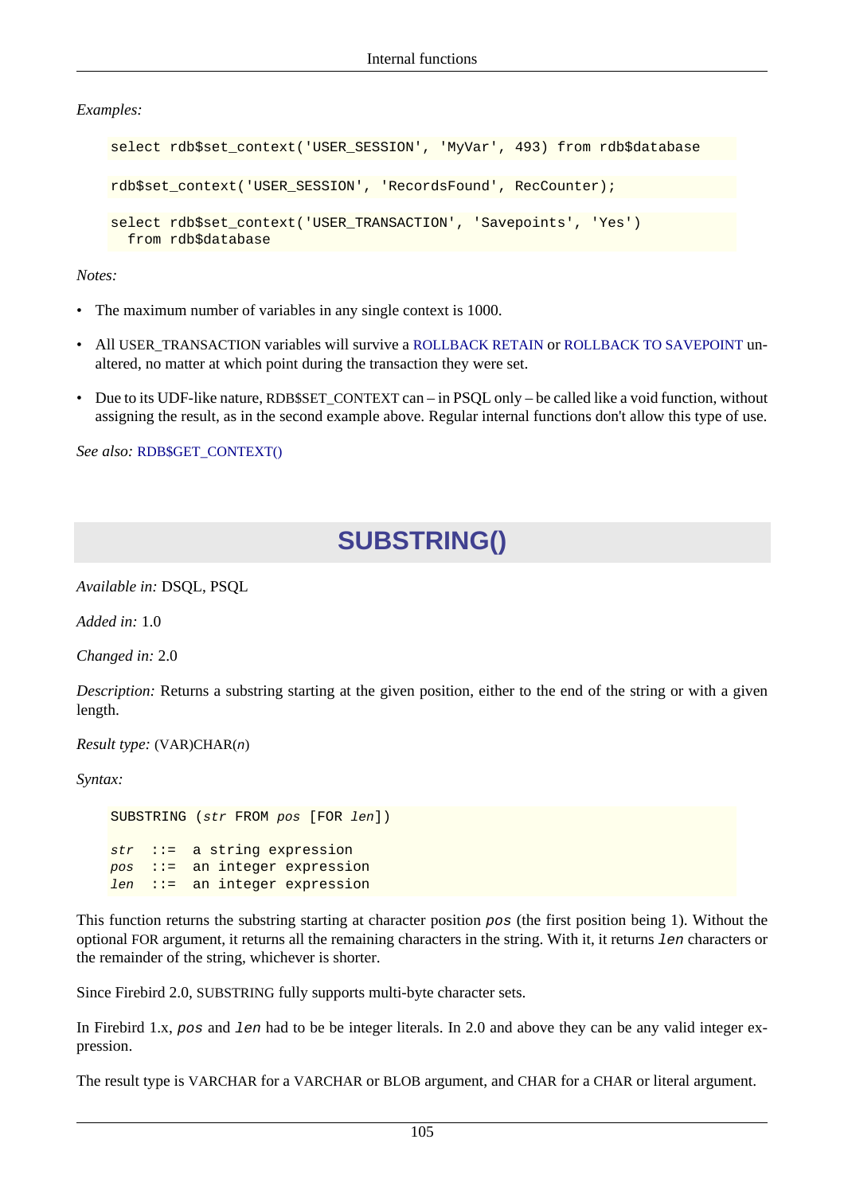*Examples:*

```
select rdb$set_context('USER_SESSION', 'MyVar', 493) from rdb$database
```

```
rdb$set_context('USER_SESSION', 'RecordsFound', RecCounter);
```

```
select rdb$set_context('USER_TRANSACTION', 'Savepoints', 'Yes')
  from rdb$database
```

*Notes:*

- The maximum number of variables in any single context is 1000.
- All USER_TRANSACTION variables will survive a ROLLBACK RETAIN or ROLLBACK TO SAVEPOINT unaltered, no matter at which point during the transaction they were set.
- Due to its UDF-like nature, RDB$SET_CONTEXT can – in PSQL only – be called like a void function, without assigning the result, as in the second example above. Regular internal functions don't allow this type of use.

*See also:* RDB$GET_CONTEXT()

## SUBSTRING()

*Available in:* DSQL, PSQL

*Added in:* 1.0

*Changed in:* 2.0

*Description:* Returns a substring starting at the given position, either to the end of the string or with a given length.

*Result type:* (VAR)CHAR(*n*)

*Syntax:*

```
SUBSTRING (str FROM pos [FOR len])

str  ::=  a string expression
pos  ::=  an integer expression
len  ::=  an integer expression
```

This function returns the substring starting at character position `pos` (the first position being 1). Without the optional FOR argument, it returns all the remaining characters in the string. With it, it returns `len` characters or the remainder of the string, whichever is shorter.

Since Firebird 2.0, SUBSTRING fully supports multi-byte character sets.

In Firebird 1.x, `pos` and `len` had to be be integer literals. In 2.0 and above they can be any valid integer expression.

The result type is VARCHAR for a VARCHAR or BLOB argument, and CHAR for a CHAR or literal argument.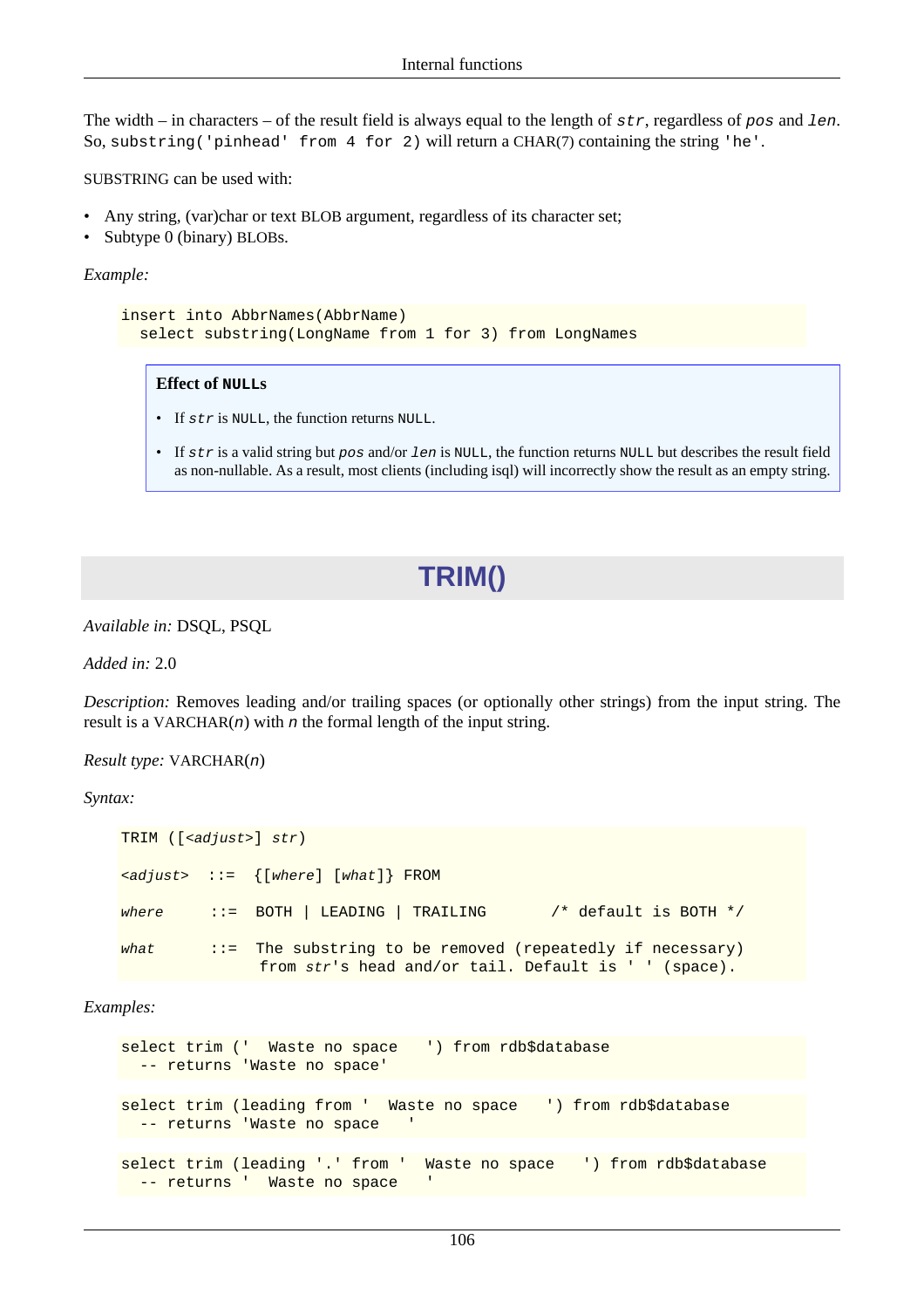The width – in characters – of the result field is always equal to the length of *str*, regardless of *pos* and *len*. So, `substring('pinhead' from 4 for 2)` will return a CHAR(7) containing the string `'he'`.

SUBSTRING can be used with:

- Any string, (var)char or text BLOB argument, regardless of its character set;
- Subtype 0 (binary) BLOBs.

*Example:*

```
insert into AbbrNames(AbbrName)
  select substring(LongName from 1 for 3) from LongNames
```

> **Effect of NULLs**
>
> - If *str* is NULL, the function returns NULL.
> - If *str* is a valid string but *pos* and/or *len* is NULL, the function returns NULL but describes the result field as non-nullable. As a result, most clients (including isql) will incorrectly show the result as an empty string.

# TRIM()

*Available in:* DSQL, PSQL

*Added in:* 2.0

*Description:* Removes leading and/or trailing spaces (or optionally other strings) from the input string. The result is a VARCHAR(*n*) with *n* the formal length of the input string.

*Result type:* VARCHAR(*n*)

*Syntax:*

```
TRIM ([<adjust>] str)

<adjust>  ::=  {[where] [what]} FROM

where     ::=  BOTH | LEADING | TRAILING       /* default is BOTH */

what      ::=  The substring to be removed (repeatedly if necessary)
               from str's head and/or tail. Default is ' ' (space).
```

*Examples:*

```
select trim ('  Waste no space   ') from rdb$database
  -- returns 'Waste no space'
```

```
select trim (leading from '  Waste no space   ') from rdb$database
  -- returns 'Waste no space   '
```

```
select trim (leading '.' from '  Waste no space   ') from rdb$database
  -- returns '  Waste no space   '
```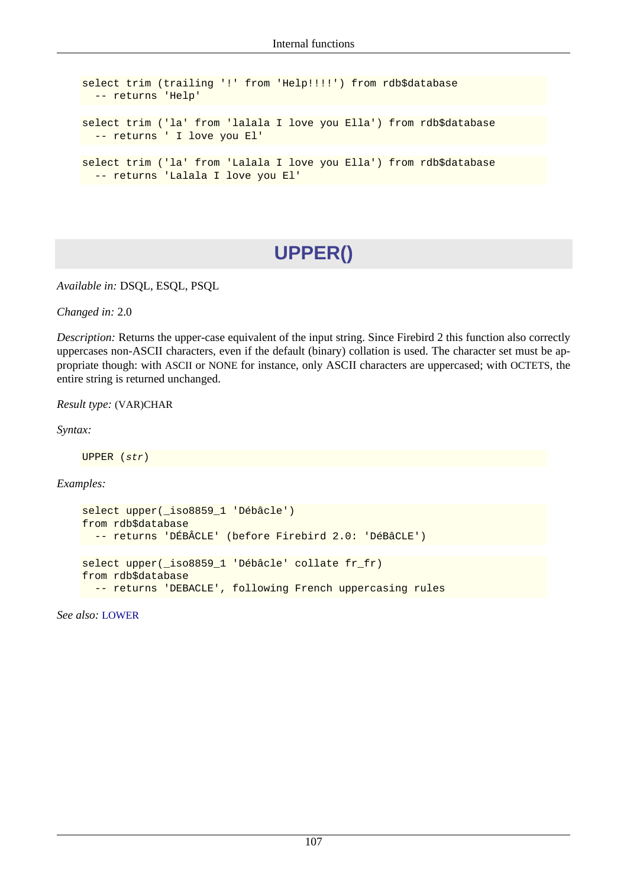```
select trim (trailing '!' from 'Help!!!!') from rdb$database
  -- returns 'Help'
```

```
select trim ('la' from 'lalala I love you Ella') from rdb$database
  -- returns ' I love you El'
```

```
select trim ('la' from 'Lalala I love you Ella') from rdb$database
  -- returns 'Lalala I love you El'
```

## UPPER()

*Available in:* DSQL, ESQL, PSQL

*Changed in:* 2.0

*Description:* Returns the upper-case equivalent of the input string. Since Firebird 2 this function also correctly uppercases non-ASCII characters, even if the default (binary) collation is used. The character set must be appropriate though: with ASCII or NONE for instance, only ASCII characters are uppercased; with OCTETS, the entire string is returned unchanged.

*Result type:* (VAR)CHAR

*Syntax:*

```
UPPER (str)
```

*Examples:*

```
select upper(_iso8859_1 'Débâcle')
from rdb$database
  -- returns 'DÉBÂCLE' (before Firebird 2.0: 'DéBâCLE')
```

```
select upper(_iso8859_1 'Débâcle' collate fr_fr)
from rdb$database
  -- returns 'DEBACLE', following French uppercasing rules
```

*See also:* LOWER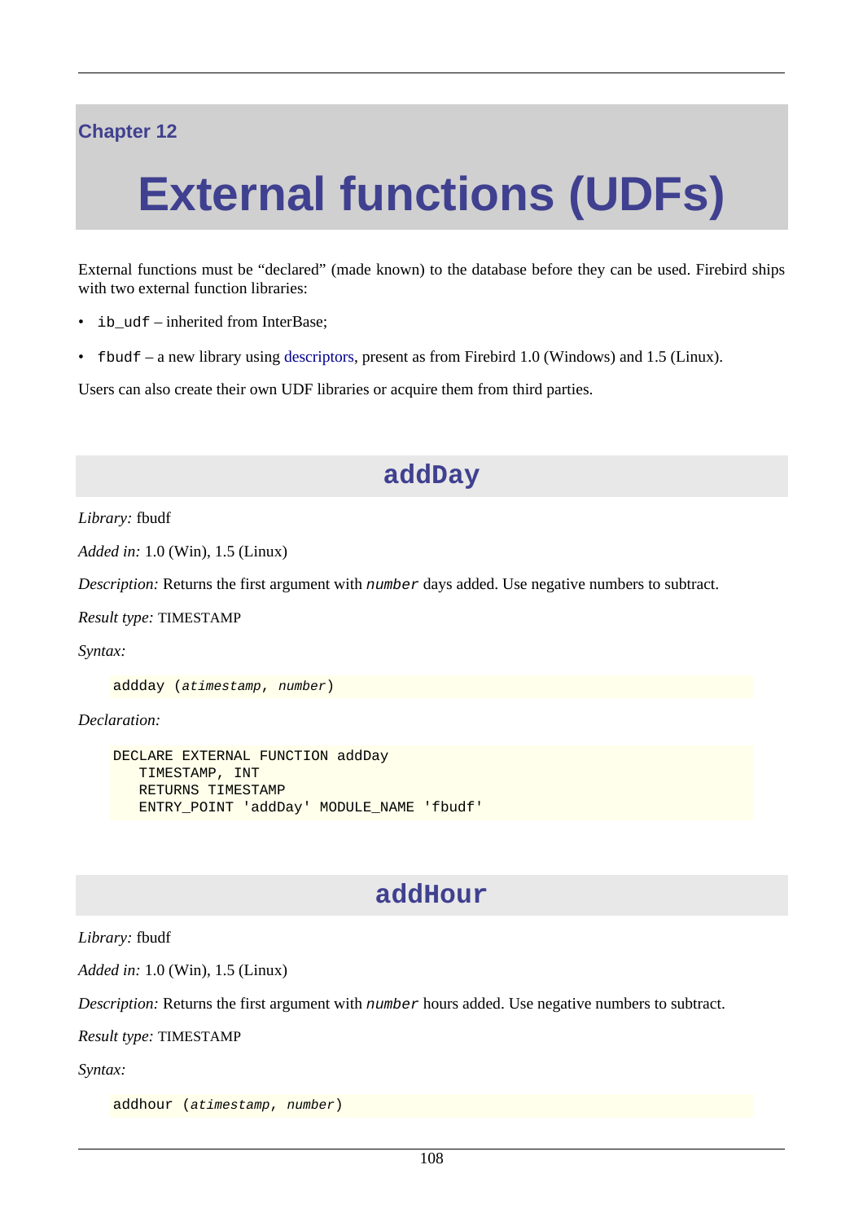Chapter 12

# External functions (UDFs)

External functions must be “declared” (made known) to the database before they can be used. Firebird ships with two external function libraries:

- `ib_udf` – inherited from InterBase;
- `fbudf` – a new library using descriptors, present as from Firebird 1.0 (Windows) and 1.5 (Linux).

Users can also create their own UDF libraries or acquire them from third parties.

## addDay

*Library:* fbudf

*Added in:* 1.0 (Win), 1.5 (Linux)

*Description:* Returns the first argument with *number* days added. Use negative numbers to subtract.

*Result type:* TIMESTAMP

*Syntax:*

```
addday (atimestamp, number)
```

*Declaration:*

```
DECLARE EXTERNAL FUNCTION addDay
   TIMESTAMP, INT
   RETURNS TIMESTAMP
   ENTRY_POINT 'addDay' MODULE_NAME 'fbudf'
```

## addHour

*Library:* fbudf

*Added in:* 1.0 (Win), 1.5 (Linux)

*Description:* Returns the first argument with *number* hours added. Use negative numbers to subtract.

*Result type:* TIMESTAMP

*Syntax:*

```
addhour (atimestamp, number)
```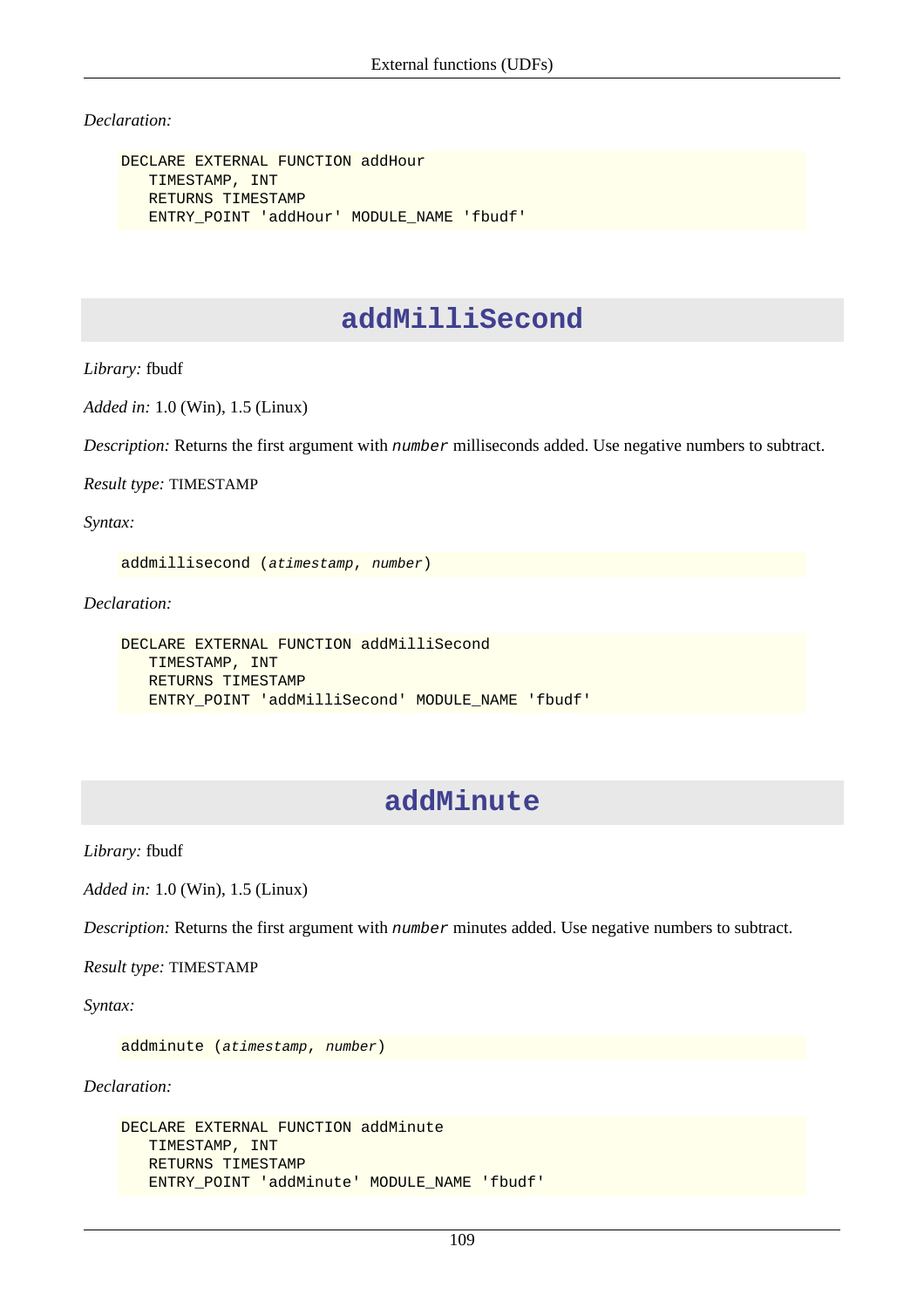*Declaration:*

```
DECLARE EXTERNAL FUNCTION addHour
   TIMESTAMP, INT
   RETURNS TIMESTAMP
   ENTRY_POINT 'addHour' MODULE_NAME 'fbudf'
```

## addMilliSecond

*Library:* fbudf

*Added in:* 1.0 (Win), 1.5 (Linux)

*Description:* Returns the first argument with `number` milliseconds added. Use negative numbers to subtract.

*Result type:* TIMESTAMP

*Syntax:*

```
addmillisecond (atimestamp, number)
```

*Declaration:*

```
DECLARE EXTERNAL FUNCTION addMilliSecond
   TIMESTAMP, INT
   RETURNS TIMESTAMP
   ENTRY_POINT 'addMilliSecond' MODULE_NAME 'fbudf'
```

## addMinute

*Library:* fbudf

*Added in:* 1.0 (Win), 1.5 (Linux)

*Description:* Returns the first argument with `number` minutes added. Use negative numbers to subtract.

*Result type:* TIMESTAMP

*Syntax:*

```
addminute (atimestamp, number)
```

*Declaration:*

```
DECLARE EXTERNAL FUNCTION addMinute
   TIMESTAMP, INT
   RETURNS TIMESTAMP
   ENTRY_POINT 'addMinute' MODULE_NAME 'fbudf'
```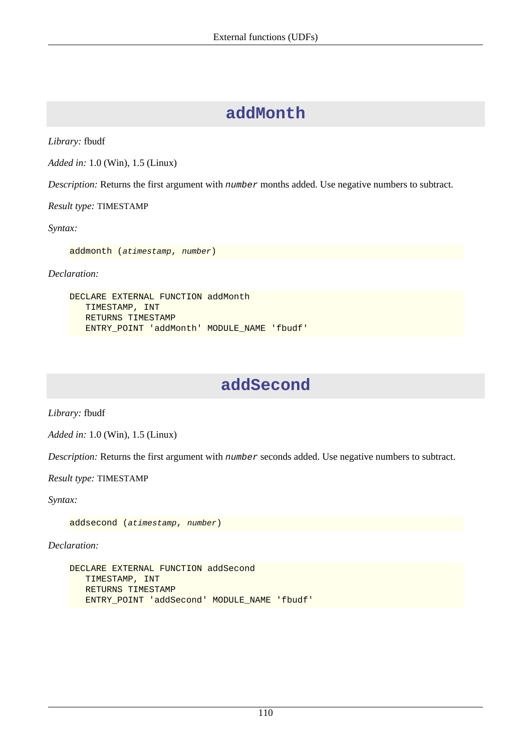## addMonth

*Library:* fbudf

*Added in:* 1.0 (Win), 1.5 (Linux)

*Description:* Returns the first argument with *number* months added. Use negative numbers to subtract.

*Result type:* TIMESTAMP

*Syntax:*

```
addmonth (atimestamp, number)
```

*Declaration:*

```
DECLARE EXTERNAL FUNCTION addMonth
   TIMESTAMP, INT
   RETURNS TIMESTAMP
   ENTRY_POINT 'addMonth' MODULE_NAME 'fbudf'
```

## addSecond

*Library:* fbudf

*Added in:* 1.0 (Win), 1.5 (Linux)

*Description:* Returns the first argument with *number* seconds added. Use negative numbers to subtract.

*Result type:* TIMESTAMP

*Syntax:*

```
addsecond (atimestamp, number)
```

*Declaration:*

```
DECLARE EXTERNAL FUNCTION addSecond
   TIMESTAMP, INT
   RETURNS TIMESTAMP
   ENTRY_POINT 'addSecond' MODULE_NAME 'fbudf'
```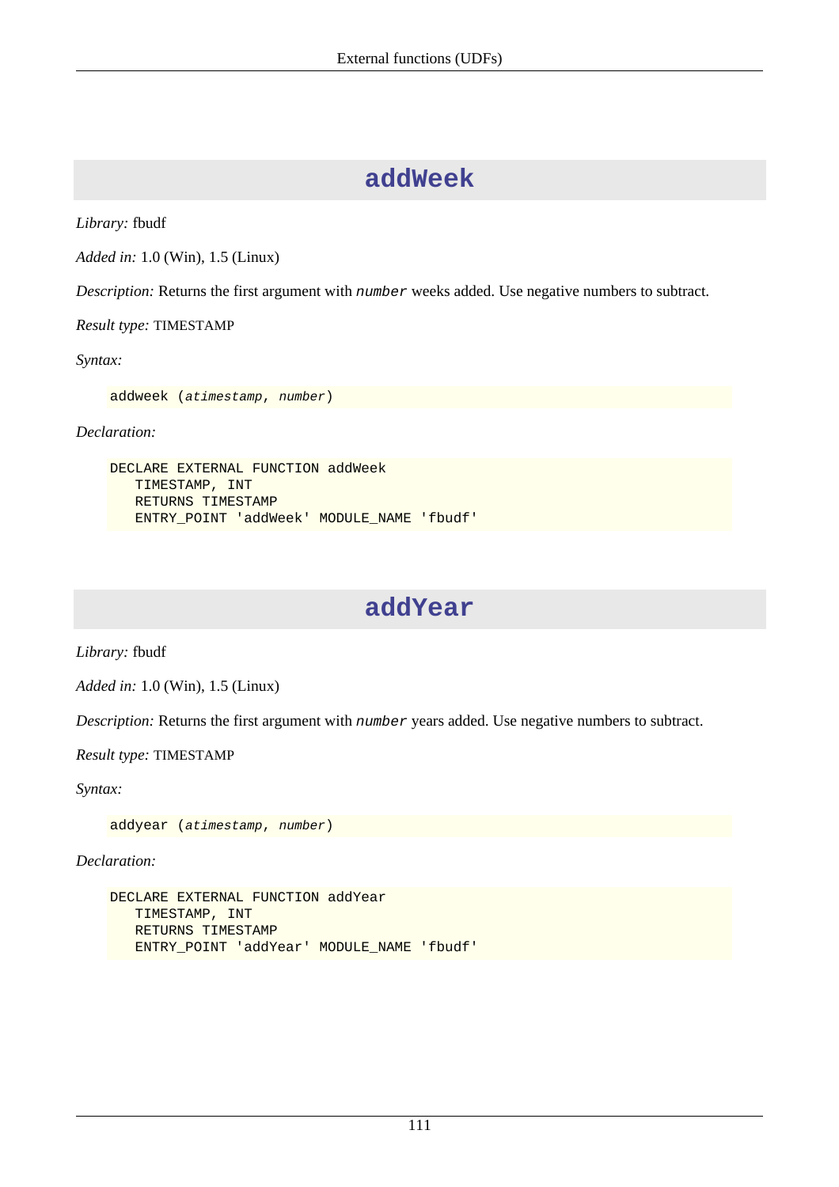## addWeek

*Library:* fbudf

*Added in:* 1.0 (Win), 1.5 (Linux)

*Description:* Returns the first argument with `number` weeks added. Use negative numbers to subtract.

*Result type:* TIMESTAMP

*Syntax:*

```
addweek (atimestamp, number)
```

*Declaration:*

```
DECLARE EXTERNAL FUNCTION addWeek
   TIMESTAMP, INT
   RETURNS TIMESTAMP
   ENTRY_POINT 'addWeek' MODULE_NAME 'fbudf'
```

## addYear

*Library:* fbudf

*Added in:* 1.0 (Win), 1.5 (Linux)

*Description:* Returns the first argument with `number` years added. Use negative numbers to subtract.

*Result type:* TIMESTAMP

*Syntax:*

```
addyear (atimestamp, number)
```

*Declaration:*

```
DECLARE EXTERNAL FUNCTION addYear
   TIMESTAMP, INT
   RETURNS TIMESTAMP
   ENTRY_POINT 'addYear' MODULE_NAME 'fbudf'
```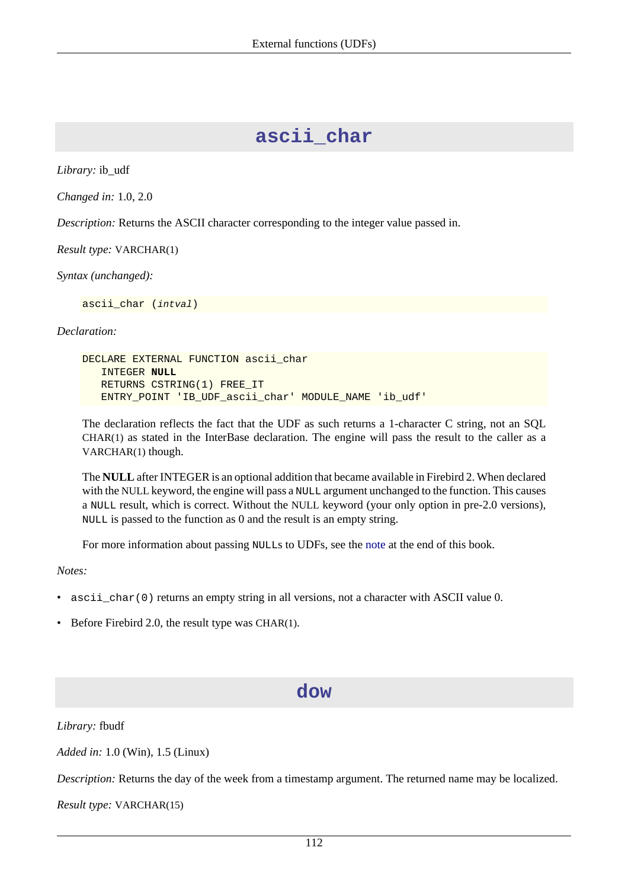## ascii_char

*Library:* ib_udf

*Changed in:* 1.0, 2.0

*Description:* Returns the ASCII character corresponding to the integer value passed in.

*Result type:* VARCHAR(1)

*Syntax (unchanged):*

```
ascii_char (intval)
```

*Declaration:*

```
DECLARE EXTERNAL FUNCTION ascii_char
   INTEGER NULL
   RETURNS CSTRING(1) FREE_IT
   ENTRY_POINT 'IB_UDF_ascii_char' MODULE_NAME 'ib_udf'
```

The declaration reflects the fact that the UDF as such returns a 1-character C string, not an SQL CHAR(1) as stated in the InterBase declaration. The engine will pass the result to the caller as a VARCHAR(1) though.

The **NULL** after INTEGER is an optional addition that became available in Firebird 2. When declared with the NULL keyword, the engine will pass a `NULL` argument unchanged to the function. This causes a `NULL` result, which is correct. Without the NULL keyword (your only option in pre-2.0 versions), `NULL` is passed to the function as 0 and the result is an empty string.

For more information about passing `NULL`s to UDFs, see the note at the end of this book.

*Notes:*

- `ascii_char(0)` returns an empty string in all versions, not a character with ASCII value 0.
- Before Firebird 2.0, the result type was CHAR(1).

## dow

*Library:* fbudf

*Added in:* 1.0 (Win), 1.5 (Linux)

*Description:* Returns the day of the week from a timestamp argument. The returned name may be localized.

*Result type:* VARCHAR(15)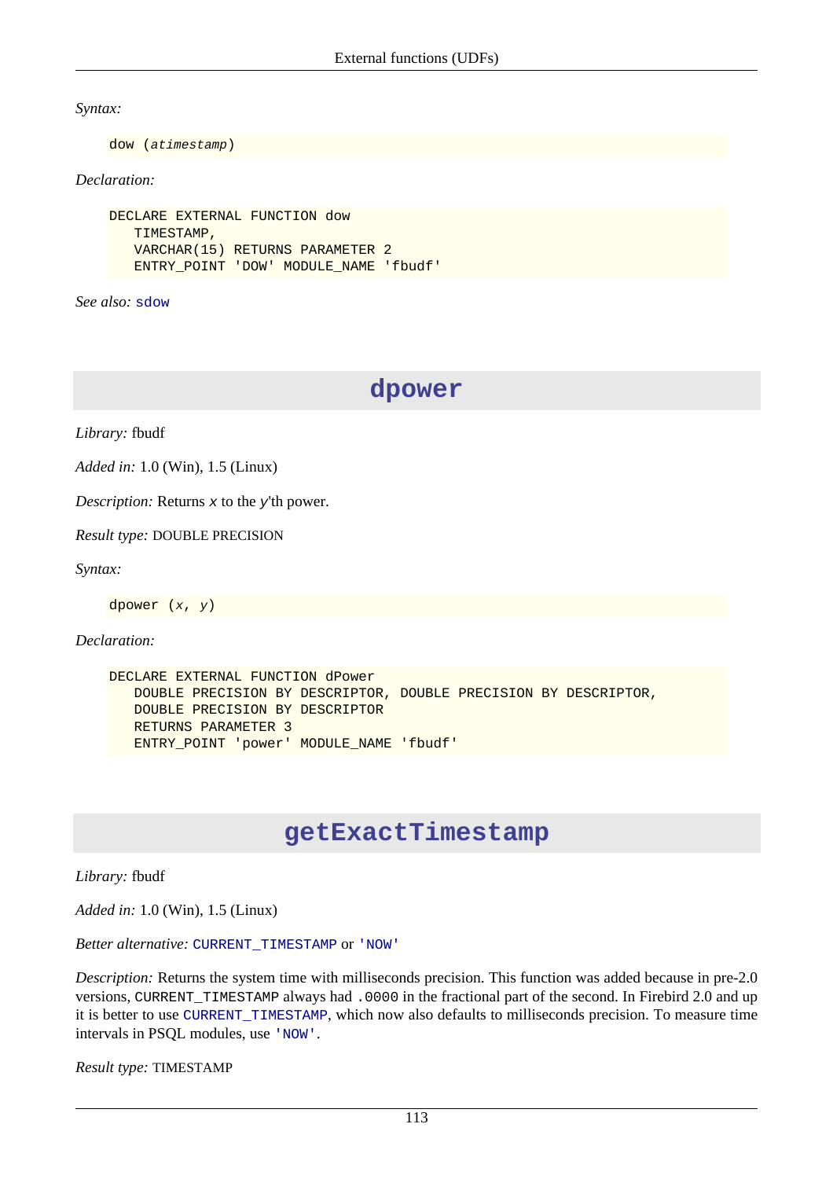*Syntax:*

```
dow (atimestamp)
```

*Declaration:*

```
DECLARE EXTERNAL FUNCTION dow
   TIMESTAMP,
   VARCHAR(15) RETURNS PARAMETER 2
   ENTRY_POINT 'DOW' MODULE_NAME 'fbudf'
```

*See also:* `sdow`

## dpower

*Library:* fbudf

*Added in:* 1.0 (Win), 1.5 (Linux)

*Description:* Returns *x* to the *y*'th power.

*Result type:* DOUBLE PRECISION

*Syntax:*

```
dpower (x, y)
```

*Declaration:*

```
DECLARE EXTERNAL FUNCTION dPower
   DOUBLE PRECISION BY DESCRIPTOR, DOUBLE PRECISION BY DESCRIPTOR,
   DOUBLE PRECISION BY DESCRIPTOR
   RETURNS PARAMETER 3
   ENTRY_POINT 'power' MODULE_NAME 'fbudf'
```

## getExactTimestamp

*Library:* fbudf

*Added in:* 1.0 (Win), 1.5 (Linux)

*Better alternative:* `CURRENT_TIMESTAMP` or `'NOW'`

*Description:* Returns the system time with milliseconds precision. This function was added because in pre-2.0 versions, `CURRENT_TIMESTAMP` always had `.0000` in the fractional part of the second. In Firebird 2.0 and up it is better to use `CURRENT_TIMESTAMP`, which now also defaults to milliseconds precision. To measure time intervals in PSQL modules, use `'NOW'`.

*Result type:* TIMESTAMP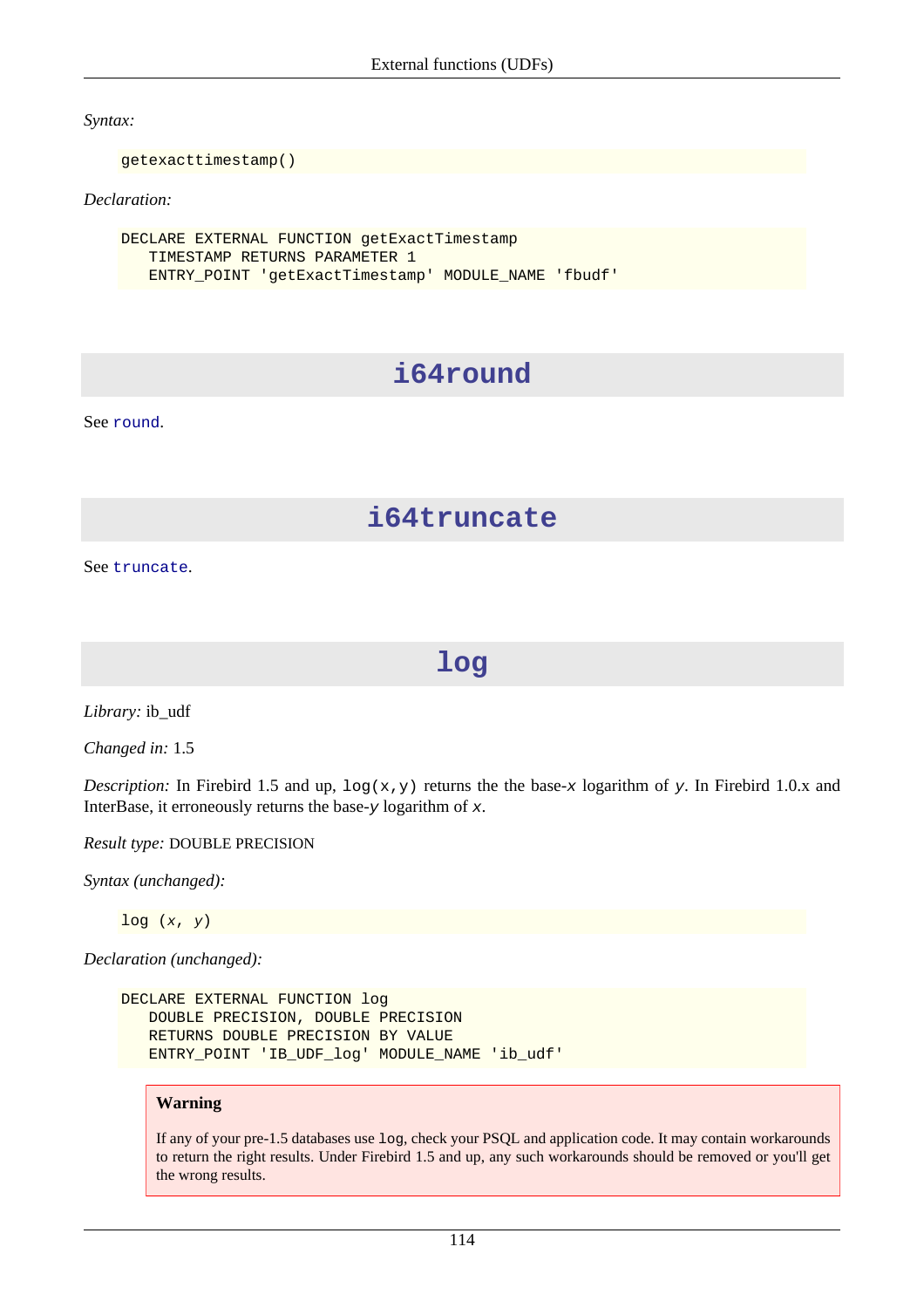*Syntax:*

```
getexacttimestamp()
```

*Declaration:*

```
DECLARE EXTERNAL FUNCTION getExactTimestamp
   TIMESTAMP RETURNS PARAMETER 1
   ENTRY_POINT 'getExactTimestamp' MODULE_NAME 'fbudf'
```

## i64round

See `round`.

## i64truncate

See `truncate`.

## log

*Library:* ib_udf

*Changed in:* 1.5

*Description:* In Firebird 1.5 and up, `log(x,y)` returns the the base-*x* logarithm of *y*. In Firebird 1.0.x and InterBase, it erroneously returns the base-*y* logarithm of *x*.

*Result type:* DOUBLE PRECISION

*Syntax (unchanged):*

```
log (x, y)
```

*Declaration (unchanged):*

```
DECLARE EXTERNAL FUNCTION log
   DOUBLE PRECISION, DOUBLE PRECISION
   RETURNS DOUBLE PRECISION BY VALUE
   ENTRY_POINT 'IB_UDF_log' MODULE_NAME 'ib_udf'
```

> **Warning**
>
> If any of your pre-1.5 databases use `log`, check your PSQL and application code. It may contain workarounds to return the right results. Under Firebird 1.5 and up, any such workarounds should be removed or you'll get the wrong results.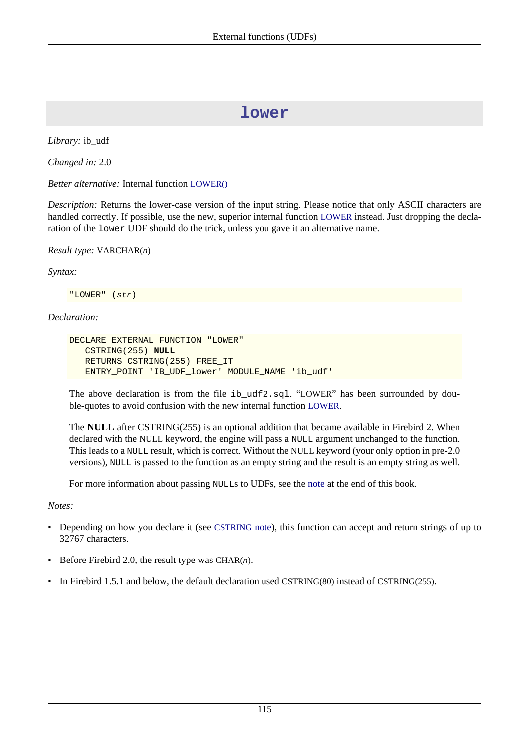# lower

*Library:* ib_udf

*Changed in:* 2.0

*Better alternative:* Internal function LOWER()

*Description:* Returns the lower-case version of the input string. Please notice that only ASCII characters are handled correctly. If possible, use the new, superior internal function LOWER instead. Just dropping the declaration of the `lower` UDF should do the trick, unless you gave it an alternative name.

*Result type:* VARCHAR(*n*)

*Syntax:*

```
"LOWER" (str)
```

*Declaration:*

```
DECLARE EXTERNAL FUNCTION "LOWER"
   CSTRING(255) NULL
   RETURNS CSTRING(255) FREE_IT
   ENTRY_POINT 'IB_UDF_lower' MODULE_NAME 'ib_udf'
```

The above declaration is from the file `ib_udf2.sql`. “LOWER” has been surrounded by double-quotes to avoid confusion with the new internal function LOWER.

The **NULL** after CSTRING(255) is an optional addition that became available in Firebird 2. When declared with the NULL keyword, the engine will pass a `NULL` argument unchanged to the function. This leads to a `NULL` result, which is correct. Without the NULL keyword (your only option in pre-2.0 versions), `NULL` is passed to the function as an empty string and the result is an empty string as well.

For more information about passing `NULL`s to UDFs, see the note at the end of this book.

*Notes:*

- Depending on how you declare it (see CSTRING note), this function can accept and return strings of up to 32767 characters.
- Before Firebird 2.0, the result type was CHAR(*n*).
- In Firebird 1.5.1 and below, the default declaration used CSTRING(80) instead of CSTRING(255).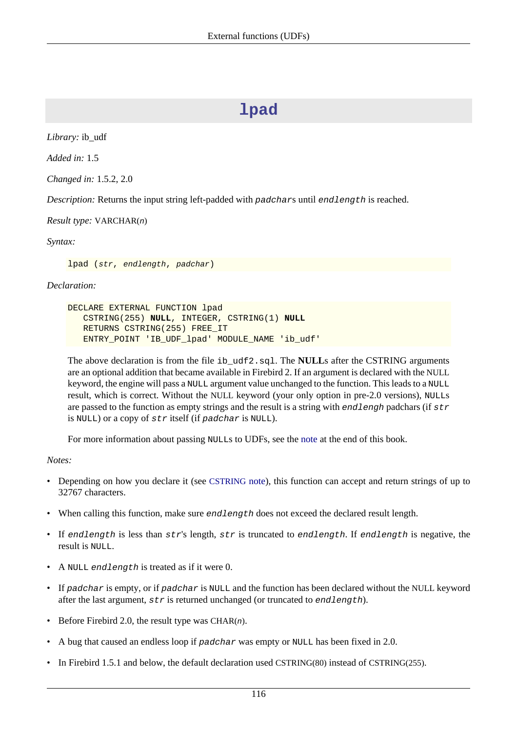# lpad

*Library:* ib_udf

*Added in:* 1.5

*Changed in:* 1.5.2, 2.0

*Description:* Returns the input string left-padded with `padchar`s until `endlength` is reached.

*Result type:* VARCHAR(*n*)

*Syntax:*

```
lpad (str, endlength, padchar)
```

*Declaration:*

```
DECLARE EXTERNAL FUNCTION lpad
   CSTRING(255) NULL, INTEGER, CSTRING(1) NULL
   RETURNS CSTRING(255) FREE_IT
   ENTRY_POINT 'IB_UDF_lpad' MODULE_NAME 'ib_udf'
```

The above declaration is from the file `ib_udf2.sql`. The **NULL**s after the CSTRING arguments are an optional addition that became available in Firebird 2. If an argument is declared with the NULL keyword, the engine will pass a `NULL` argument value unchanged to the function. This leads to a `NULL` result, which is correct. Without the NULL keyword (your only option in pre-2.0 versions), `NULL`s are passed to the function as empty strings and the result is a string with `endlengh` padchars (if `str` is `NULL`) or a copy of `str` itself (if `padchar` is `NULL`).

For more information about passing `NULL`s to UDFs, see the note at the end of this book.

*Notes:*

- Depending on how you declare it (see CSTRING note), this function can accept and return strings of up to 32767 characters.
- When calling this function, make sure `endlength` does not exceed the declared result length.
- If `endlength` is less than `str`'s length, `str` is truncated to `endlength`. If `endlength` is negative, the result is `NULL`.
- A `NULL` `endlength` is treated as if it were 0.
- If `padchar` is empty, or if `padchar` is `NULL` and the function has been declared without the NULL keyword after the last argument, `str` is returned unchanged (or truncated to `endlength`).
- Before Firebird 2.0, the result type was CHAR(*n*).
- A bug that caused an endless loop if `padchar` was empty or `NULL` has been fixed in 2.0.
- In Firebird 1.5.1 and below, the default declaration used CSTRING(80) instead of CSTRING(255).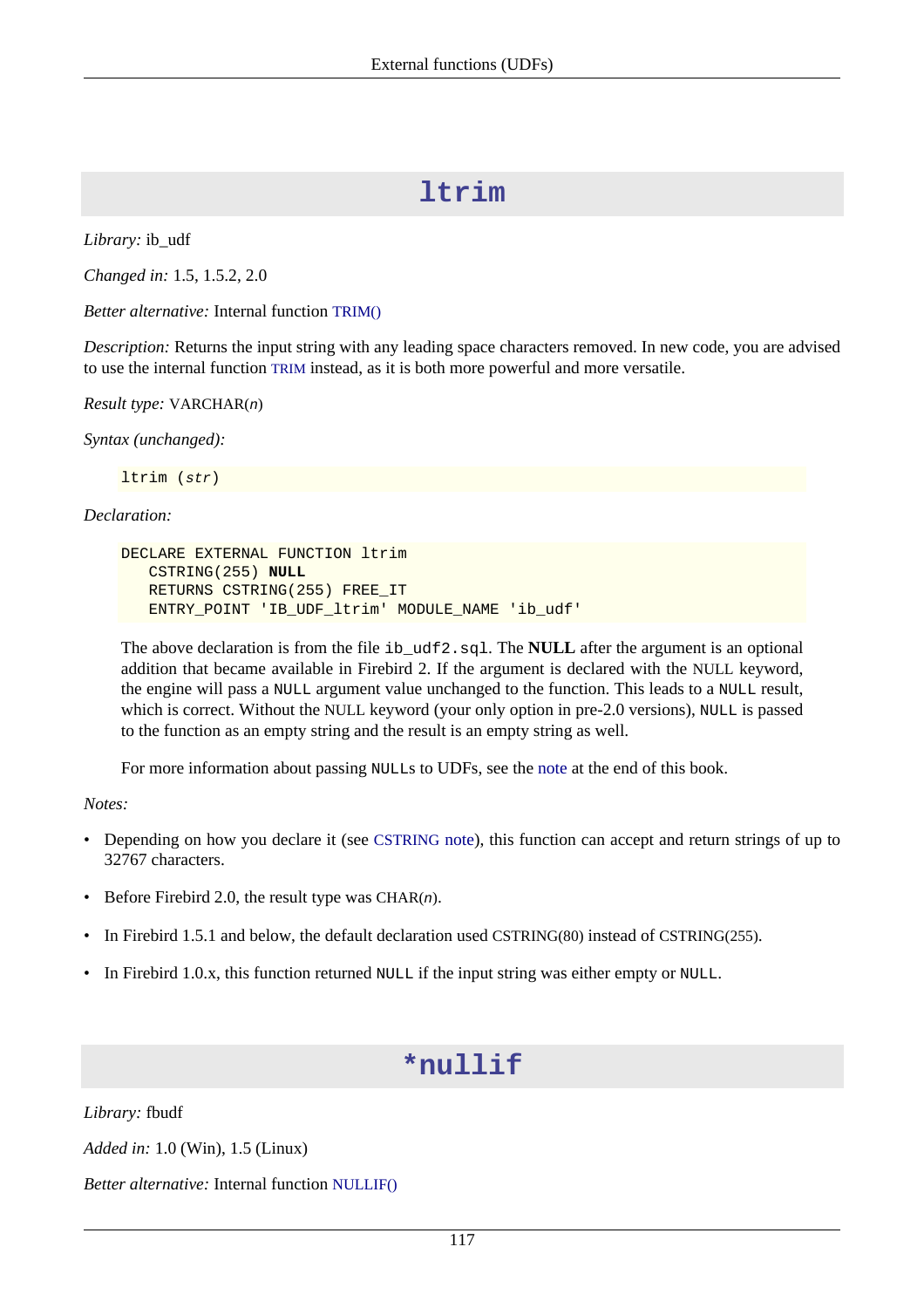## ltrim

*Library:* ib_udf

*Changed in:* 1.5, 1.5.2, 2.0

*Better alternative:* Internal function TRIM()

*Description:* Returns the input string with any leading space characters removed. In new code, you are advised to use the internal function TRIM instead, as it is both more powerful and more versatile.

*Result type:* VARCHAR(*n*)

*Syntax (unchanged):*

```
ltrim (str)
```

*Declaration:*

```
DECLARE EXTERNAL FUNCTION ltrim
   CSTRING(255) NULL
   RETURNS CSTRING(255) FREE_IT
   ENTRY_POINT 'IB_UDF_ltrim' MODULE_NAME 'ib_udf'
```

The above declaration is from the file `ib_udf2.sql`. The **NULL** after the argument is an optional addition that became available in Firebird 2. If the argument is declared with the NULL keyword, the engine will pass a `NULL` argument value unchanged to the function. This leads to a `NULL` result, which is correct. Without the NULL keyword (your only option in pre-2.0 versions), `NULL` is passed to the function as an empty string and the result is an empty string as well.

For more information about passing `NULL`s to UDFs, see the note at the end of this book.

*Notes:*

- Depending on how you declare it (see CSTRING note), this function can accept and return strings of up to 32767 characters.
- Before Firebird 2.0, the result type was CHAR(*n*).
- In Firebird 1.5.1 and below, the default declaration used CSTRING(80) instead of CSTRING(255).
- In Firebird 1.0.x, this function returned `NULL` if the input string was either empty or `NULL`.

## *nullif

*Library:* fbudf

*Added in:* 1.0 (Win), 1.5 (Linux)

*Better alternative:* Internal function NULLIF()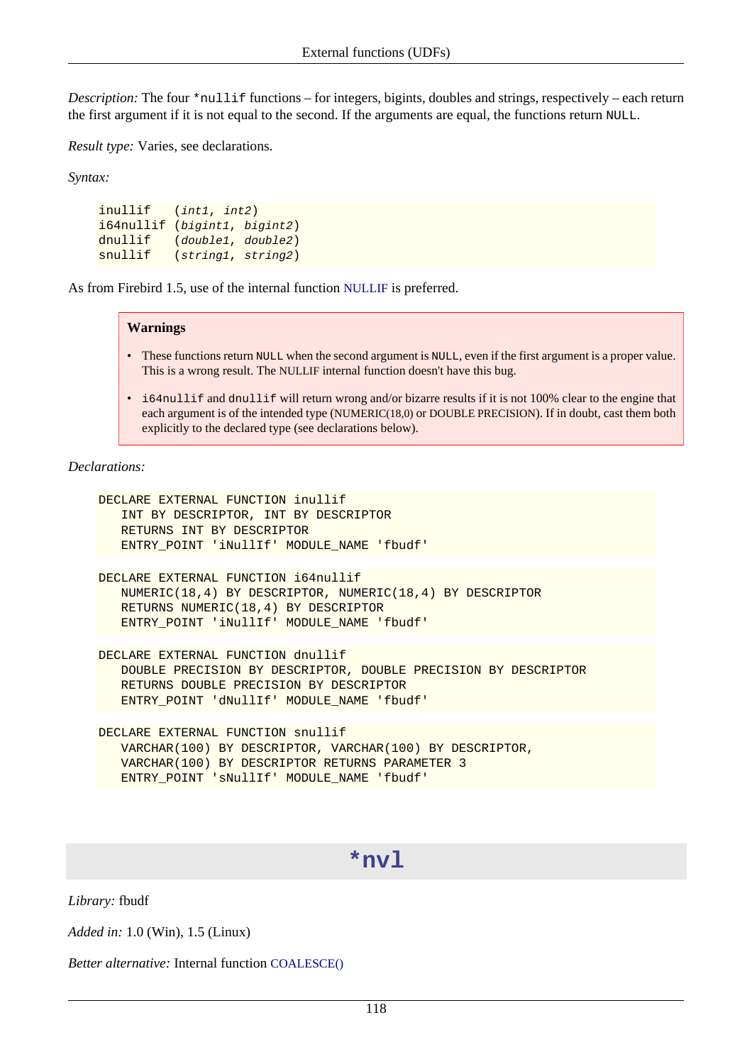*Description:* The four `*nullif` functions – for integers, bigints, doubles and strings, respectively – each return the first argument if it is not equal to the second. If the arguments are equal, the functions return `NULL`.

*Result type:* Varies, see declarations.

*Syntax:*

```
inullif   (int1, int2)
i64nullif (bigint1, bigint2)
dnullif   (double1, double2)
snullif   (string1, string2)
```

As from Firebird 1.5, use of the internal function NULLIF is preferred.

> **Warnings**
>
> - These functions return `NULL` when the second argument is `NULL`, even if the first argument is a proper value. This is a wrong result. The NULLIF internal function doesn't have this bug.
> - `i64nullif` and `dnullif` will return wrong and/or bizarre results if it is not 100% clear to the engine that each argument is of the intended type (NUMERIC(18,0) or DOUBLE PRECISION). If in doubt, cast them both explicitly to the declared type (see declarations below).

*Declarations:*

```
DECLARE EXTERNAL FUNCTION inullif
   INT BY DESCRIPTOR, INT BY DESCRIPTOR
   RETURNS INT BY DESCRIPTOR
   ENTRY_POINT 'iNullIf' MODULE_NAME 'fbudf'
```

```
DECLARE EXTERNAL FUNCTION i64nullif
   NUMERIC(18,4) BY DESCRIPTOR, NUMERIC(18,4) BY DESCRIPTOR
   RETURNS NUMERIC(18,4) BY DESCRIPTOR
   ENTRY_POINT 'iNullIf' MODULE_NAME 'fbudf'
```

```
DECLARE EXTERNAL FUNCTION dnullif
   DOUBLE PRECISION BY DESCRIPTOR, DOUBLE PRECISION BY DESCRIPTOR
   RETURNS DOUBLE PRECISION BY DESCRIPTOR
   ENTRY_POINT 'dNullIf' MODULE_NAME 'fbudf'
```

```
DECLARE EXTERNAL FUNCTION snullif
   VARCHAR(100) BY DESCRIPTOR, VARCHAR(100) BY DESCRIPTOR,
   VARCHAR(100) BY DESCRIPTOR RETURNS PARAMETER 3
   ENTRY_POINT 'sNullIf' MODULE_NAME 'fbudf'
```

## `*nvl`

*Library:* fbudf

*Added in:* 1.0 (Win), 1.5 (Linux)

*Better alternative:* Internal function COALESCE()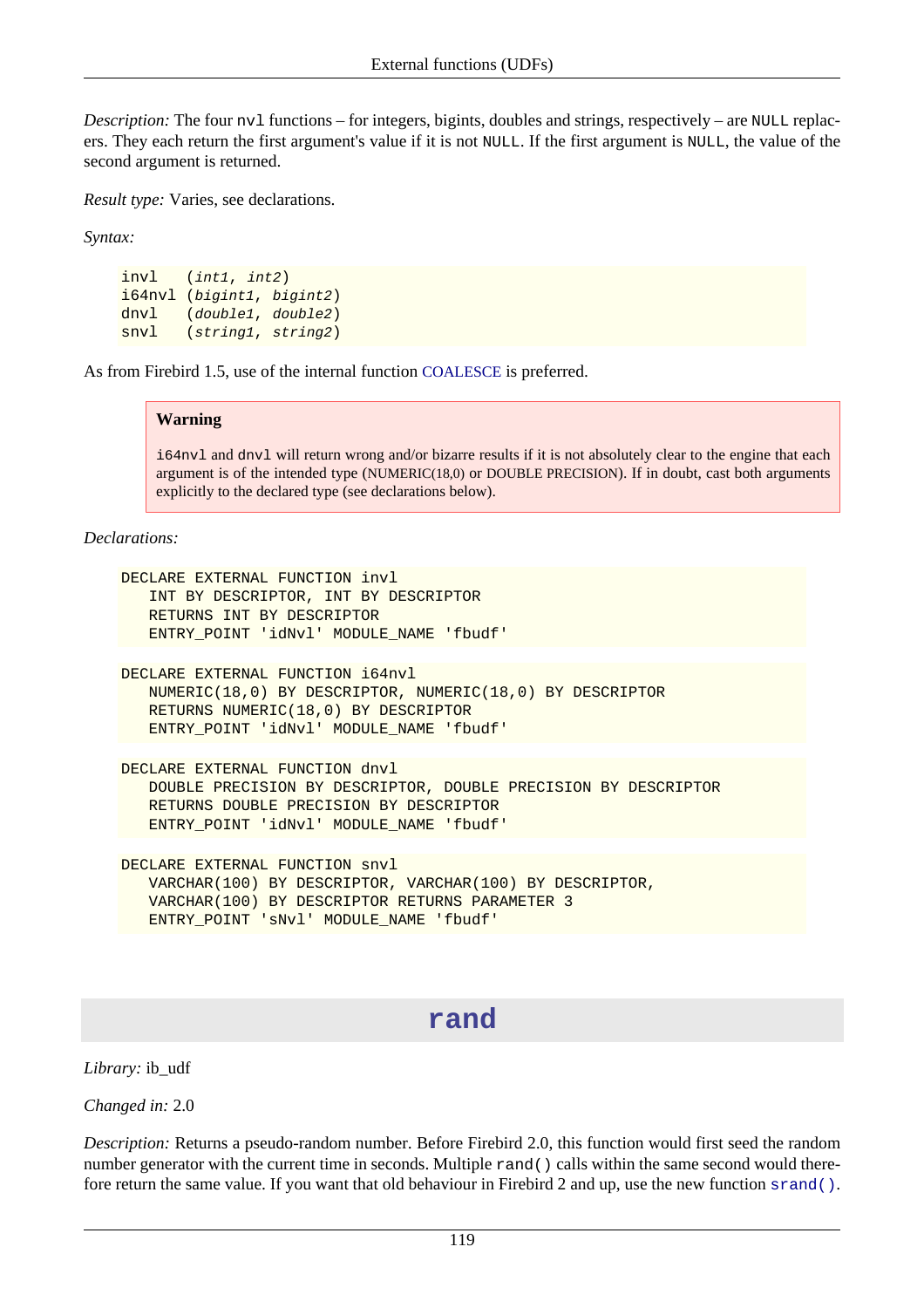*Description:* The four `nvl` functions – for integers, bigints, doubles and strings, respectively – are `NULL` replacers. They each return the first argument's value if it is not `NULL`. If the first argument is `NULL`, the value of the second argument is returned.

*Result type:* Varies, see declarations.

*Syntax:*

```
invl   (int1, int2)
i64nvl (bigint1, bigint2)
dnvl   (double1, double2)
snvl   (string1, string2)
```

As from Firebird 1.5, use of the internal function COALESCE is preferred.

> **Warning**
>
> `i64nvl` and `dnvl` will return wrong and/or bizarre results if it is not absolutely clear to the engine that each argument is of the intended type (NUMERIC(18,0) or DOUBLE PRECISION). If in doubt, cast both arguments explicitly to the declared type (see declarations below).

*Declarations:*

```
DECLARE EXTERNAL FUNCTION invl
   INT BY DESCRIPTOR, INT BY DESCRIPTOR
   RETURNS INT BY DESCRIPTOR
   ENTRY_POINT 'idNvl' MODULE_NAME 'fbudf'
```

```
DECLARE EXTERNAL FUNCTION i64nvl
   NUMERIC(18,0) BY DESCRIPTOR, NUMERIC(18,0) BY DESCRIPTOR
   RETURNS NUMERIC(18,0) BY DESCRIPTOR
   ENTRY_POINT 'idNvl' MODULE_NAME 'fbudf'
```

```
DECLARE EXTERNAL FUNCTION dnvl
   DOUBLE PRECISION BY DESCRIPTOR, DOUBLE PRECISION BY DESCRIPTOR
   RETURNS DOUBLE PRECISION BY DESCRIPTOR
   ENTRY_POINT 'idNvl' MODULE_NAME 'fbudf'
```

```
DECLARE EXTERNAL FUNCTION snvl
   VARCHAR(100) BY DESCRIPTOR, VARCHAR(100) BY DESCRIPTOR,
   VARCHAR(100) BY DESCRIPTOR RETURNS PARAMETER 3
   ENTRY_POINT 'sNvl' MODULE_NAME 'fbudf'
```

## rand

*Library:* ib_udf

*Changed in:* 2.0

*Description:* Returns a pseudo-random number. Before Firebird 2.0, this function would first seed the random number generator with the current time in seconds. Multiple `rand()` calls within the same second would therefore return the same value. If you want that old behaviour in Firebird 2 and up, use the new function `srand()`.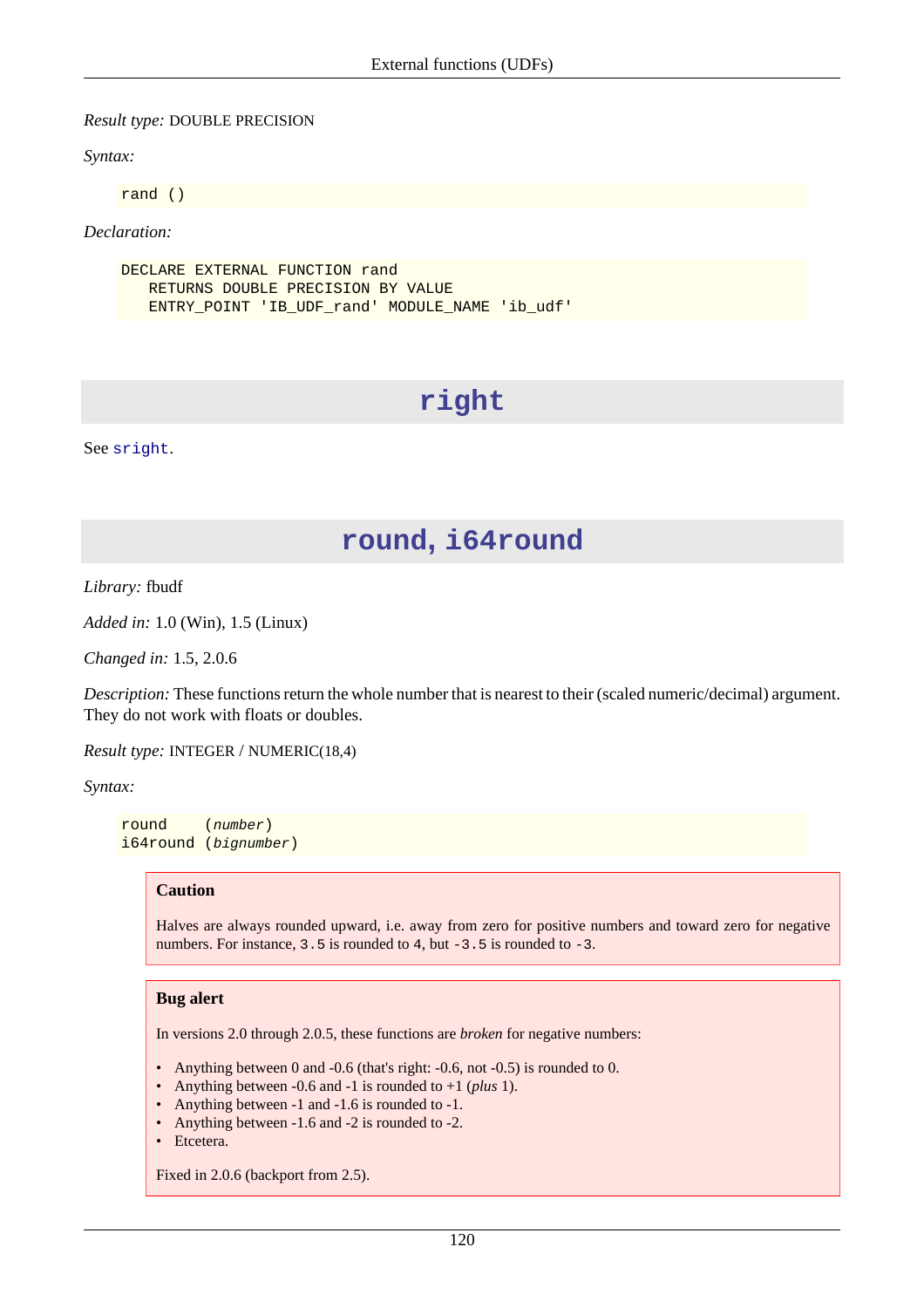*Result type:* DOUBLE PRECISION

*Syntax:*

```
rand ()
```

*Declaration:*

```
DECLARE EXTERNAL FUNCTION rand
   RETURNS DOUBLE PRECISION BY VALUE
   ENTRY_POINT 'IB_UDF_rand' MODULE_NAME 'ib_udf'
```

## right

See `sright`.

## round, i64round

*Library:* fbudf

*Added in:* 1.0 (Win), 1.5 (Linux)

*Changed in:* 1.5, 2.0.6

*Description:* These functions return the whole number that is nearest to their (scaled numeric/decimal) argument. They do not work with floats or doubles.

*Result type:* INTEGER / NUMERIC(18,4)

*Syntax:*

```
round    (number)
i64round (bignumber)
```

> **Caution**
>
> Halves are always rounded upward, i.e. away from zero for positive numbers and toward zero for negative numbers. For instance, `3.5` is rounded to `4`, but `-3.5` is rounded to `-3`.

> **Bug alert**
>
> In versions 2.0 through 2.0.5, these functions are *broken* for negative numbers:
>
> - Anything between 0 and -0.6 (that's right: -0.6, not -0.5) is rounded to 0.
> - Anything between -0.6 and -1 is rounded to +1 (*plus* 1).
> - Anything between -1 and -1.6 is rounded to -1.
> - Anything between -1.6 and -2 is rounded to -2.
> - Etcetera.
>
> Fixed in 2.0.6 (backport from 2.5).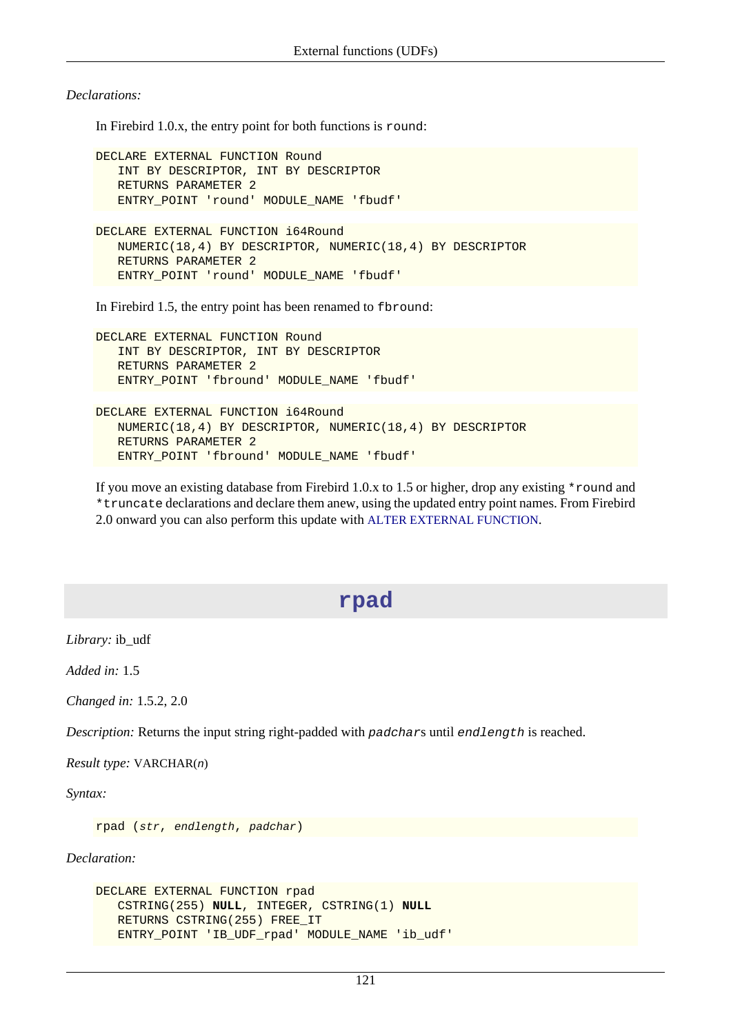*Declarations:*

In Firebird 1.0.x, the entry point for both functions is `round`:

```
DECLARE EXTERNAL FUNCTION Round
   INT BY DESCRIPTOR, INT BY DESCRIPTOR
   RETURNS PARAMETER 2
   ENTRY_POINT 'round' MODULE_NAME 'fbudf'
```

```
DECLARE EXTERNAL FUNCTION i64Round
   NUMERIC(18,4) BY DESCRIPTOR, NUMERIC(18,4) BY DESCRIPTOR
   RETURNS PARAMETER 2
   ENTRY_POINT 'round' MODULE_NAME 'fbudf'
```

In Firebird 1.5, the entry point has been renamed to `fbround`:

```
DECLARE EXTERNAL FUNCTION Round
   INT BY DESCRIPTOR, INT BY DESCRIPTOR
   RETURNS PARAMETER 2
   ENTRY_POINT 'fbround' MODULE_NAME 'fbudf'
```

```
DECLARE EXTERNAL FUNCTION i64Round
   NUMERIC(18,4) BY DESCRIPTOR, NUMERIC(18,4) BY DESCRIPTOR
   RETURNS PARAMETER 2
   ENTRY_POINT 'fbround' MODULE_NAME 'fbudf'
```

If you move an existing database from Firebird 1.0.x to 1.5 or higher, drop any existing `*round` and `*truncate` declarations and declare them anew, using the updated entry point names. From Firebird 2.0 onward you can also perform this update with ALTER EXTERNAL FUNCTION.

# rpad

*Library:* ib_udf

*Added in:* 1.5

*Changed in:* 1.5.2, 2.0

*Description:* Returns the input string right-padded with *padchar*s until *endlength* is reached.

*Result type:* VARCHAR(*n*)

*Syntax:*

```
rpad (str, endlength, padchar)
```

*Declaration:*

```
DECLARE EXTERNAL FUNCTION rpad
   CSTRING(255) NULL, INTEGER, CSTRING(1) NULL
   RETURNS CSTRING(255) FREE_IT
   ENTRY_POINT 'IB_UDF_rpad' MODULE_NAME 'ib_udf'
```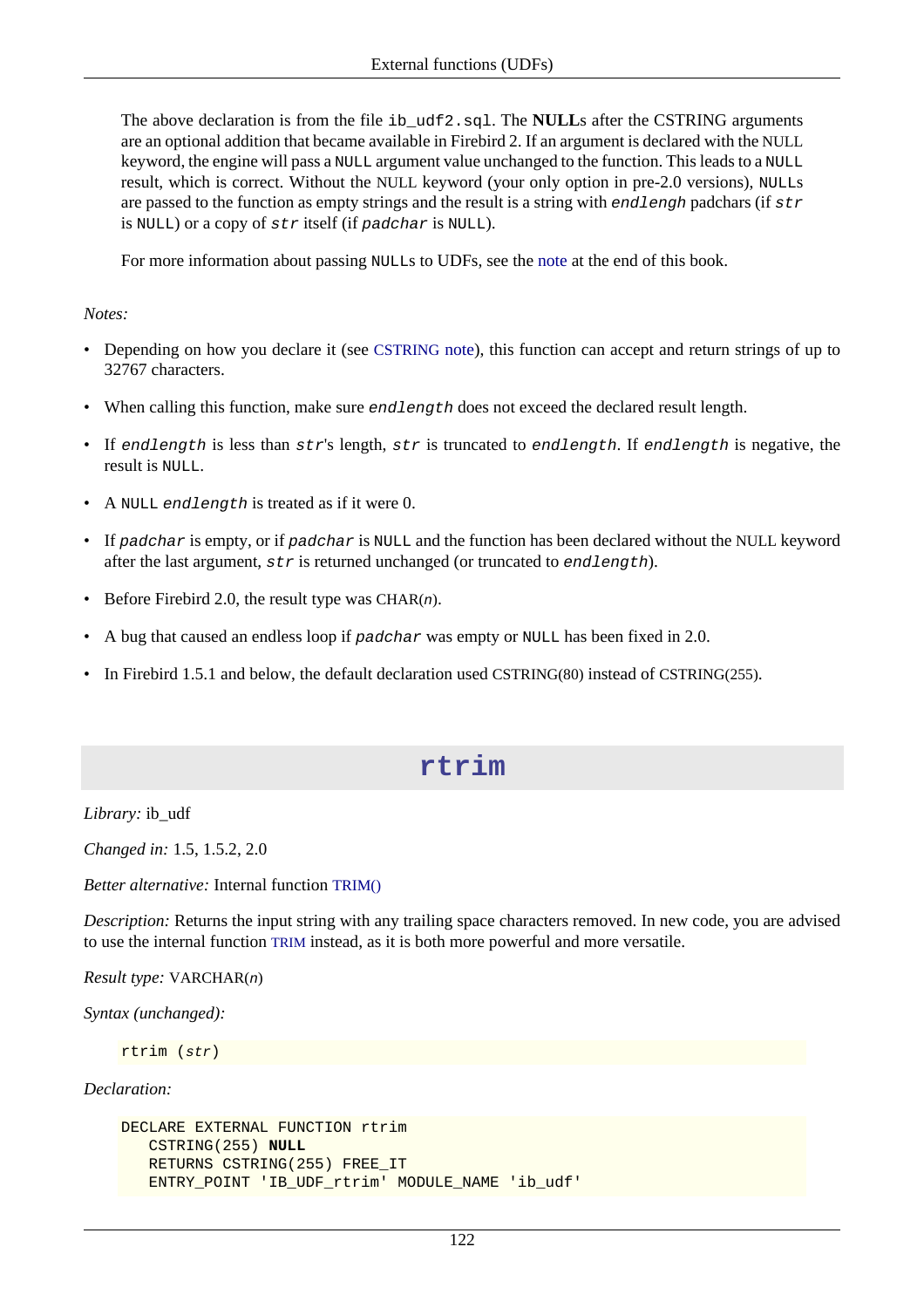The above declaration is from the file `ib_udf2.sql`. The **NULL**s after the CSTRING arguments are an optional addition that became available in Firebird 2. If an argument is declared with the NULL keyword, the engine will pass a `NULL` argument value unchanged to the function. This leads to a `NULL` result, which is correct. Without the NULL keyword (your only option in pre-2.0 versions), `NULL`s are passed to the function as empty strings and the result is a string with *`endlengh`* padchars (if *`str`* is `NULL`) or a copy of *`str`* itself (if *`padchar`* is `NULL`).

For more information about passing `NULL`s to UDFs, see the note at the end of this book.

*Notes:*

- Depending on how you declare it (see CSTRING note), this function can accept and return strings of up to 32767 characters.
- When calling this function, make sure *`endlength`* does not exceed the declared result length.
- If *`endlength`* is less than *`str`*'s length, *`str`* is truncated to *`endlength`*. If *`endlength`* is negative, the result is `NULL`.
- A `NULL` *`endlength`* is treated as if it were 0.
- If *`padchar`* is empty, or if *`padchar`* is `NULL` and the function has been declared without the NULL keyword after the last argument, *`str`* is returned unchanged (or truncated to *`endlength`*).
- Before Firebird 2.0, the result type was CHAR(*n*).
- A bug that caused an endless loop if *`padchar`* was empty or `NULL` has been fixed in 2.0.
- In Firebird 1.5.1 and below, the default declaration used CSTRING(80) instead of CSTRING(255).

## rtrim

*Library:* ib_udf

*Changed in:* 1.5, 1.5.2, 2.0

*Better alternative:* Internal function TRIM()

*Description:* Returns the input string with any trailing space characters removed. In new code, you are advised to use the internal function TRIM instead, as it is both more powerful and more versatile.

*Result type:* VARCHAR(*n*)

*Syntax (unchanged):*

```
rtrim (str)
```

*Declaration:*

```
DECLARE EXTERNAL FUNCTION rtrim
   CSTRING(255) NULL
   RETURNS CSTRING(255) FREE_IT
   ENTRY_POINT 'IB_UDF_rtrim' MODULE_NAME 'ib_udf'
```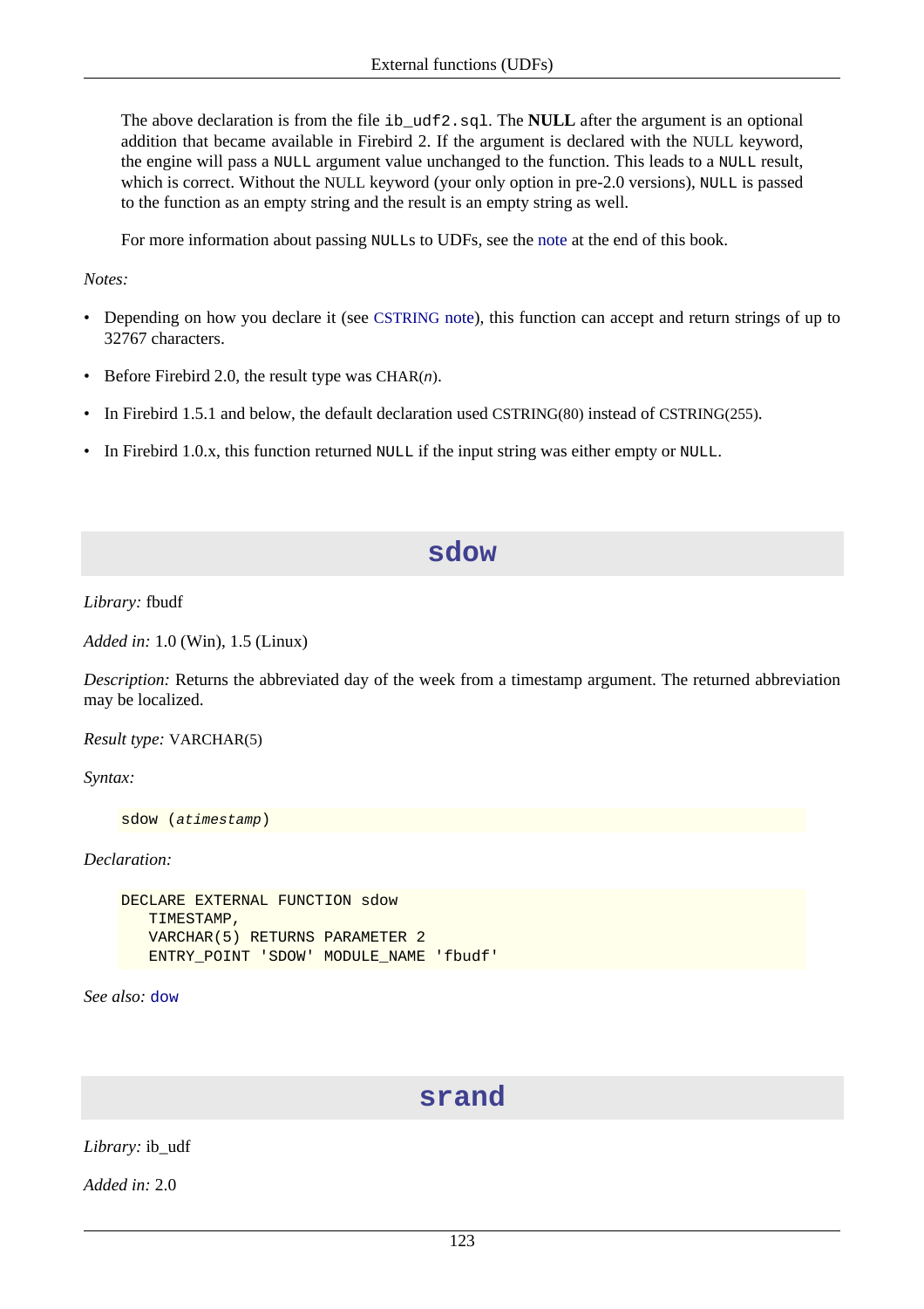The above declaration is from the file `ib_udf2.sql`. The **NULL** after the argument is an optional addition that became available in Firebird 2. If the argument is declared with the NULL keyword, the engine will pass a `NULL` argument value unchanged to the function. This leads to a `NULL` result, which is correct. Without the NULL keyword (your only option in pre-2.0 versions), `NULL` is passed to the function as an empty string and the result is an empty string as well.

For more information about passing `NULL`s to UDFs, see the note at the end of this book.

*Notes:*

- Depending on how you declare it (see CSTRING note), this function can accept and return strings of up to 32767 characters.
- Before Firebird 2.0, the result type was CHAR(*n*).
- In Firebird 1.5.1 and below, the default declaration used CSTRING(80) instead of CSTRING(255).
- In Firebird 1.0.x, this function returned `NULL` if the input string was either empty or `NULL`.

## sdow

*Library:* fbudf

*Added in:* 1.0 (Win), 1.5 (Linux)

*Description:* Returns the abbreviated day of the week from a timestamp argument. The returned abbreviation may be localized.

*Result type:* VARCHAR(5)

*Syntax:*

```
sdow (atimestamp)
```

*Declaration:*

```
DECLARE EXTERNAL FUNCTION sdow
   TIMESTAMP,
   VARCHAR(5) RETURNS PARAMETER 2
   ENTRY_POINT 'SDOW' MODULE_NAME 'fbudf'
```

*See also:* `dow`

## srand

*Library:* ib_udf

*Added in:* 2.0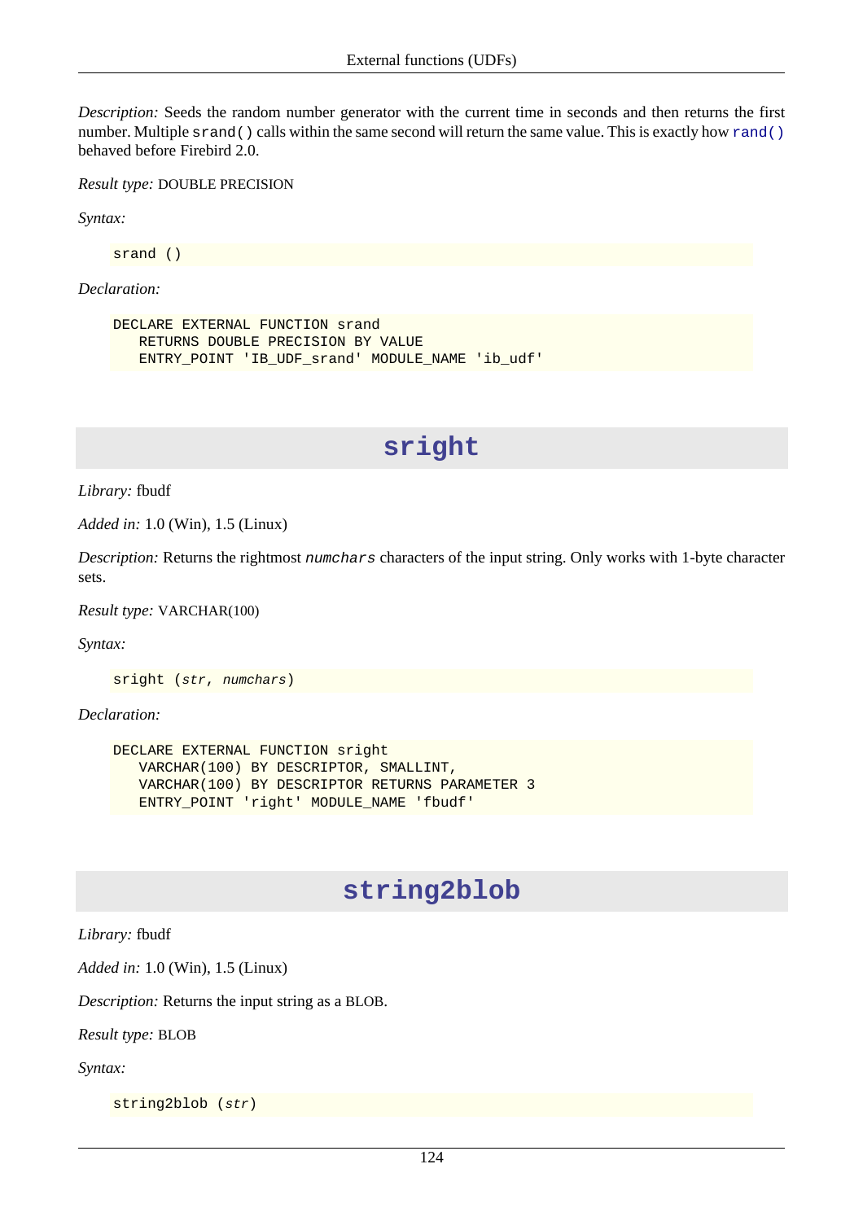*Description:* Seeds the random number generator with the current time in seconds and then returns the first number. Multiple `srand()` calls within the same second will return the same value. This is exactly how `rand()` behaved before Firebird 2.0.

*Result type:* DOUBLE PRECISION

*Syntax:*

```
srand ()
```

*Declaration:*

```
DECLARE EXTERNAL FUNCTION srand
   RETURNS DOUBLE PRECISION BY VALUE
   ENTRY_POINT 'IB_UDF_srand' MODULE_NAME 'ib_udf'
```

## sright

*Library:* fbudf

*Added in:* 1.0 (Win), 1.5 (Linux)

*Description:* Returns the rightmost *numchars* characters of the input string. Only works with 1-byte character sets.

*Result type:* VARCHAR(100)

*Syntax:*

```
sright (str, numchars)
```

*Declaration:*

```
DECLARE EXTERNAL FUNCTION sright
   VARCHAR(100) BY DESCRIPTOR, SMALLINT,
   VARCHAR(100) BY DESCRIPTOR RETURNS PARAMETER 3
   ENTRY_POINT 'right' MODULE_NAME 'fbudf'
```

## string2blob

*Library:* fbudf

*Added in:* 1.0 (Win), 1.5 (Linux)

*Description:* Returns the input string as a BLOB.

*Result type:* BLOB

*Syntax:*

```
string2blob (str)
```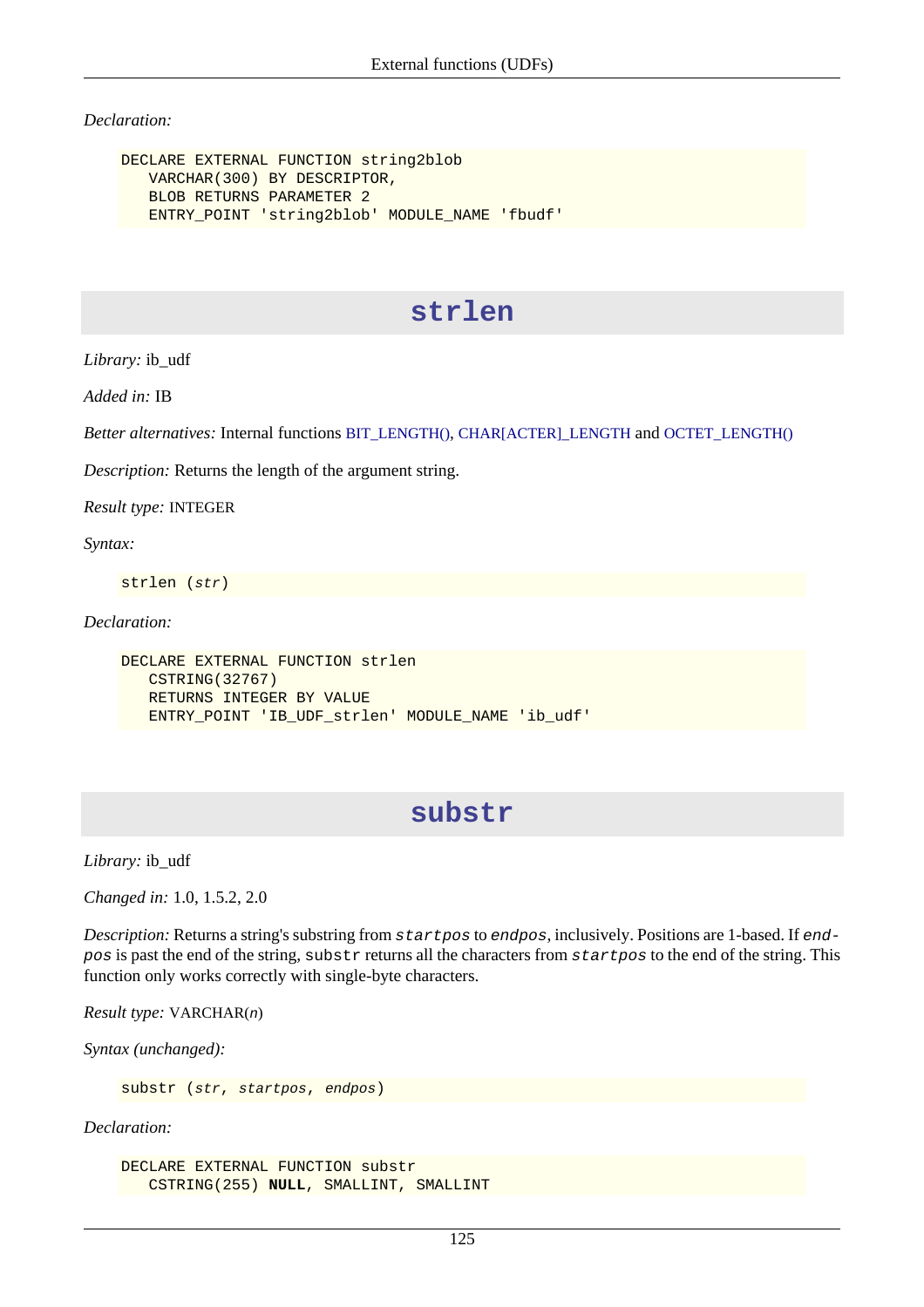*Declaration:*

```
DECLARE EXTERNAL FUNCTION string2blob
   VARCHAR(300) BY DESCRIPTOR,
   BLOB RETURNS PARAMETER 2
   ENTRY_POINT 'string2blob' MODULE_NAME 'fbudf'
```

## strlen

*Library:* ib_udf

*Added in:* IB

*Better alternatives:* Internal functions BIT_LENGTH(), CHAR[ACTER]_LENGTH and OCTET_LENGTH()

*Description:* Returns the length of the argument string.

*Result type:* INTEGER

*Syntax:*

```
strlen (str)
```

*Declaration:*

```
DECLARE EXTERNAL FUNCTION strlen
   CSTRING(32767)
   RETURNS INTEGER BY VALUE
   ENTRY_POINT 'IB_UDF_strlen' MODULE_NAME 'ib_udf'
```

## substr

*Library:* ib_udf

*Changed in:* 1.0, 1.5.2, 2.0

*Description:* Returns a string's substring from `startpos` to `endpos`, inclusively. Positions are 1-based. If `endpos` is past the end of the string, `substr` returns all the characters from `startpos` to the end of the string. This function only works correctly with single-byte characters.

*Result type:* VARCHAR(*n*)

*Syntax (unchanged):*

```
substr (str, startpos, endpos)
```

*Declaration:*

```
DECLARE EXTERNAL FUNCTION substr
   CSTRING(255) NULL, SMALLINT, SMALLINT
```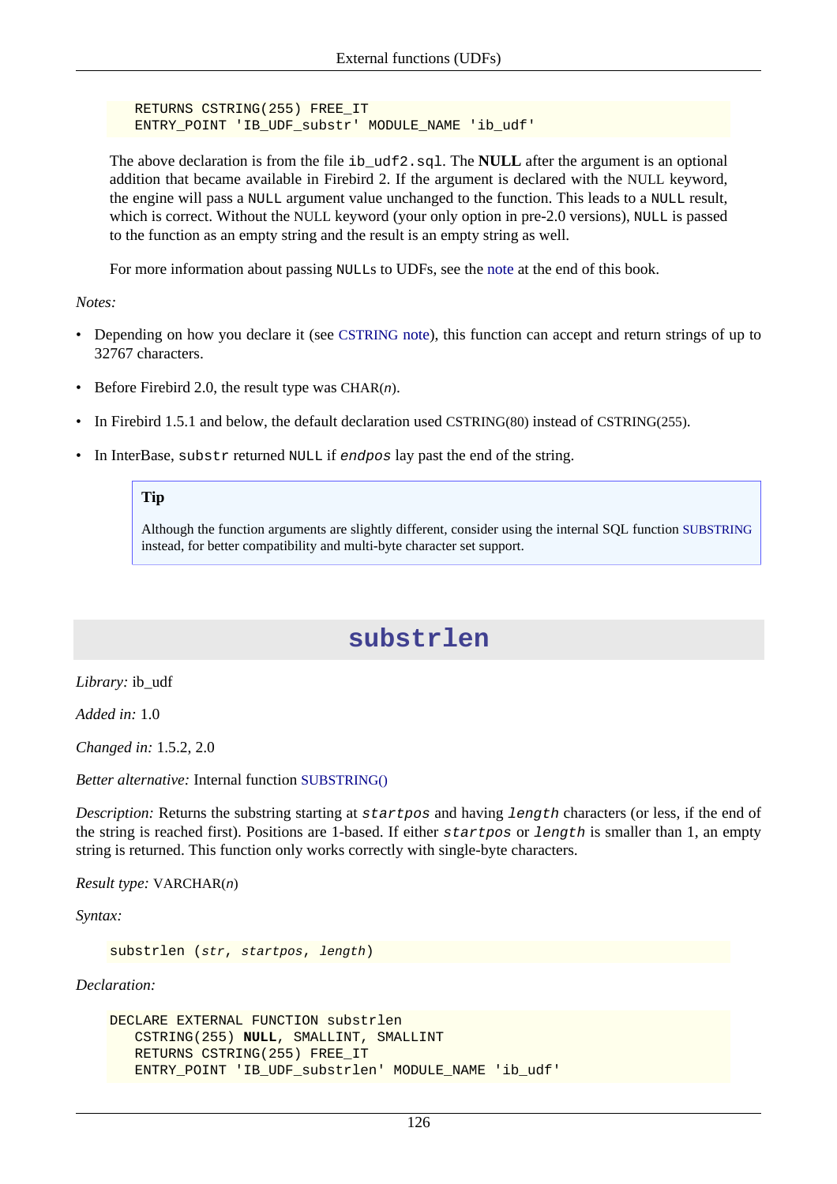```
   RETURNS CSTRING(255) FREE_IT
   ENTRY_POINT 'IB_UDF_substr' MODULE_NAME 'ib_udf'
```

The above declaration is from the file `ib_udf2.sql`. The **NULL** after the argument is an optional addition that became available in Firebird 2. If the argument is declared with the NULL keyword, the engine will pass a `NULL` argument value unchanged to the function. This leads to a `NULL` result, which is correct. Without the NULL keyword (your only option in pre-2.0 versions), `NULL` is passed to the function as an empty string and the result is an empty string as well.

For more information about passing `NULL`s to UDFs, see the note at the end of this book.

*Notes:*

- Depending on how you declare it (see CSTRING note), this function can accept and return strings of up to 32767 characters.
- Before Firebird 2.0, the result type was CHAR(*n*).
- In Firebird 1.5.1 and below, the default declaration used CSTRING(80) instead of CSTRING(255).
- In InterBase, `substr` returned `NULL` if *`endpos`* lay past the end of the string.

> **Tip**
>
> Although the function arguments are slightly different, consider using the internal SQL function SUBSTRING instead, for better compatibility and multi-byte character set support.

## substrlen

*Library:* ib_udf

*Added in:* 1.0

*Changed in:* 1.5.2, 2.0

*Better alternative:* Internal function SUBSTRING()

*Description:* Returns the substring starting at *`startpos`* and having *`length`* characters (or less, if the end of the string is reached first). Positions are 1-based. If either *`startpos`* or *`length`* is smaller than 1, an empty string is returned. This function only works correctly with single-byte characters.

*Result type:* VARCHAR(*n*)

*Syntax:*

```
substrlen (str, startpos, length)
```

*Declaration:*

```
DECLARE EXTERNAL FUNCTION substrlen
   CSTRING(255) NULL, SMALLINT, SMALLINT
   RETURNS CSTRING(255) FREE_IT
   ENTRY_POINT 'IB_UDF_substrlen' MODULE_NAME 'ib_udf'
```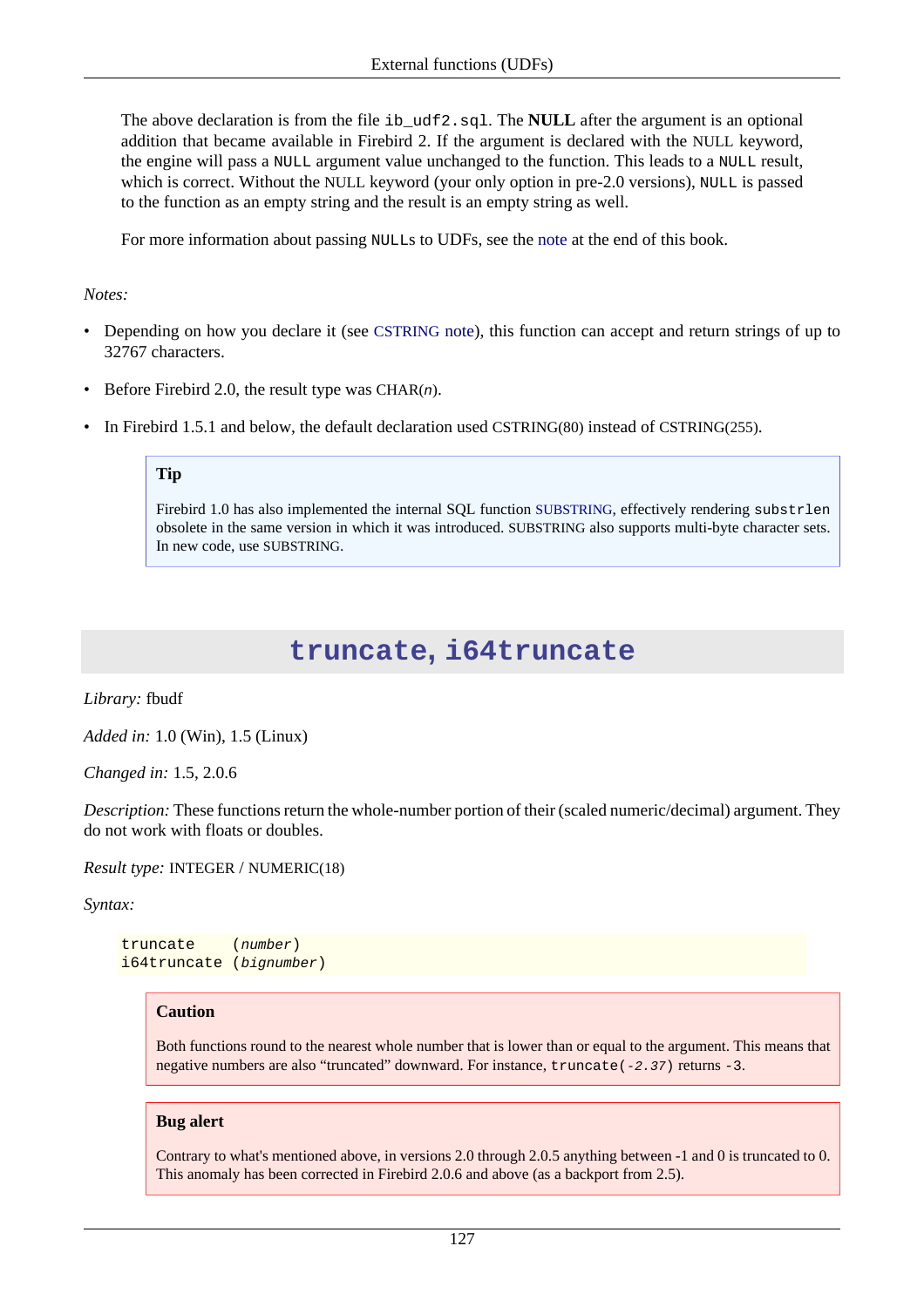The above declaration is from the file `ib_udf2.sql`. The **NULL** after the argument is an optional addition that became available in Firebird 2. If the argument is declared with the NULL keyword, the engine will pass a `NULL` argument value unchanged to the function. This leads to a `NULL` result, which is correct. Without the NULL keyword (your only option in pre-2.0 versions), `NULL` is passed to the function as an empty string and the result is an empty string as well.

For more information about passing `NULL`s to UDFs, see the note at the end of this book.

*Notes:*

- Depending on how you declare it (see CSTRING note), this function can accept and return strings of up to 32767 characters.
- Before Firebird 2.0, the result type was CHAR(*n*).
- In Firebird 1.5.1 and below, the default declaration used CSTRING(80) instead of CSTRING(255).

> **Tip**
>
> Firebird 1.0 has also implemented the internal SQL function SUBSTRING, effectively rendering `substrlen` obsolete in the same version in which it was introduced. SUBSTRING also supports multi-byte character sets. In new code, use SUBSTRING.

## truncate, i64truncate

*Library:* fbudf

*Added in:* 1.0 (Win), 1.5 (Linux)

*Changed in:* 1.5, 2.0.6

*Description:* These functions return the whole-number portion of their (scaled numeric/decimal) argument. They do not work with floats or doubles.

*Result type:* INTEGER / NUMERIC(18)

*Syntax:*

```
truncate    (number)
i64truncate (bignumber)
```

> **Caution**
>
> Both functions round to the nearest whole number that is lower than or equal to the argument. This means that negative numbers are also “truncated” downward. For instance, `truncate(-2.37)` returns `-3`.

> **Bug alert**
>
> Contrary to what's mentioned above, in versions 2.0 through 2.0.5 anything between -1 and 0 is truncated to 0. This anomaly has been corrected in Firebird 2.0.6 and above (as a backport from 2.5).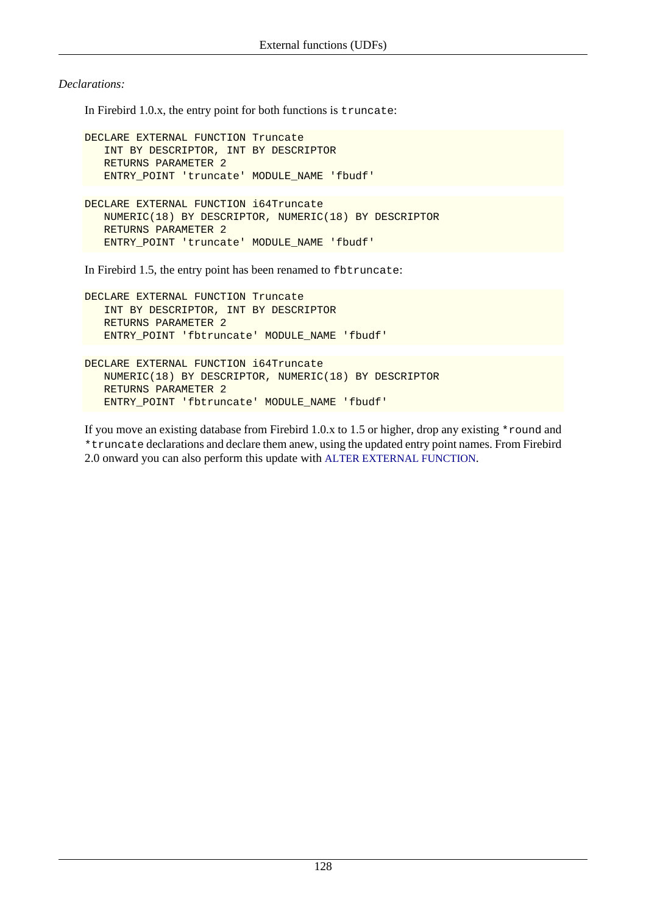*Declarations:*

In Firebird 1.0.x, the entry point for both functions is `truncate`:

```
DECLARE EXTERNAL FUNCTION Truncate
   INT BY DESCRIPTOR, INT BY DESCRIPTOR
   RETURNS PARAMETER 2
   ENTRY_POINT 'truncate' MODULE_NAME 'fbudf'
```

```
DECLARE EXTERNAL FUNCTION i64Truncate
   NUMERIC(18) BY DESCRIPTOR, NUMERIC(18) BY DESCRIPTOR
   RETURNS PARAMETER 2
   ENTRY_POINT 'truncate' MODULE_NAME 'fbudf'
```

In Firebird 1.5, the entry point has been renamed to `fbtruncate`:

```
DECLARE EXTERNAL FUNCTION Truncate
   INT BY DESCRIPTOR, INT BY DESCRIPTOR
   RETURNS PARAMETER 2
   ENTRY_POINT 'fbtruncate' MODULE_NAME 'fbudf'
```

```
DECLARE EXTERNAL FUNCTION i64Truncate
   NUMERIC(18) BY DESCRIPTOR, NUMERIC(18) BY DESCRIPTOR
   RETURNS PARAMETER 2
   ENTRY_POINT 'fbtruncate' MODULE_NAME 'fbudf'
```

If you move an existing database from Firebird 1.0.x to 1.5 or higher, drop any existing `*round` and `*truncate` declarations and declare them anew, using the updated entry point names. From Firebird 2.0 onward you can also perform this update with ALTER EXTERNAL FUNCTION.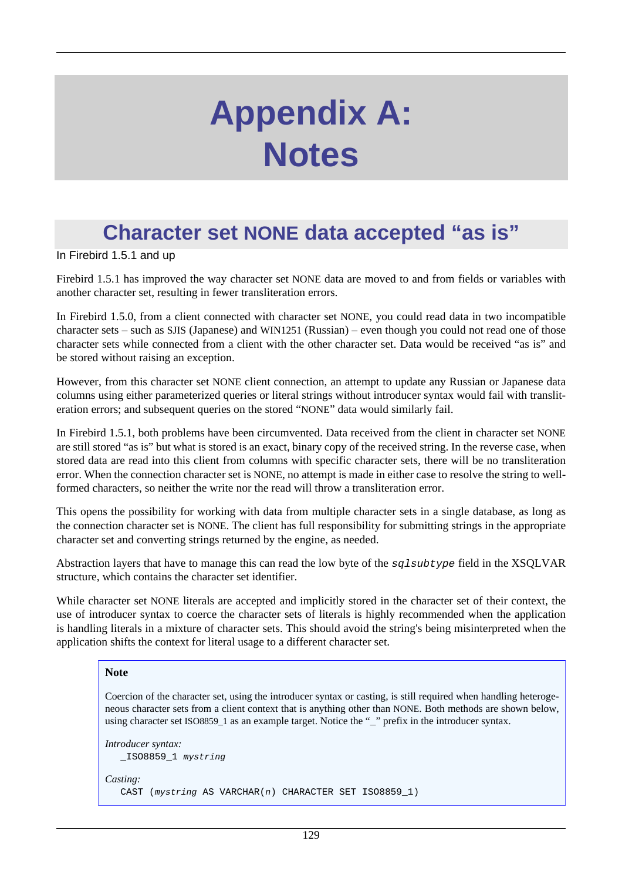# Appendix A: Notes

## Character set NONE data accepted “as is”

In Firebird 1.5.1 and up

Firebird 1.5.1 has improved the way character set NONE data are moved to and from fields or variables with another character set, resulting in fewer transliteration errors.

In Firebird 1.5.0, from a client connected with character set NONE, you could read data in two incompatible character sets – such as SJIS (Japanese) and WIN1251 (Russian) – even though you could not read one of those character sets while connected from a client with the other character set. Data would be received “as is” and be stored without raising an exception.

However, from this character set NONE client connection, an attempt to update any Russian or Japanese data columns using either parameterized queries or literal strings without introducer syntax would fail with transliteration errors; and subsequent queries on the stored “NONE” data would similarly fail.

In Firebird 1.5.1, both problems have been circumvented. Data received from the client in character set NONE are still stored “as is” but what is stored is an exact, binary copy of the received string. In the reverse case, when stored data are read into this client from columns with specific character sets, there will be no transliteration error. When the connection character set is NONE, no attempt is made in either case to resolve the string to well-formed characters, so neither the write nor the read will throw a transliteration error.

This opens the possibility for working with data from multiple character sets in a single database, as long as the connection character set is NONE. The client has full responsibility for submitting strings in the appropriate character set and converting strings returned by the engine, as needed.

Abstraction layers that have to manage this can read the low byte of the *sqlsubtype* field in the XSQLVAR structure, which contains the character set identifier.

While character set NONE literals are accepted and implicitly stored in the character set of their context, the use of introducer syntax to coerce the character sets of literals is highly recommended when the application is handling literals in a mixture of character sets. This should avoid the string's being misinterpreted when the application shifts the context for literal usage to a different character set.

> **Note**
>
> Coercion of the character set, using the introducer syntax or casting, is still required when handling heterogeneous character sets from a client context that is anything other than NONE. Both methods are shown below, using character set ISO8859_1 as an example target. Notice the “_” prefix in the introducer syntax.
>
> *Introducer syntax:*
> ```
> _ISO8859_1 mystring
> ```
>
> *Casting:*
> ```
> CAST (mystring AS VARCHAR(n) CHARACTER SET ISO8859_1)
> ```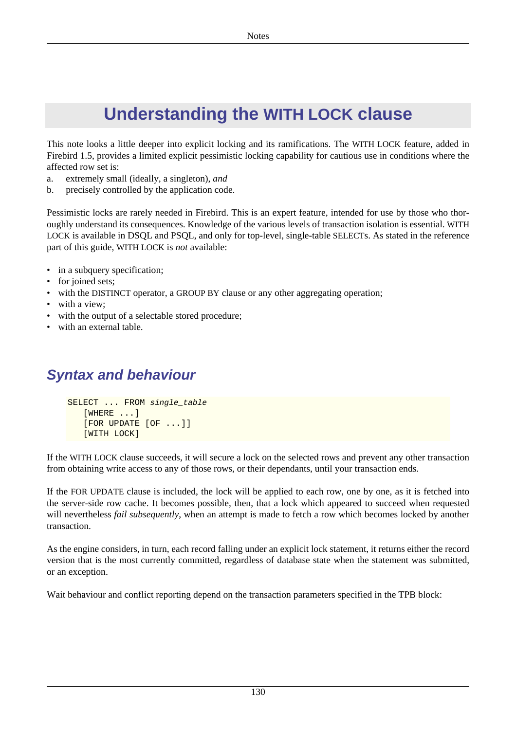# Understanding the WITH LOCK clause

This note looks a little deeper into explicit locking and its ramifications. The WITH LOCK feature, added in Firebird 1.5, provides a limited explicit pessimistic locking capability for cautious use in conditions where the affected row set is:

a. extremely small (ideally, a singleton), *and*
b. precisely controlled by the application code.

Pessimistic locks are rarely needed in Firebird. This is an expert feature, intended for use by those who thoroughly understand its consequences. Knowledge of the various levels of transaction isolation is essential. WITH LOCK is available in DSQL and PSQL, and only for top-level, single-table SELECTs. As stated in the reference part of this guide, WITH LOCK is *not* available:

- in a subquery specification;
- for joined sets;
- with the DISTINCT operator, a GROUP BY clause or any other aggregating operation;
- with a view;
- with the output of a selectable stored procedure;
- with an external table.

## Syntax and behaviour

```
SELECT ... FROM single_table
   [WHERE ...]
   [FOR UPDATE [OF ...]]
   [WITH LOCK]
```

If the WITH LOCK clause succeeds, it will secure a lock on the selected rows and prevent any other transaction from obtaining write access to any of those rows, or their dependants, until your transaction ends.

If the FOR UPDATE clause is included, the lock will be applied to each row, one by one, as it is fetched into the server-side row cache. It becomes possible, then, that a lock which appeared to succeed when requested will nevertheless *fail subsequently*, when an attempt is made to fetch a row which becomes locked by another transaction.

As the engine considers, in turn, each record falling under an explicit lock statement, it returns either the record version that is the most currently committed, regardless of database state when the statement was submitted, or an exception.

Wait behaviour and conflict reporting depend on the transaction parameters specified in the TPB block: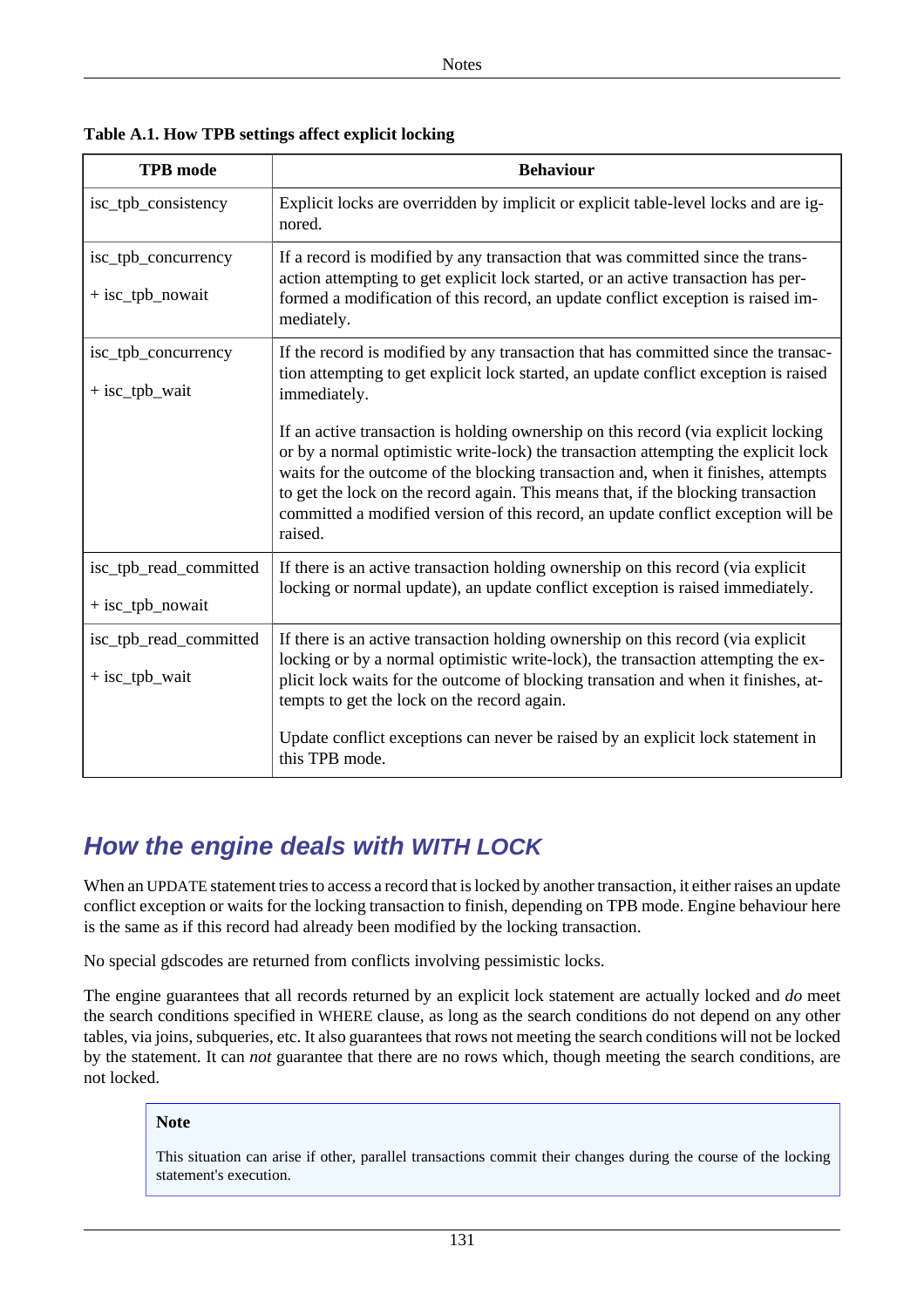**Table A.1. How TPB settings affect explicit locking**

| TPB mode | Behaviour |
|---|---|
| isc_tpb_consistency | Explicit locks are overridden by implicit or explicit table-level locks and are ignored. |
| isc_tpb_concurrency<br><br>+ isc_tpb_nowait | If a record is modified by any transaction that was committed since the transaction attempting to get explicit lock started, or an active transaction has performed a modification of this record, an update conflict exception is raised immediately. |
| isc_tpb_concurrency<br><br>+ isc_tpb_wait | If the record is modified by any transaction that has committed since the transaction attempting to get explicit lock started, an update conflict exception is raised immediately.<br><br>If an active transaction is holding ownership on this record (via explicit locking or by a normal optimistic write-lock) the transaction attempting the explicit lock waits for the outcome of the blocking transaction and, when it finishes, attempts to get the lock on the record again. This means that, if the blocking transaction committed a modified version of this record, an update conflict exception will be raised. |
| isc_tpb_read_committed<br><br>+ isc_tpb_nowait | If there is an active transaction holding ownership on this record (via explicit locking or normal update), an update conflict exception is raised immediately. |
| isc_tpb_read_committed<br><br>+ isc_tpb_wait | If there is an active transaction holding ownership on this record (via explicit locking or by a normal optimistic write-lock), the transaction attempting the explicit lock waits for the outcome of blocking transation and when it finishes, attempts to get the lock on the record again.<br><br>Update conflict exceptions can never be raised by an explicit lock statement in this TPB mode. |

## *How the engine deals with WITH LOCK*

When an UPDATE statement tries to access a record that is locked by another transaction, it either raises an update conflict exception or waits for the locking transaction to finish, depending on TPB mode. Engine behaviour here is the same as if this record had already been modified by the locking transaction.

No special gdscodes are returned from conflicts involving pessimistic locks.

The engine guarantees that all records returned by an explicit lock statement are actually locked and *do* meet the search conditions specified in WHERE clause, as long as the search conditions do not depend on any other tables, via joins, subqueries, etc. It also guarantees that rows not meeting the search conditions will not be locked by the statement. It can *not* guarantee that there are no rows which, though meeting the search conditions, are not locked.

> **Note**
>
> This situation can arise if other, parallel transactions commit their changes during the course of the locking statement's execution.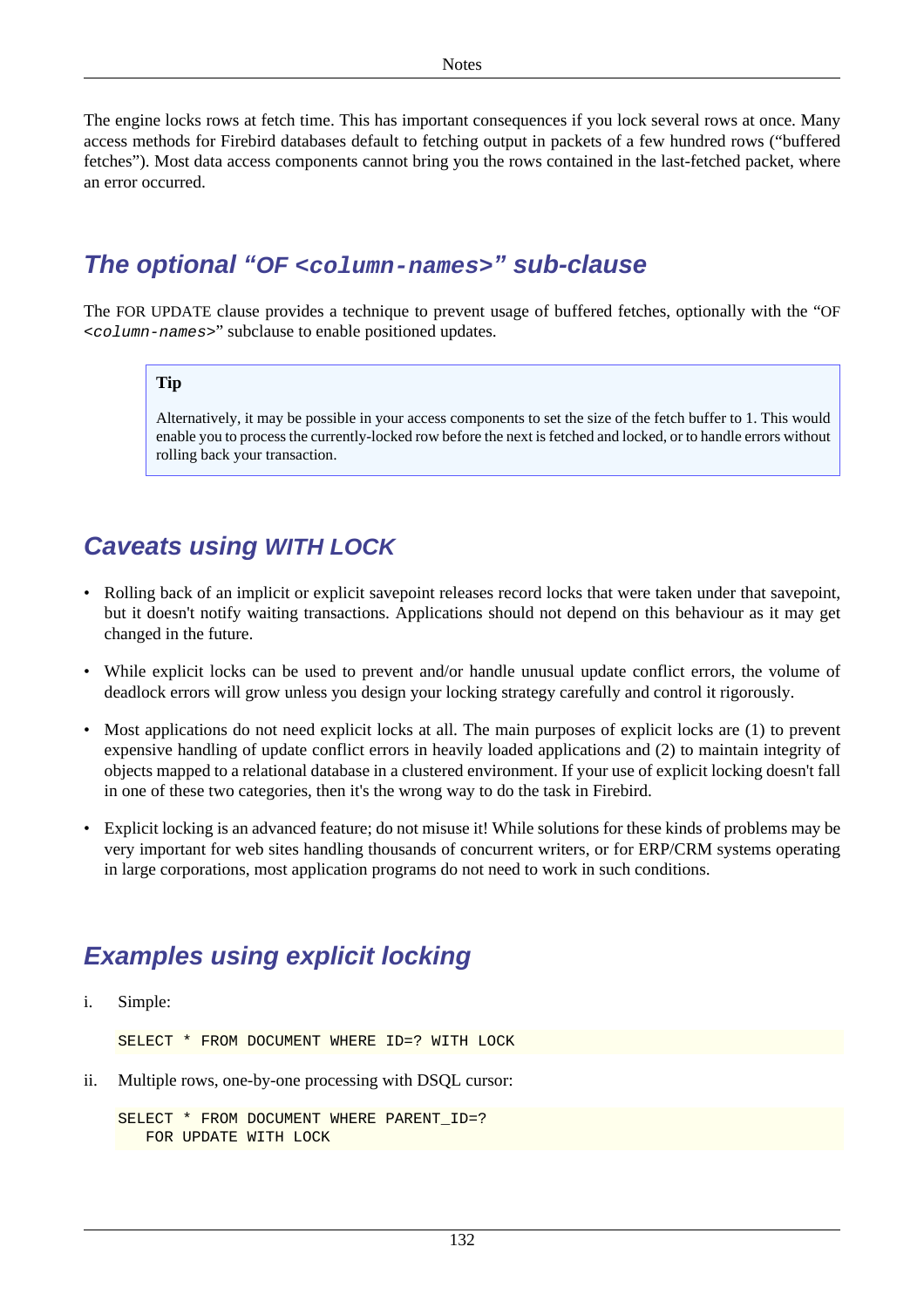The engine locks rows at fetch time. This has important consequences if you lock several rows at once. Many access methods for Firebird databases default to fetching output in packets of a few hundred rows ("buffered fetches"). Most data access components cannot bring you the rows contained in the last-fetched packet, where an error occurred.

## *The optional "OF `<column-names>`" sub-clause*

The FOR UPDATE clause provides a technique to prevent usage of buffered fetches, optionally with the "OF *<column-names>*" subclause to enable positioned updates.

> **Tip**
>
> Alternatively, it may be possible in your access components to set the size of the fetch buffer to 1. This would enable you to process the currently-locked row before the next is fetched and locked, or to handle errors without rolling back your transaction.

## *Caveats using WITH LOCK*

- Rolling back of an implicit or explicit savepoint releases record locks that were taken under that savepoint, but it doesn't notify waiting transactions. Applications should not depend on this behaviour as it may get changed in the future.
- While explicit locks can be used to prevent and/or handle unusual update conflict errors, the volume of deadlock errors will grow unless you design your locking strategy carefully and control it rigorously.
- Most applications do not need explicit locks at all. The main purposes of explicit locks are (1) to prevent expensive handling of update conflict errors in heavily loaded applications and (2) to maintain integrity of objects mapped to a relational database in a clustered environment. If your use of explicit locking doesn't fall in one of these two categories, then it's the wrong way to do the task in Firebird.
- Explicit locking is an advanced feature; do not misuse it! While solutions for these kinds of problems may be very important for web sites handling thousands of concurrent writers, or for ERP/CRM systems operating in large corporations, most application programs do not need to work in such conditions.

## *Examples using explicit locking*

i. Simple:

```
SELECT * FROM DOCUMENT WHERE ID=? WITH LOCK
```

ii. Multiple rows, one-by-one processing with DSQL cursor:

```
SELECT * FROM DOCUMENT WHERE PARENT_ID=?
   FOR UPDATE WITH LOCK
```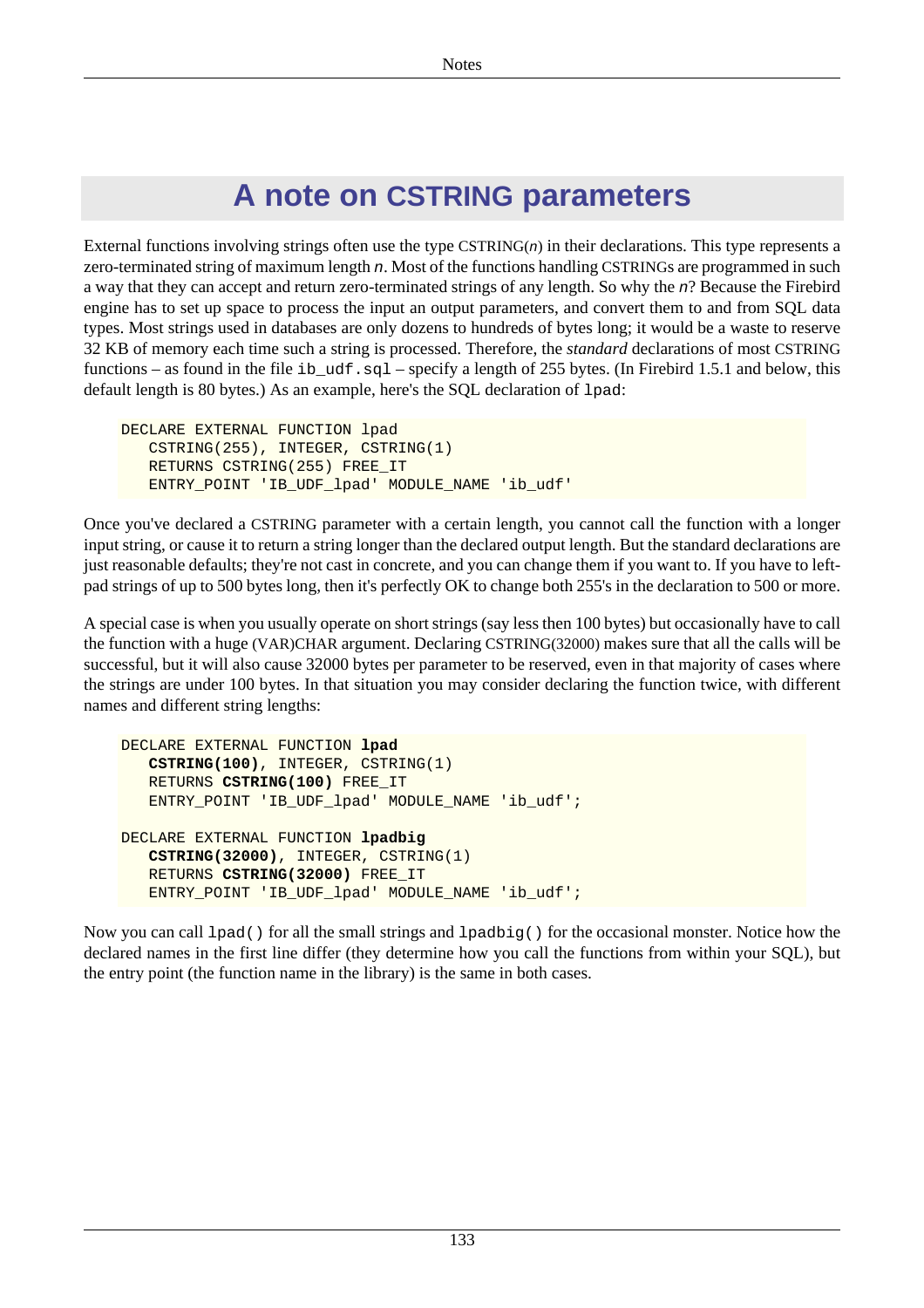# A note on CSTRING parameters

External functions involving strings often use the type CSTRING(*n*) in their declarations. This type represents a zero-terminated string of maximum length *n*. Most of the functions handling CSTRINGs are programmed in such a way that they can accept and return zero-terminated strings of any length. So why the *n*? Because the Firebird engine has to set up space to process the input an output parameters, and convert them to and from SQL data types. Most strings used in databases are only dozens to hundreds of bytes long; it would be a waste to reserve 32 KB of memory each time such a string is processed. Therefore, the *standard* declarations of most CSTRING functions – as found in the file `ib_udf.sql` – specify a length of 255 bytes. (In Firebird 1.5.1 and below, this default length is 80 bytes.) As an example, here's the SQL declaration of `lpad`:

```
DECLARE EXTERNAL FUNCTION lpad
   CSTRING(255), INTEGER, CSTRING(1)
   RETURNS CSTRING(255) FREE_IT
   ENTRY_POINT 'IB_UDF_lpad' MODULE_NAME 'ib_udf'
```

Once you've declared a CSTRING parameter with a certain length, you cannot call the function with a longer input string, or cause it to return a string longer than the declared output length. But the standard declarations are just reasonable defaults; they're not cast in concrete, and you can change them if you want to. If you have to left-pad strings of up to 500 bytes long, then it's perfectly OK to change both 255's in the declaration to 500 or more.

A special case is when you usually operate on short strings (say less then 100 bytes) but occasionally have to call the function with a huge (VAR)CHAR argument. Declaring CSTRING(32000) makes sure that all the calls will be successful, but it will also cause 32000 bytes per parameter to be reserved, even in that majority of cases where the strings are under 100 bytes. In that situation you may consider declaring the function twice, with different names and different string lengths:

```
DECLARE EXTERNAL FUNCTION lpad
   CSTRING(100), INTEGER, CSTRING(1)
   RETURNS CSTRING(100) FREE_IT
   ENTRY_POINT 'IB_UDF_lpad' MODULE_NAME 'ib_udf';

DECLARE EXTERNAL FUNCTION lpadbig
   CSTRING(32000), INTEGER, CSTRING(1)
   RETURNS CSTRING(32000) FREE_IT
   ENTRY_POINT 'IB_UDF_lpad' MODULE_NAME 'ib_udf';
```

Now you can call `lpad()` for all the small strings and `lpadbig()` for the occasional monster. Notice how the declared names in the first line differ (they determine how you call the functions from within your SQL), but the entry point (the function name in the library) is the same in both cases.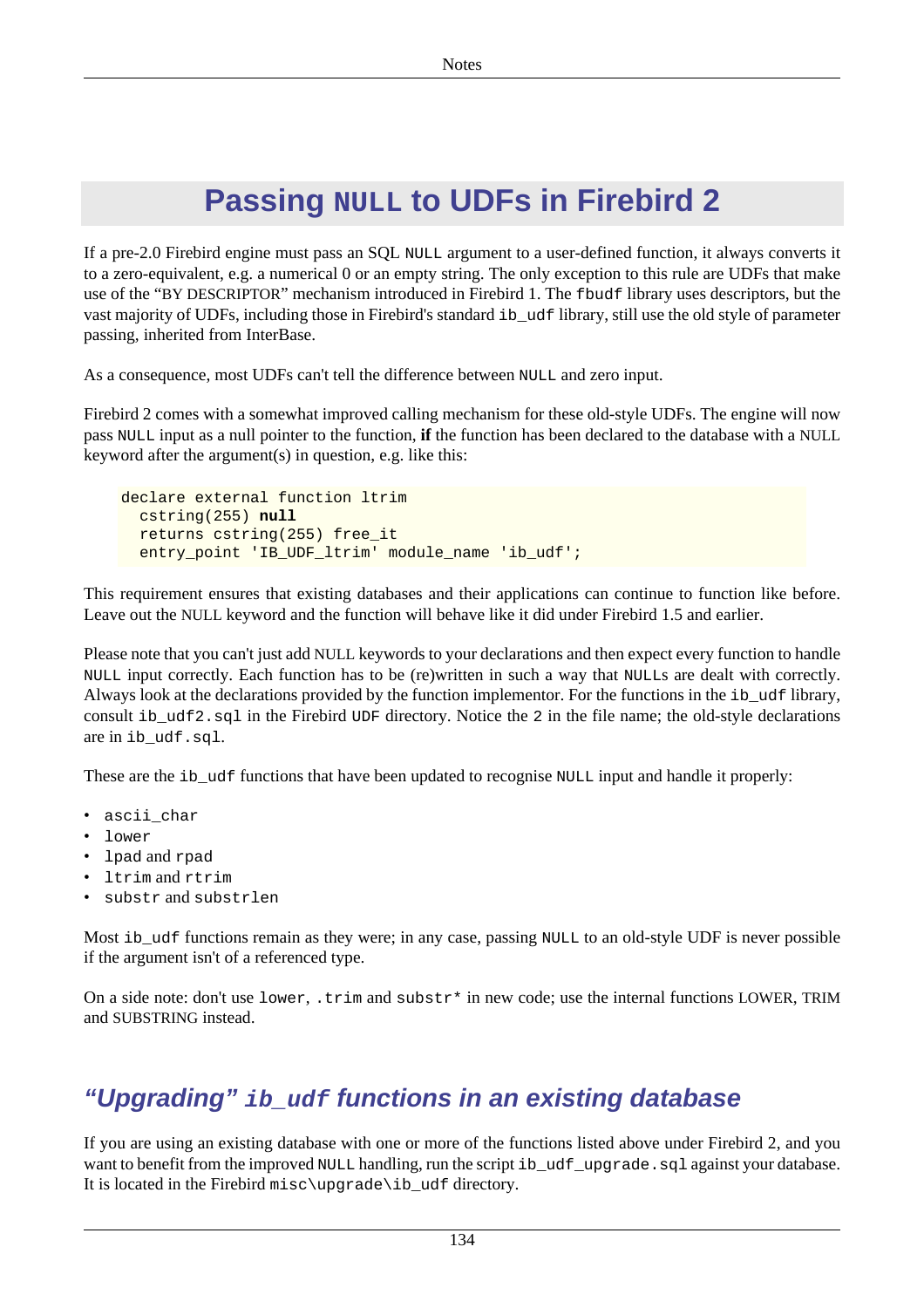# Passing NULL to UDFs in Firebird 2

If a pre-2.0 Firebird engine must pass an SQL NULL argument to a user-defined function, it always converts it to a zero-equivalent, e.g. a numerical 0 or an empty string. The only exception to this rule are UDFs that make use of the “BY DESCRIPTOR” mechanism introduced in Firebird 1. The fbudf library uses descriptors, but the vast majority of UDFs, including those in Firebird's standard ib_udf library, still use the old style of parameter passing, inherited from InterBase.

As a consequence, most UDFs can't tell the difference between NULL and zero input.

Firebird 2 comes with a somewhat improved calling mechanism for these old-style UDFs. The engine will now pass NULL input as a null pointer to the function, **if** the function has been declared to the database with a NULL keyword after the argument(s) in question, e.g. like this:

```
declare external function ltrim
  cstring(255) null
  returns cstring(255) free_it
  entry_point 'IB_UDF_ltrim' module_name 'ib_udf';
```

This requirement ensures that existing databases and their applications can continue to function like before. Leave out the NULL keyword and the function will behave like it did under Firebird 1.5 and earlier.

Please note that you can't just add NULL keywords to your declarations and then expect every function to handle NULL input correctly. Each function has to be (re)written in such a way that NULLs are dealt with correctly. Always look at the declarations provided by the function implementor. For the functions in the ib_udf library, consult ib_udf2.sql in the Firebird UDF directory. Notice the 2 in the file name; the old-style declarations are in ib_udf.sql.

These are the ib_udf functions that have been updated to recognise NULL input and handle it properly:

- ascii_char
- lower
- lpad and rpad
- ltrim and rtrim
- substr and substrlen

Most ib_udf functions remain as they were; in any case, passing NULL to an old-style UDF is never possible if the argument isn't of a referenced type.

On a side note: don't use lower, .trim and substr* in new code; use the internal functions LOWER, TRIM and SUBSTRING instead.

## *“Upgrading” ib_udf functions in an existing database*

If you are using an existing database with one or more of the functions listed above under Firebird 2, and you want to benefit from the improved NULL handling, run the script ib_udf_upgrade.sql against your database. It is located in the Firebird misc\upgrade\ib_udf directory.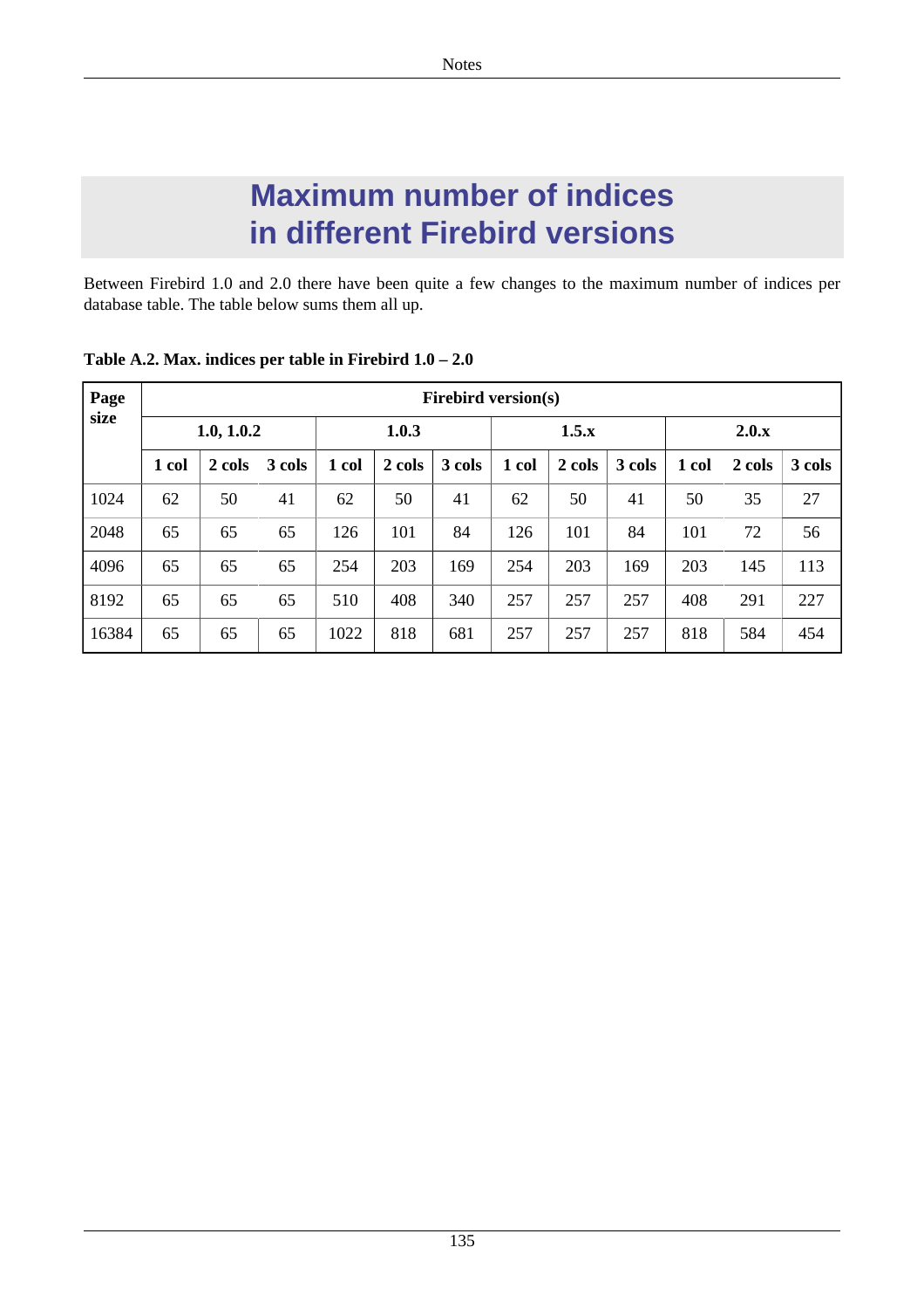# Maximum number of indices in different Firebird versions

Between Firebird 1.0 and 2.0 there have been quite a few changes to the maximum number of indices per database table. The table below sums them all up.

**Table A.2. Max. indices per table in Firebird 1.0 – 2.0**

| Page size | Firebird version(s) | | | | | | | | | | | |
|---|---|---|---|---|---|---|---|---|---|---|---|---|
| | 1.0, 1.0.2 | | | 1.0.3 | | | 1.5.x | | | 2.0.x | | |
| | 1 col | 2 cols | 3 cols | 1 col | 2 cols | 3 cols | 1 col | 2 cols | 3 cols | 1 col | 2 cols | 3 cols |
| 1024 | 62 | 50 | 41 | 62 | 50 | 41 | 62 | 50 | 41 | 50 | 35 | 27 |
| 2048 | 65 | 65 | 65 | 126 | 101 | 84 | 126 | 101 | 84 | 101 | 72 | 56 |
| 4096 | 65 | 65 | 65 | 254 | 203 | 169 | 254 | 203 | 169 | 203 | 145 | 113 |
| 8192 | 65 | 65 | 65 | 510 | 408 | 340 | 257 | 257 | 257 | 408 | 291 | 227 |
| 16384 | 65 | 65 | 65 | 1022 | 818 | 681 | 257 | 257 | 257 | 818 | 584 | 454 |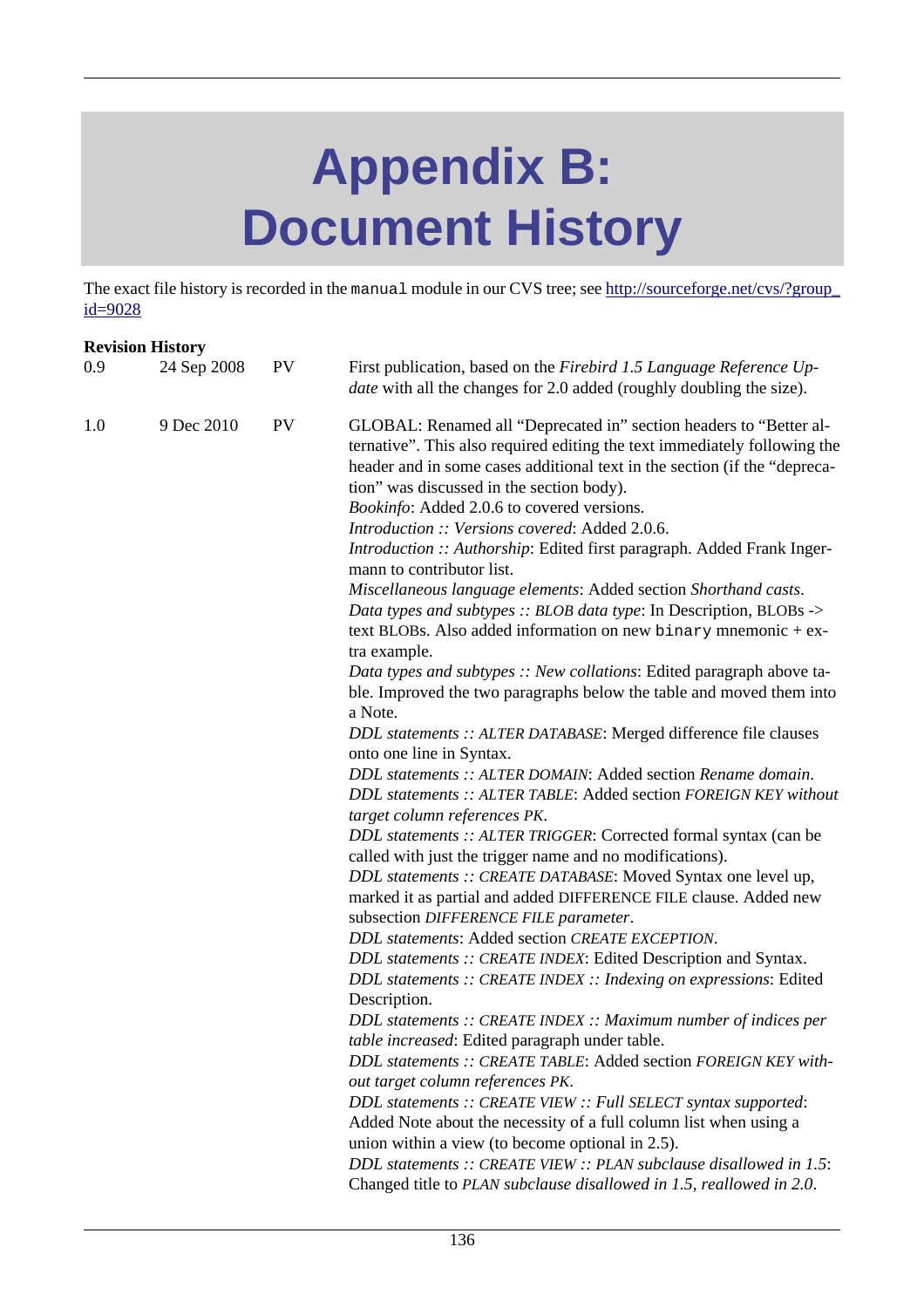# Appendix B: Document History

The exact file history is recorded in the `manual` module in our CVS tree; see [http://sourceforge.net/cvs/?group_id=9028](http://sourceforge.net/cvs/?group_id=9028)

**Revision History**

| | | | |
|---|---|---|---|
| 0.9 | 24 Sep 2008 | PV | First publication, based on the *Firebird 1.5 Language Reference Update* with all the changes for 2.0 added (roughly doubling the size). |
| 1.0 | 9 Dec 2010 | PV | GLOBAL: Renamed all "Deprecated in" section headers to "Better alternative". This also required editing the text immediately following the header and in some cases additional text in the section (if the "deprecation" was discussed in the section body).<br>*Bookinfo*: Added 2.0.6 to covered versions.<br>*Introduction :: Versions covered*: Added 2.0.6.<br>*Introduction :: Authorship*: Edited first paragraph. Added Frank Ingermann to contributor list.<br>*Miscellaneous language elements*: Added section *Shorthand casts*.<br>*Data types and subtypes :: BLOB data type*: In Description, BLOBs -> text BLOBs. Also added information on new `binary` mnemonic + extra example.<br>*Data types and subtypes :: New collations*: Edited paragraph above table. Improved the two paragraphs below the table and moved them into a Note.<br>*DDL statements :: ALTER DATABASE*: Merged difference file clauses onto one line in Syntax.<br>*DDL statements :: ALTER DOMAIN*: Added section *Rename domain*.<br>*DDL statements :: ALTER TABLE*: Added section *FOREIGN KEY without target column references PK*.<br>*DDL statements :: ALTER TRIGGER*: Corrected formal syntax (can be called with just the trigger name and no modifications).<br>*DDL statements :: CREATE DATABASE*: Moved Syntax one level up, marked it as partial and added DIFFERENCE FILE clause. Added new subsection *DIFFERENCE FILE parameter*.<br>*DDL statements*: Added section *CREATE EXCEPTION*.<br>*DDL statements :: CREATE INDEX*: Edited Description and Syntax.<br>*DDL statements :: CREATE INDEX :: Indexing on expressions*: Edited Description.<br>*DDL statements :: CREATE INDEX :: Maximum number of indices per table increased*: Edited paragraph under table.<br>*DDL statements :: CREATE TABLE*: Added section *FOREIGN KEY without target column references PK*.<br>*DDL statements :: CREATE VIEW :: Full SELECT syntax supported*: Added Note about the necessity of a full column list when using a union within a view (to become optional in 2.5).<br>*DDL statements :: CREATE VIEW :: PLAN subclause disallowed in 1.5*: Changed title to *PLAN subclause disallowed in 1.5, reallowed in 2.0*. |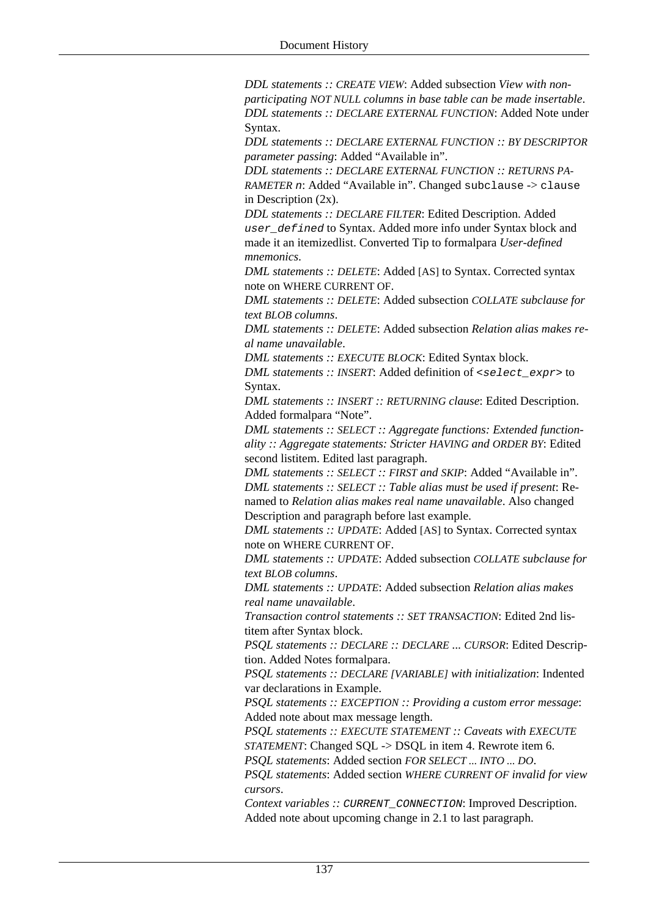*DDL statements :: CREATE VIEW*: Added subsection *View with non-participating NOT NULL columns in base table can be made insertable*.
*DDL statements :: DECLARE EXTERNAL FUNCTION*: Added Note under Syntax.
*DDL statements :: DECLARE EXTERNAL FUNCTION :: BY DESCRIPTOR parameter passing*: Added “Available in”.
*DDL statements :: DECLARE EXTERNAL FUNCTION :: RETURNS PARAMETER n*: Added “Available in”. Changed `subclause` -> `clause` in Description (2x).
*DDL statements :: DECLARE FILTER*: Edited Description. Added `user_defined` to Syntax. Added more info under Syntax block and made it an itemizedlist. Converted Tip to formalpara *User-defined mnemonics*.
*DML statements :: DELETE*: Added [AS] to Syntax. Corrected syntax note on WHERE CURRENT OF.
*DML statements :: DELETE*: Added subsection *COLLATE subclause for text BLOB columns*.
*DML statements :: DELETE*: Added subsection *Relation alias makes real name unavailable*.
*DML statements :: EXECUTE BLOCK*: Edited Syntax block.
*DML statements :: INSERT*: Added definition of `<select_expr>` to Syntax.
*DML statements :: INSERT :: RETURNING clause*: Edited Description. Added formalpara “Note”.
*DML statements :: SELECT :: Aggregate functions: Extended functionality :: Aggregate statements: Stricter HAVING and ORDER BY*: Edited second listitem. Edited last paragraph.
*DML statements :: SELECT :: FIRST and SKIP*: Added “Available in”.
*DML statements :: SELECT :: Table alias must be used if present*: Renamed to *Relation alias makes real name unavailable*. Also changed Description and paragraph before last example.
*DML statements :: UPDATE*: Added [AS] to Syntax. Corrected syntax note on WHERE CURRENT OF.
*DML statements :: UPDATE*: Added subsection *COLLATE subclause for text BLOB columns*.
*DML statements :: UPDATE*: Added subsection *Relation alias makes real name unavailable*.
*Transaction control statements :: SET TRANSACTION*: Edited 2nd listitem after Syntax block.
*PSQL statements :: DECLARE :: DECLARE ... CURSOR*: Edited Description. Added Notes formalpara.
*PSQL statements :: DECLARE [VARIABLE] with initialization*: Indented var declarations in Example.
*PSQL statements :: EXCEPTION :: Providing a custom error message*: Added note about max message length.
*PSQL statements :: EXECUTE STATEMENT :: Caveats with EXECUTE STATEMENT*: Changed SQL -> DSQL in item 4. Rewrote item 6.
*PSQL statements*: Added section *FOR SELECT ... INTO ... DO*.
*PSQL statements*: Added section *WHERE CURRENT OF invalid for view cursors*.
*Context variables :: `CURRENT_CONNECTION`*: Improved Description. Added note about upcoming change in 2.1 to last paragraph.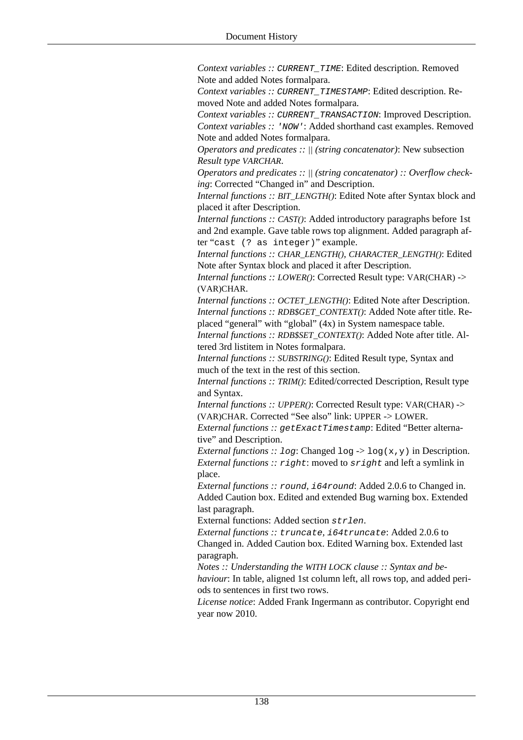*Context variables :: `CURRENT_TIME`*: Edited description. Removed Note and added Notes formalpara.

*Context variables :: `CURRENT_TIMESTAMP`*: Edited description. Removed Note and added Notes formalpara.

*Context variables :: `CURRENT_TRANSACTION`*: Improved Description.

*Context variables :: `'NOW'`*: Added shorthand cast examples. Removed Note and added Notes formalpara.

*Operators and predicates :: || (string concatenator)*: New subsection *Result type VARCHAR*.

*Operators and predicates :: || (string concatenator) :: Overflow checking*: Corrected "Changed in" and Description.

*Internal functions :: BIT_LENGTH()*: Edited Note after Syntax block and placed it after Description.

*Internal functions :: CAST()*: Added introductory paragraphs before 1st and 2nd example. Gave table rows top alignment. Added paragraph after "`cast (? as integer)`" example.

*Internal functions :: CHAR_LENGTH(), CHARACTER_LENGTH()*: Edited Note after Syntax block and placed it after Description.

*Internal functions :: LOWER()*: Corrected Result type: VAR(CHAR) -> (VAR)CHAR.

*Internal functions :: OCTET_LENGTH()*: Edited Note after Description.

*Internal functions :: RDB$GET_CONTEXT()*: Added Note after title. Replaced "general" with "global" (4x) in System namespace table.

*Internal functions :: RDB$SET_CONTEXT()*: Added Note after title. Altered 3rd listitem in Notes formalpara.

*Internal functions :: SUBSTRING()*: Edited Result type, Syntax and much of the text in the rest of this section.

*Internal functions :: TRIM()*: Edited/corrected Description, Result type and Syntax.

*Internal functions :: UPPER()*: Corrected Result type: VAR(CHAR) -> (VAR)CHAR. Corrected "See also" link: UPPER -> LOWER.

*External functions :: `getExactTimestamp`*: Edited "Better alternative" and Description.

*External functions :: `log`*: Changed `log` -> `log(x,y)` in Description.

*External functions :: `right`*: moved to `sright` and left a symlink in place.

*External functions :: `round`, `i64round`*: Added 2.0.6 to Changed in. Added Caution box. Edited and extended Bug warning box. Extended last paragraph.

External functions: Added section `strlen`.

*External functions :: `truncate`, `i64truncate`*: Added 2.0.6 to Changed in. Added Caution box. Edited Warning box. Extended last paragraph.

*Notes :: Understanding the WITH LOCK clause :: Syntax and behaviour*: In table, aligned 1st column left, all rows top, and added periods to sentences in first two rows.

*License notice*: Added Frank Ingermann as contributor. Copyright end year now 2010.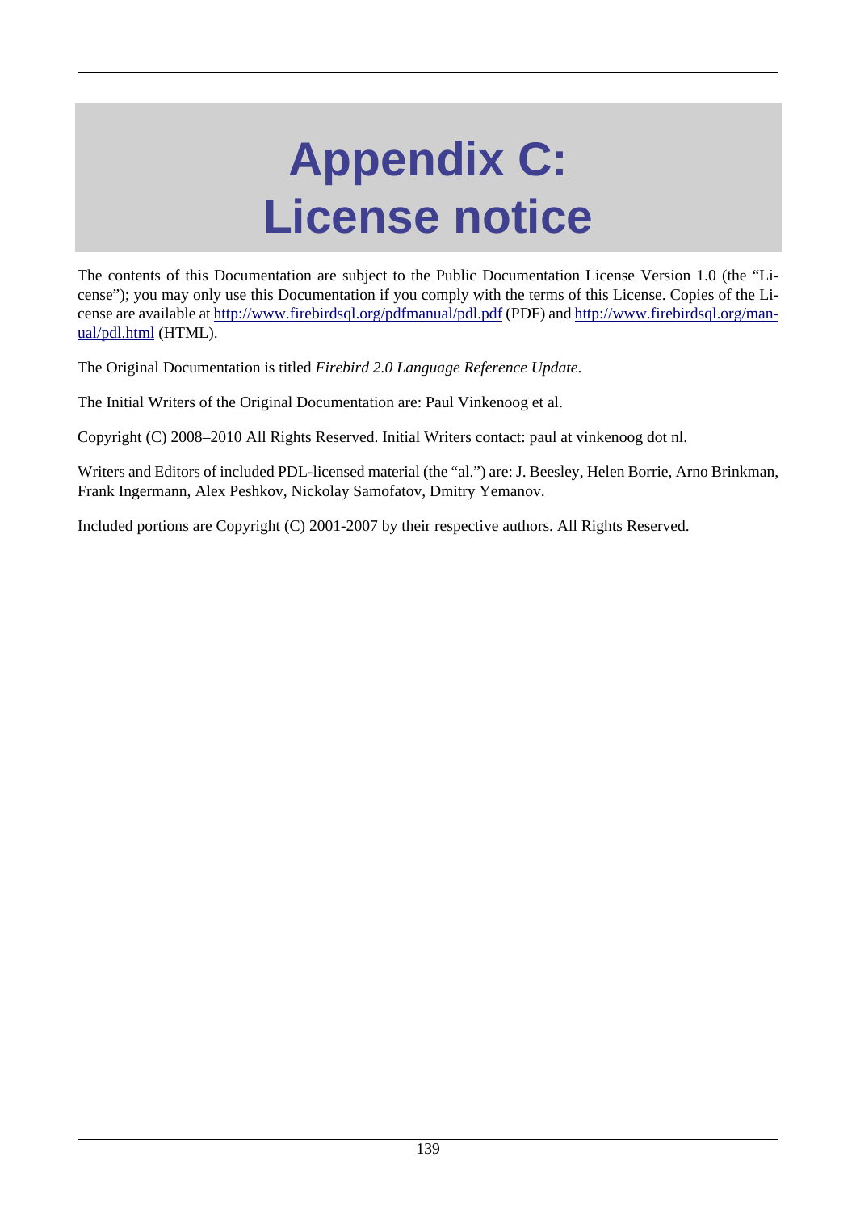# Appendix C: License notice

The contents of this Documentation are subject to the Public Documentation License Version 1.0 (the "License"); you may only use this Documentation if you comply with the terms of this License. Copies of the License are available at http://www.firebirdsql.org/pdfmanual/pdl.pdf (PDF) and http://www.firebirdsql.org/manual/pdl.html (HTML).

The Original Documentation is titled *Firebird 2.0 Language Reference Update*.

The Initial Writers of the Original Documentation are: Paul Vinkenoog et al.

Copyright (C) 2008–2010 All Rights Reserved. Initial Writers contact: paul at vinkenoog dot nl.

Writers and Editors of included PDL-licensed material (the "al.") are: J. Beesley, Helen Borrie, Arno Brinkman, Frank Ingermann, Alex Peshkov, Nickolay Samofatov, Dmitry Yemanov.

Included portions are Copyright (C) 2001-2007 by their respective authors. All Rights Reserved.